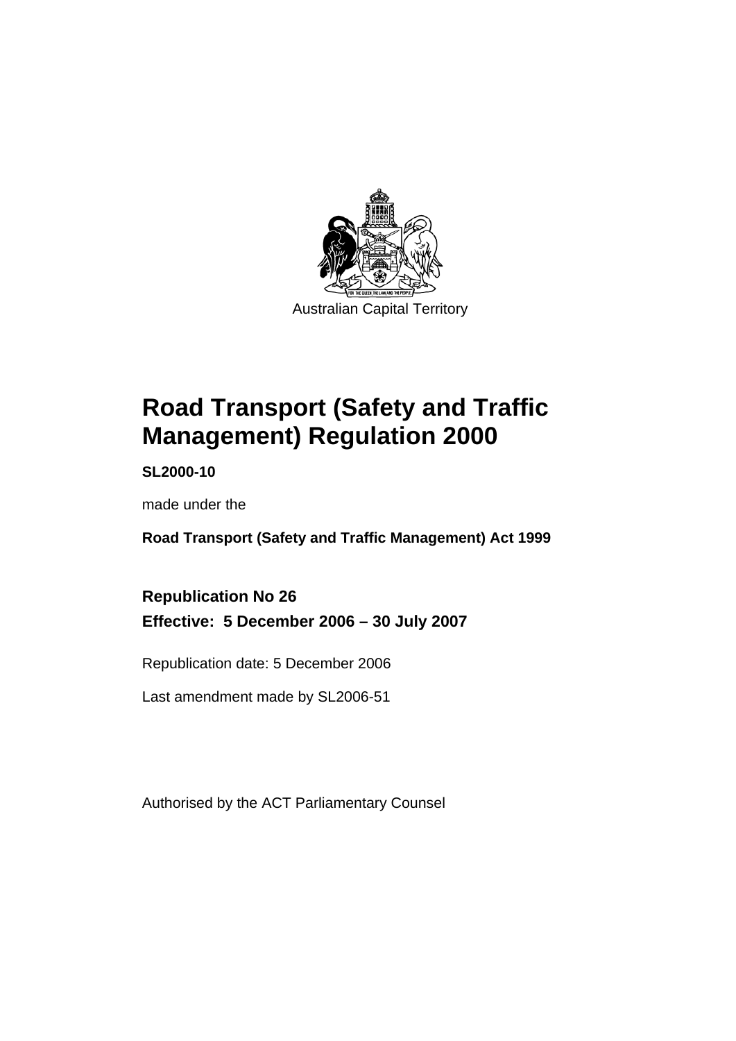Australian Capital Territory

# Road Transport (Safety and Traffic Management) Regulation 2000

**SL2000-10**

made under the

**Road Transport (Safety and Traffic Management) Act 1999**

## Republication No 26

## Effective: 5 December 2006 – 30 July 2007

Republication date: 5 December 2006

Last amendment made by SL2006-51

Authorised by the ACT Parliamentary Counsel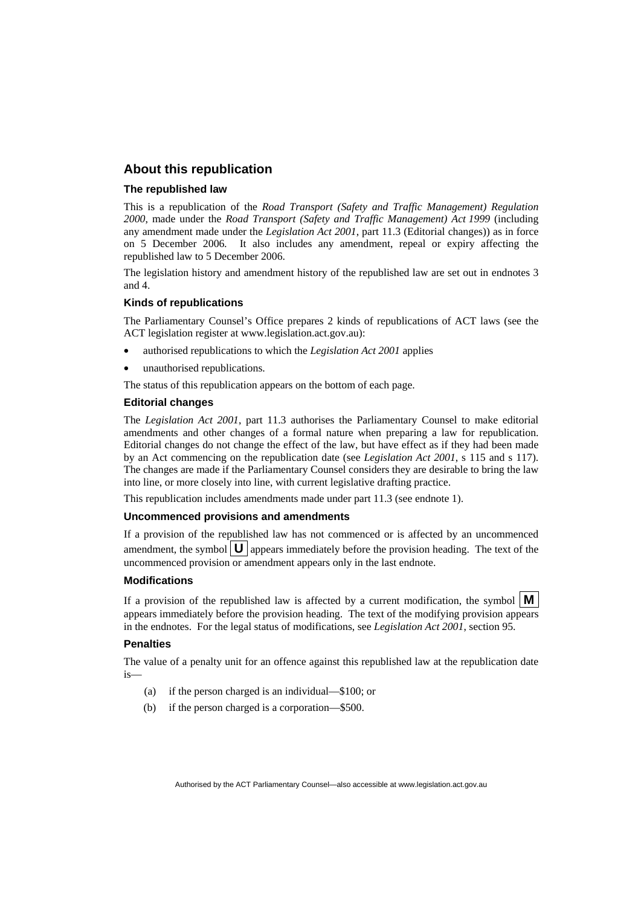## About this republication

### The republished law

This is a republication of the *Road Transport (Safety and Traffic Management) Regulation 2000*, made under the *Road Transport (Safety and Traffic Management) Act 1999* (including any amendment made under the *Legislation Act 2001*, part 11.3 (Editorial changes)) as in force on 5 December 2006. It also includes any amendment, repeal or expiry affecting the republished law to 5 December 2006.

The legislation history and amendment history of the republished law are set out in endnotes 3 and 4.

### Kinds of republications

The Parliamentary Counsel's Office prepares 2 kinds of republications of ACT laws (see the ACT legislation register at www.legislation.act.gov.au):

- authorised republications to which the *Legislation Act 2001* applies
- unauthorised republications.

The status of this republication appears on the bottom of each page.

### Editorial changes

The *Legislation Act 2001*, part 11.3 authorises the Parliamentary Counsel to make editorial amendments and other changes of a formal nature when preparing a law for republication. Editorial changes do not change the effect of the law, but have effect as if they had been made by an Act commencing on the republication date (see *Legislation Act 2001*, s 115 and s 117). The changes are made if the Parliamentary Counsel considers they are desirable to bring the law into line, or more closely into line, with current legislative drafting practice.

This republication includes amendments made under part 11.3 (see endnote 1).

### Uncommenced provisions and amendments

If a provision of the republished law has not commenced or is affected by an uncommenced amendment, the symbol **U** appears immediately before the provision heading. The text of the uncommenced provision or amendment appears only in the last endnote.

### Modifications

If a provision of the republished law is affected by a current modification, the symbol **M** appears immediately before the provision heading. The text of the modifying provision appears in the endnotes. For the legal status of modifications, see *Legislation Act 2001*, section 95.

### Penalties

The value of a penalty unit for an offence against this republished law at the republication date is—

(a) if the person charged is an individual—$100; or

(b) if the person charged is a corporation—$500.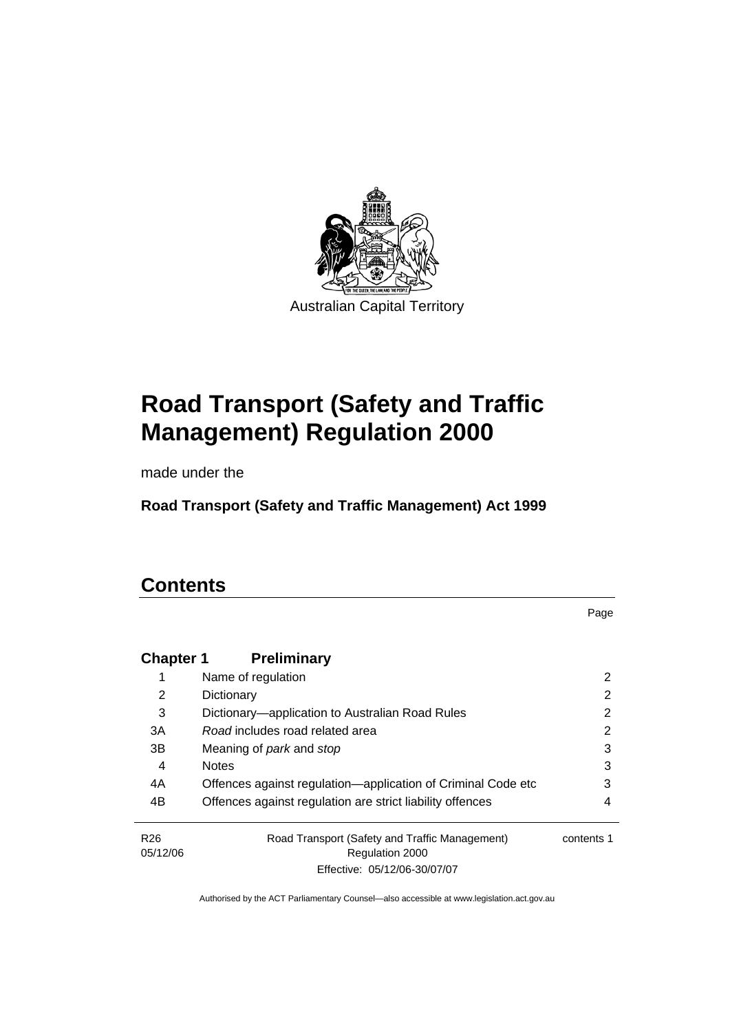Australian Capital Territory

# Road Transport (Safety and Traffic Management) Regulation 2000

made under the

**Road Transport (Safety and Traffic Management) Act 1999**

# Contents

Page

| | | |
|---|---|---|
| **Chapter 1** | **Preliminary** | |
| 1 | Name of regulation | 2 |
| 2 | Dictionary | 2 |
| 3 | Dictionary—application to Australian Road Rules | 2 |
| 3A | *Road* includes road related area | 2 |
| 3B | Meaning of *park* and *stop* | 3 |
| 4 | Notes | 3 |
| 4A | Offences against regulation—application of Criminal Code etc | 3 |
| 4B | Offences against regulation are strict liability offences | 4 |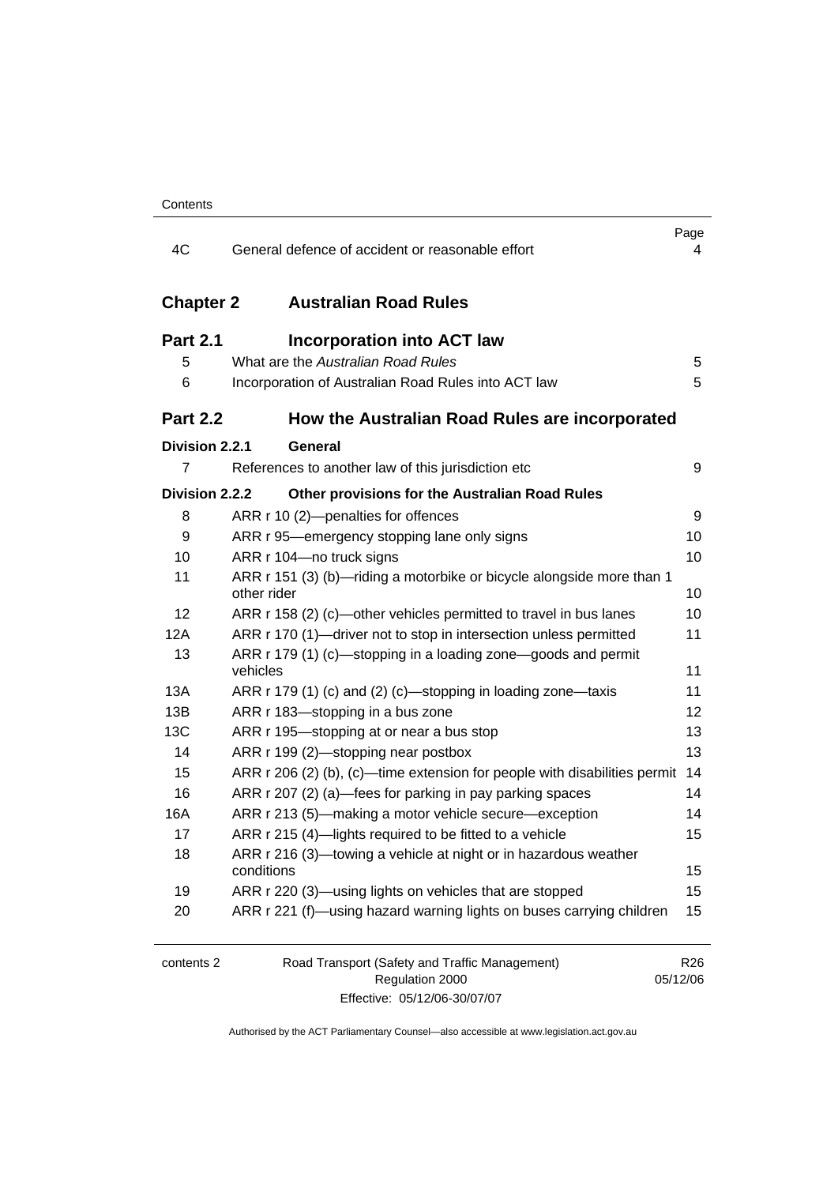| | | Page |
|---|---|---|
| 4C | General defence of accident or reasonable effort | 4 |

## Chapter 2 Australian Road Rules

### Part 2.1 Incorporation into ACT law

| | | |
|---|---|---|
| 5 | What are the *Australian Road Rules* | 5 |
| 6 | Incorporation of Australian Road Rules into ACT law | 5 |

### Part 2.2 How the Australian Road Rules are incorporated

#### Division 2.2.1 General

| | | |
|---|---|---|
| 7 | References to another law of this jurisdiction etc | 9 |

#### Division 2.2.2 Other provisions for the Australian Road Rules

| | | |
|---|---|---|
| 8 | ARR r 10 (2)—penalties for offences | 9 |
| 9 | ARR r 95—emergency stopping lane only signs | 10 |
| 10 | ARR r 104—no truck signs | 10 |
| 11 | ARR r 151 (3) (b)—riding a motorbike or bicycle alongside more than 1 other rider | 10 |
| 12 | ARR r 158 (2) (c)—other vehicles permitted to travel in bus lanes | 10 |
| 12A | ARR r 170 (1)—driver not to stop in intersection unless permitted | 11 |
| 13 | ARR r 179 (1) (c)—stopping in a loading zone—goods and permit vehicles | 11 |
| 13A | ARR r 179 (1) (c) and (2) (c)—stopping in loading zone—taxis | 11 |
| 13B | ARR r 183—stopping in a bus zone | 12 |
| 13C | ARR r 195—stopping at or near a bus stop | 13 |
| 14 | ARR r 199 (2)—stopping near postbox | 13 |
| 15 | ARR r 206 (2) (b), (c)—time extension for people with disabilities permit | 14 |
| 16 | ARR r 207 (2) (a)—fees for parking in pay parking spaces | 14 |
| 16A | ARR r 213 (5)—making a motor vehicle secure—exception | 14 |
| 17 | ARR r 215 (4)—lights required to be fitted to a vehicle | 15 |
| 18 | ARR r 216 (3)—towing a vehicle at night or in hazardous weather conditions | 15 |
| 19 | ARR r 220 (3)—using lights on vehicles that are stopped | 15 |
| 20 | ARR r 221 (f)—using hazard warning lights on buses carrying children | 15 |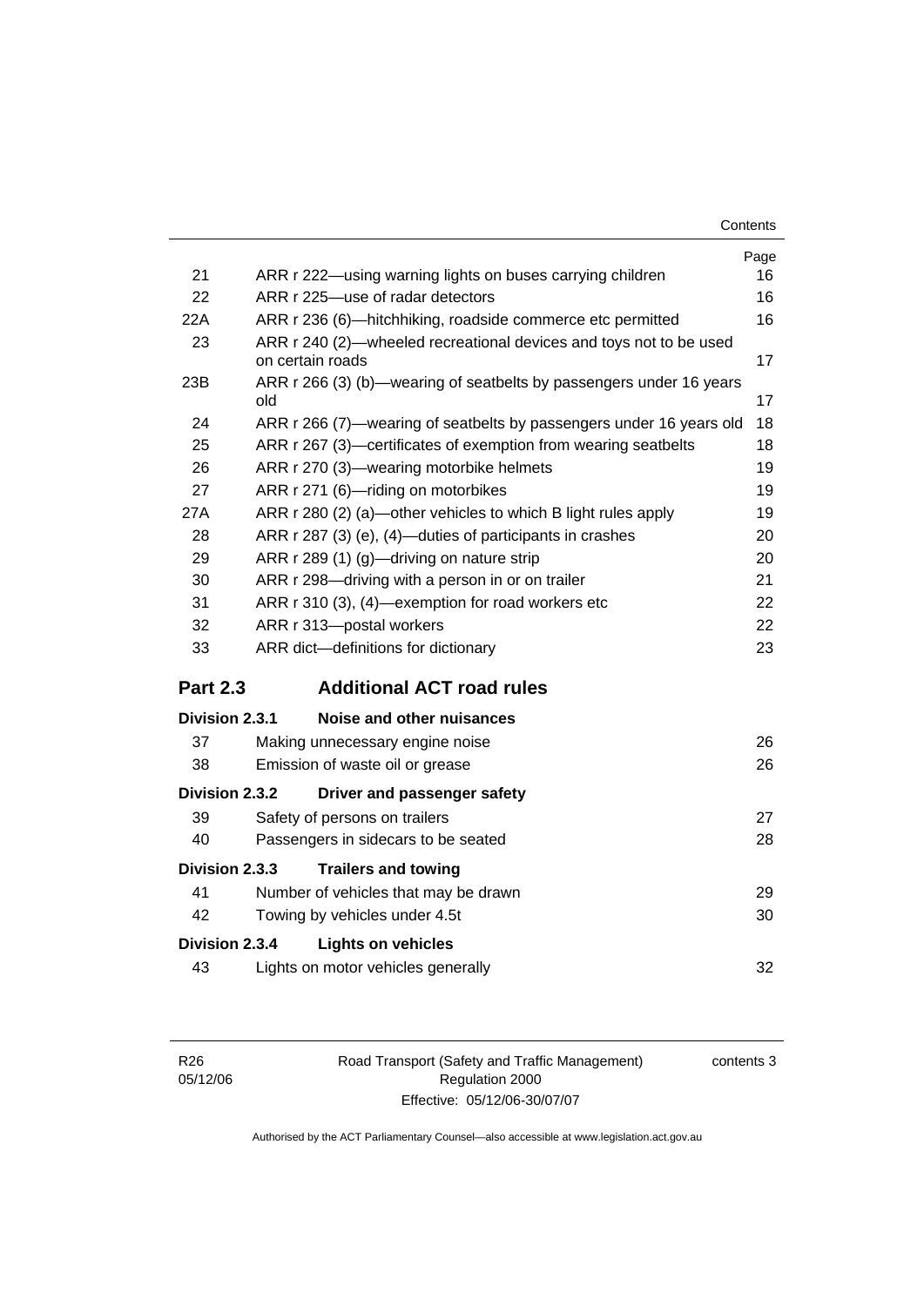| | | Page |
|---|---|---|
| 21 | ARR r 222—using warning lights on buses carrying children | 16 |
| 22 | ARR r 225—use of radar detectors | 16 |
| 22A | ARR r 236 (6)—hitchhiking, roadside commerce etc permitted | 16 |
| 23 | ARR r 240 (2)—wheeled recreational devices and toys not to be used on certain roads | 17 |
| 23B | ARR r 266 (3) (b)—wearing of seatbelts by passengers under 16 years old | 17 |
| 24 | ARR r 266 (7)—wearing of seatbelts by passengers under 16 years old | 18 |
| 25 | ARR r 267 (3)—certificates of exemption from wearing seatbelts | 18 |
| 26 | ARR r 270 (3)—wearing motorbike helmets | 19 |
| 27 | ARR r 271 (6)—riding on motorbikes | 19 |
| 27A | ARR r 280 (2) (a)—other vehicles to which B light rules apply | 19 |
| 28 | ARR r 287 (3) (e), (4)—duties of participants in crashes | 20 |
| 29 | ARR r 289 (1) (g)—driving on nature strip | 20 |
| 30 | ARR r 298—driving with a person in or on trailer | 21 |
| 31 | ARR r 310 (3), (4)—exemption for road workers etc | 22 |
| 32 | ARR r 313—postal workers | 22 |
| 33 | ARR dict—definitions for dictionary | 23 |

## Part 2.3 Additional ACT road rules

### Division 2.3.1 Noise and other nuisances

| | | |
|---|---|---|
| 37 | Making unnecessary engine noise | 26 |
| 38 | Emission of waste oil or grease | 26 |

### Division 2.3.2 Driver and passenger safety

| | | |
|---|---|---|
| 39 | Safety of persons on trailers | 27 |
| 40 | Passengers in sidecars to be seated | 28 |

### Division 2.3.3 Trailers and towing

| | | |
|---|---|---|
| 41 | Number of vehicles that may be drawn | 29 |
| 42 | Towing by vehicles under 4.5t | 30 |

### Division 2.3.4 Lights on vehicles

| | | |
|---|---|---|
| 43 | Lights on motor vehicles generally | 32 |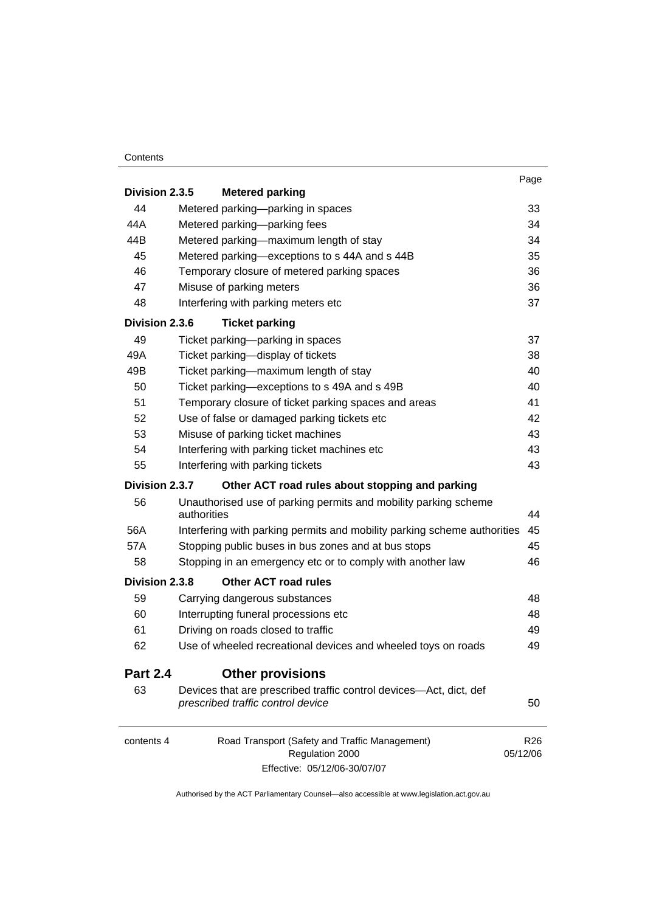| | | Page |
|---|---|---|
| **Division 2.3.5** | **Metered parking** | |
| 44 | Metered parking—parking in spaces | 33 |
| 44A | Metered parking—parking fees | 34 |
| 44B | Metered parking—maximum length of stay | 34 |
| 45 | Metered parking—exceptions to s 44A and s 44B | 35 |
| 46 | Temporary closure of metered parking spaces | 36 |
| 47 | Misuse of parking meters | 36 |
| 48 | Interfering with parking meters etc | 37 |
| **Division 2.3.6** | **Ticket parking** | |
| 49 | Ticket parking—parking in spaces | 37 |
| 49A | Ticket parking—display of tickets | 38 |
| 49B | Ticket parking—maximum length of stay | 40 |
| 50 | Ticket parking—exceptions to s 49A and s 49B | 40 |
| 51 | Temporary closure of ticket parking spaces and areas | 41 |
| 52 | Use of false or damaged parking tickets etc | 42 |
| 53 | Misuse of parking ticket machines | 43 |
| 54 | Interfering with parking ticket machines etc | 43 |
| 55 | Interfering with parking tickets | 43 |
| **Division 2.3.7** | **Other ACT road rules about stopping and parking** | |
| 56 | Unauthorised use of parking permits and mobility parking scheme authorities | 44 |
| 56A | Interfering with parking permits and mobility parking scheme authorities | 45 |
| 57A | Stopping public buses in bus zones and at bus stops | 45 |
| 58 | Stopping in an emergency etc or to comply with another law | 46 |
| **Division 2.3.8** | **Other ACT road rules** | |
| 59 | Carrying dangerous substances | 48 |
| 60 | Interrupting funeral processions etc | 48 |
| 61 | Driving on roads closed to traffic | 49 |
| 62 | Use of wheeled recreational devices and wheeled toys on roads | 49 |
| **Part 2.4** | **Other provisions** | |
| 63 | Devices that are prescribed traffic control devices—Act, dict, def *prescribed traffic control device* | 50 |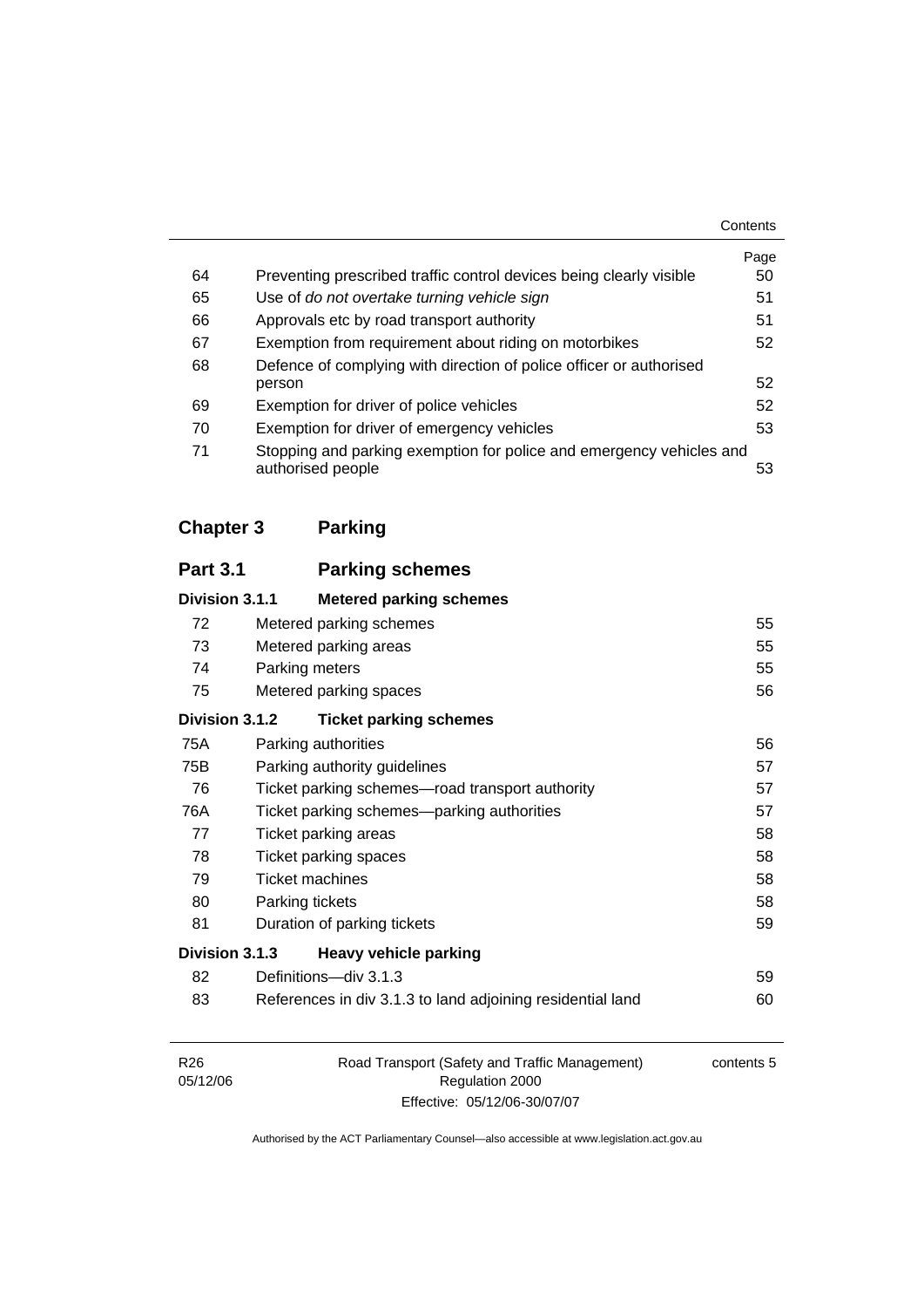| | | Page |
|---|---|---|
| 64 | Preventing prescribed traffic control devices being clearly visible | 50 |
| 65 | Use of *do not overtake turning vehicle sign* | 51 |
| 66 | Approvals etc by road transport authority | 51 |
| 67 | Exemption from requirement about riding on motorbikes | 52 |
| 68 | Defence of complying with direction of police officer or authorised person | 52 |
| 69 | Exemption for driver of police vehicles | 52 |
| 70 | Exemption for driver of emergency vehicles | 53 |
| 71 | Stopping and parking exemption for police and emergency vehicles and authorised people | 53 |

## Chapter 3 Parking

### Part 3.1 Parking schemes

#### Division 3.1.1 Metered parking schemes

| | | |
|---|---|---|
| 72 | Metered parking schemes | 55 |
| 73 | Metered parking areas | 55 |
| 74 | Parking meters | 55 |
| 75 | Metered parking spaces | 56 |

#### Division 3.1.2 Ticket parking schemes

| | | |
|---|---|---|
| 75A | Parking authorities | 56 |
| 75B | Parking authority guidelines | 57 |
| 76 | Ticket parking schemes—road transport authority | 57 |
| 76A | Ticket parking schemes—parking authorities | 57 |
| 77 | Ticket parking areas | 58 |
| 78 | Ticket parking spaces | 58 |
| 79 | Ticket machines | 58 |
| 80 | Parking tickets | 58 |
| 81 | Duration of parking tickets | 59 |

#### Division 3.1.3 Heavy vehicle parking

| | | |
|---|---|---|
| 82 | Definitions—div 3.1.3 | 59 |
| 83 | References in div 3.1.3 to land adjoining residential land | 60 |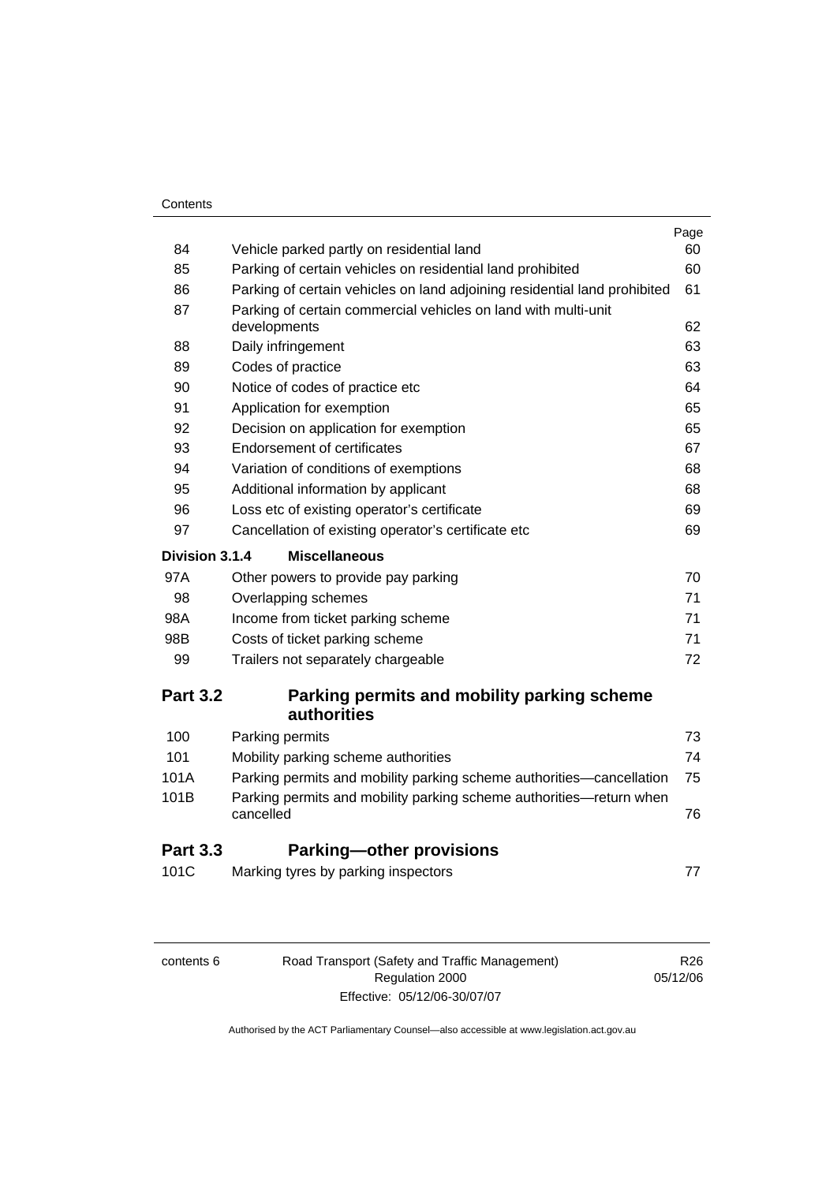| | | Page |
|---|---|---|
| 84 | Vehicle parked partly on residential land | 60 |
| 85 | Parking of certain vehicles on residential land prohibited | 60 |
| 86 | Parking of certain vehicles on land adjoining residential land prohibited | 61 |
| 87 | Parking of certain commercial vehicles on land with multi-unit developments | 62 |
| 88 | Daily infringement | 63 |
| 89 | Codes of practice | 63 |
| 90 | Notice of codes of practice etc | 64 |
| 91 | Application for exemption | 65 |
| 92 | Decision on application for exemption | 65 |
| 93 | Endorsement of certificates | 67 |
| 94 | Variation of conditions of exemptions | 68 |
| 95 | Additional information by applicant | 68 |
| 96 | Loss etc of existing operator's certificate | 69 |
| 97 | Cancellation of existing operator's certificate etc | 69 |

**Division 3.1.4 Miscellaneous**

| | | |
|---|---|---|
| 97A | Other powers to provide pay parking | 70 |
| 98 | Overlapping schemes | 71 |
| 98A | Income from ticket parking scheme | 71 |
| 98B | Costs of ticket parking scheme | 71 |
| 99 | Trailers not separately chargeable | 72 |

## Part 3.2 Parking permits and mobility parking scheme authorities

| | | |
|---|---|---|
| 100 | Parking permits | 73 |
| 101 | Mobility parking scheme authorities | 74 |
| 101A | Parking permits and mobility parking scheme authorities—cancellation | 75 |
| 101B | Parking permits and mobility parking scheme authorities—return when cancelled | 76 |

## Part 3.3 Parking—other provisions

| | | |
|---|---|---|
| 101C | Marking tyres by parking inspectors | 77 |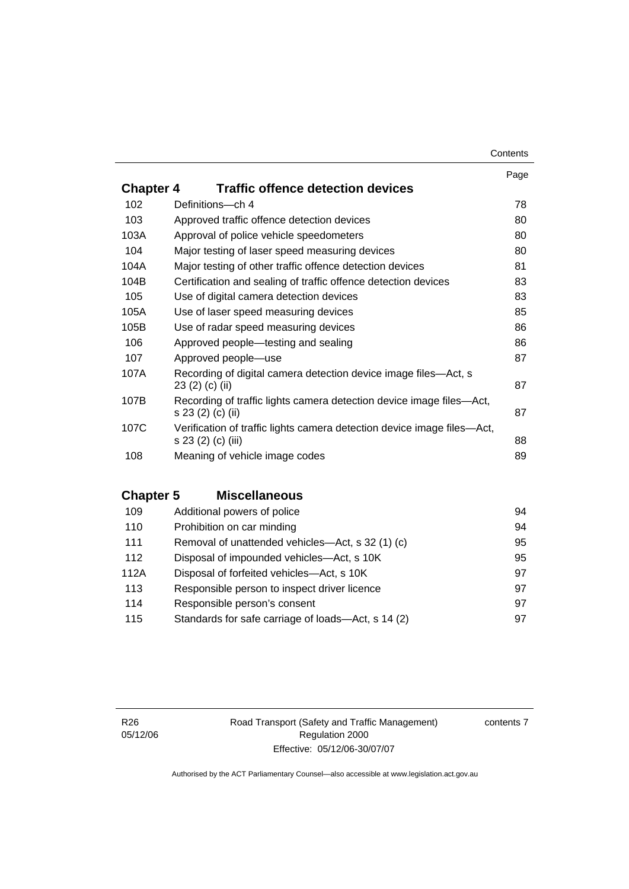| | | Page |
|---|---|---|
| **Chapter 4** | **Traffic offence detection devices** | |
| 102 | Definitions—ch 4 | 78 |
| 103 | Approved traffic offence detection devices | 80 |
| 103A | Approval of police vehicle speedometers | 80 |
| 104 | Major testing of laser speed measuring devices | 80 |
| 104A | Major testing of other traffic offence detection devices | 81 |
| 104B | Certification and sealing of traffic offence detection devices | 83 |
| 105 | Use of digital camera detection devices | 83 |
| 105A | Use of laser speed measuring devices | 85 |
| 105B | Use of radar speed measuring devices | 86 |
| 106 | Approved people—testing and sealing | 86 |
| 107 | Approved people—use | 87 |
| 107A | Recording of digital camera detection device image files—Act, s 23 (2) (c) (ii) | 87 |
| 107B | Recording of traffic lights camera detection device image files—Act, s 23 (2) (c) (ii) | 87 |
| 107C | Verification of traffic lights camera detection device image files—Act, s 23 (2) (c) (iii) | 88 |
| 108 | Meaning of vehicle image codes | 89 |
| **Chapter 5** | **Miscellaneous** | |
| 109 | Additional powers of police | 94 |
| 110 | Prohibition on car minding | 94 |
| 111 | Removal of unattended vehicles—Act, s 32 (1) (c) | 95 |
| 112 | Disposal of impounded vehicles—Act, s 10K | 95 |
| 112A | Disposal of forfeited vehicles—Act, s 10K | 97 |
| 113 | Responsible person to inspect driver licence | 97 |
| 114 | Responsible person's consent | 97 |
| 115 | Standards for safe carriage of loads—Act, s 14 (2) | 97 |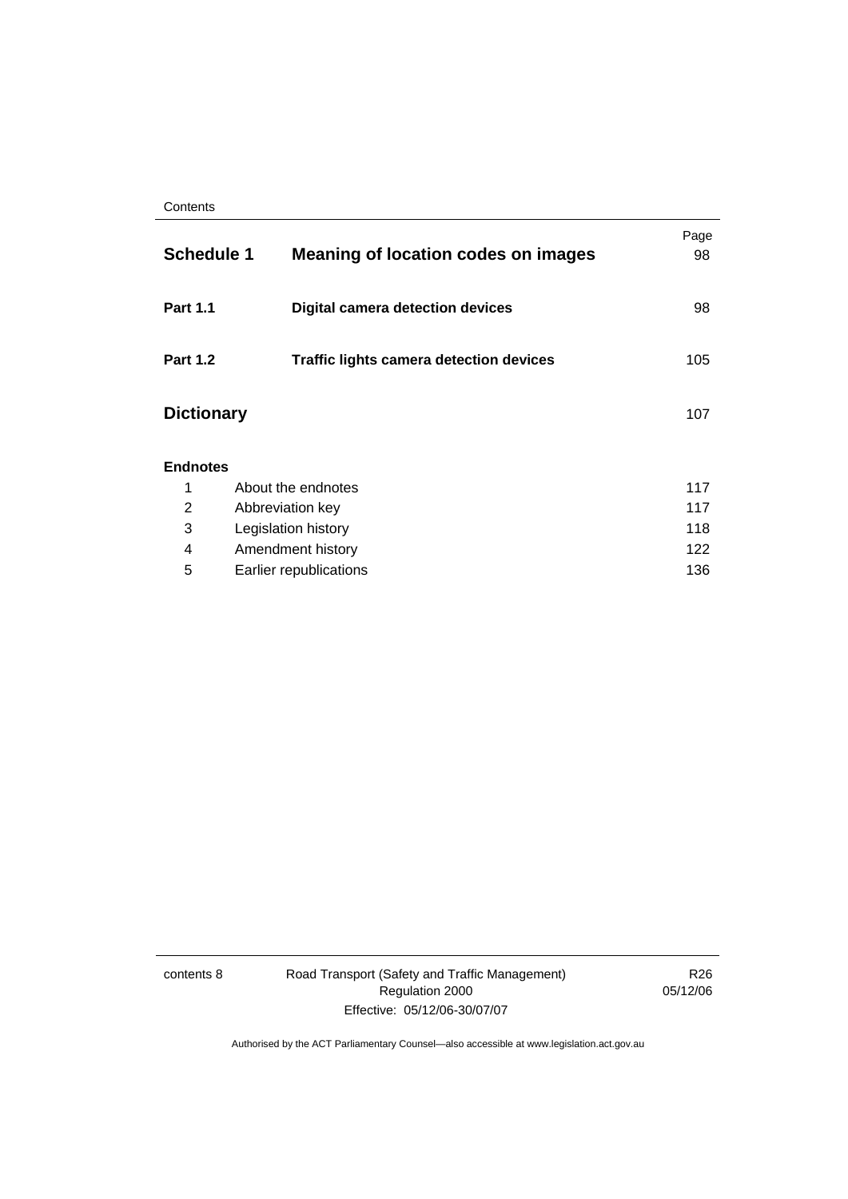| | | Page |
|---|---|---|
| **Schedule 1** | **Meaning of location codes on images** | 98 |
| **Part 1.1** | **Digital camera detection devices** | 98 |
| **Part 1.2** | **Traffic lights camera detection devices** | 105 |
| **Dictionary** | | 107 |
| **Endnotes** | | |
| 1 | About the endnotes | 117 |
| 2 | Abbreviation key | 117 |
| 3 | Legislation history | 118 |
| 4 | Amendment history | 122 |
| 5 | Earlier republications | 136 |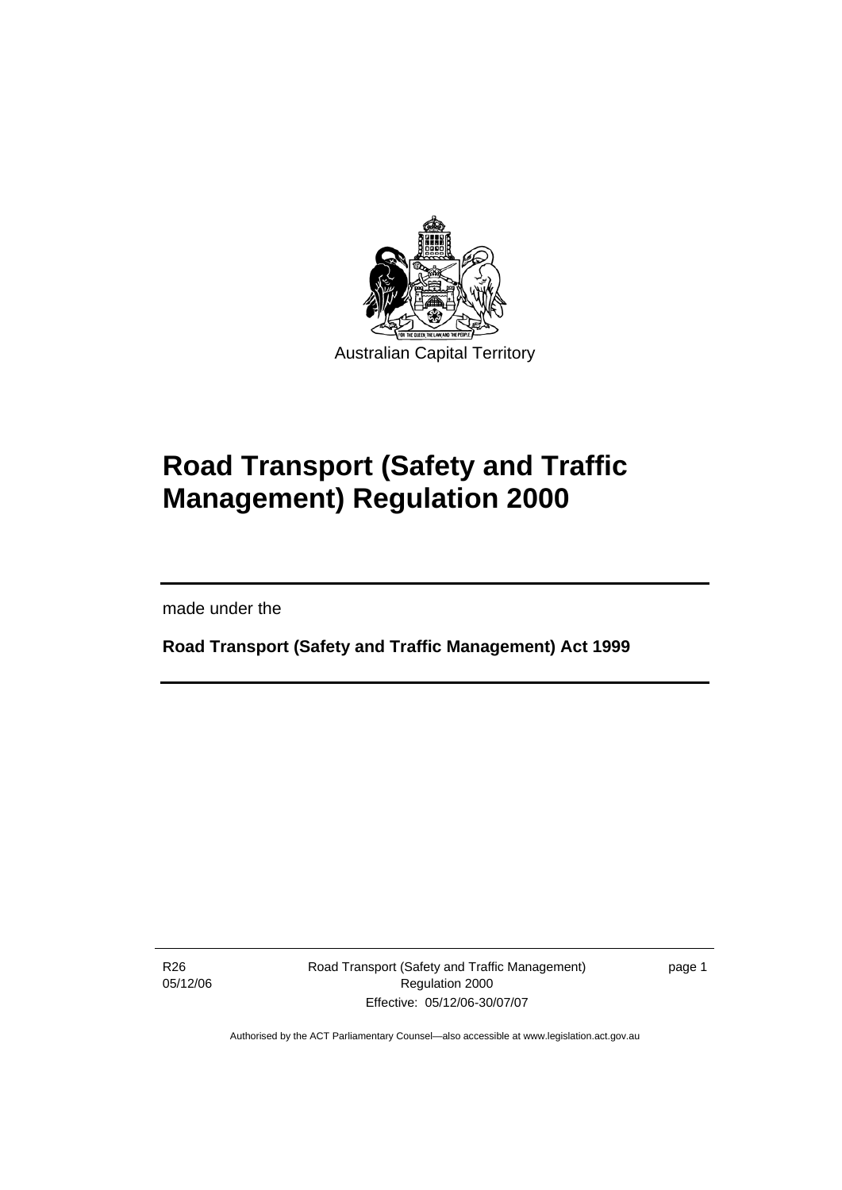Australian Capital Territory

# Road Transport (Safety and Traffic Management) Regulation 2000

made under the

**Road Transport (Safety and Traffic Management) Act 1999**

R26
05/12/06

Road Transport (Safety and Traffic Management) Regulation 2000
Effective: 05/12/06-30/07/07

Authorised by the ACT Parliamentary Counsel—also accessible at www.legislation.act.gov.au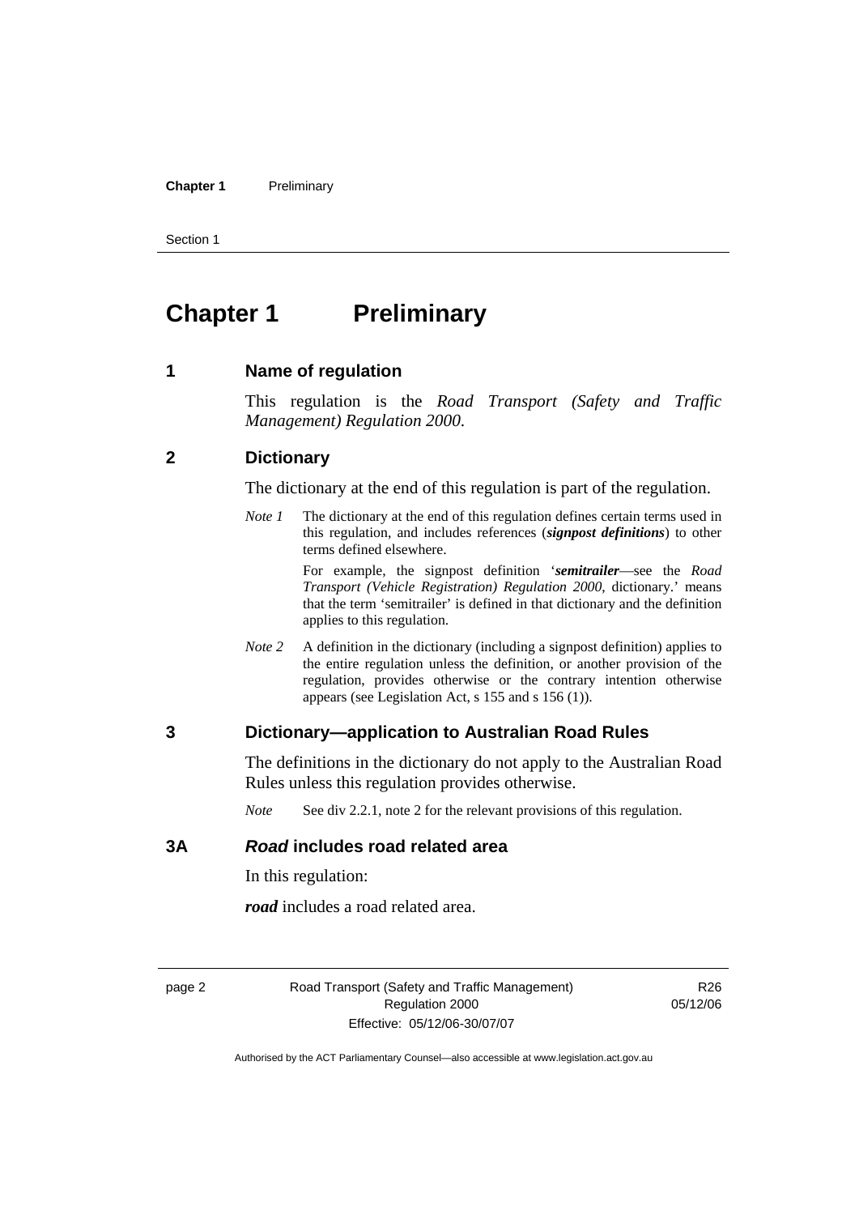# Chapter 1 Preliminary

## 1 Name of regulation

This regulation is the *Road Transport (Safety and Traffic Management) Regulation 2000*.

## 2 Dictionary

The dictionary at the end of this regulation is part of the regulation.

*Note 1* The dictionary at the end of this regulation defines certain terms used in this regulation, and includes references (***signpost definitions***) to other terms defined elsewhere.

For example, the signpost definition '***semitrailer***—see the *Road Transport (Vehicle Registration) Regulation 2000*, dictionary.' means that the term 'semitrailer' is defined in that dictionary and the definition applies to this regulation.

*Note 2* A definition in the dictionary (including a signpost definition) applies to the entire regulation unless the definition, or another provision of the regulation, provides otherwise or the contrary intention otherwise appears (see Legislation Act, s 155 and s 156 (1)).

## 3 Dictionary—application to Australian Road Rules

The definitions in the dictionary do not apply to the Australian Road Rules unless this regulation provides otherwise.

*Note* See div 2.2.1, note 2 for the relevant provisions of this regulation.

## 3A ***Road*** includes road related area

In this regulation:

***road*** includes a road related area.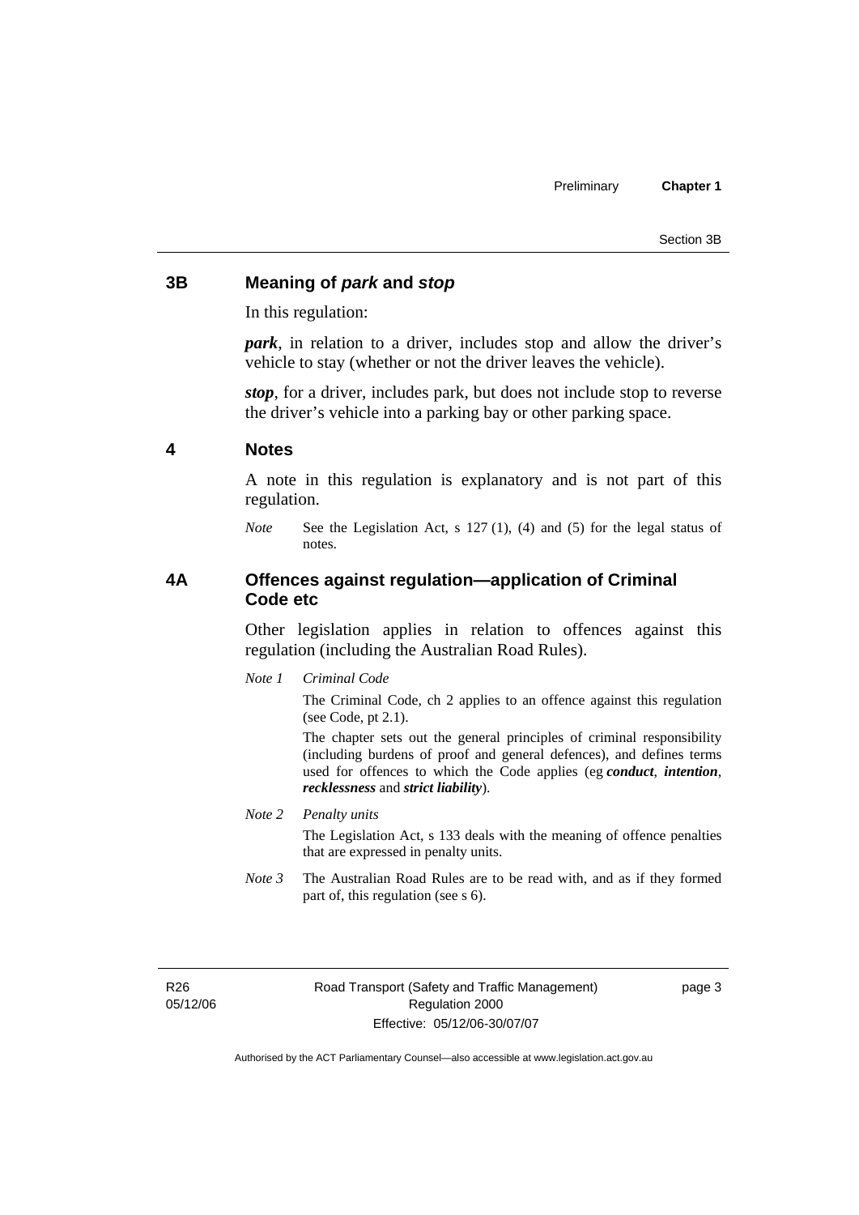## 3B Meaning of *park* and *stop*

In this regulation:

***park***, in relation to a driver, includes stop and allow the driver's vehicle to stay (whether or not the driver leaves the vehicle).

***stop***, for a driver, includes park, but does not include stop to reverse the driver's vehicle into a parking bay or other parking space.

## 4 Notes

A note in this regulation is explanatory and is not part of this regulation.

*Note* See the Legislation Act, s 127 (1), (4) and (5) for the legal status of notes.

## 4A Offences against regulation—application of Criminal Code etc

Other legislation applies in relation to offences against this regulation (including the Australian Road Rules).

*Note 1 Criminal Code*

The Criminal Code, ch 2 applies to an offence against this regulation (see Code, pt 2.1).

The chapter sets out the general principles of criminal responsibility (including burdens of proof and general defences), and defines terms used for offences to which the Code applies (eg ***conduct***, ***intention***, ***recklessness*** and ***strict liability***).

*Note 2 Penalty units*

The Legislation Act, s 133 deals with the meaning of offence penalties that are expressed in penalty units.

*Note 3* The Australian Road Rules are to be read with, and as if they formed part of, this regulation (see s 6).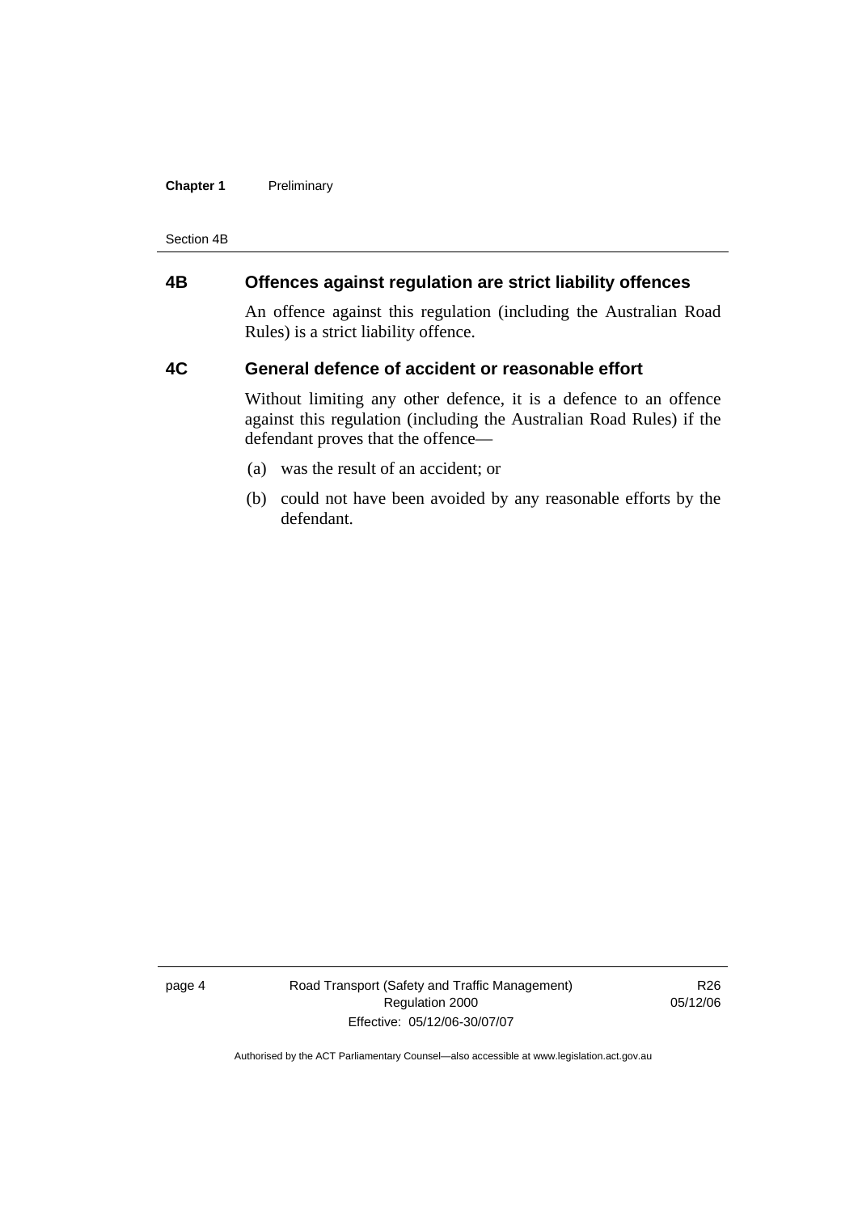## 4B Offences against regulation are strict liability offences

An offence against this regulation (including the Australian Road Rules) is a strict liability offence.

## 4C General defence of accident or reasonable effort

Without limiting any other defence, it is a defence to an offence against this regulation (including the Australian Road Rules) if the defendant proves that the offence—

(a) was the result of an accident; or

(b) could not have been avoided by any reasonable efforts by the defendant.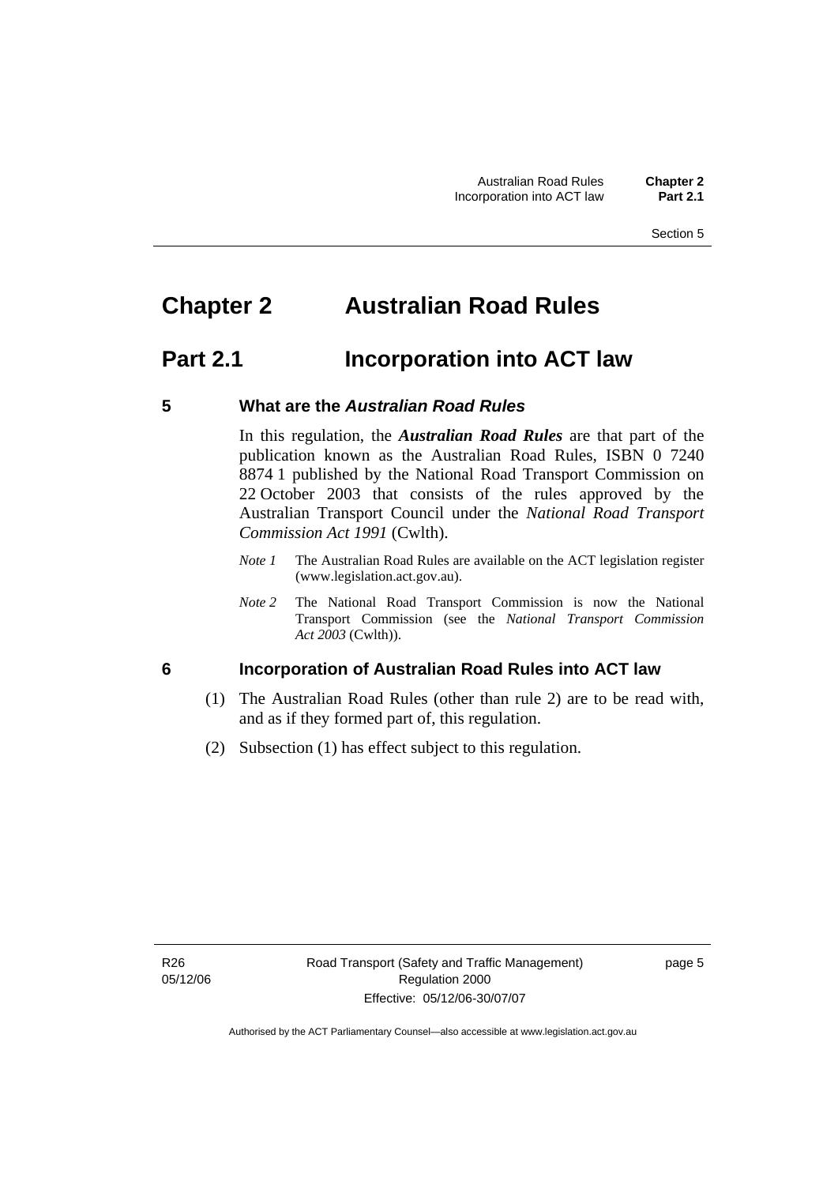# Chapter 2 Australian Road Rules

## Part 2.1 Incorporation into ACT law

### 5 What are the *Australian Road Rules*

In this regulation, the ***Australian Road Rules*** are that part of the publication known as the Australian Road Rules, ISBN 0 7240 8874 1 published by the National Road Transport Commission on 22 October 2003 that consists of the rules approved by the Australian Transport Council under the *National Road Transport Commission Act 1991* (Cwlth).

*Note 1* The Australian Road Rules are available on the ACT legislation register (www.legislation.act.gov.au).

*Note 2* The National Road Transport Commission is now the National Transport Commission (see the *National Transport Commission Act 2003* (Cwlth)).

### 6 Incorporation of Australian Road Rules into ACT law

(1) The Australian Road Rules (other than rule 2) are to be read with, and as if they formed part of, this regulation.

(2) Subsection (1) has effect subject to this regulation.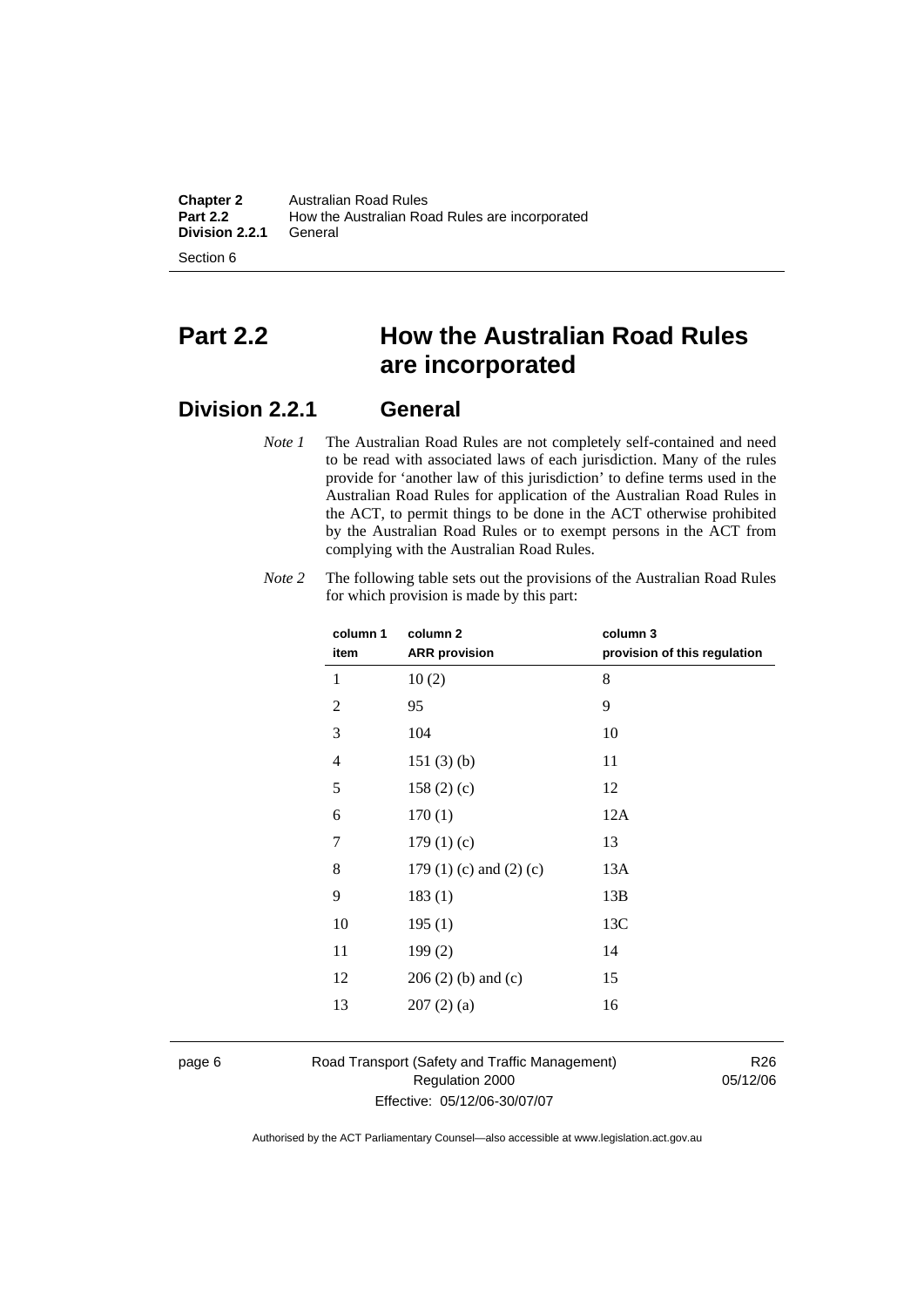# Part 2.2 How the Australian Road Rules are incorporated

## Division 2.2.1 General

*Note 1* The Australian Road Rules are not completely self-contained and need to be read with associated laws of each jurisdiction. Many of the rules provide for 'another law of this jurisdiction' to define terms used in the Australian Road Rules for application of the Australian Road Rules in the ACT, to permit things to be done in the ACT otherwise prohibited by the Australian Road Rules or to exempt persons in the ACT from complying with the Australian Road Rules.

*Note 2* The following table sets out the provisions of the Australian Road Rules for which provision is made by this part:

| column 1 item | column 2 ARR provision | column 3 provision of this regulation |
|---|---|---|
| 1 | 10 (2) | 8 |
| 2 | 95 | 9 |
| 3 | 104 | 10 |
| 4 | 151 (3) (b) | 11 |
| 5 | 158 (2) (c) | 12 |
| 6 | 170 (1) | 12A |
| 7 | 179 (1) (c) | 13 |
| 8 | 179 (1) (c) and (2) (c) | 13A |
| 9 | 183 (1) | 13B |
| 10 | 195 (1) | 13C |
| 11 | 199 (2) | 14 |
| 12 | 206 (2) (b) and (c) | 15 |
| 13 | 207 (2) (a) | 16 |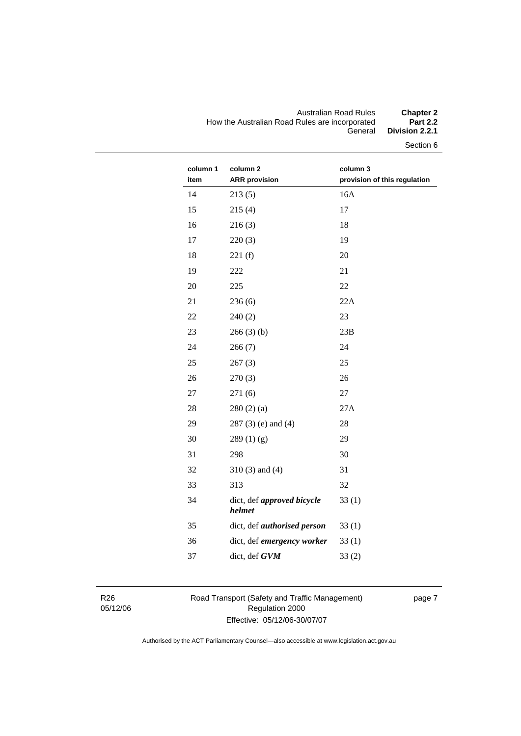| column 1 item | column 2 ARR provision | column 3 provision of this regulation |
|---|---|---|
| 14 | 213 (5) | 16A |
| 15 | 215 (4) | 17 |
| 16 | 216 (3) | 18 |
| 17 | 220 (3) | 19 |
| 18 | 221 (f) | 20 |
| 19 | 222 | 21 |
| 20 | 225 | 22 |
| 21 | 236 (6) | 22A |
| 22 | 240 (2) | 23 |
| 23 | 266 (3) (b) | 23B |
| 24 | 266 (7) | 24 |
| 25 | 267 (3) | 25 |
| 26 | 270 (3) | 26 |
| 27 | 271 (6) | 27 |
| 28 | 280 (2) (a) | 27A |
| 29 | 287 (3) (e) and (4) | 28 |
| 30 | 289 (1) (g) | 29 |
| 31 | 298 | 30 |
| 32 | 310 (3) and (4) | 31 |
| 33 | 313 | 32 |
| 34 | dict, def ***approved bicycle helmet*** | 33 (1) |
| 35 | dict, def ***authorised person*** | 33 (1) |
| 36 | dict, def ***emergency worker*** | 33 (1) |
| 37 | dict, def ***GVM*** | 33 (2) |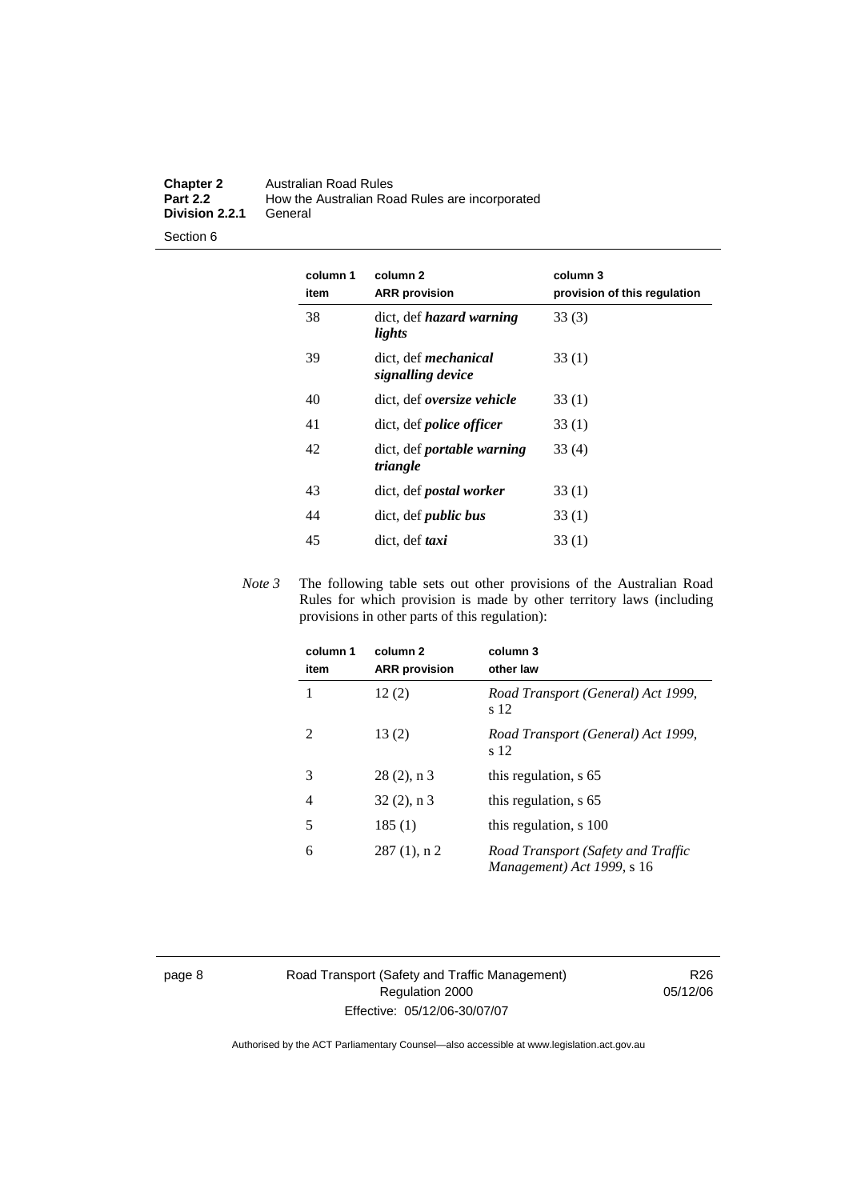| column 1 item | column 2 ARR provision | column 3 provision of this regulation |
| --- | --- | --- |
| 38 | dict, def ***hazard warning lights*** | 33 (3) |
| 39 | dict, def ***mechanical signalling device*** | 33 (1) |
| 40 | dict, def ***oversize vehicle*** | 33 (1) |
| 41 | dict, def ***police officer*** | 33 (1) |
| 42 | dict, def ***portable warning triangle*** | 33 (4) |
| 43 | dict, def ***postal worker*** | 33 (1) |
| 44 | dict, def ***public bus*** | 33 (1) |
| 45 | dict, def ***taxi*** | 33 (1) |

*Note 3* The following table sets out other provisions of the Australian Road Rules for which provision is made by other territory laws (including provisions in other parts of this regulation):

| column 1 item | column 2 ARR provision | column 3 other law |
| --- | --- | --- |
| 1 | 12 (2) | *Road Transport (General) Act 1999*, s 12 |
| 2 | 13 (2) | *Road Transport (General) Act 1999*, s 12 |
| 3 | 28 (2), n 3 | this regulation, s 65 |
| 4 | 32 (2), n 3 | this regulation, s 65 |
| 5 | 185 (1) | this regulation, s 100 |
| 6 | 287 (1), n 2 | *Road Transport (Safety and Traffic Management) Act 1999*, s 16 |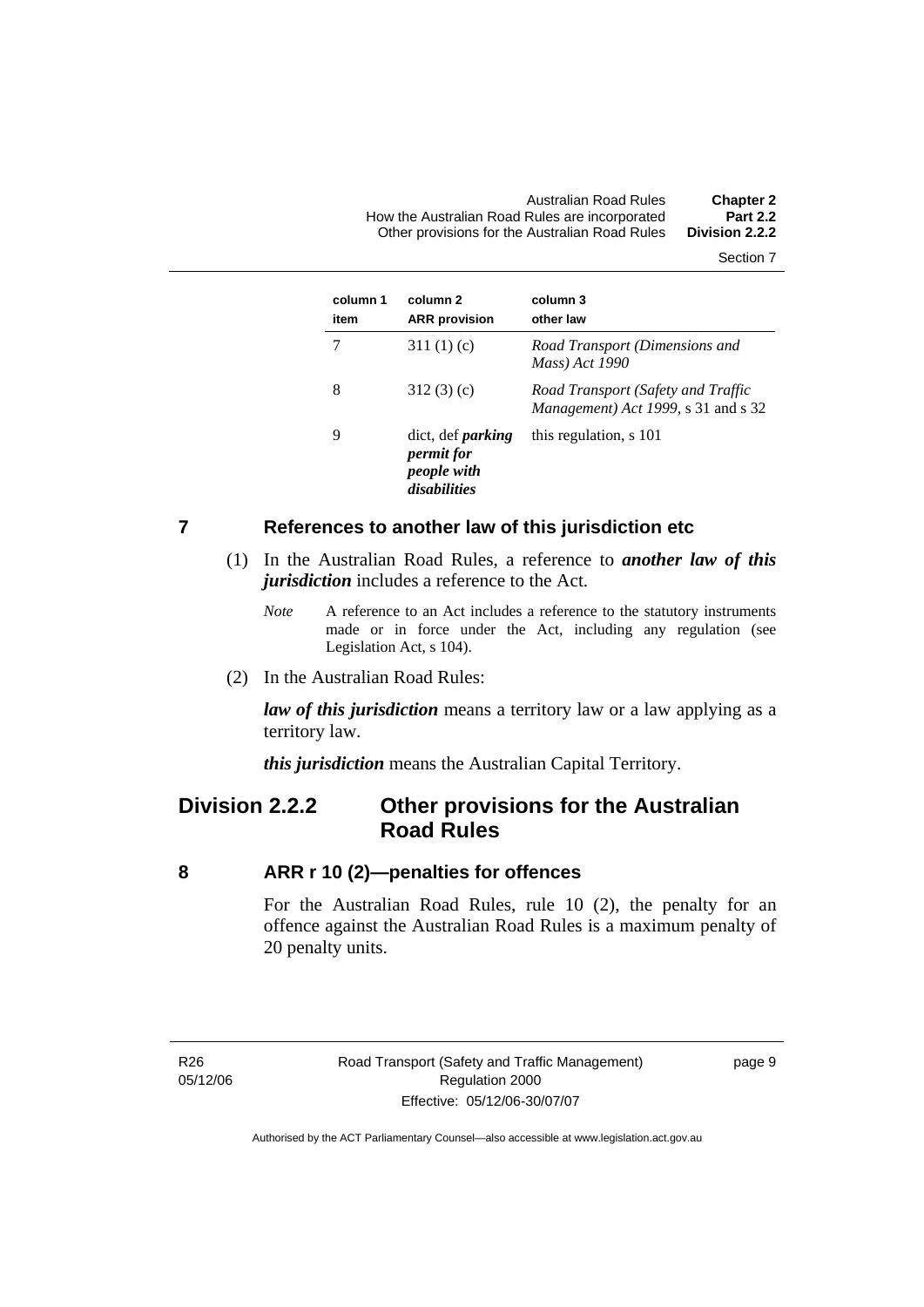| column 1 item | column 2 ARR provision | column 3 other law |
|---|---|---|
| 7 | 311 (1) (c) | *Road Transport (Dimensions and Mass) Act 1990* |
| 8 | 312 (3) (c) | *Road Transport (Safety and Traffic Management) Act 1999*, s 31 and s 32 |
| 9 | dict, def ***parking permit for people with disabilities*** | this regulation, s 101 |

## 7 References to another law of this jurisdiction etc

(1) In the Australian Road Rules, a reference to ***another law of this jurisdiction*** includes a reference to the Act.

*Note* A reference to an Act includes a reference to the statutory instruments made or in force under the Act, including any regulation (see Legislation Act, s 104).

(2) In the Australian Road Rules:

***law of this jurisdiction*** means a territory law or a law applying as a territory law.

***this jurisdiction*** means the Australian Capital Territory.

# Division 2.2.2 Other provisions for the Australian Road Rules

## 8 ARR r 10 (2)—penalties for offences

For the Australian Road Rules, rule 10 (2), the penalty for an offence against the Australian Road Rules is a maximum penalty of 20 penalty units.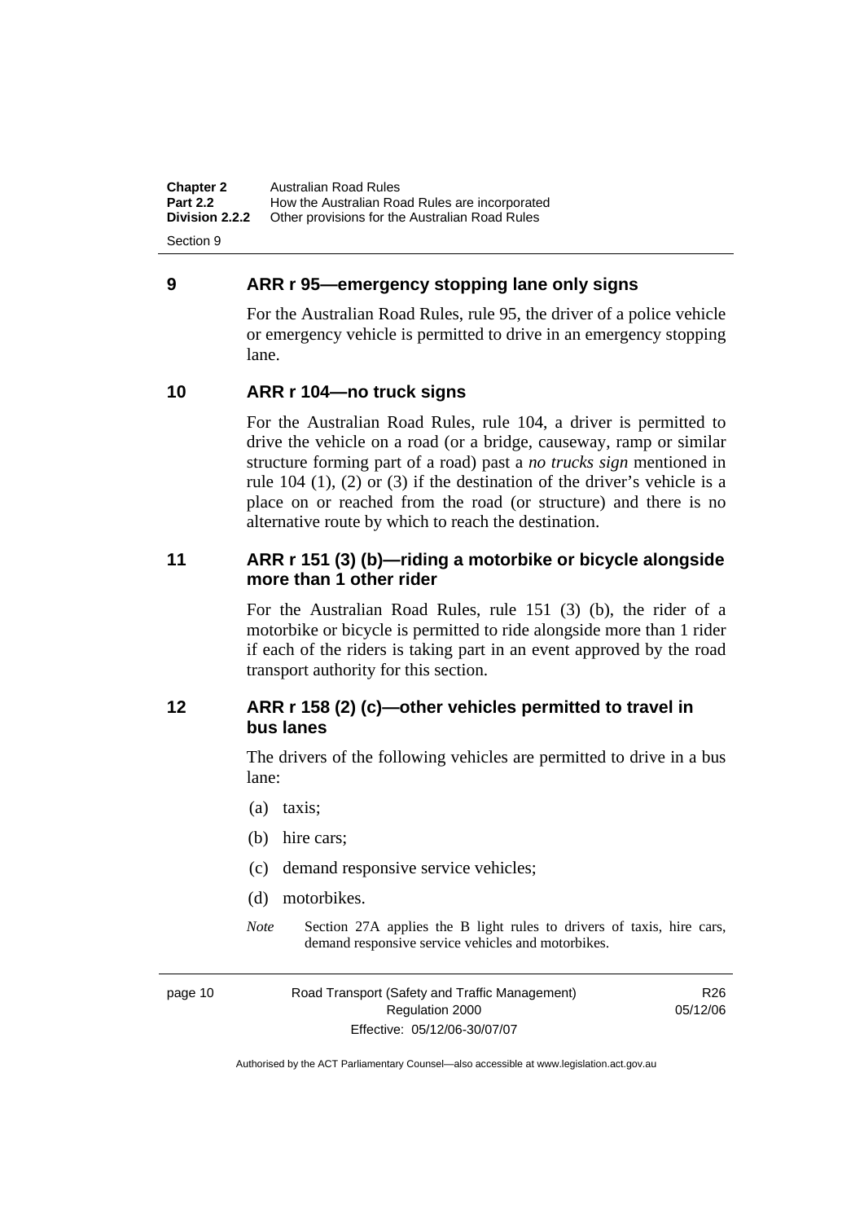## 9 ARR r 95—emergency stopping lane only signs

For the Australian Road Rules, rule 95, the driver of a police vehicle or emergency vehicle is permitted to drive in an emergency stopping lane.

## 10 ARR r 104—no truck signs

For the Australian Road Rules, rule 104, a driver is permitted to drive the vehicle on a road (or a bridge, causeway, ramp or similar structure forming part of a road) past a *no trucks sign* mentioned in rule 104 (1), (2) or (3) if the destination of the driver's vehicle is a place on or reached from the road (or structure) and there is no alternative route by which to reach the destination.

## 11 ARR r 151 (3) (b)—riding a motorbike or bicycle alongside more than 1 other rider

For the Australian Road Rules, rule 151 (3) (b), the rider of a motorbike or bicycle is permitted to ride alongside more than 1 rider if each of the riders is taking part in an event approved by the road transport authority for this section.

## 12 ARR r 158 (2) (c)—other vehicles permitted to travel in bus lanes

The drivers of the following vehicles are permitted to drive in a bus lane:

(a) taxis;

(b) hire cars;

(c) demand responsive service vehicles;

(d) motorbikes.

*Note* Section 27A applies the B light rules to drivers of taxis, hire cars, demand responsive service vehicles and motorbikes.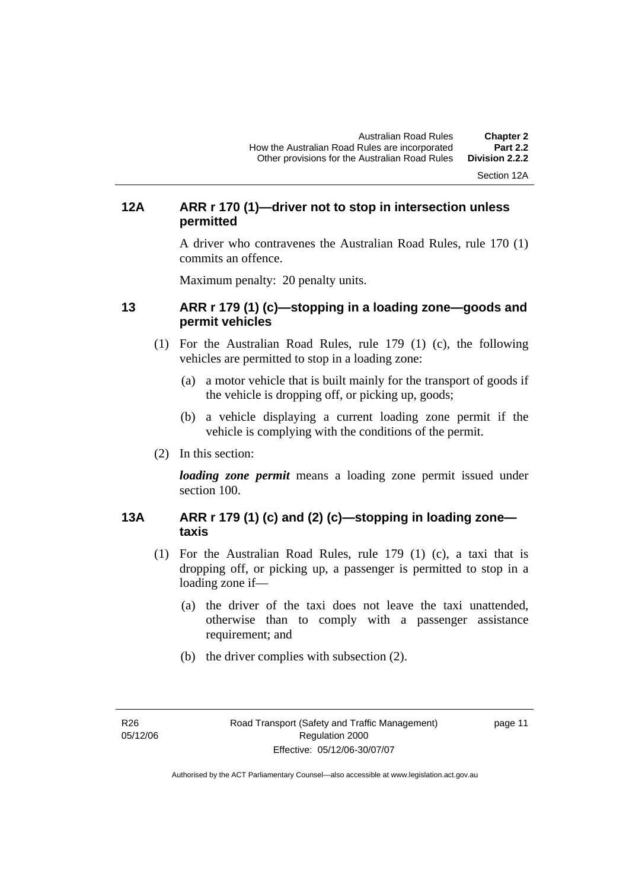### 12A ARR r 170 (1)—driver not to stop in intersection unless permitted

A driver who contravenes the Australian Road Rules, rule 170 (1) commits an offence.

Maximum penalty: 20 penalty units.

### 13 ARR r 179 (1) (c)—stopping in a loading zone—goods and permit vehicles

(1) For the Australian Road Rules, rule 179 (1) (c), the following vehicles are permitted to stop in a loading zone:

(a) a motor vehicle that is built mainly for the transport of goods if the vehicle is dropping off, or picking up, goods;

(b) a vehicle displaying a current loading zone permit if the vehicle is complying with the conditions of the permit.

(2) In this section:

***loading zone permit*** means a loading zone permit issued under section 100.

### 13A ARR r 179 (1) (c) and (2) (c)—stopping in loading zone—taxis

(1) For the Australian Road Rules, rule 179 (1) (c), a taxi that is dropping off, or picking up, a passenger is permitted to stop in a loading zone if—

(a) the driver of the taxi does not leave the taxi unattended, otherwise than to comply with a passenger assistance requirement; and

(b) the driver complies with subsection (2).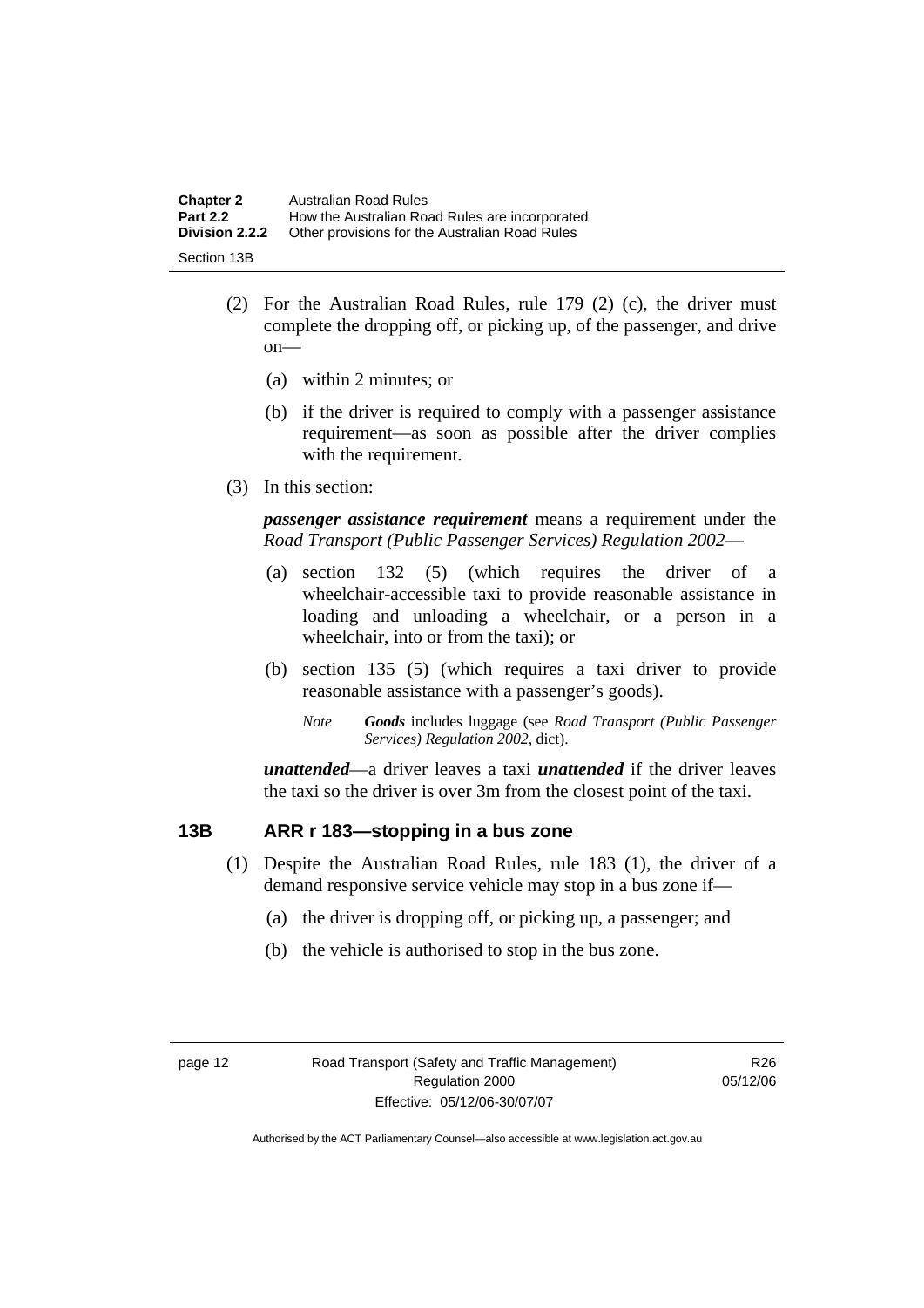(2) For the Australian Road Rules, rule 179 (2) (c), the driver must complete the dropping off, or picking up, of the passenger, and drive on—

(a) within 2 minutes; or

(b) if the driver is required to comply with a passenger assistance requirement—as soon as possible after the driver complies with the requirement.

(3) In this section:

***passenger assistance requirement*** means a requirement under the *Road Transport (Public Passenger Services) Regulation 2002*—

(a) section 132 (5) (which requires the driver of a wheelchair-accessible taxi to provide reasonable assistance in loading and unloading a wheelchair, or a person in a wheelchair, into or from the taxi); or

(b) section 135 (5) (which requires a taxi driver to provide reasonable assistance with a passenger's goods).

*Note* ***Goods*** includes luggage (see *Road Transport (Public Passenger Services) Regulation 2002*, dict).

***unattended***—a driver leaves a taxi ***unattended*** if the driver leaves the taxi so the driver is over 3m from the closest point of the taxi.

### 13B ARR r 183—stopping in a bus zone

(1) Despite the Australian Road Rules, rule 183 (1), the driver of a demand responsive service vehicle may stop in a bus zone if—

(a) the driver is dropping off, or picking up, a passenger; and

(b) the vehicle is authorised to stop in the bus zone.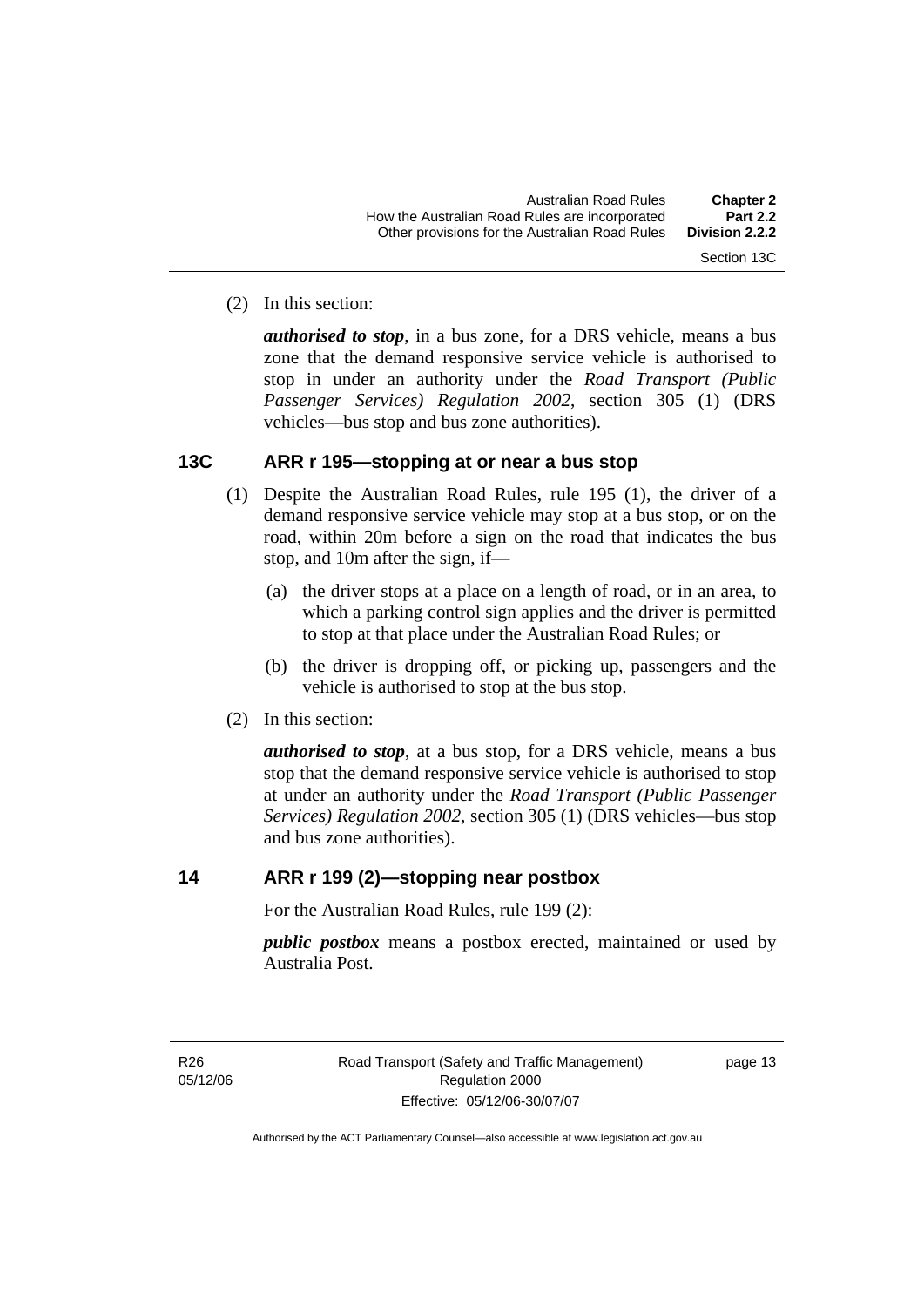(2) In this section:

***authorised to stop***, in a bus zone, for a DRS vehicle, means a bus zone that the demand responsive service vehicle is authorised to stop in under an authority under the *Road Transport (Public Passenger Services) Regulation 2002*, section 305 (1) (DRS vehicles—bus stop and bus zone authorities).

## 13C ARR r 195—stopping at or near a bus stop

(1) Despite the Australian Road Rules, rule 195 (1), the driver of a demand responsive service vehicle may stop at a bus stop, or on the road, within 20m before a sign on the road that indicates the bus stop, and 10m after the sign, if—

(a) the driver stops at a place on a length of road, or in an area, to which a parking control sign applies and the driver is permitted to stop at that place under the Australian Road Rules; or

(b) the driver is dropping off, or picking up, passengers and the vehicle is authorised to stop at the bus stop.

(2) In this section:

***authorised to stop***, at a bus stop, for a DRS vehicle, means a bus stop that the demand responsive service vehicle is authorised to stop at under an authority under the *Road Transport (Public Passenger Services) Regulation 2002*, section 305 (1) (DRS vehicles—bus stop and bus zone authorities).

## 14 ARR r 199 (2)—stopping near postbox

For the Australian Road Rules, rule 199 (2):

***public postbox*** means a postbox erected, maintained or used by Australia Post.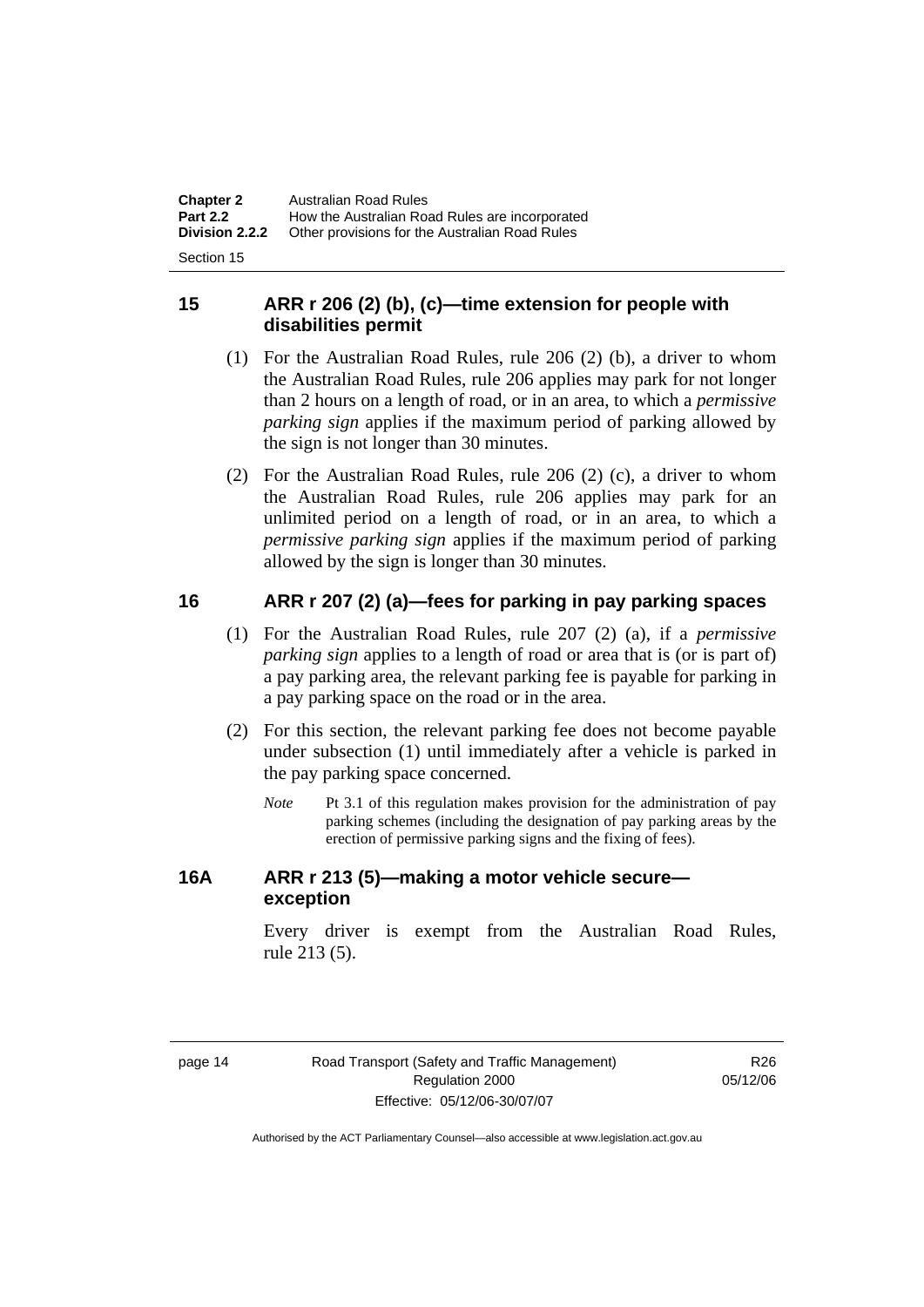## 15 ARR r 206 (2) (b), (c)—time extension for people with disabilities permit

(1) For the Australian Road Rules, rule 206 (2) (b), a driver to whom the Australian Road Rules, rule 206 applies may park for not longer than 2 hours on a length of road, or in an area, to which a *permissive parking sign* applies if the maximum period of parking allowed by the sign is not longer than 30 minutes.

(2) For the Australian Road Rules, rule 206 (2) (c), a driver to whom the Australian Road Rules, rule 206 applies may park for an unlimited period on a length of road, or in an area, to which a *permissive parking sign* applies if the maximum period of parking allowed by the sign is longer than 30 minutes.

## 16 ARR r 207 (2) (a)—fees for parking in pay parking spaces

(1) For the Australian Road Rules, rule 207 (2) (a), if a *permissive parking sign* applies to a length of road or area that is (or is part of) a pay parking area, the relevant parking fee is payable for parking in a pay parking space on the road or in the area.

(2) For this section, the relevant parking fee does not become payable under subsection (1) until immediately after a vehicle is parked in the pay parking space concerned.

*Note* Pt 3.1 of this regulation makes provision for the administration of pay parking schemes (including the designation of pay parking areas by the erection of permissive parking signs and the fixing of fees).

## 16A ARR r 213 (5)—making a motor vehicle secure—exception

Every driver is exempt from the Australian Road Rules, rule 213 (5).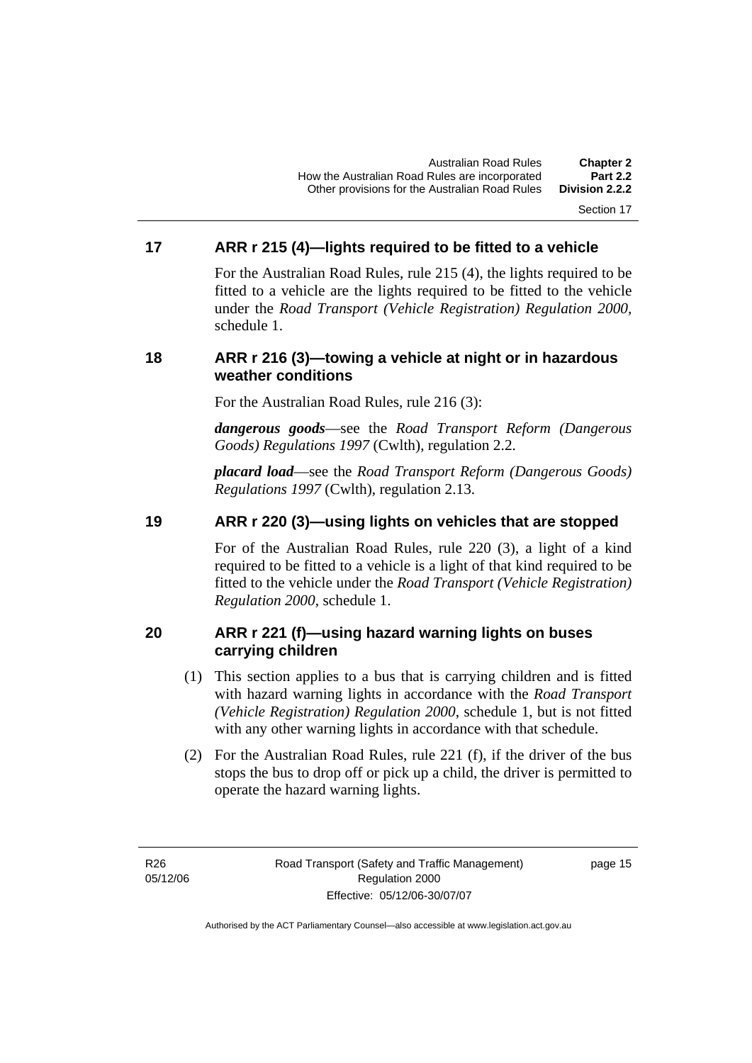## 17 ARR r 215 (4)—lights required to be fitted to a vehicle

For the Australian Road Rules, rule 215 (4), the lights required to be fitted to a vehicle are the lights required to be fitted to the vehicle under the *Road Transport (Vehicle Registration) Regulation 2000*, schedule 1.

## 18 ARR r 216 (3)—towing a vehicle at night or in hazardous weather conditions

For the Australian Road Rules, rule 216 (3):

***dangerous goods***—see the *Road Transport Reform (Dangerous Goods) Regulations 1997* (Cwlth), regulation 2.2.

***placard load***—see the *Road Transport Reform (Dangerous Goods) Regulations 1997* (Cwlth), regulation 2.13.

## 19 ARR r 220 (3)—using lights on vehicles that are stopped

For of the Australian Road Rules, rule 220 (3), a light of a kind required to be fitted to a vehicle is a light of that kind required to be fitted to the vehicle under the *Road Transport (Vehicle Registration) Regulation 2000*, schedule 1.

## 20 ARR r 221 (f)—using hazard warning lights on buses carrying children

(1) This section applies to a bus that is carrying children and is fitted with hazard warning lights in accordance with the *Road Transport (Vehicle Registration) Regulation 2000*, schedule 1, but is not fitted with any other warning lights in accordance with that schedule.

(2) For the Australian Road Rules, rule 221 (f), if the driver of the bus stops the bus to drop off or pick up a child, the driver is permitted to operate the hazard warning lights.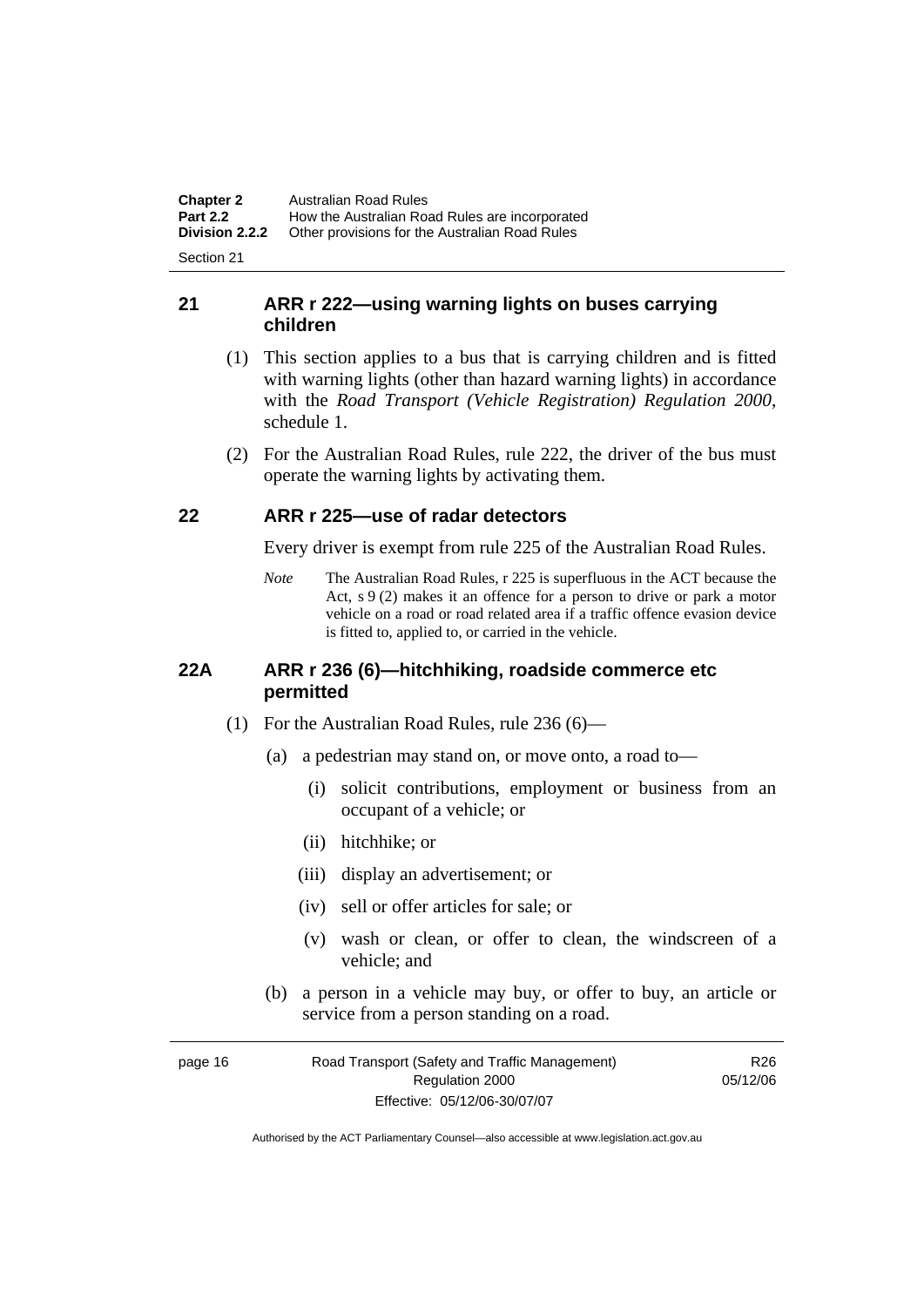## 21 ARR r 222—using warning lights on buses carrying children

(1) This section applies to a bus that is carrying children and is fitted with warning lights (other than hazard warning lights) in accordance with the *Road Transport (Vehicle Registration) Regulation 2000*, schedule 1.

(2) For the Australian Road Rules, rule 222, the driver of the bus must operate the warning lights by activating them.

## 22 ARR r 225—use of radar detectors

Every driver is exempt from rule 225 of the Australian Road Rules.

*Note* The Australian Road Rules, r 225 is superfluous in the ACT because the Act, s 9 (2) makes it an offence for a person to drive or park a motor vehicle on a road or road related area if a traffic offence evasion device is fitted to, applied to, or carried in the vehicle.

## 22A ARR r 236 (6)—hitchhiking, roadside commerce etc permitted

(1) For the Australian Road Rules, rule 236 (6)—

(a) a pedestrian may stand on, or move onto, a road to—

(i) solicit contributions, employment or business from an occupant of a vehicle; or

(ii) hitchhike; or

(iii) display an advertisement; or

(iv) sell or offer articles for sale; or

(v) wash or clean, or offer to clean, the windscreen of a vehicle; and

(b) a person in a vehicle may buy, or offer to buy, an article or service from a person standing on a road.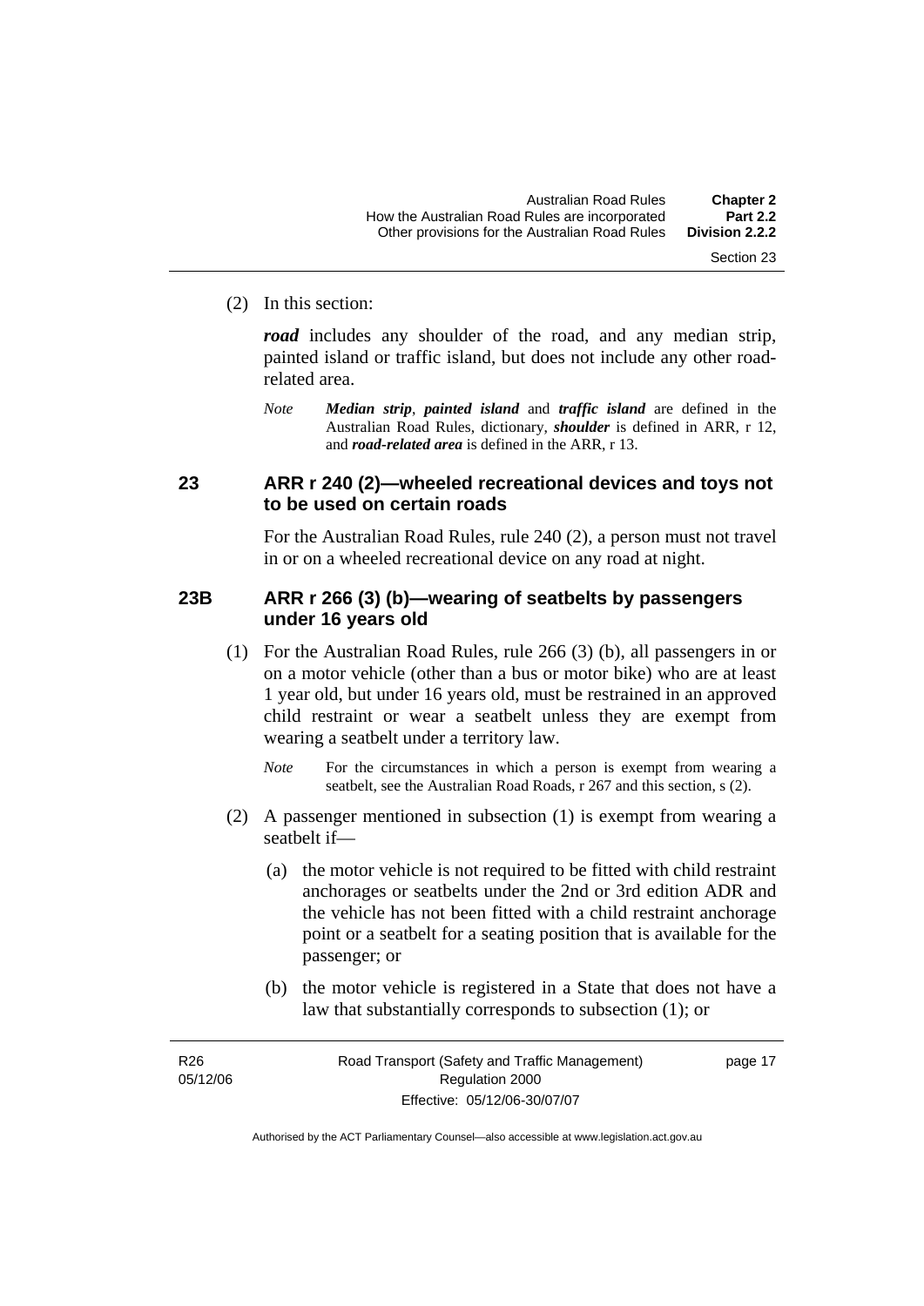(2) In this section:

***road*** includes any shoulder of the road, and any median strip, painted island or traffic island, but does not include any other road-related area.

*Note* ***Median strip***, ***painted island*** and ***traffic island*** are defined in the Australian Road Rules, dictionary, ***shoulder*** is defined in ARR, r 12, and ***road-related area*** is defined in the ARR, r 13.

## 23 ARR r 240 (2)—wheeled recreational devices and toys not to be used on certain roads

For the Australian Road Rules, rule 240 (2), a person must not travel in or on a wheeled recreational device on any road at night.

## 23B ARR r 266 (3) (b)—wearing of seatbelts by passengers under 16 years old

(1) For the Australian Road Rules, rule 266 (3) (b), all passengers in or on a motor vehicle (other than a bus or motor bike) who are at least 1 year old, but under 16 years old, must be restrained in an approved child restraint or wear a seatbelt unless they are exempt from wearing a seatbelt under a territory law.

*Note* For the circumstances in which a person is exempt from wearing a seatbelt, see the Australian Road Roads, r 267 and this section, s (2).

(2) A passenger mentioned in subsection (1) is exempt from wearing a seatbelt if—

(a) the motor vehicle is not required to be fitted with child restraint anchorages or seatbelts under the 2nd or 3rd edition ADR and the vehicle has not been fitted with a child restraint anchorage point or a seatbelt for a seating position that is available for the passenger; or

(b) the motor vehicle is registered in a State that does not have a law that substantially corresponds to subsection (1); or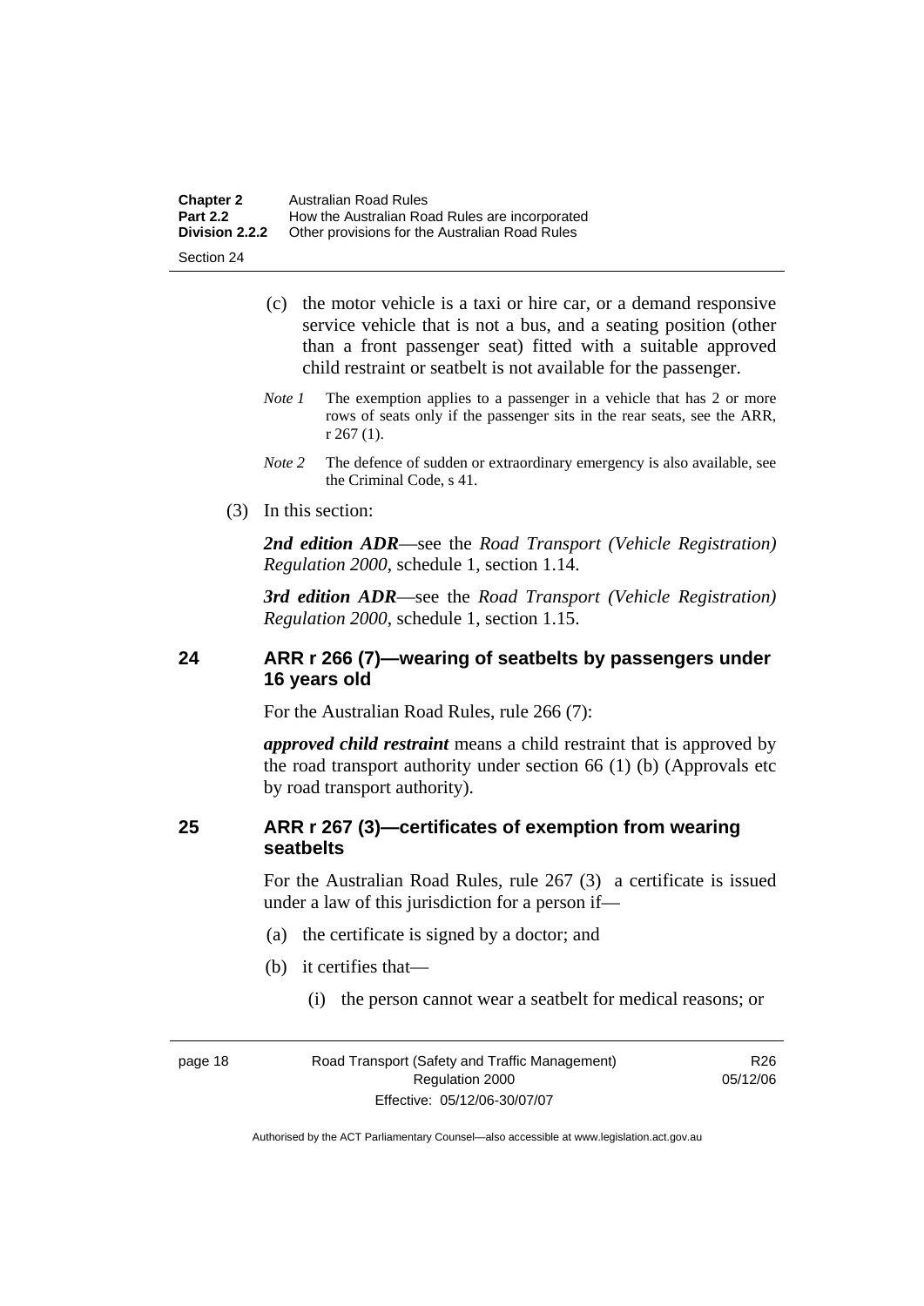(c) the motor vehicle is a taxi or hire car, or a demand responsive service vehicle that is not a bus, and a seating position (other than a front passenger seat) fitted with a suitable approved child restraint or seatbelt is not available for the passenger.

*Note 1* The exemption applies to a passenger in a vehicle that has 2 or more rows of seats only if the passenger sits in the rear seats, see the ARR, r 267 (1).

*Note 2* The defence of sudden or extraordinary emergency is also available, see the Criminal Code, s 41.

(3) In this section:

***2nd edition ADR***—see the *Road Transport (Vehicle Registration) Regulation 2000*, schedule 1, section 1.14.

***3rd edition ADR***—see the *Road Transport (Vehicle Registration) Regulation 2000*, schedule 1, section 1.15.

## 24 ARR r 266 (7)—wearing of seatbelts by passengers under 16 years old

For the Australian Road Rules, rule 266 (7):

***approved child restraint*** means a child restraint that is approved by the road transport authority under section 66 (1) (b) (Approvals etc by road transport authority).

## 25 ARR r 267 (3)—certificates of exemption from wearing seatbelts

For the Australian Road Rules, rule 267 (3) a certificate is issued under a law of this jurisdiction for a person if—

(a) the certificate is signed by a doctor; and

(b) it certifies that—

(i) the person cannot wear a seatbelt for medical reasons; or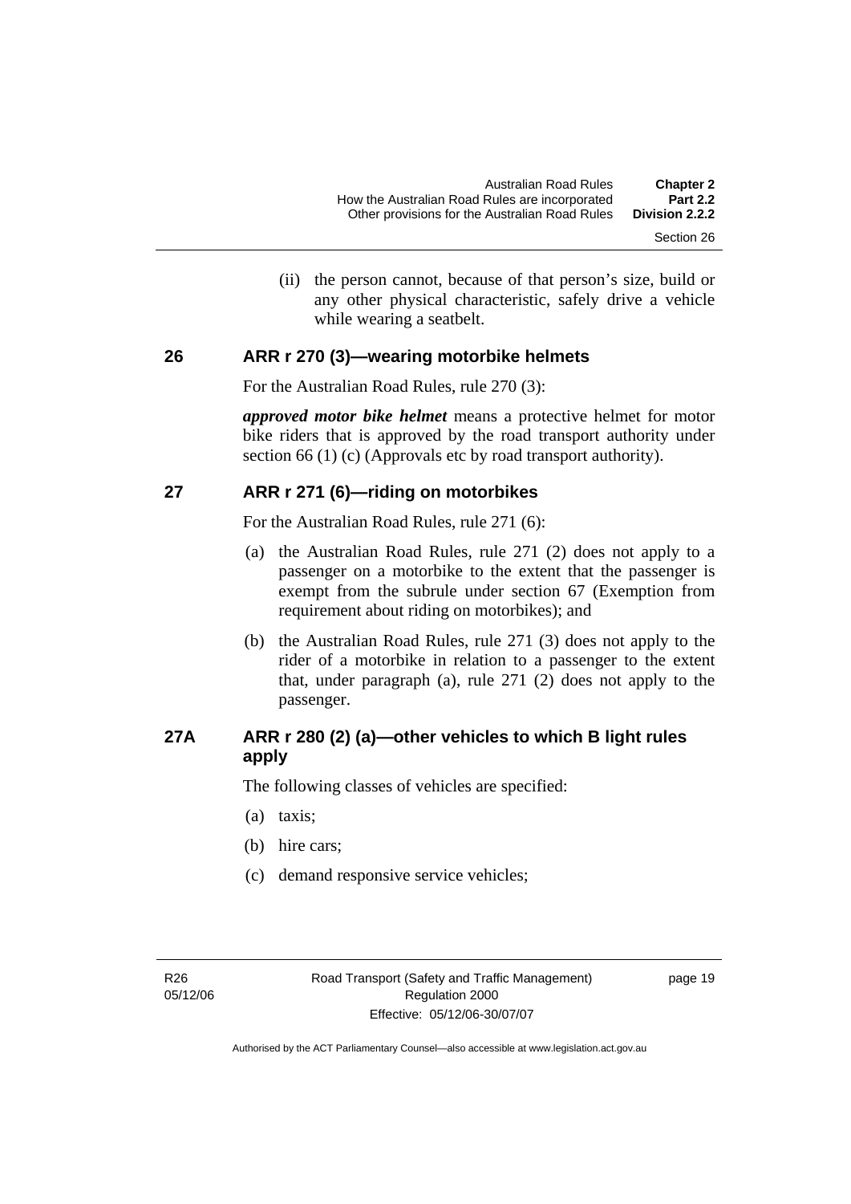(ii) the person cannot, because of that person's size, build or any other physical characteristic, safely drive a vehicle while wearing a seatbelt.

## 26 ARR r 270 (3)—wearing motorbike helmets

For the Australian Road Rules, rule 270 (3):

***approved motor bike helmet*** means a protective helmet for motor bike riders that is approved by the road transport authority under section 66 (1) (c) (Approvals etc by road transport authority).

## 27 ARR r 271 (6)—riding on motorbikes

For the Australian Road Rules, rule 271 (6):

(a) the Australian Road Rules, rule 271 (2) does not apply to a passenger on a motorbike to the extent that the passenger is exempt from the subrule under section 67 (Exemption from requirement about riding on motorbikes); and

(b) the Australian Road Rules, rule 271 (3) does not apply to the rider of a motorbike in relation to a passenger to the extent that, under paragraph (a), rule 271 (2) does not apply to the passenger.

## 27A ARR r 280 (2) (a)—other vehicles to which B light rules apply

The following classes of vehicles are specified:

(a) taxis;

(b) hire cars;

(c) demand responsive service vehicles;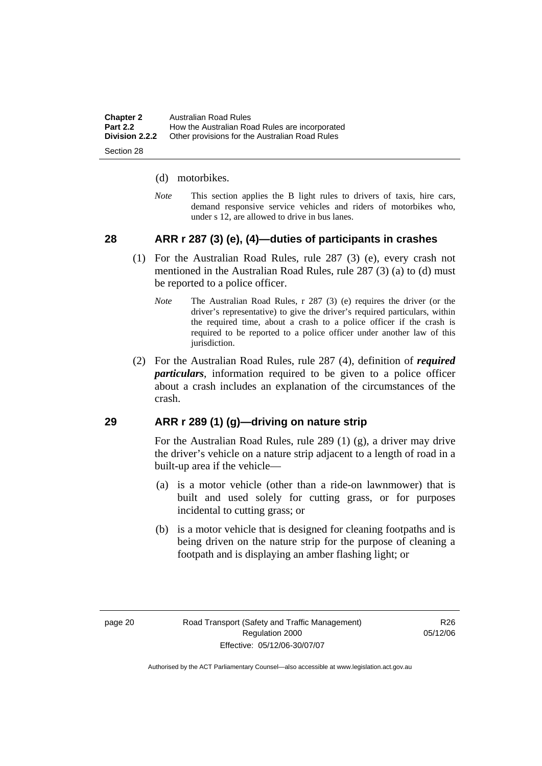(d) motorbikes.

*Note* This section applies the B light rules to drivers of taxis, hire cars, demand responsive service vehicles and riders of motorbikes who, under s 12, are allowed to drive in bus lanes.

## 28 ARR r 287 (3) (e), (4)—duties of participants in crashes

(1) For the Australian Road Rules, rule 287 (3) (e), every crash not mentioned in the Australian Road Rules, rule 287 (3) (a) to (d) must be reported to a police officer.

*Note* The Australian Road Rules, r 287 (3) (e) requires the driver (or the driver's representative) to give the driver's required particulars, within the required time, about a crash to a police officer if the crash is required to be reported to a police officer under another law of this jurisdiction.

(2) For the Australian Road Rules, rule 287 (4), definition of ***required particulars***, information required to be given to a police officer about a crash includes an explanation of the circumstances of the crash.

## 29 ARR r 289 (1) (g)—driving on nature strip

For the Australian Road Rules, rule 289 (1) (g), a driver may drive the driver's vehicle on a nature strip adjacent to a length of road in a built-up area if the vehicle—

(a) is a motor vehicle (other than a ride-on lawnmower) that is built and used solely for cutting grass, or for purposes incidental to cutting grass; or

(b) is a motor vehicle that is designed for cleaning footpaths and is being driven on the nature strip for the purpose of cleaning a footpath and is displaying an amber flashing light; or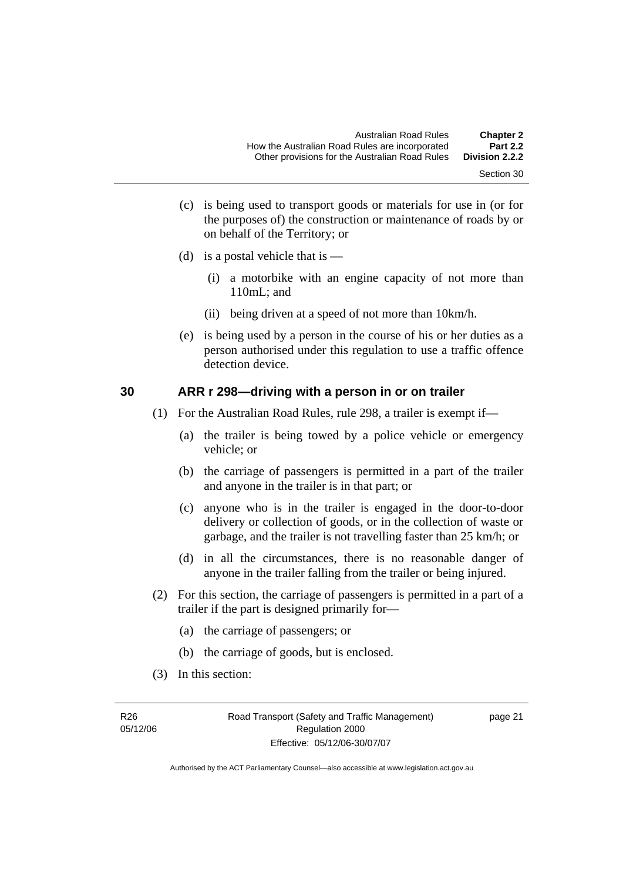(c) is being used to transport goods or materials for use in (or for the purposes of) the construction or maintenance of roads by or on behalf of the Territory; or

(d) is a postal vehicle that is —

(i) a motorbike with an engine capacity of not more than 110mL; and

(ii) being driven at a speed of not more than 10km/h.

(e) is being used by a person in the course of his or her duties as a person authorised under this regulation to use a traffic offence detection device.

## 30 ARR r 298—driving with a person in or on trailer

(1) For the Australian Road Rules, rule 298, a trailer is exempt if—

(a) the trailer is being towed by a police vehicle or emergency vehicle; or

(b) the carriage of passengers is permitted in a part of the trailer and anyone in the trailer is in that part; or

(c) anyone who is in the trailer is engaged in the door-to-door delivery or collection of goods, or in the collection of waste or garbage, and the trailer is not travelling faster than 25 km/h; or

(d) in all the circumstances, there is no reasonable danger of anyone in the trailer falling from the trailer or being injured.

(2) For this section, the carriage of passengers is permitted in a part of a trailer if the part is designed primarily for—

(a) the carriage of passengers; or

(b) the carriage of goods, but is enclosed.

(3) In this section: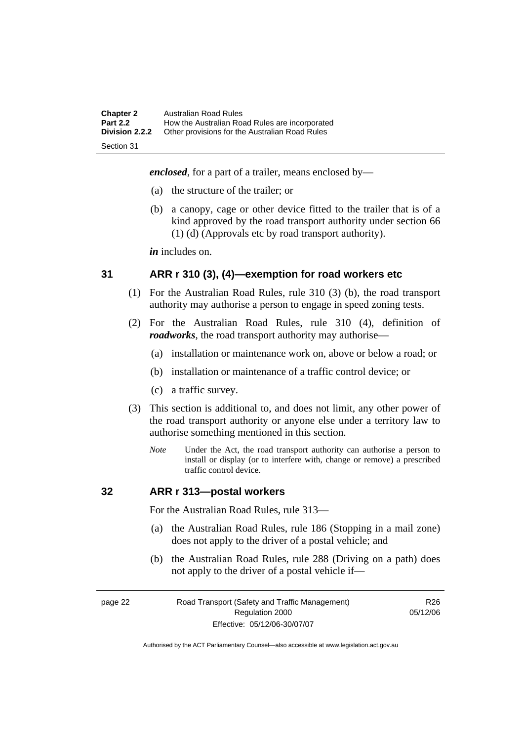***enclosed***, for a part of a trailer, means enclosed by—

(a) the structure of the trailer; or

(b) a canopy, cage or other device fitted to the trailer that is of a kind approved by the road transport authority under section 66 (1) (d) (Approvals etc by road transport authority).

***in*** includes on.

## 31 ARR r 310 (3), (4)—exemption for road workers etc

(1) For the Australian Road Rules, rule 310 (3) (b), the road transport authority may authorise a person to engage in speed zoning tests.

(2) For the Australian Road Rules, rule 310 (4), definition of ***roadworks***, the road transport authority may authorise—

(a) installation or maintenance work on, above or below a road; or

(b) installation or maintenance of a traffic control device; or

(c) a traffic survey.

(3) This section is additional to, and does not limit, any other power of the road transport authority or anyone else under a territory law to authorise something mentioned in this section.

*Note* Under the Act, the road transport authority can authorise a person to install or display (or to interfere with, change or remove) a prescribed traffic control device.

## 32 ARR r 313—postal workers

For the Australian Road Rules, rule 313—

(a) the Australian Road Rules, rule 186 (Stopping in a mail zone) does not apply to the driver of a postal vehicle; and

(b) the Australian Road Rules, rule 288 (Driving on a path) does not apply to the driver of a postal vehicle if—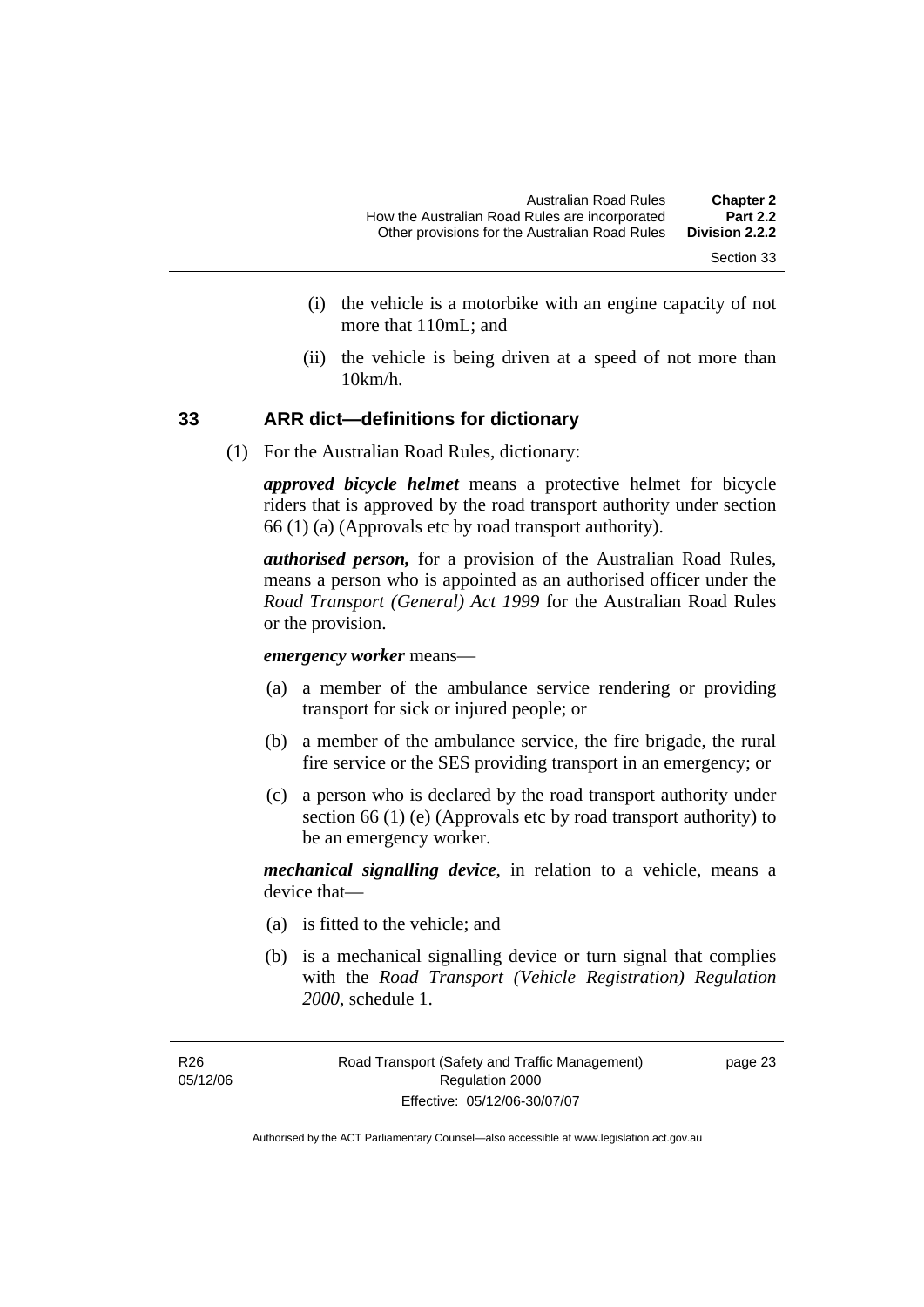(i) the vehicle is a motorbike with an engine capacity of not more that 110mL; and

(ii) the vehicle is being driven at a speed of not more than 10km/h.

## 33 ARR dict—definitions for dictionary

(1) For the Australian Road Rules, dictionary:

***approved bicycle helmet*** means a protective helmet for bicycle riders that is approved by the road transport authority under section 66 (1) (a) (Approvals etc by road transport authority).

***authorised person,*** for a provision of the Australian Road Rules, means a person who is appointed as an authorised officer under the *Road Transport (General) Act 1999* for the Australian Road Rules or the provision.

***emergency worker*** means—

(a) a member of the ambulance service rendering or providing transport for sick or injured people; or

(b) a member of the ambulance service, the fire brigade, the rural fire service or the SES providing transport in an emergency; or

(c) a person who is declared by the road transport authority under section 66 (1) (e) (Approvals etc by road transport authority) to be an emergency worker.

***mechanical signalling device***, in relation to a vehicle, means a device that—

(a) is fitted to the vehicle; and

(b) is a mechanical signalling device or turn signal that complies with the *Road Transport (Vehicle Registration) Regulation 2000*, schedule 1.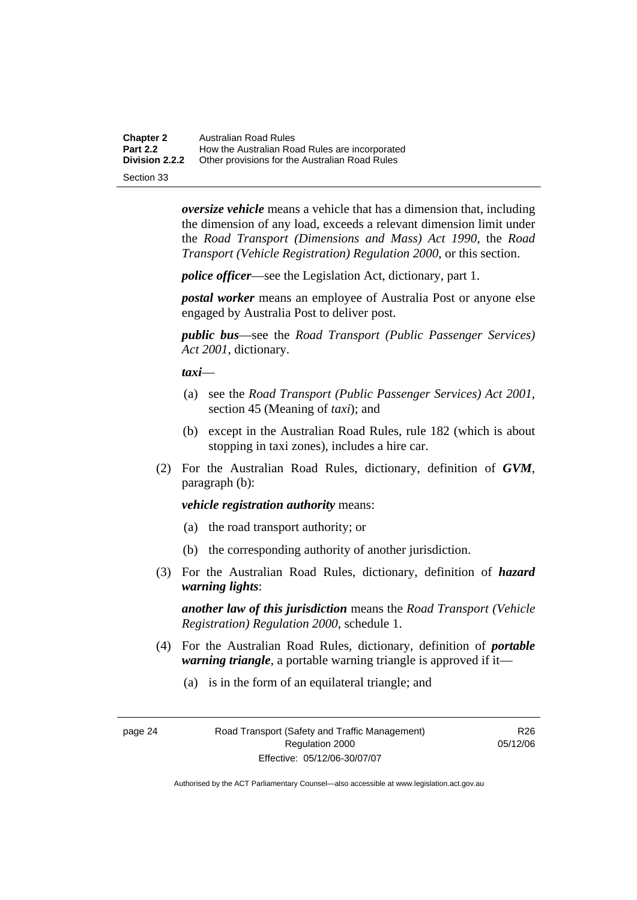***oversize vehicle*** means a vehicle that has a dimension that, including the dimension of any load, exceeds a relevant dimension limit under the *Road Transport (Dimensions and Mass) Act 1990*, the *Road Transport (Vehicle Registration) Regulation 2000*, or this section.

***police officer***—see the Legislation Act, dictionary, part 1.

***postal worker*** means an employee of Australia Post or anyone else engaged by Australia Post to deliver post.

***public bus***—see the *Road Transport (Public Passenger Services) Act 2001*, dictionary.

***taxi***—

(a) see the *Road Transport (Public Passenger Services) Act 2001*, section 45 (Meaning of *taxi*); and

(b) except in the Australian Road Rules, rule 182 (which is about stopping in taxi zones), includes a hire car.

(2) For the Australian Road Rules, dictionary, definition of ***GVM***, paragraph (b):

***vehicle registration authority*** means:

(a) the road transport authority; or

(b) the corresponding authority of another jurisdiction.

(3) For the Australian Road Rules, dictionary, definition of ***hazard warning lights***:

***another law of this jurisdiction*** means the *Road Transport (Vehicle Registration) Regulation 2000*, schedule 1.

(4) For the Australian Road Rules, dictionary, definition of ***portable warning triangle***, a portable warning triangle is approved if it—

(a) is in the form of an equilateral triangle; and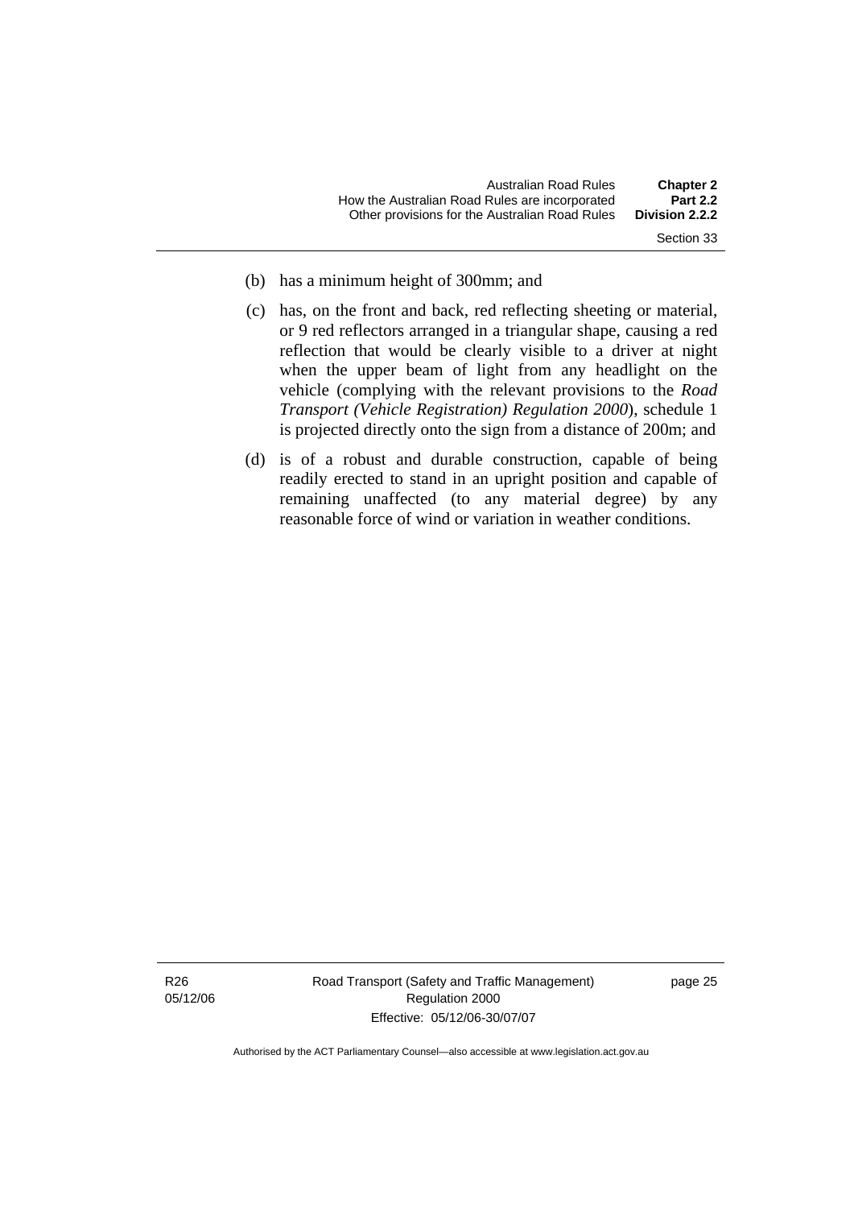(b) has a minimum height of 300mm; and

(c) has, on the front and back, red reflecting sheeting or material, or 9 red reflectors arranged in a triangular shape, causing a red reflection that would be clearly visible to a driver at night when the upper beam of light from any headlight on the vehicle (complying with the relevant provisions to the *Road Transport (Vehicle Registration) Regulation 2000*), schedule 1 is projected directly onto the sign from a distance of 200m; and

(d) is of a robust and durable construction, capable of being readily erected to stand in an upright position and capable of remaining unaffected (to any material degree) by any reasonable force of wind or variation in weather conditions.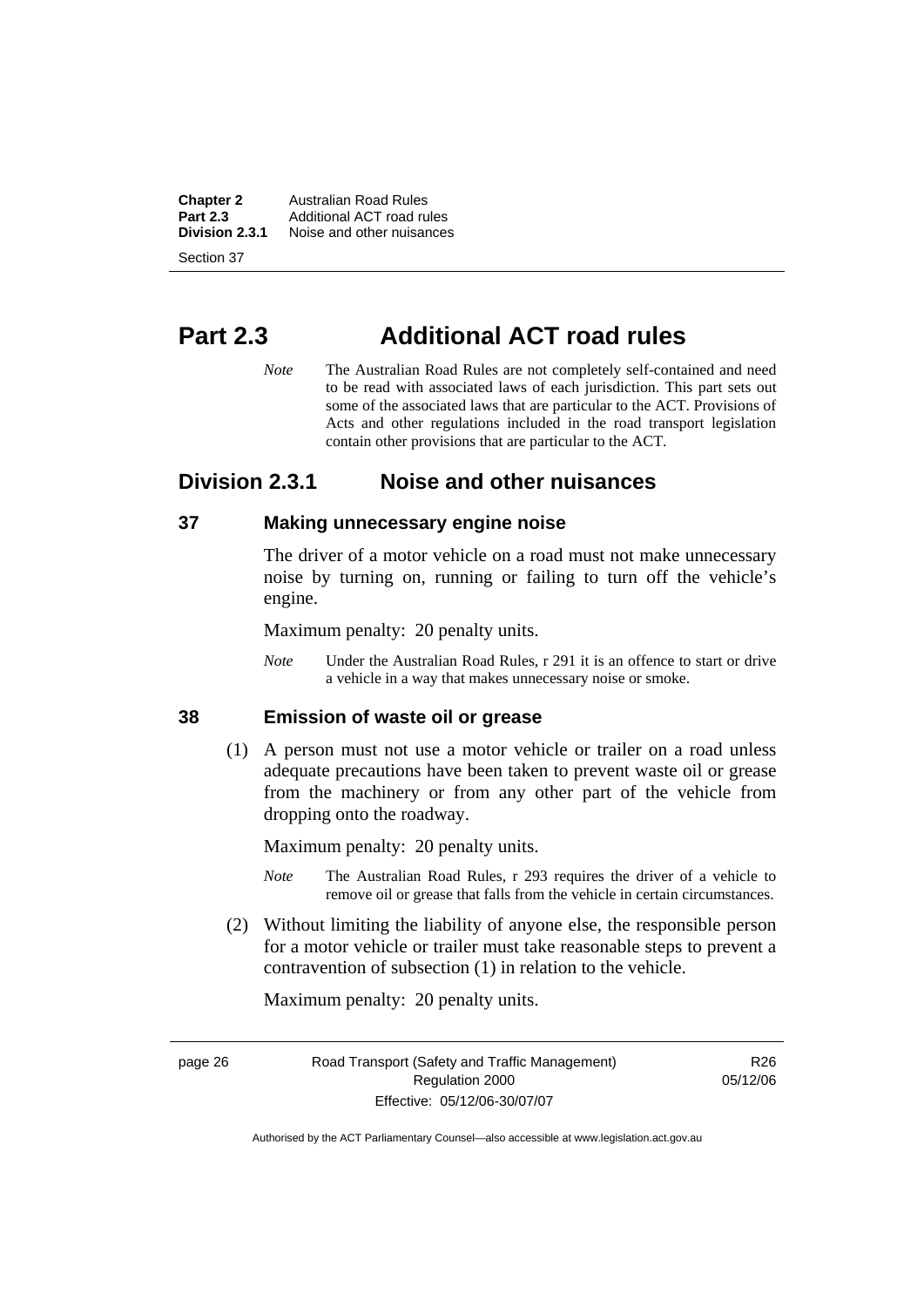# Part 2.3 Additional ACT road rules

*Note* The Australian Road Rules are not completely self-contained and need to be read with associated laws of each jurisdiction. This part sets out some of the associated laws that are particular to the ACT. Provisions of Acts and other regulations included in the road transport legislation contain other provisions that are particular to the ACT.

## Division 2.3.1 Noise and other nuisances

### 37 Making unnecessary engine noise

The driver of a motor vehicle on a road must not make unnecessary noise by turning on, running or failing to turn off the vehicle's engine.

Maximum penalty: 20 penalty units.

*Note* Under the Australian Road Rules, r 291 it is an offence to start or drive a vehicle in a way that makes unnecessary noise or smoke.

### 38 Emission of waste oil or grease

(1) A person must not use a motor vehicle or trailer on a road unless adequate precautions have been taken to prevent waste oil or grease from the machinery or from any other part of the vehicle from dropping onto the roadway.

Maximum penalty: 20 penalty units.

*Note* The Australian Road Rules, r 293 requires the driver of a vehicle to remove oil or grease that falls from the vehicle in certain circumstances.

(2) Without limiting the liability of anyone else, the responsible person for a motor vehicle or trailer must take reasonable steps to prevent a contravention of subsection (1) in relation to the vehicle.

Maximum penalty: 20 penalty units.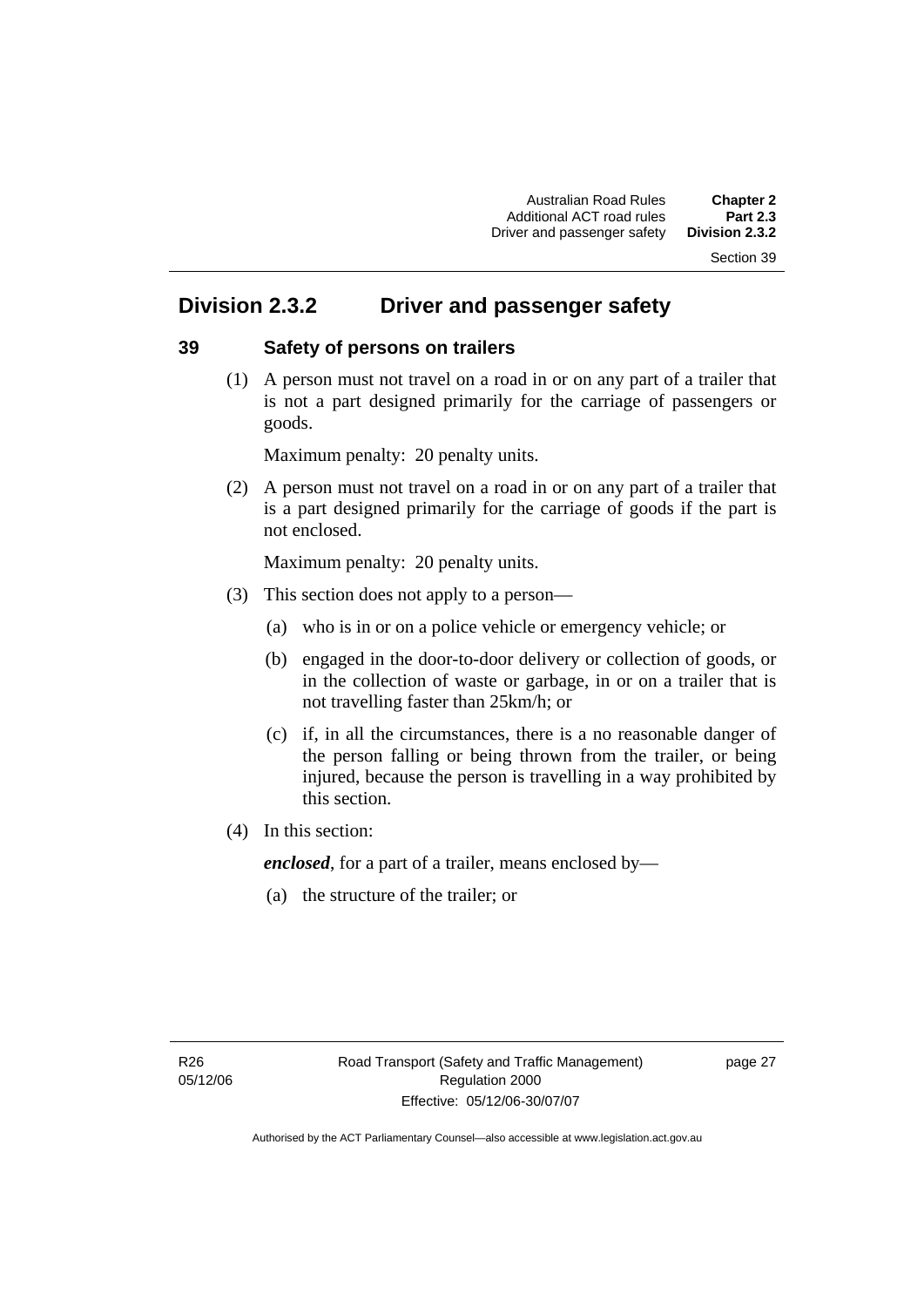## Division 2.3.2 Driver and passenger safety

### 39 Safety of persons on trailers

(1) A person must not travel on a road in or on any part of a trailer that is not a part designed primarily for the carriage of passengers or goods.

Maximum penalty: 20 penalty units.

(2) A person must not travel on a road in or on any part of a trailer that is a part designed primarily for the carriage of goods if the part is not enclosed.

Maximum penalty: 20 penalty units.

(3) This section does not apply to a person—

(a) who is in or on a police vehicle or emergency vehicle; or

(b) engaged in the door-to-door delivery or collection of goods, or in the collection of waste or garbage, in or on a trailer that is not travelling faster than 25km/h; or

(c) if, in all the circumstances, there is a no reasonable danger of the person falling or being thrown from the trailer, or being injured, because the person is travelling in a way prohibited by this section.

(4) In this section:

***enclosed***, for a part of a trailer, means enclosed by—

(a) the structure of the trailer; or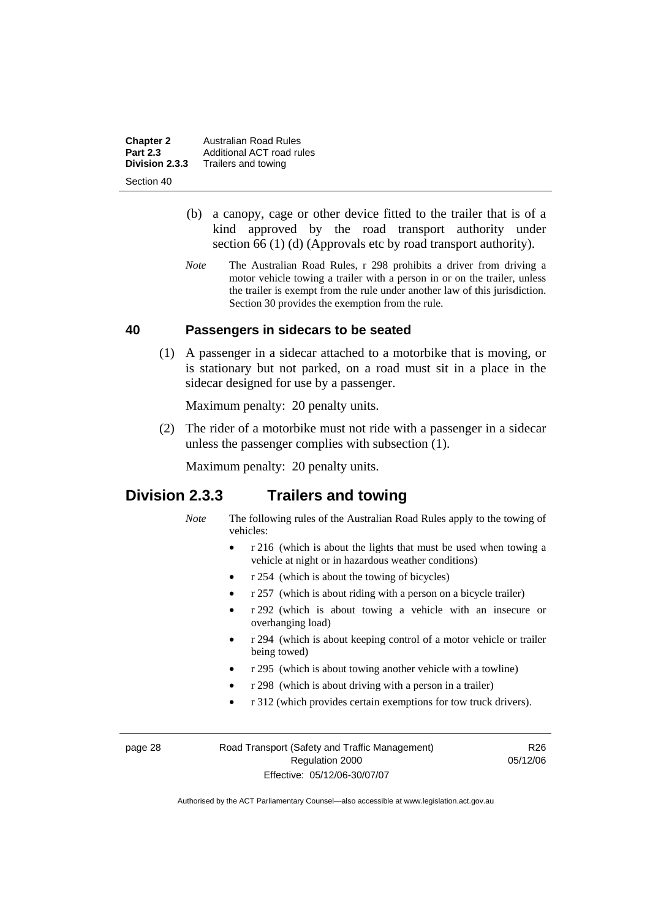(b) a canopy, cage or other device fitted to the trailer that is of a kind approved by the road transport authority under section 66 (1) (d) (Approvals etc by road transport authority).

*Note* The Australian Road Rules, r 298 prohibits a driver from driving a motor vehicle towing a trailer with a person in or on the trailer, unless the trailer is exempt from the rule under another law of this jurisdiction. Section 30 provides the exemption from the rule.

### 40 Passengers in sidecars to be seated

(1) A passenger in a sidecar attached to a motorbike that is moving, or is stationary but not parked, on a road must sit in a place in the sidecar designed for use by a passenger.

Maximum penalty: 20 penalty units.

(2) The rider of a motorbike must not ride with a passenger in a sidecar unless the passenger complies with subsection (1).

Maximum penalty: 20 penalty units.

## Division 2.3.3 Trailers and towing

*Note* The following rules of the Australian Road Rules apply to the towing of vehicles:

- r 216 (which is about the lights that must be used when towing a vehicle at night or in hazardous weather conditions)
- r 254 (which is about the towing of bicycles)
- r 257 (which is about riding with a person on a bicycle trailer)
- r 292 (which is about towing a vehicle with an insecure or overhanging load)
- r 294 (which is about keeping control of a motor vehicle or trailer being towed)
- r 295 (which is about towing another vehicle with a towline)
- r 298 (which is about driving with a person in a trailer)
- r 312 (which provides certain exemptions for tow truck drivers).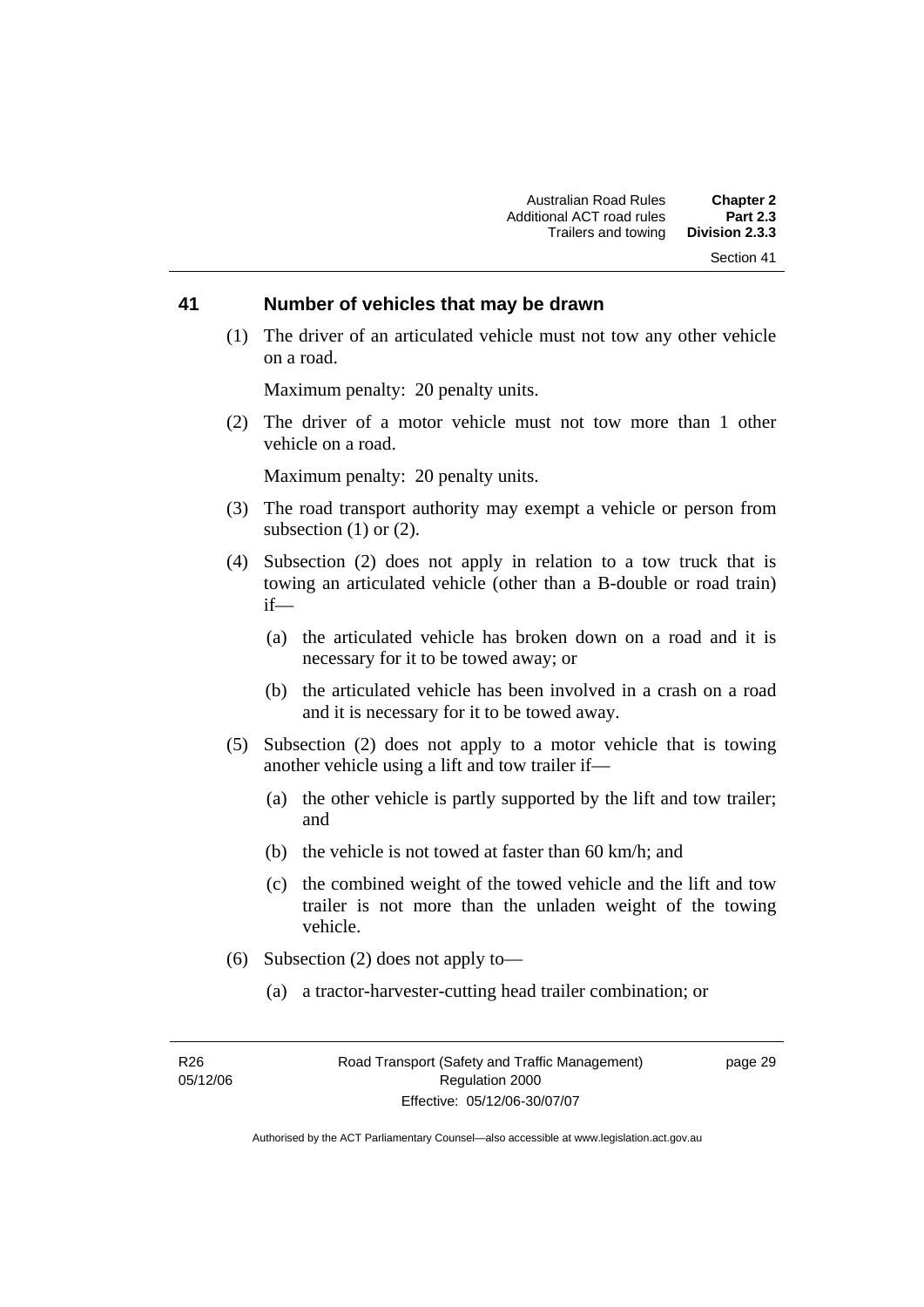## 41 Number of vehicles that may be drawn

(1) The driver of an articulated vehicle must not tow any other vehicle on a road.

Maximum penalty: 20 penalty units.

(2) The driver of a motor vehicle must not tow more than 1 other vehicle on a road.

Maximum penalty: 20 penalty units.

(3) The road transport authority may exempt a vehicle or person from subsection (1) or (2).

(4) Subsection (2) does not apply in relation to a tow truck that is towing an articulated vehicle (other than a B-double or road train) if—

(a) the articulated vehicle has broken down on a road and it is necessary for it to be towed away; or

(b) the articulated vehicle has been involved in a crash on a road and it is necessary for it to be towed away.

(5) Subsection (2) does not apply to a motor vehicle that is towing another vehicle using a lift and tow trailer if—

(a) the other vehicle is partly supported by the lift and tow trailer; and

(b) the vehicle is not towed at faster than 60 km/h; and

(c) the combined weight of the towed vehicle and the lift and tow trailer is not more than the unladen weight of the towing vehicle.

(6) Subsection (2) does not apply to—

(a) a tractor-harvester-cutting head trailer combination; or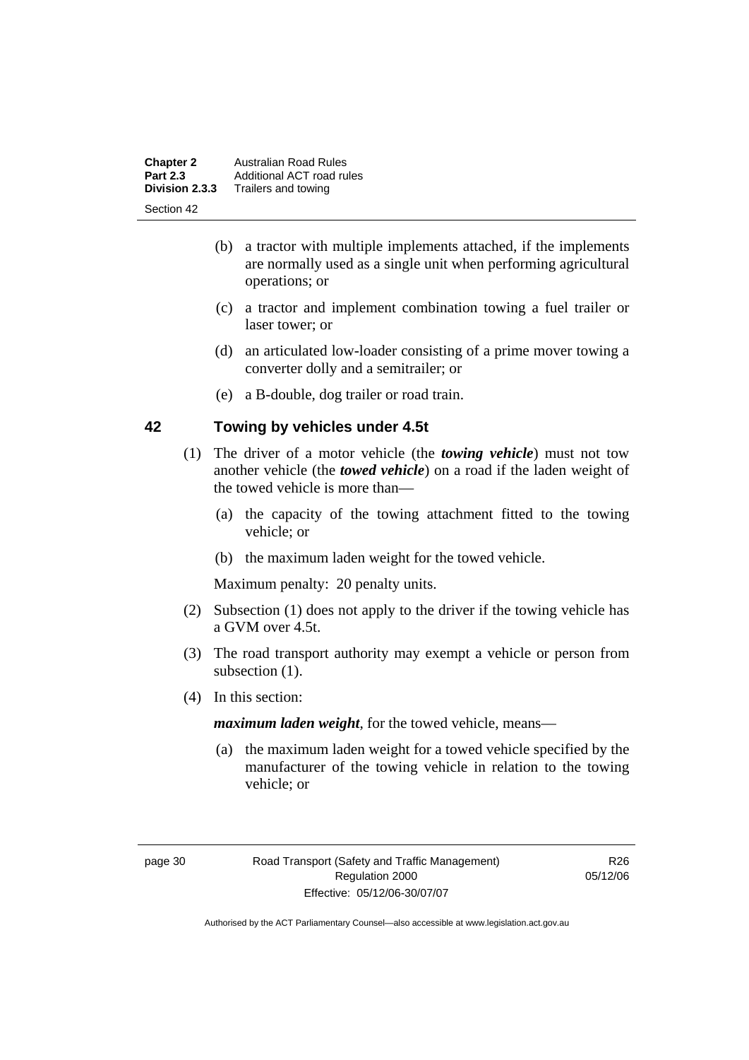(b) a tractor with multiple implements attached, if the implements are normally used as a single unit when performing agricultural operations; or

(c) a tractor and implement combination towing a fuel trailer or laser tower; or

(d) an articulated low-loader consisting of a prime mover towing a converter dolly and a semitrailer; or

(e) a B-double, dog trailer or road train.

## 42 Towing by vehicles under 4.5t

(1) The driver of a motor vehicle (the ***towing vehicle***) must not tow another vehicle (the ***towed vehicle***) on a road if the laden weight of the towed vehicle is more than—

(a) the capacity of the towing attachment fitted to the towing vehicle; or

(b) the maximum laden weight for the towed vehicle.

Maximum penalty: 20 penalty units.

(2) Subsection (1) does not apply to the driver if the towing vehicle has a GVM over 4.5t.

(3) The road transport authority may exempt a vehicle or person from subsection (1).

(4) In this section:

***maximum laden weight***, for the towed vehicle, means—

(a) the maximum laden weight for a towed vehicle specified by the manufacturer of the towing vehicle in relation to the towing vehicle; or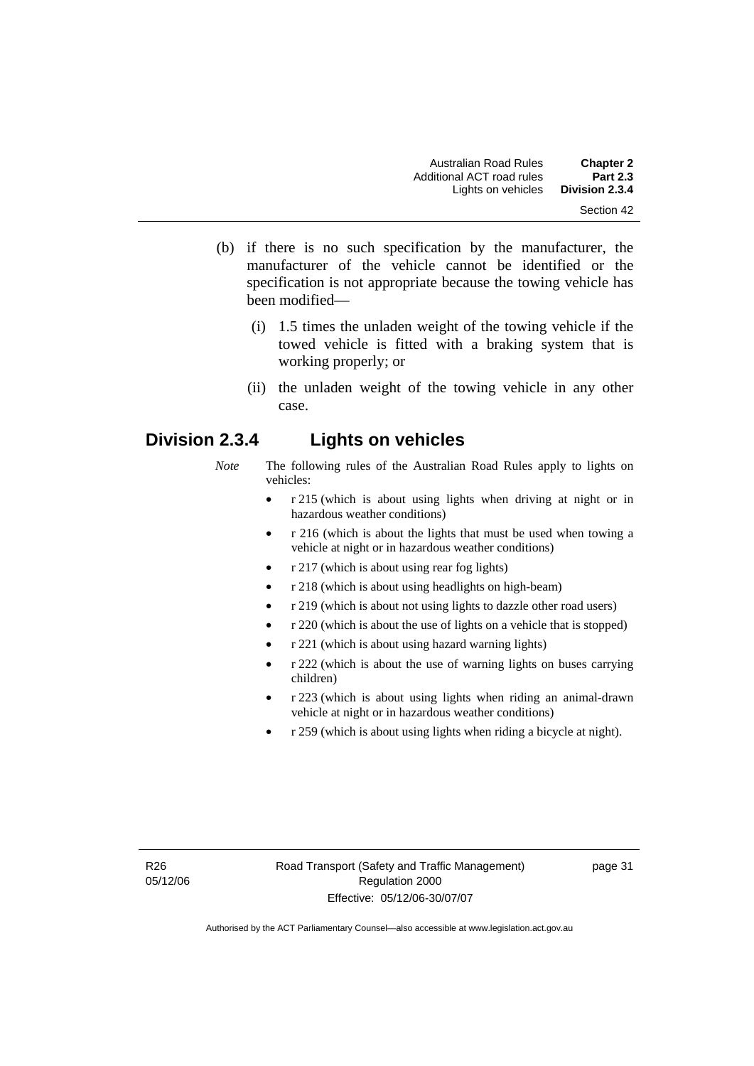(b) if there is no such specification by the manufacturer, the manufacturer of the vehicle cannot be identified or the specification is not appropriate because the towing vehicle has been modified—

  (i) 1.5 times the unladen weight of the towing vehicle if the towed vehicle is fitted with a braking system that is working properly; or

  (ii) the unladen weight of the towing vehicle in any other case.

## Division 2.3.4 Lights on vehicles

*Note* The following rules of the Australian Road Rules apply to lights on vehicles:

- r 215 (which is about using lights when driving at night or in hazardous weather conditions)
- r 216 (which is about the lights that must be used when towing a vehicle at night or in hazardous weather conditions)
- r 217 (which is about using rear fog lights)
- r 218 (which is about using headlights on high-beam)
- r 219 (which is about not using lights to dazzle other road users)
- r 220 (which is about the use of lights on a vehicle that is stopped)
- r 221 (which is about using hazard warning lights)
- r 222 (which is about the use of warning lights on buses carrying children)
- r 223 (which is about using lights when riding an animal-drawn vehicle at night or in hazardous weather conditions)
- r 259 (which is about using lights when riding a bicycle at night).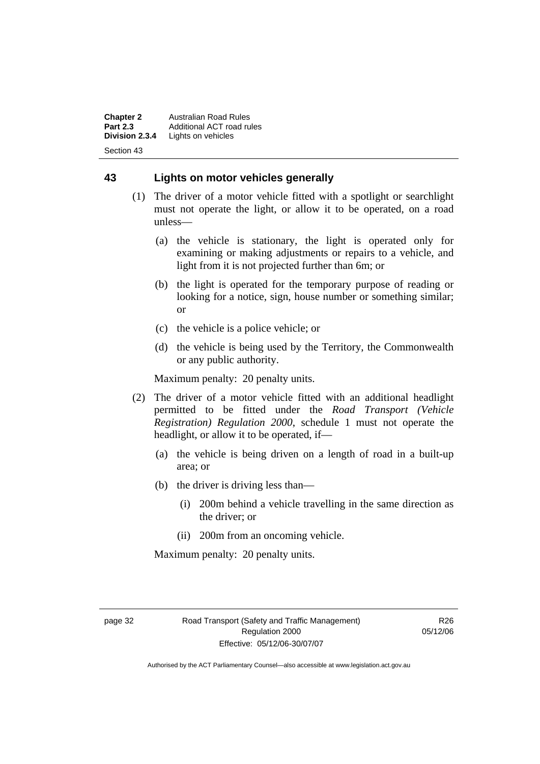## 43 Lights on motor vehicles generally

(1) The driver of a motor vehicle fitted with a spotlight or searchlight must not operate the light, or allow it to be operated, on a road unless—

(a) the vehicle is stationary, the light is operated only for examining or making adjustments or repairs to a vehicle, and light from it is not projected further than 6m; or

(b) the light is operated for the temporary purpose of reading or looking for a notice, sign, house number or something similar; or

(c) the vehicle is a police vehicle; or

(d) the vehicle is being used by the Territory, the Commonwealth or any public authority.

Maximum penalty: 20 penalty units.

(2) The driver of a motor vehicle fitted with an additional headlight permitted to be fitted under the *Road Transport (Vehicle Registration) Regulation 2000*, schedule 1 must not operate the headlight, or allow it to be operated, if—

(a) the vehicle is being driven on a length of road in a built-up area; or

(b) the driver is driving less than—

(i) 200m behind a vehicle travelling in the same direction as the driver; or

(ii) 200m from an oncoming vehicle.

Maximum penalty: 20 penalty units.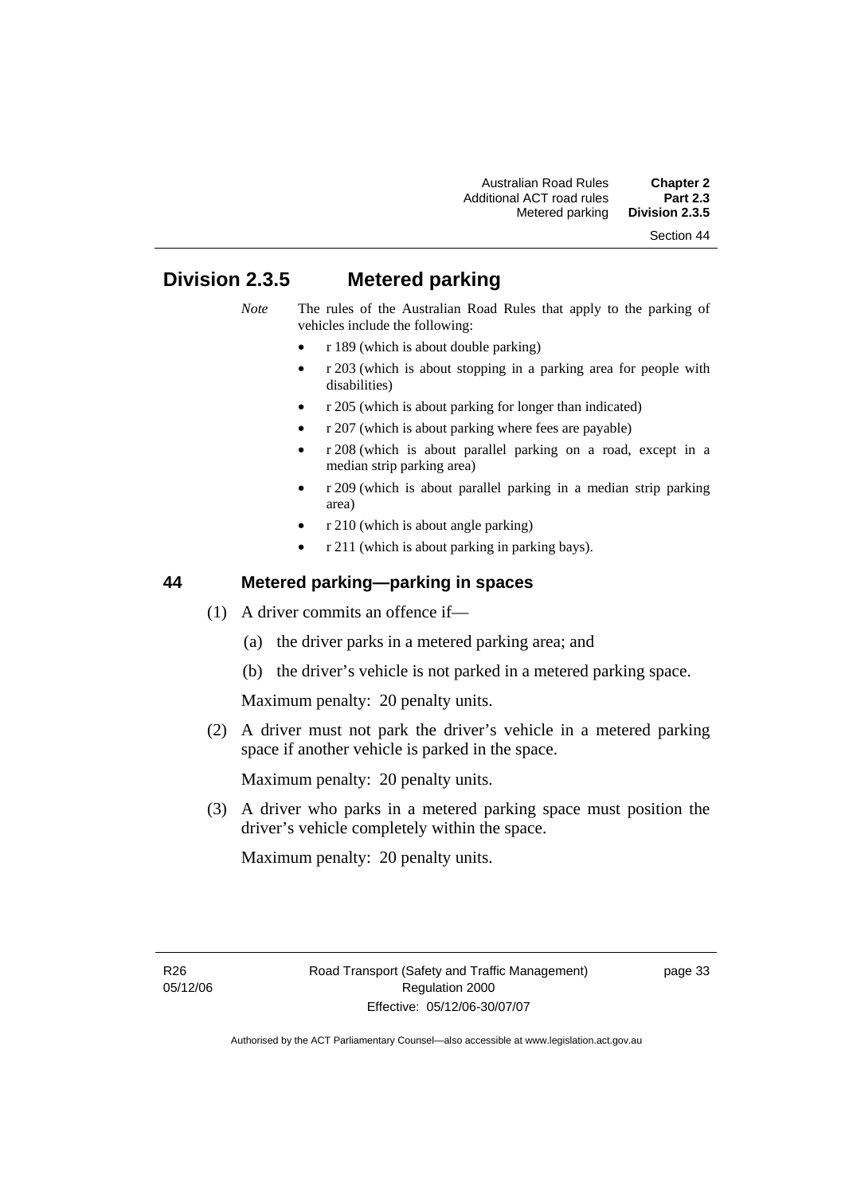## Division 2.3.5 Metered parking

*Note* The rules of the Australian Road Rules that apply to the parking of vehicles include the following:

- r 189 (which is about double parking)
- r 203 (which is about stopping in a parking area for people with disabilities)
- r 205 (which is about parking for longer than indicated)
- r 207 (which is about parking where fees are payable)
- r 208 (which is about parallel parking on a road, except in a median strip parking area)
- r 209 (which is about parallel parking in a median strip parking area)
- r 210 (which is about angle parking)
- r 211 (which is about parking in parking bays).

### 44 Metered parking—parking in spaces

(1) A driver commits an offence if—

(a) the driver parks in a metered parking area; and

(b) the driver's vehicle is not parked in a metered parking space.

Maximum penalty: 20 penalty units.

(2) A driver must not park the driver's vehicle in a metered parking space if another vehicle is parked in the space.

Maximum penalty: 20 penalty units.

(3) A driver who parks in a metered parking space must position the driver's vehicle completely within the space.

Maximum penalty: 20 penalty units.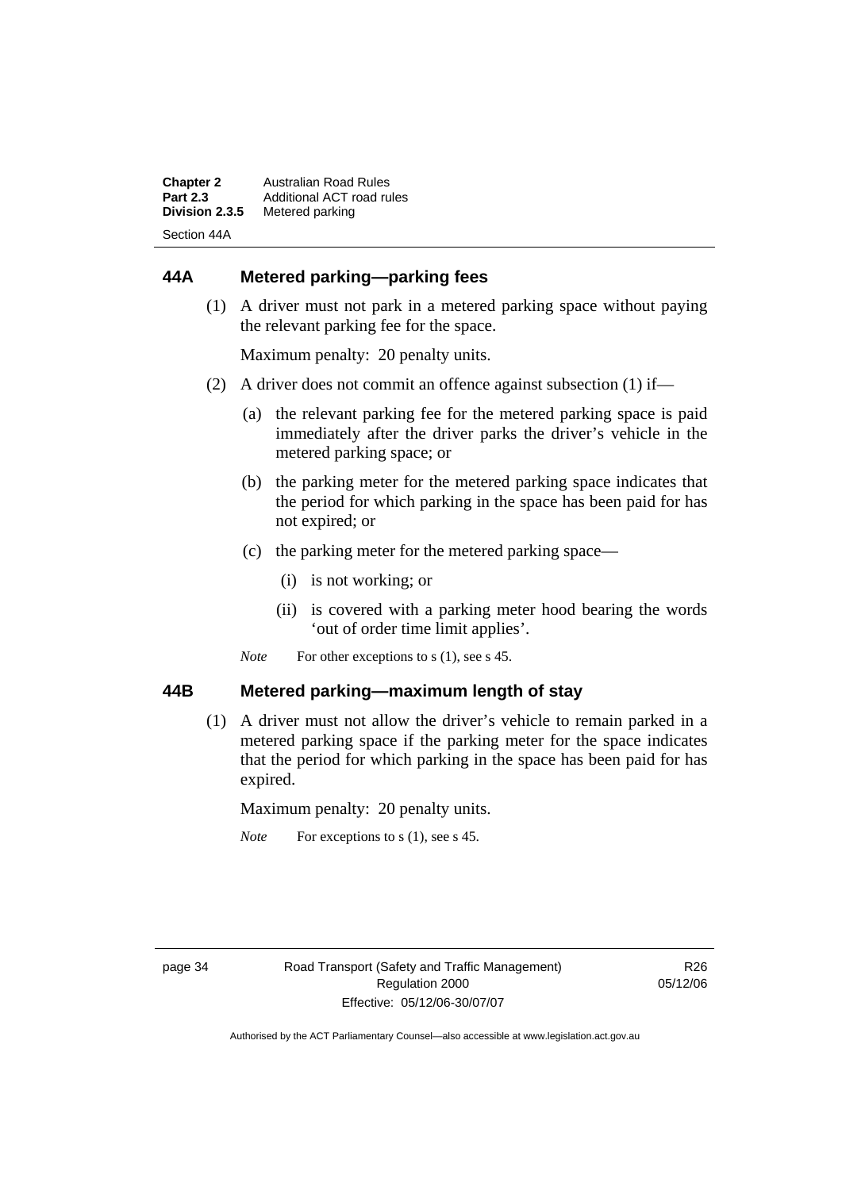## 44A Metered parking—parking fees

(1) A driver must not park in a metered parking space without paying the relevant parking fee for the space.

Maximum penalty: 20 penalty units.

(2) A driver does not commit an offence against subsection (1) if—

(a) the relevant parking fee for the metered parking space is paid immediately after the driver parks the driver's vehicle in the metered parking space; or

(b) the parking meter for the metered parking space indicates that the period for which parking in the space has been paid for has not expired; or

(c) the parking meter for the metered parking space—

(i) is not working; or

(ii) is covered with a parking meter hood bearing the words 'out of order time limit applies'.

*Note* For other exceptions to s (1), see s 45.

## 44B Metered parking—maximum length of stay

(1) A driver must not allow the driver's vehicle to remain parked in a metered parking space if the parking meter for the space indicates that the period for which parking in the space has been paid for has expired.

Maximum penalty: 20 penalty units.

*Note* For exceptions to s (1), see s 45.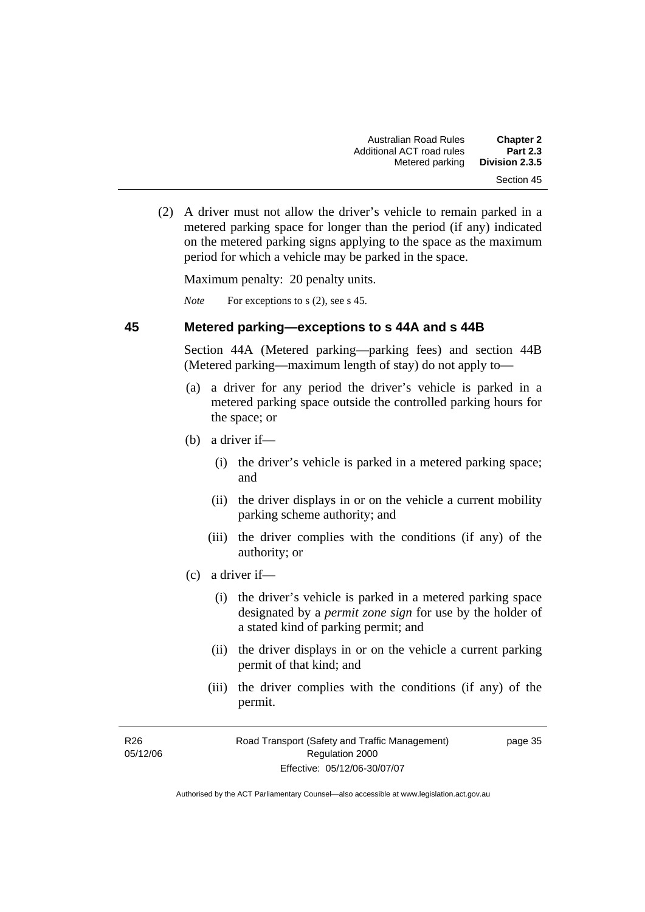(2) A driver must not allow the driver's vehicle to remain parked in a metered parking space for longer than the period (if any) indicated on the metered parking signs applying to the space as the maximum period for which a vehicle may be parked in the space.

Maximum penalty: 20 penalty units.

*Note* For exceptions to s (2), see s 45.

## 45 Metered parking—exceptions to s 44A and s 44B

Section 44A (Metered parking—parking fees) and section 44B (Metered parking—maximum length of stay) do not apply to—

(a) a driver for any period the driver's vehicle is parked in a metered parking space outside the controlled parking hours for the space; or

(b) a driver if—

(i) the driver's vehicle is parked in a metered parking space; and

(ii) the driver displays in or on the vehicle a current mobility parking scheme authority; and

(iii) the driver complies with the conditions (if any) of the authority; or

(c) a driver if—

(i) the driver's vehicle is parked in a metered parking space designated by a ***permit zone sign*** for use by the holder of a stated kind of parking permit; and

(ii) the driver displays in or on the vehicle a current parking permit of that kind; and

(iii) the driver complies with the conditions (if any) of the permit.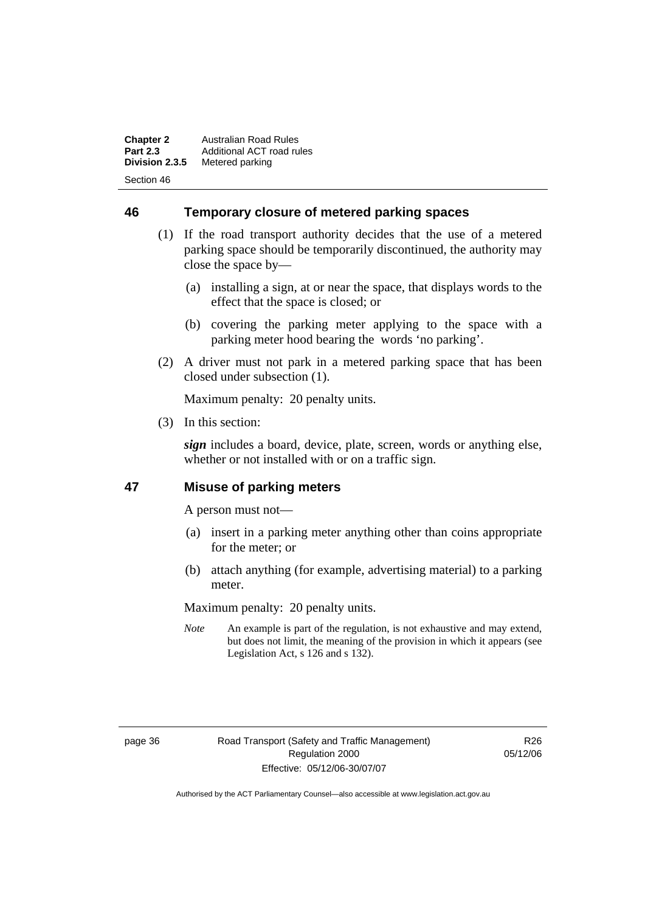## 46 Temporary closure of metered parking spaces

(1) If the road transport authority decides that the use of a metered parking space should be temporarily discontinued, the authority may close the space by—

(a) installing a sign, at or near the space, that displays words to the effect that the space is closed; or

(b) covering the parking meter applying to the space with a parking meter hood bearing the words 'no parking'.

(2) A driver must not park in a metered parking space that has been closed under subsection (1).

Maximum penalty: 20 penalty units.

(3) In this section:

***sign*** includes a board, device, plate, screen, words or anything else, whether or not installed with or on a traffic sign.

## 47 Misuse of parking meters

A person must not—

(a) insert in a parking meter anything other than coins appropriate for the meter; or

(b) attach anything (for example, advertising material) to a parking meter.

Maximum penalty: 20 penalty units.

*Note* An example is part of the regulation, is not exhaustive and may extend, but does not limit, the meaning of the provision in which it appears (see Legislation Act, s 126 and s 132).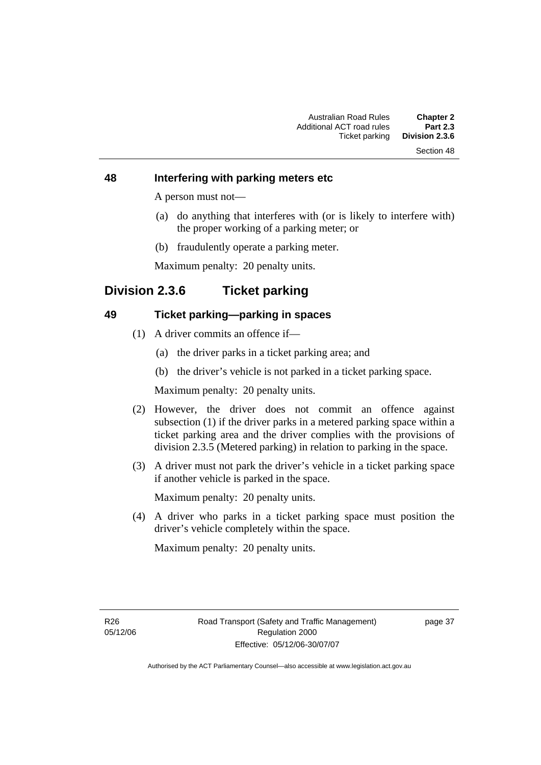### 48 Interfering with parking meters etc

A person must not—

(a) do anything that interferes with (or is likely to interfere with) the proper working of a parking meter; or

(b) fraudulently operate a parking meter.

Maximum penalty: 20 penalty units.

## Division 2.3.6 Ticket parking

### 49 Ticket parking—parking in spaces

(1) A driver commits an offence if—

(a) the driver parks in a ticket parking area; and

(b) the driver's vehicle is not parked in a ticket parking space.

Maximum penalty: 20 penalty units.

(2) However, the driver does not commit an offence against subsection (1) if the driver parks in a metered parking space within a ticket parking area and the driver complies with the provisions of division 2.3.5 (Metered parking) in relation to parking in the space.

(3) A driver must not park the driver's vehicle in a ticket parking space if another vehicle is parked in the space.

Maximum penalty: 20 penalty units.

(4) A driver who parks in a ticket parking space must position the driver's vehicle completely within the space.

Maximum penalty: 20 penalty units.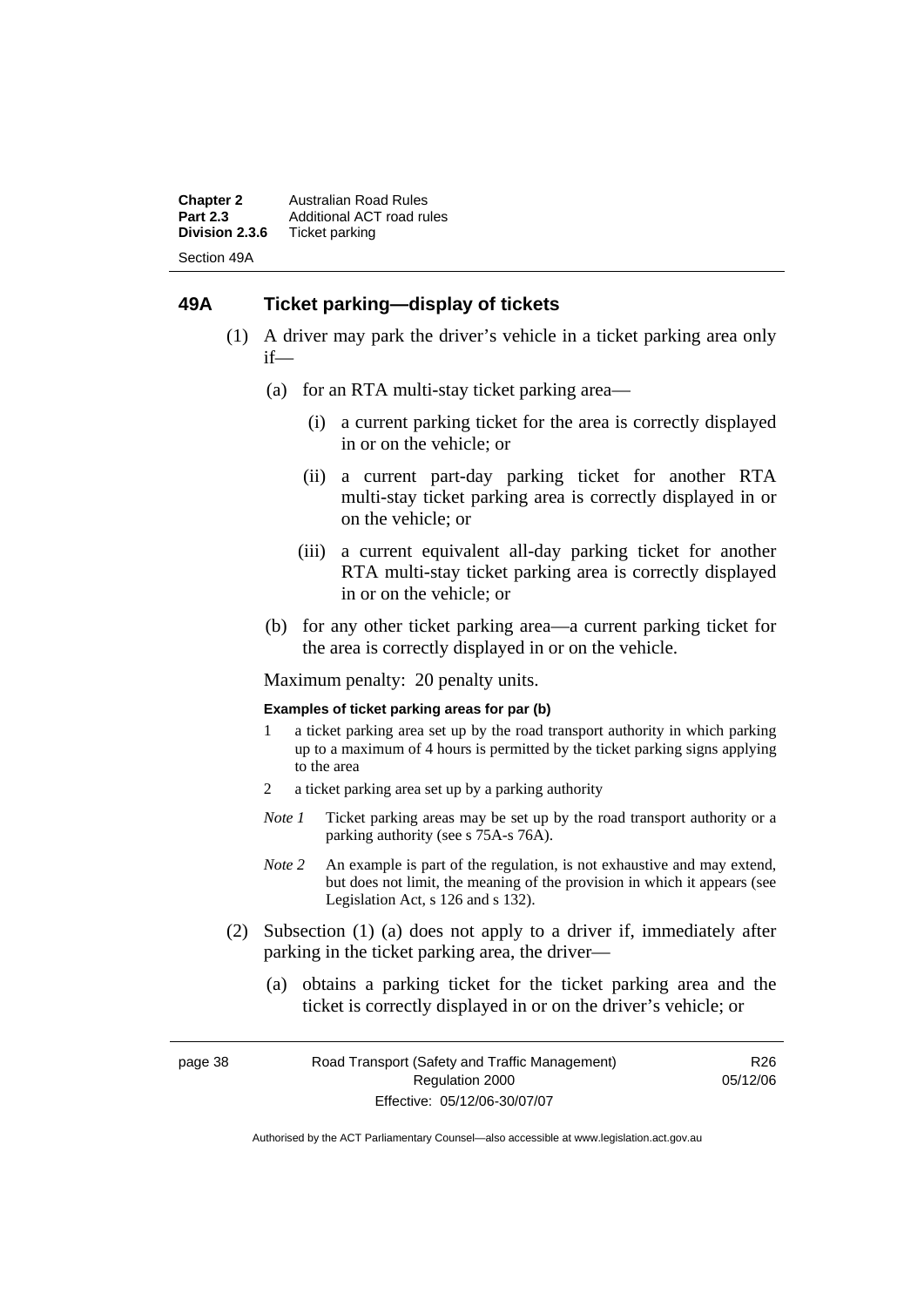## 49A Ticket parking—display of tickets

(1) A driver may park the driver's vehicle in a ticket parking area only if—

  (a) for an RTA multi-stay ticket parking area—

    (i) a current parking ticket for the area is correctly displayed in or on the vehicle; or

    (ii) a current part-day parking ticket for another RTA multi-stay ticket parking area is correctly displayed in or on the vehicle; or

    (iii) a current equivalent all-day parking ticket for another RTA multi-stay ticket parking area is correctly displayed in or on the vehicle; or

  (b) for any other ticket parking area—a current parking ticket for the area is correctly displayed in or on the vehicle.

Maximum penalty: 20 penalty units.

**Examples of ticket parking areas for par (b)**

1 a ticket parking area set up by the road transport authority in which parking up to a maximum of 4 hours is permitted by the ticket parking signs applying to the area

2 a ticket parking area set up by a parking authority

*Note 1* Ticket parking areas may be set up by the road transport authority or a parking authority (see s 75A-s 76A).

*Note 2* An example is part of the regulation, is not exhaustive and may extend, but does not limit, the meaning of the provision in which it appears (see Legislation Act, s 126 and s 132).

(2) Subsection (1) (a) does not apply to a driver if, immediately after parking in the ticket parking area, the driver—

  (a) obtains a parking ticket for the ticket parking area and the ticket is correctly displayed in or on the driver's vehicle; or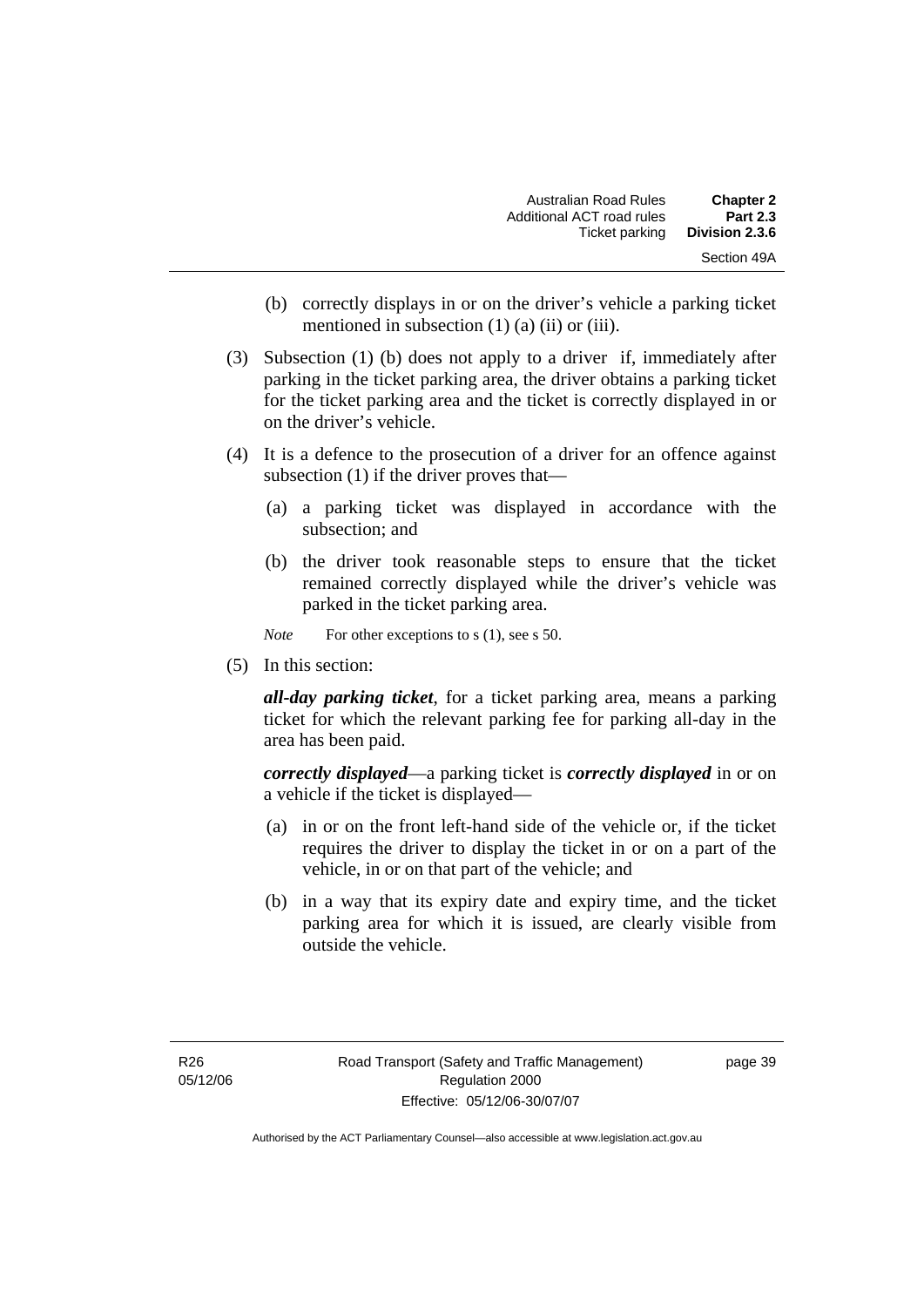(b) correctly displays in or on the driver's vehicle a parking ticket mentioned in subsection (1) (a) (ii) or (iii).

(3) Subsection (1) (b) does not apply to a driver if, immediately after parking in the ticket parking area, the driver obtains a parking ticket for the ticket parking area and the ticket is correctly displayed in or on the driver's vehicle.

(4) It is a defence to the prosecution of a driver for an offence against subsection (1) if the driver proves that—

(a) a parking ticket was displayed in accordance with the subsection; and

(b) the driver took reasonable steps to ensure that the ticket remained correctly displayed while the driver's vehicle was parked in the ticket parking area.

*Note* For other exceptions to s (1), see s 50.

(5) In this section:

***all-day parking ticket***, for a ticket parking area, means a parking ticket for which the relevant parking fee for parking all-day in the area has been paid.

***correctly displayed***—a parking ticket is ***correctly displayed*** in or on a vehicle if the ticket is displayed—

(a) in or on the front left-hand side of the vehicle or, if the ticket requires the driver to display the ticket in or on a part of the vehicle, in or on that part of the vehicle; and

(b) in a way that its expiry date and expiry time, and the ticket parking area for which it is issued, are clearly visible from outside the vehicle.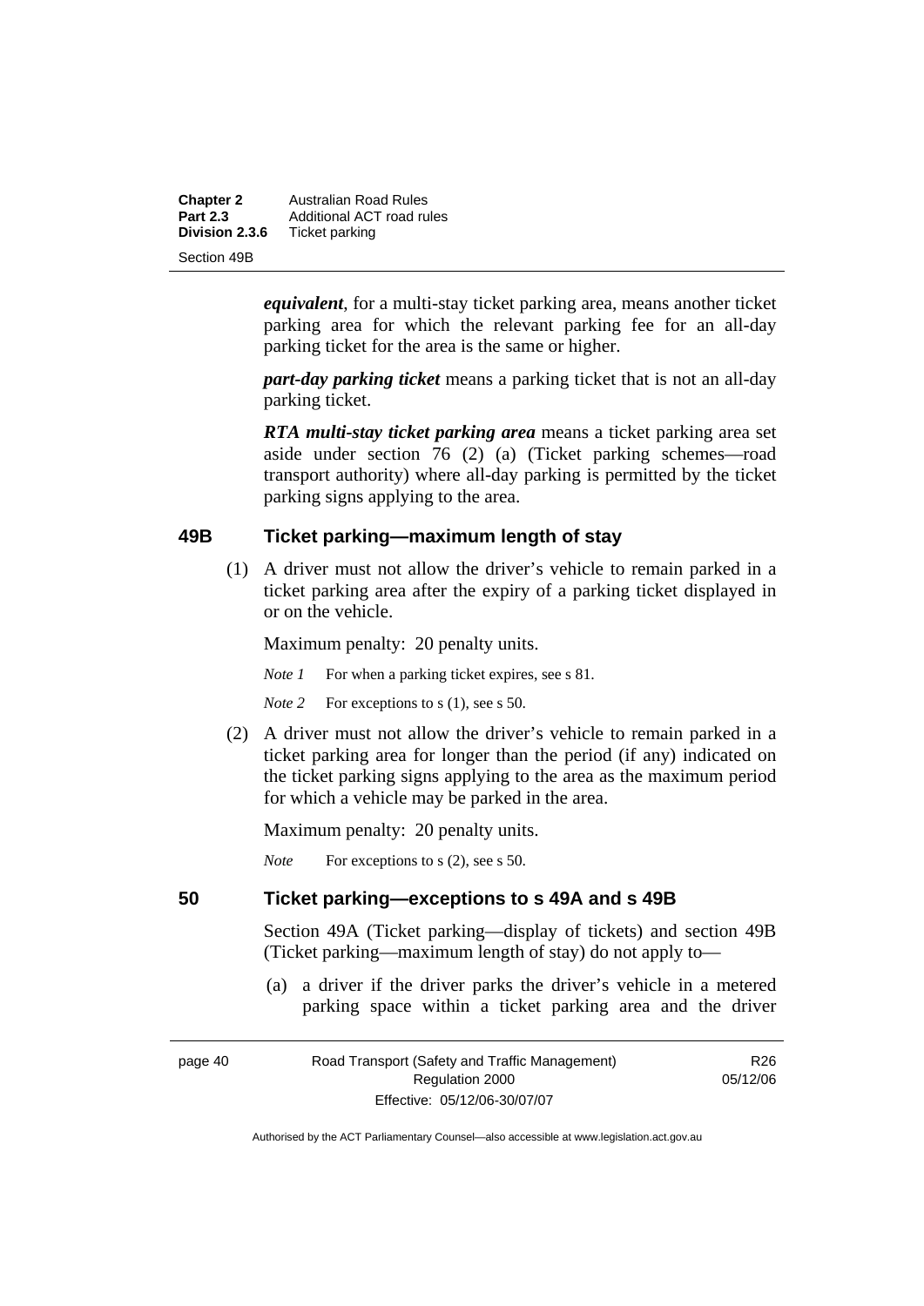***equivalent***, for a multi-stay ticket parking area, means another ticket parking area for which the relevant parking fee for an all-day parking ticket for the area is the same or higher.

***part-day parking ticket*** means a parking ticket that is not an all-day parking ticket.

***RTA multi-stay ticket parking area*** means a ticket parking area set aside under section 76 (2) (a) (Ticket parking schemes—road transport authority) where all-day parking is permitted by the ticket parking signs applying to the area.

## 49B Ticket parking—maximum length of stay

(1) A driver must not allow the driver's vehicle to remain parked in a ticket parking area after the expiry of a parking ticket displayed in or on the vehicle.

Maximum penalty: 20 penalty units.

*Note 1* For when a parking ticket expires, see s 81.

*Note 2* For exceptions to s (1), see s 50.

(2) A driver must not allow the driver's vehicle to remain parked in a ticket parking area for longer than the period (if any) indicated on the ticket parking signs applying to the area as the maximum period for which a vehicle may be parked in the area.

Maximum penalty: 20 penalty units.

*Note* For exceptions to s (2), see s 50.

## 50 Ticket parking—exceptions to s 49A and s 49B

Section 49A (Ticket parking—display of tickets) and section 49B (Ticket parking—maximum length of stay) do not apply to—

(a) a driver if the driver parks the driver's vehicle in a metered parking space within a ticket parking area and the driver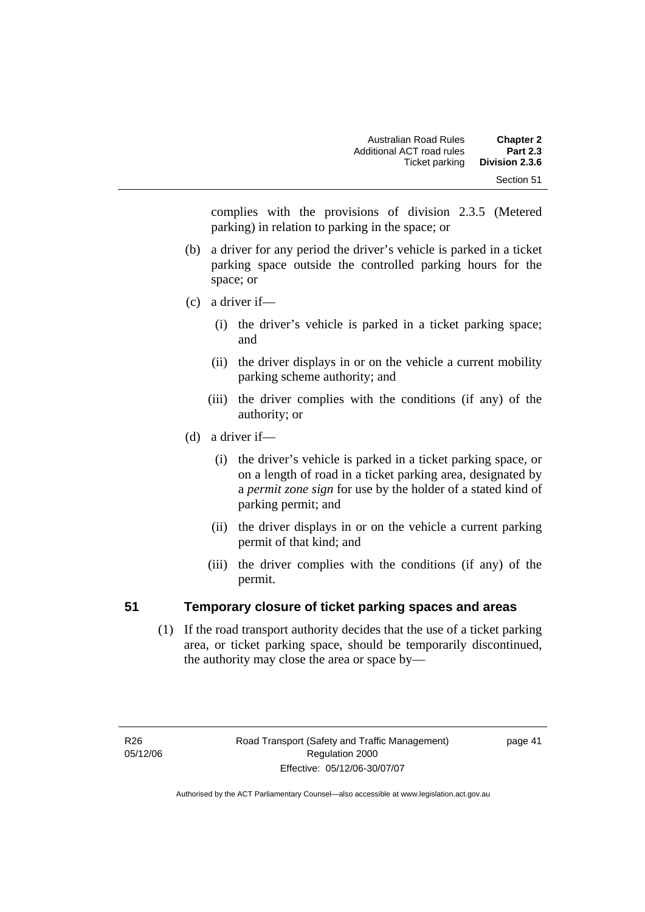complies with the provisions of division 2.3.5 (Metered parking) in relation to parking in the space; or

(b) a driver for any period the driver's vehicle is parked in a ticket parking space outside the controlled parking hours for the space; or

(c) a driver if—

(i) the driver's vehicle is parked in a ticket parking space; and

(ii) the driver displays in or on the vehicle a current mobility parking scheme authority; and

(iii) the driver complies with the conditions (if any) of the authority; or

(d) a driver if—

(i) the driver's vehicle is parked in a ticket parking space, or on a length of road in a ticket parking area, designated by a *permit zone sign* for use by the holder of a stated kind of parking permit; and

(ii) the driver displays in or on the vehicle a current parking permit of that kind; and

(iii) the driver complies with the conditions (if any) of the permit.

## 51 Temporary closure of ticket parking spaces and areas

(1) If the road transport authority decides that the use of a ticket parking area, or ticket parking space, should be temporarily discontinued, the authority may close the area or space by—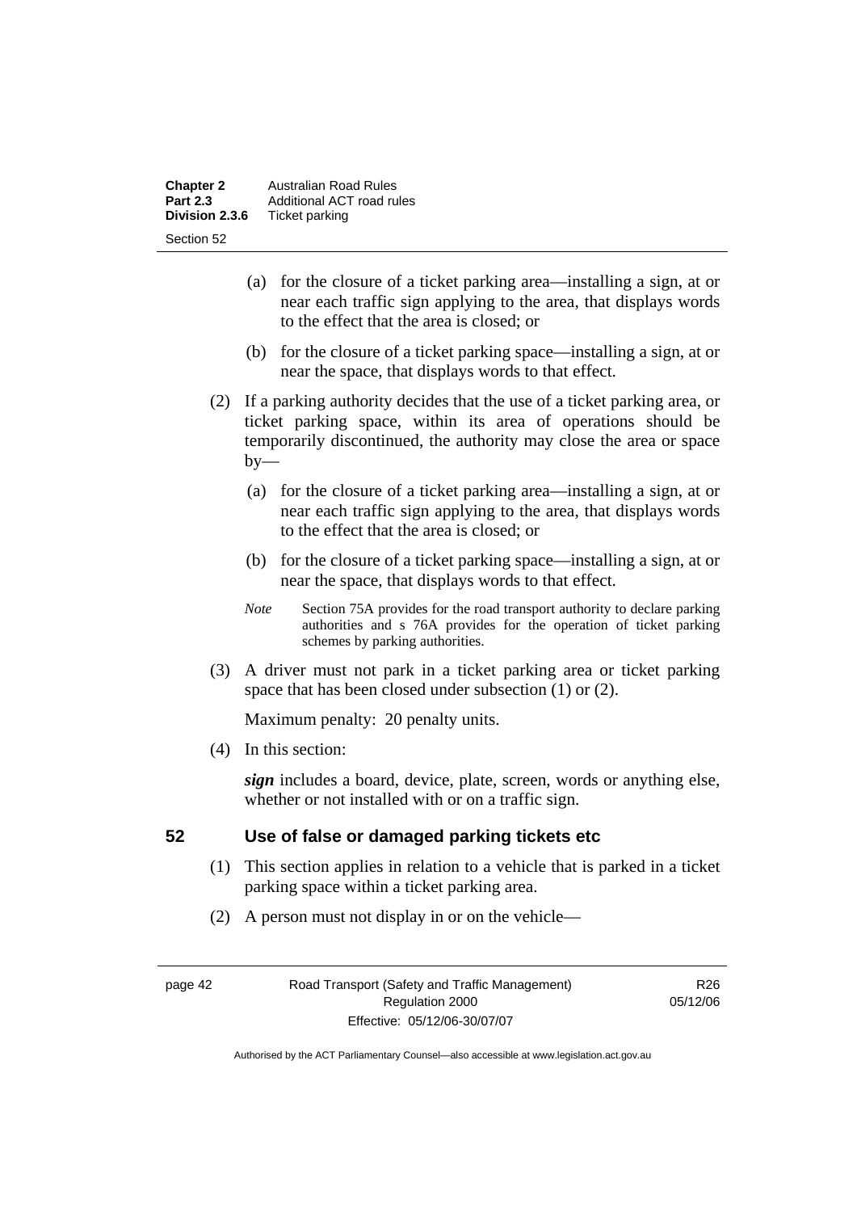(a) for the closure of a ticket parking area—installing a sign, at or near each traffic sign applying to the area, that displays words to the effect that the area is closed; or

(b) for the closure of a ticket parking space—installing a sign, at or near the space, that displays words to that effect.

(2) If a parking authority decides that the use of a ticket parking area, or ticket parking space, within its area of operations should be temporarily discontinued, the authority may close the area or space by—

(a) for the closure of a ticket parking area—installing a sign, at or near each traffic sign applying to the area, that displays words to the effect that the area is closed; or

(b) for the closure of a ticket parking space—installing a sign, at or near the space, that displays words to that effect.

*Note* Section 75A provides for the road transport authority to declare parking authorities and s 76A provides for the operation of ticket parking schemes by parking authorities.

(3) A driver must not park in a ticket parking area or ticket parking space that has been closed under subsection (1) or (2).

Maximum penalty: 20 penalty units.

(4) In this section:

***sign*** includes a board, device, plate, screen, words or anything else, whether or not installed with or on a traffic sign.

## 52 Use of false or damaged parking tickets etc

(1) This section applies in relation to a vehicle that is parked in a ticket parking space within a ticket parking area.

(2) A person must not display in or on the vehicle—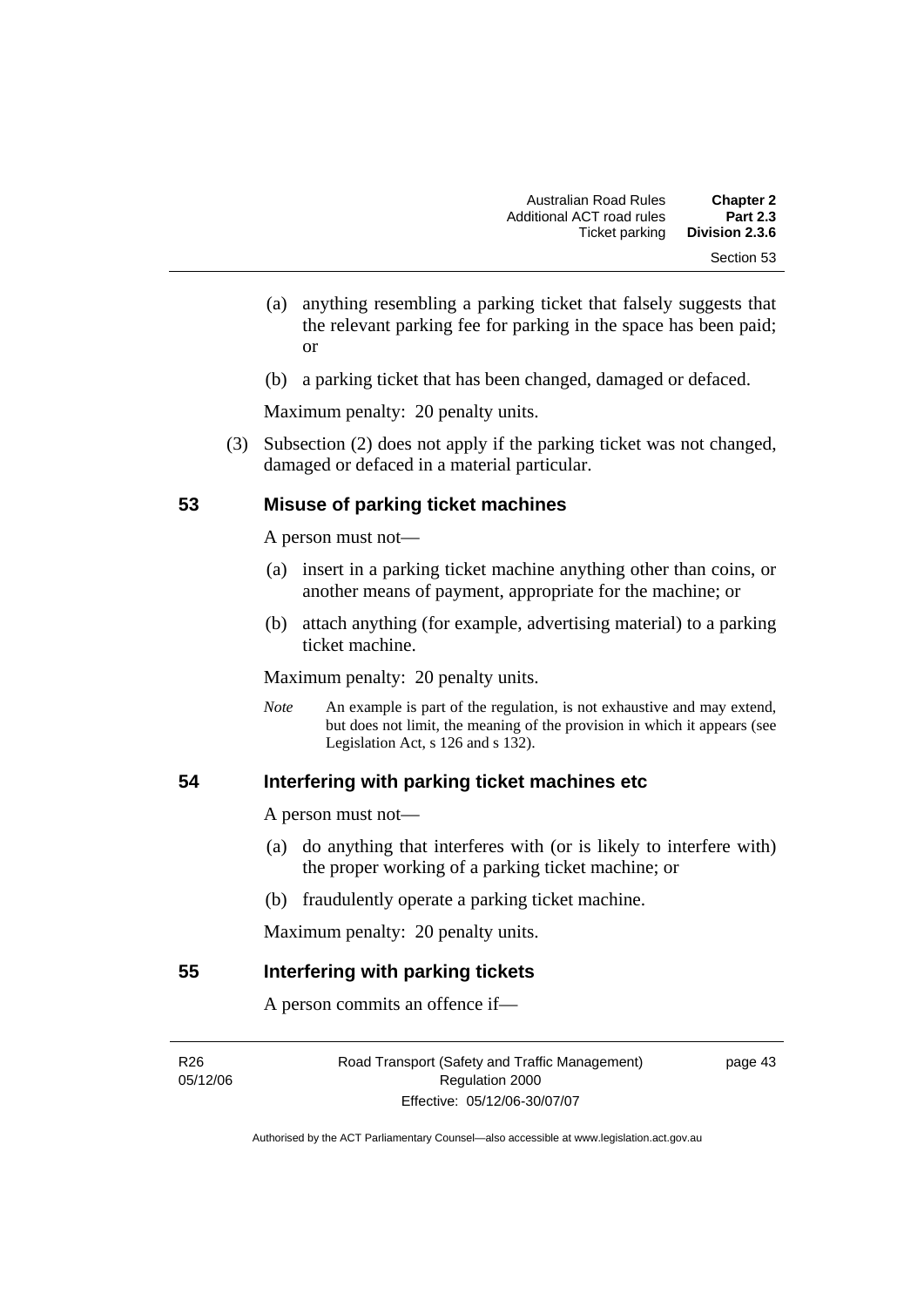(a) anything resembling a parking ticket that falsely suggests that the relevant parking fee for parking in the space has been paid; or

(b) a parking ticket that has been changed, damaged or defaced.

Maximum penalty: 20 penalty units.

(3) Subsection (2) does not apply if the parking ticket was not changed, damaged or defaced in a material particular.

## 53 Misuse of parking ticket machines

A person must not—

(a) insert in a parking ticket machine anything other than coins, or another means of payment, appropriate for the machine; or

(b) attach anything (for example, advertising material) to a parking ticket machine.

Maximum penalty: 20 penalty units.

*Note* An example is part of the regulation, is not exhaustive and may extend, but does not limit, the meaning of the provision in which it appears (see Legislation Act, s 126 and s 132).

## 54 Interfering with parking ticket machines etc

A person must not—

(a) do anything that interferes with (or is likely to interfere with) the proper working of a parking ticket machine; or

(b) fraudulently operate a parking ticket machine.

Maximum penalty: 20 penalty units.

## 55 Interfering with parking tickets

A person commits an offence if—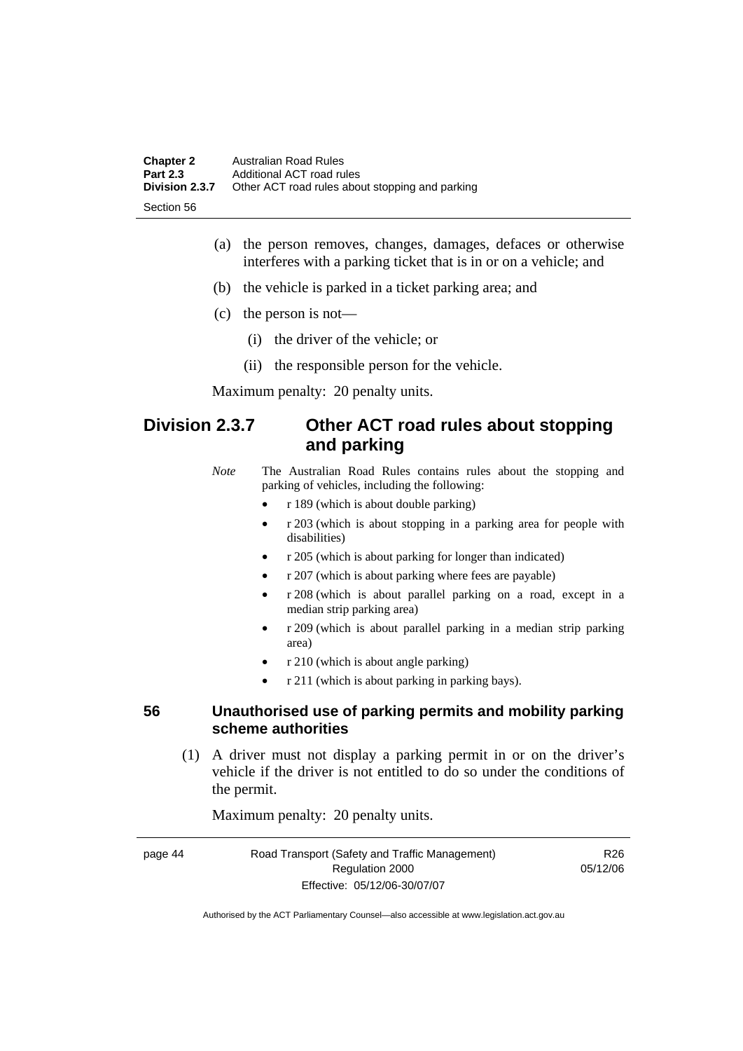(a) the person removes, changes, damages, defaces or otherwise interferes with a parking ticket that is in or on a vehicle; and

(b) the vehicle is parked in a ticket parking area; and

(c) the person is not—

(i) the driver of the vehicle; or

(ii) the responsible person for the vehicle.

Maximum penalty: 20 penalty units.

## Division 2.3.7 Other ACT road rules about stopping and parking

*Note* The Australian Road Rules contains rules about the stopping and parking of vehicles, including the following:

- r 189 (which is about double parking)
- r 203 (which is about stopping in a parking area for people with disabilities)
- r 205 (which is about parking for longer than indicated)
- r 207 (which is about parking where fees are payable)
- r 208 (which is about parallel parking on a road, except in a median strip parking area)
- r 209 (which is about parallel parking in a median strip parking area)
- r 210 (which is about angle parking)
- r 211 (which is about parking in parking bays).

### 56 Unauthorised use of parking permits and mobility parking scheme authorities

(1) A driver must not display a parking permit in or on the driver's vehicle if the driver is not entitled to do so under the conditions of the permit.

Maximum penalty: 20 penalty units.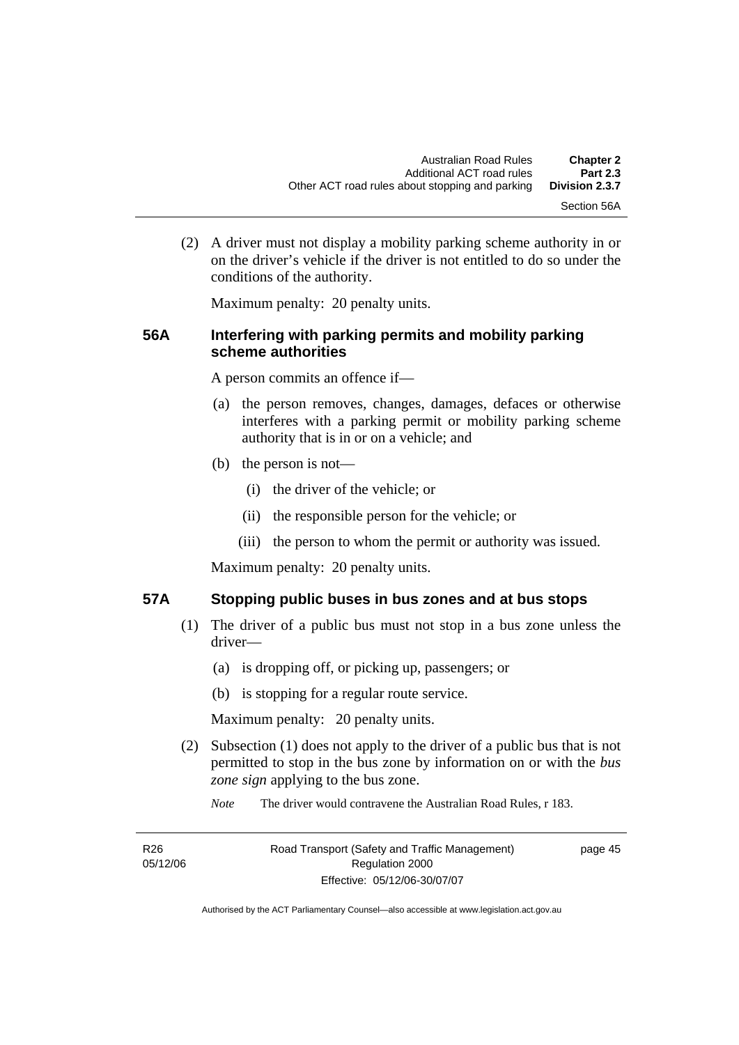(2) A driver must not display a mobility parking scheme authority in or on the driver's vehicle if the driver is not entitled to do so under the conditions of the authority.

Maximum penalty: 20 penalty units.

### 56A Interfering with parking permits and mobility parking scheme authorities

A person commits an offence if—

(a) the person removes, changes, damages, defaces or otherwise interferes with a parking permit or mobility parking scheme authority that is in or on a vehicle; and

(b) the person is not—

(i) the driver of the vehicle; or

(ii) the responsible person for the vehicle; or

(iii) the person to whom the permit or authority was issued.

Maximum penalty: 20 penalty units.

### 57A Stopping public buses in bus zones and at bus stops

(1) The driver of a public bus must not stop in a bus zone unless the driver—

(a) is dropping off, or picking up, passengers; or

(b) is stopping for a regular route service.

Maximum penalty: 20 penalty units.

(2) Subsection (1) does not apply to the driver of a public bus that is not permitted to stop in the bus zone by information on or with the *bus zone sign* applying to the bus zone.

*Note* The driver would contravene the Australian Road Rules, r 183.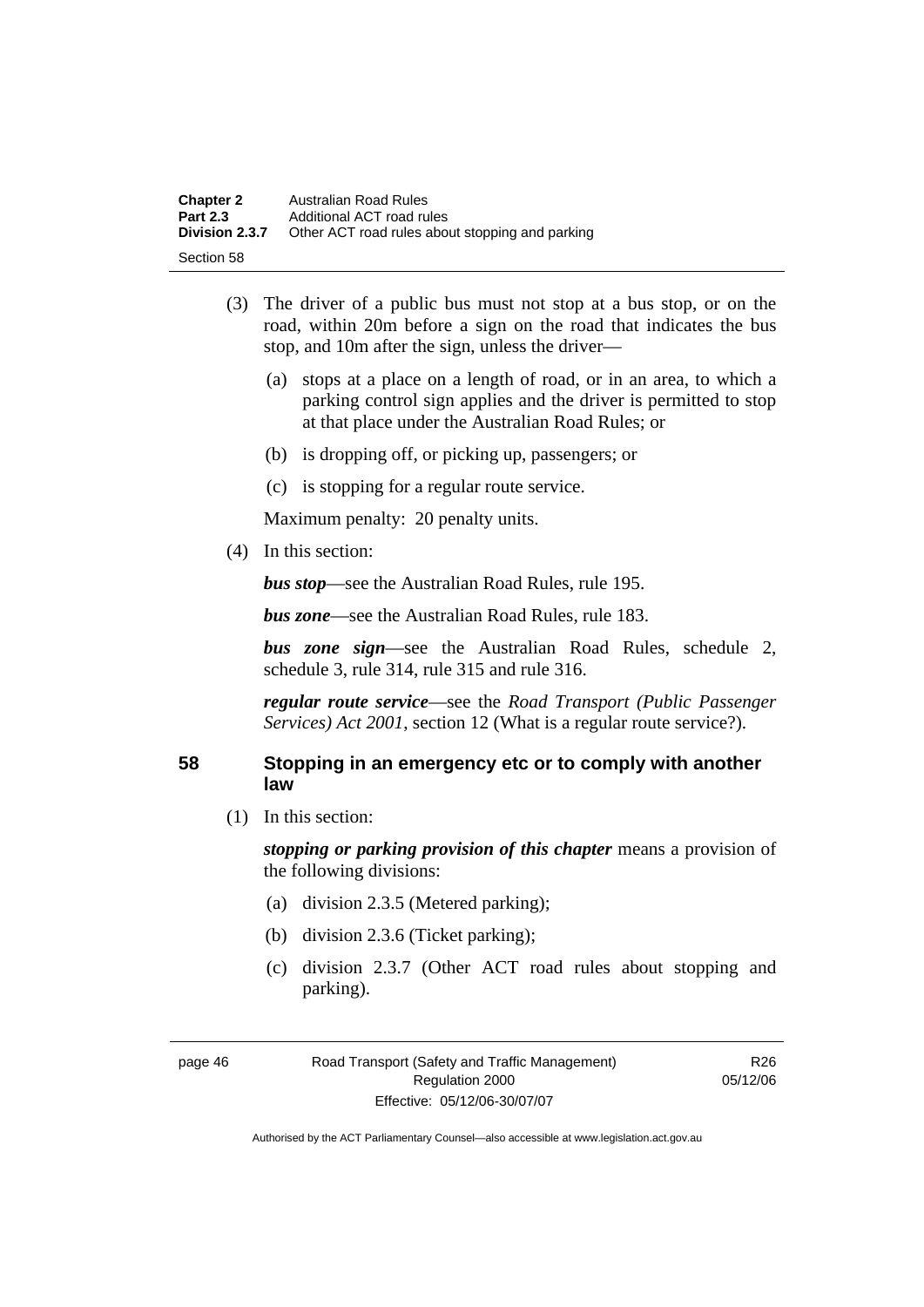(3) The driver of a public bus must not stop at a bus stop, or on the road, within 20m before a sign on the road that indicates the bus stop, and 10m after the sign, unless the driver—

(a) stops at a place on a length of road, or in an area, to which a parking control sign applies and the driver is permitted to stop at that place under the Australian Road Rules; or

(b) is dropping off, or picking up, passengers; or

(c) is stopping for a regular route service.

Maximum penalty: 20 penalty units.

(4) In this section:

***bus stop***—see the Australian Road Rules, rule 195.

***bus zone***—see the Australian Road Rules, rule 183.

***bus zone sign***—see the Australian Road Rules, schedule 2, schedule 3, rule 314, rule 315 and rule 316.

***regular route service***—see the *Road Transport (Public Passenger Services) Act 2001*, section 12 (What is a regular route service?).

## 58 Stopping in an emergency etc or to comply with another law

(1) In this section:

***stopping or parking provision of this chapter*** means a provision of the following divisions:

(a) division 2.3.5 (Metered parking);

(b) division 2.3.6 (Ticket parking);

(c) division 2.3.7 (Other ACT road rules about stopping and parking).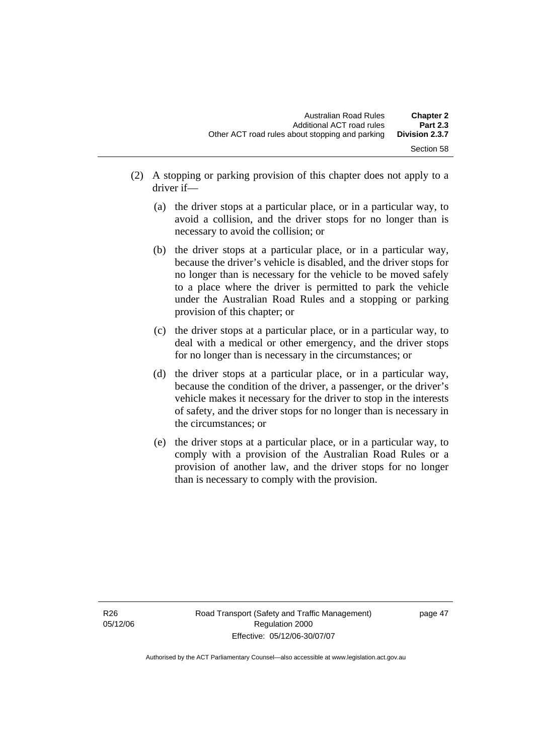(2) A stopping or parking provision of this chapter does not apply to a driver if—

(a) the driver stops at a particular place, or in a particular way, to avoid a collision, and the driver stops for no longer than is necessary to avoid the collision; or

(b) the driver stops at a particular place, or in a particular way, because the driver's vehicle is disabled, and the driver stops for no longer than is necessary for the vehicle to be moved safely to a place where the driver is permitted to park the vehicle under the Australian Road Rules and a stopping or parking provision of this chapter; or

(c) the driver stops at a particular place, or in a particular way, to deal with a medical or other emergency, and the driver stops for no longer than is necessary in the circumstances; or

(d) the driver stops at a particular place, or in a particular way, because the condition of the driver, a passenger, or the driver's vehicle makes it necessary for the driver to stop in the interests of safety, and the driver stops for no longer than is necessary in the circumstances; or

(e) the driver stops at a particular place, or in a particular way, to comply with a provision of the Australian Road Rules or a provision of another law, and the driver stops for no longer than is necessary to comply with the provision.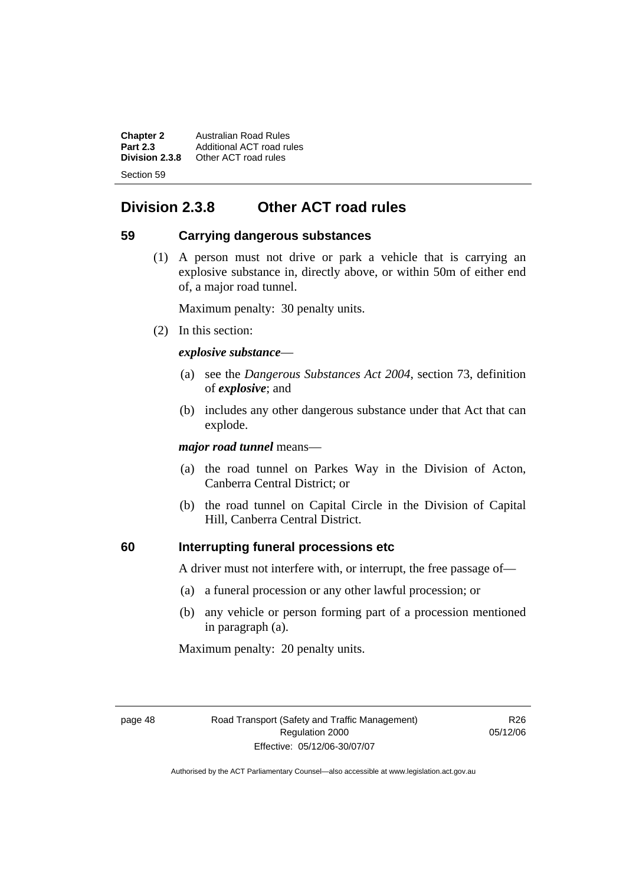## Division 2.3.8 Other ACT road rules

### 59 Carrying dangerous substances

(1) A person must not drive or park a vehicle that is carrying an explosive substance in, directly above, or within 50m of either end of, a major road tunnel.

Maximum penalty: 30 penalty units.

(2) In this section:

***explosive substance***—

(a) see the *Dangerous Substances Act 2004*, section 73, definition of ***explosive***; and

(b) includes any other dangerous substance under that Act that can explode.

***major road tunnel*** means—

(a) the road tunnel on Parkes Way in the Division of Acton, Canberra Central District; or

(b) the road tunnel on Capital Circle in the Division of Capital Hill, Canberra Central District.

### 60 Interrupting funeral processions etc

A driver must not interfere with, or interrupt, the free passage of—

(a) a funeral procession or any other lawful procession; or

(b) any vehicle or person forming part of a procession mentioned in paragraph (a).

Maximum penalty: 20 penalty units.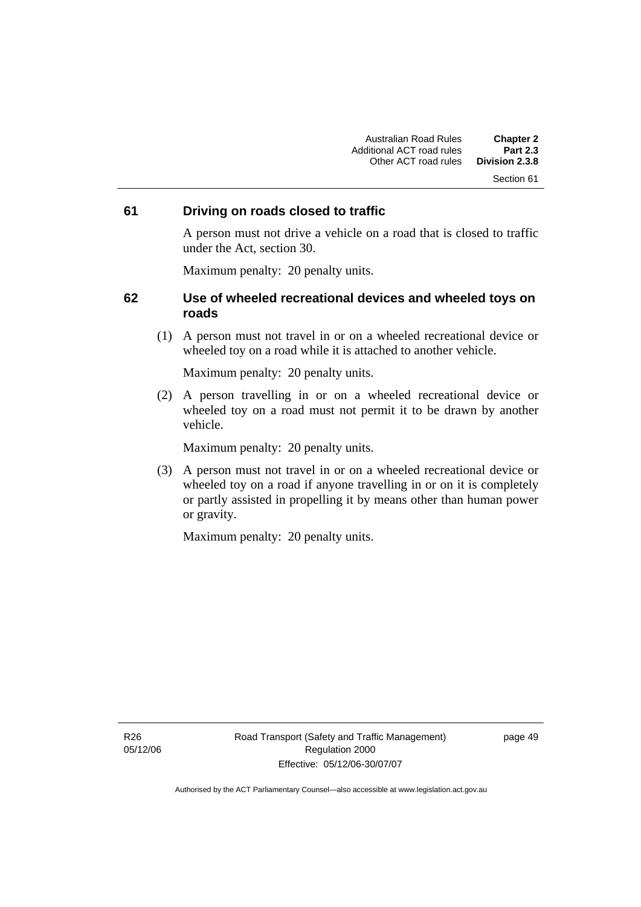## 61 Driving on roads closed to traffic

A person must not drive a vehicle on a road that is closed to traffic under the Act, section 30.

Maximum penalty: 20 penalty units.

## 62 Use of wheeled recreational devices and wheeled toys on roads

(1) A person must not travel in or on a wheeled recreational device or wheeled toy on a road while it is attached to another vehicle.

Maximum penalty: 20 penalty units.

(2) A person travelling in or on a wheeled recreational device or wheeled toy on a road must not permit it to be drawn by another vehicle.

Maximum penalty: 20 penalty units.

(3) A person must not travel in or on a wheeled recreational device or wheeled toy on a road if anyone travelling in or on it is completely or partly assisted in propelling it by means other than human power or gravity.

Maximum penalty: 20 penalty units.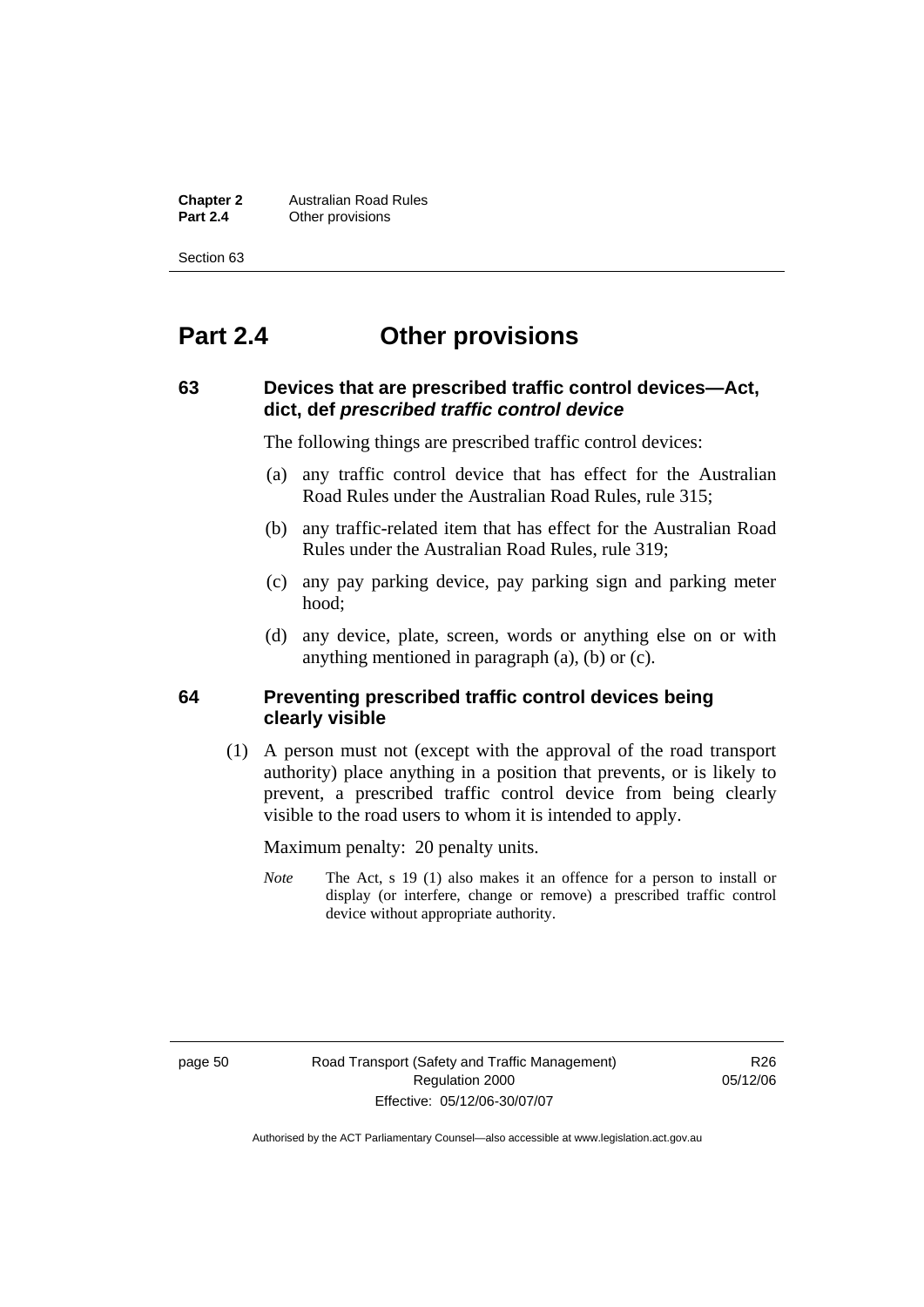# Part 2.4 Other provisions

## 63 Devices that are prescribed traffic control devices—Act, dict, def *prescribed traffic control device*

The following things are prescribed traffic control devices:

(a) any traffic control device that has effect for the Australian Road Rules under the Australian Road Rules, rule 315;

(b) any traffic-related item that has effect for the Australian Road Rules under the Australian Road Rules, rule 319;

(c) any pay parking device, pay parking sign and parking meter hood;

(d) any device, plate, screen, words or anything else on or with anything mentioned in paragraph (a), (b) or (c).

## 64 Preventing prescribed traffic control devices being clearly visible

(1) A person must not (except with the approval of the road transport authority) place anything in a position that prevents, or is likely to prevent, a prescribed traffic control device from being clearly visible to the road users to whom it is intended to apply.

Maximum penalty: 20 penalty units.

*Note* The Act, s 19 (1) also makes it an offence for a person to install or display (or interfere, change or remove) a prescribed traffic control device without appropriate authority.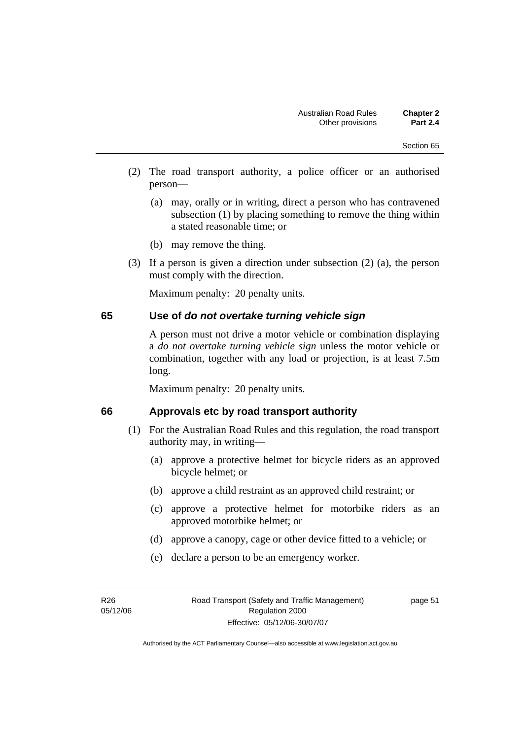(2) The road transport authority, a police officer or an authorised person—

(a) may, orally or in writing, direct a person who has contravened subsection (1) by placing something to remove the thing within a stated reasonable time; or

(b) may remove the thing.

(3) If a person is given a direction under subsection (2) (a), the person must comply with the direction.

Maximum penalty: 20 penalty units.

## 65 Use of *do not overtake turning vehicle sign*

A person must not drive a motor vehicle or combination displaying a *do not overtake turning vehicle sign* unless the motor vehicle or combination, together with any load or projection, is at least 7.5m long.

Maximum penalty: 20 penalty units.

## 66 Approvals etc by road transport authority

(1) For the Australian Road Rules and this regulation, the road transport authority may, in writing—

(a) approve a protective helmet for bicycle riders as an approved bicycle helmet; or

(b) approve a child restraint as an approved child restraint; or

(c) approve a protective helmet for motorbike riders as an approved motorbike helmet; or

(d) approve a canopy, cage or other device fitted to a vehicle; or

(e) declare a person to be an emergency worker.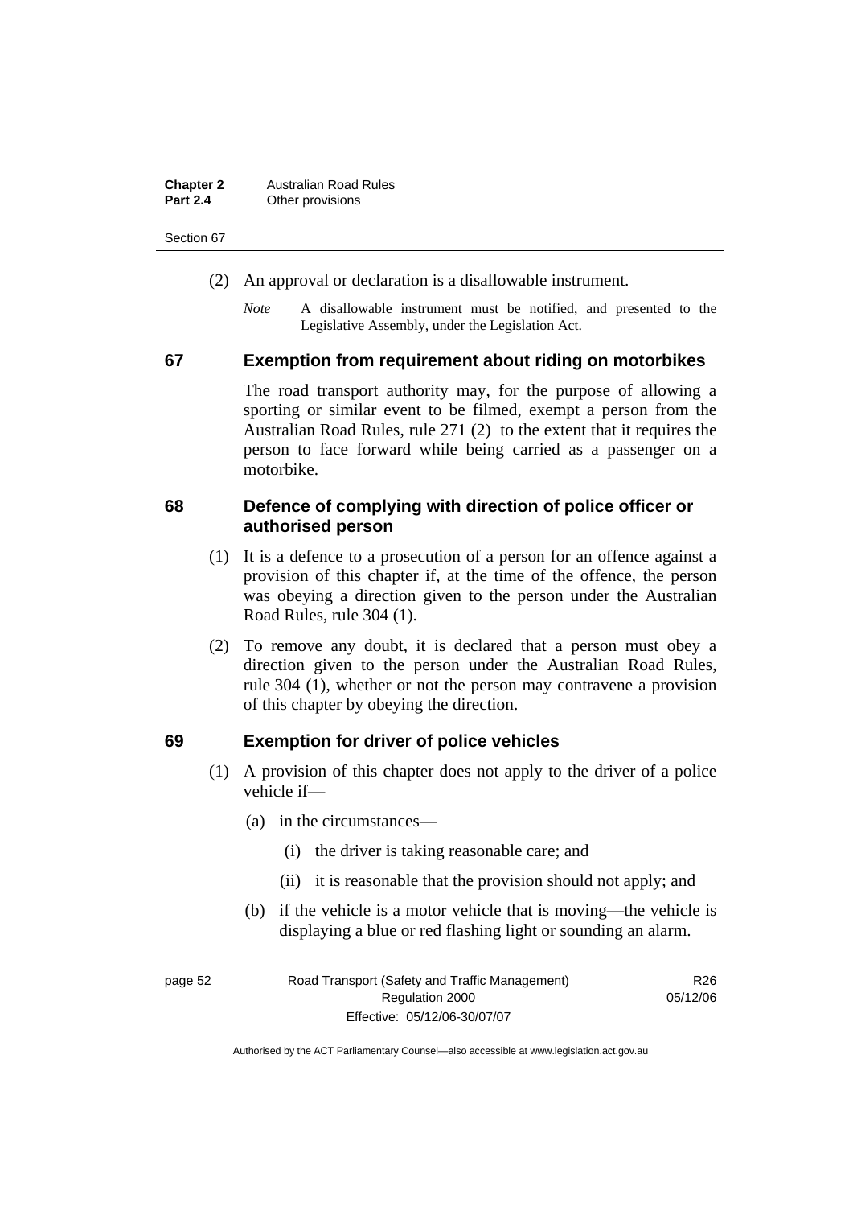(2) An approval or declaration is a disallowable instrument.

*Note* A disallowable instrument must be notified, and presented to the Legislative Assembly, under the Legislation Act.

## 67 Exemption from requirement about riding on motorbikes

The road transport authority may, for the purpose of allowing a sporting or similar event to be filmed, exempt a person from the Australian Road Rules, rule 271 (2) to the extent that it requires the person to face forward while being carried as a passenger on a motorbike.

## 68 Defence of complying with direction of police officer or authorised person

(1) It is a defence to a prosecution of a person for an offence against a provision of this chapter if, at the time of the offence, the person was obeying a direction given to the person under the Australian Road Rules, rule 304 (1).

(2) To remove any doubt, it is declared that a person must obey a direction given to the person under the Australian Road Rules, rule 304 (1), whether or not the person may contravene a provision of this chapter by obeying the direction.

## 69 Exemption for driver of police vehicles

(1) A provision of this chapter does not apply to the driver of a police vehicle if—

(a) in the circumstances—

(i) the driver is taking reasonable care; and

(ii) it is reasonable that the provision should not apply; and

(b) if the vehicle is a motor vehicle that is moving—the vehicle is displaying a blue or red flashing light or sounding an alarm.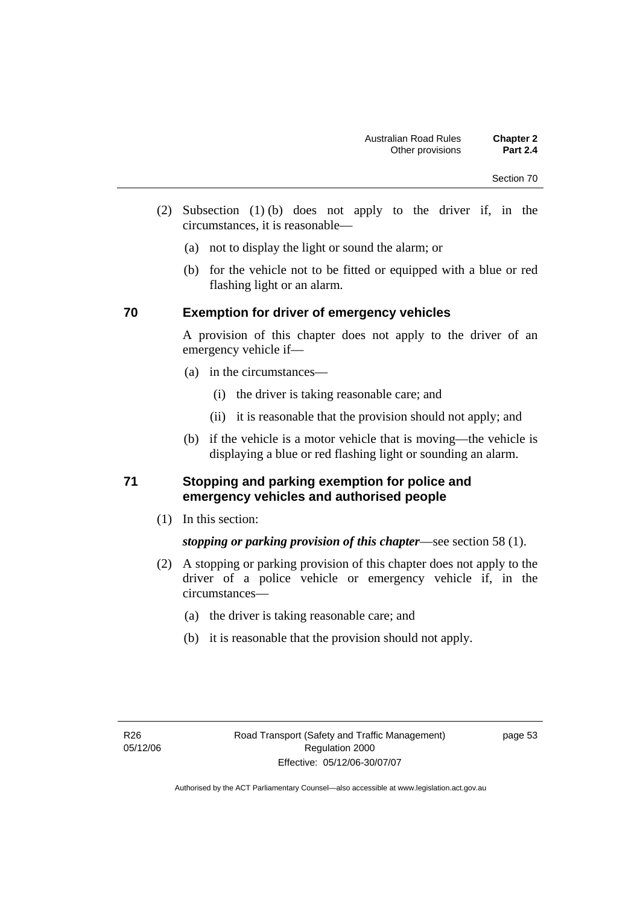(2) Subsection (1) (b) does not apply to the driver if, in the circumstances, it is reasonable—

(a) not to display the light or sound the alarm; or

(b) for the vehicle not to be fitted or equipped with a blue or red flashing light or an alarm.

### 70 Exemption for driver of emergency vehicles

A provision of this chapter does not apply to the driver of an emergency vehicle if—

(a) in the circumstances—

(i) the driver is taking reasonable care; and

(ii) it is reasonable that the provision should not apply; and

(b) if the vehicle is a motor vehicle that is moving—the vehicle is displaying a blue or red flashing light or sounding an alarm.

### 71 Stopping and parking exemption for police and emergency vehicles and authorised people

(1) In this section:

***stopping or parking provision of this chapter***—see section 58 (1).

(2) A stopping or parking provision of this chapter does not apply to the driver of a police vehicle or emergency vehicle if, in the circumstances—

(a) the driver is taking reasonable care; and

(b) it is reasonable that the provision should not apply.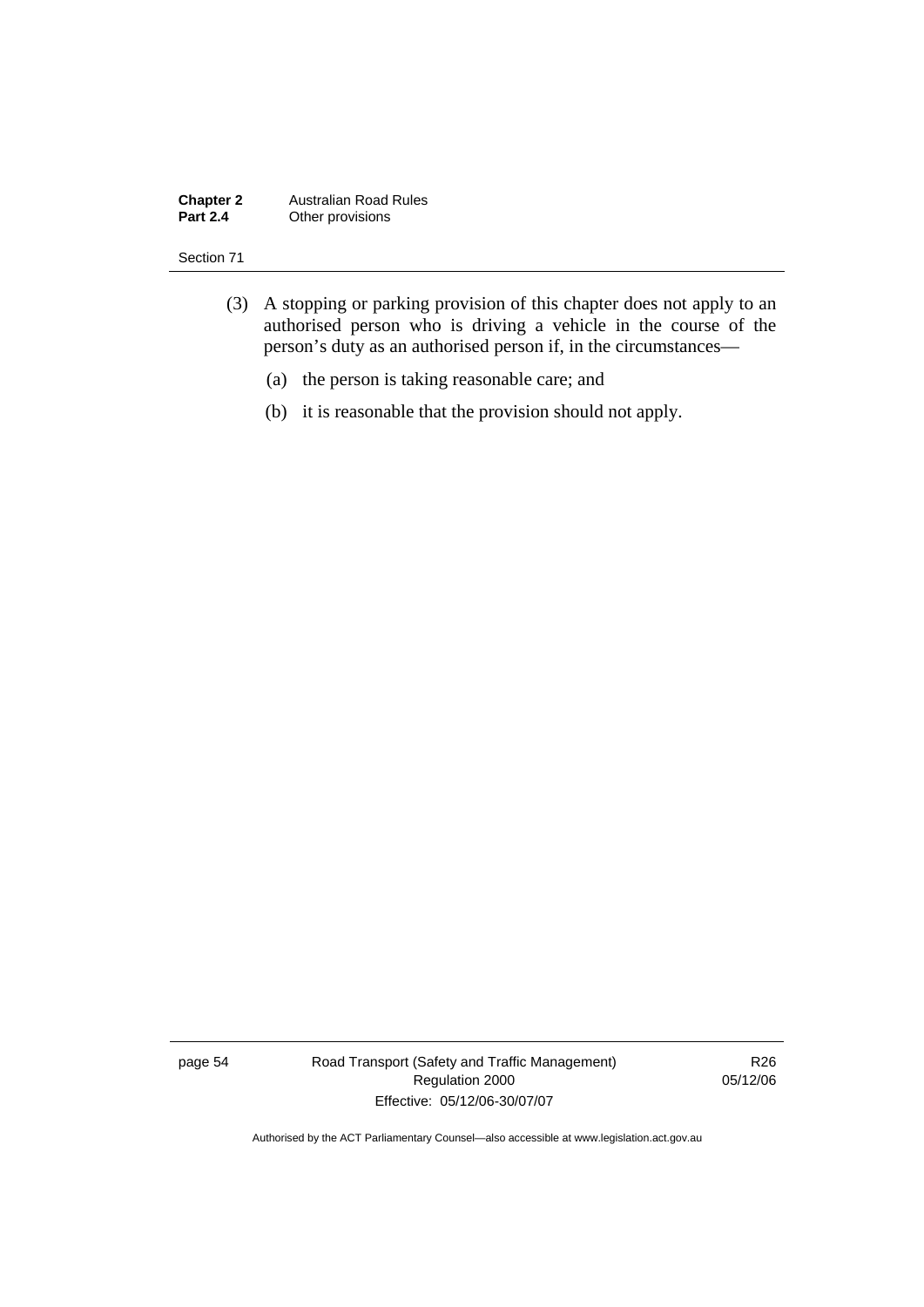(3) A stopping or parking provision of this chapter does not apply to an authorised person who is driving a vehicle in the course of the person's duty as an authorised person if, in the circumstances—

(a) the person is taking reasonable care; and

(b) it is reasonable that the provision should not apply.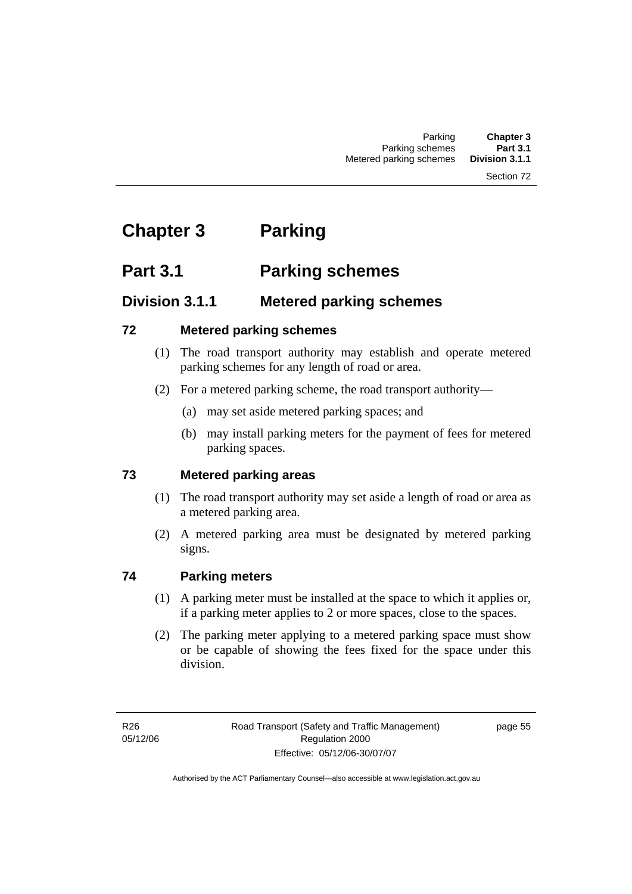# Chapter 3 Parking

## Part 3.1 Parking schemes

### Division 3.1.1 Metered parking schemes

#### 72 Metered parking schemes

(1) The road transport authority may establish and operate metered parking schemes for any length of road or area.

(2) For a metered parking scheme, the road transport authority—

(a) may set aside metered parking spaces; and

(b) may install parking meters for the payment of fees for metered parking spaces.

#### 73 Metered parking areas

(1) The road transport authority may set aside a length of road or area as a metered parking area.

(2) A metered parking area must be designated by metered parking signs.

#### 74 Parking meters

(1) A parking meter must be installed at the space to which it applies or, if a parking meter applies to 2 or more spaces, close to the spaces.

(2) The parking meter applying to a metered parking space must show or be capable of showing the fees fixed for the space under this division.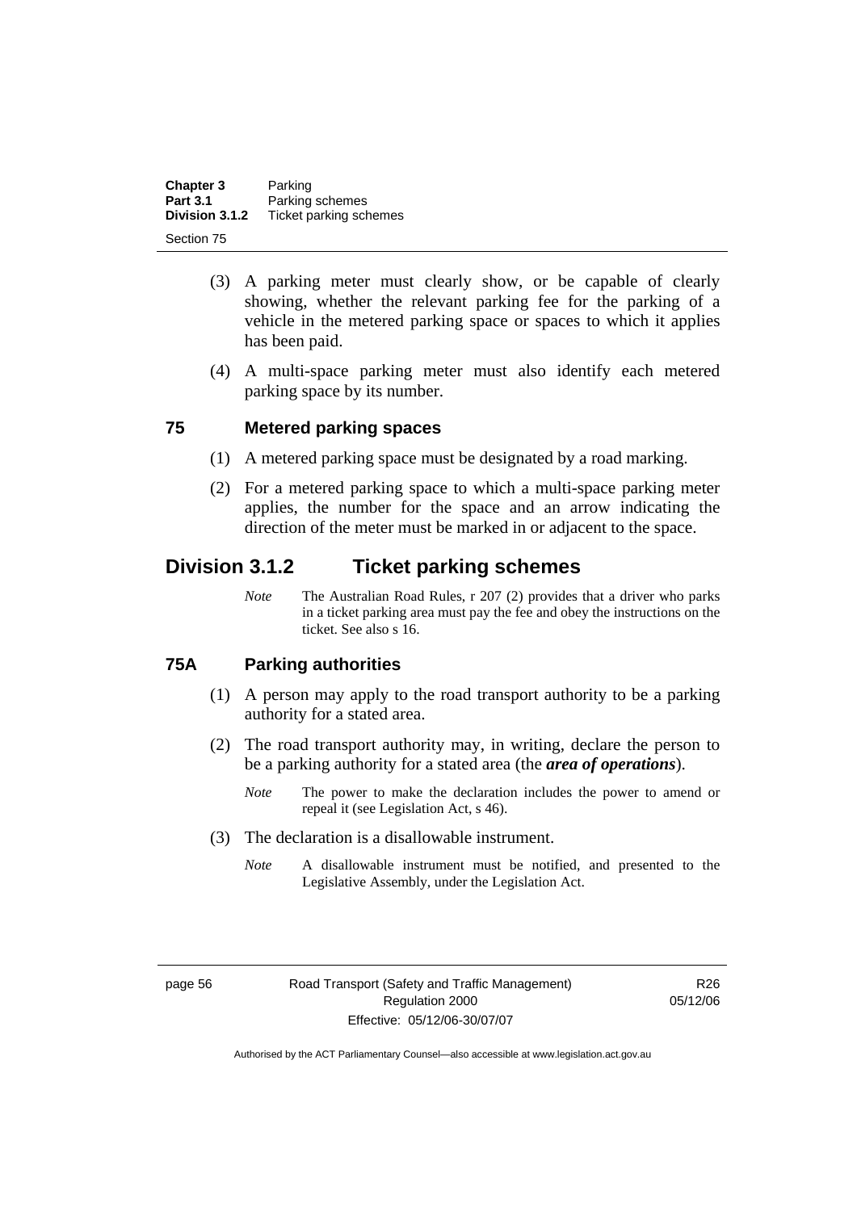(3) A parking meter must clearly show, or be capable of clearly showing, whether the relevant parking fee for the parking of a vehicle in the metered parking space or spaces to which it applies has been paid.

(4) A multi-space parking meter must also identify each metered parking space by its number.

### 75 Metered parking spaces

(1) A metered parking space must be designated by a road marking.

(2) For a metered parking space to which a multi-space parking meter applies, the number for the space and an arrow indicating the direction of the meter must be marked in or adjacent to the space.

## Division 3.1.2 Ticket parking schemes

*Note* The Australian Road Rules, r 207 (2) provides that a driver who parks in a ticket parking area must pay the fee and obey the instructions on the ticket. See also s 16.

### 75A Parking authorities

(1) A person may apply to the road transport authority to be a parking authority for a stated area.

(2) The road transport authority may, in writing, declare the person to be a parking authority for a stated area (the ***area of operations***).

*Note* The power to make the declaration includes the power to amend or repeal it (see Legislation Act, s 46).

(3) The declaration is a disallowable instrument.

*Note* A disallowable instrument must be notified, and presented to the Legislative Assembly, under the Legislation Act.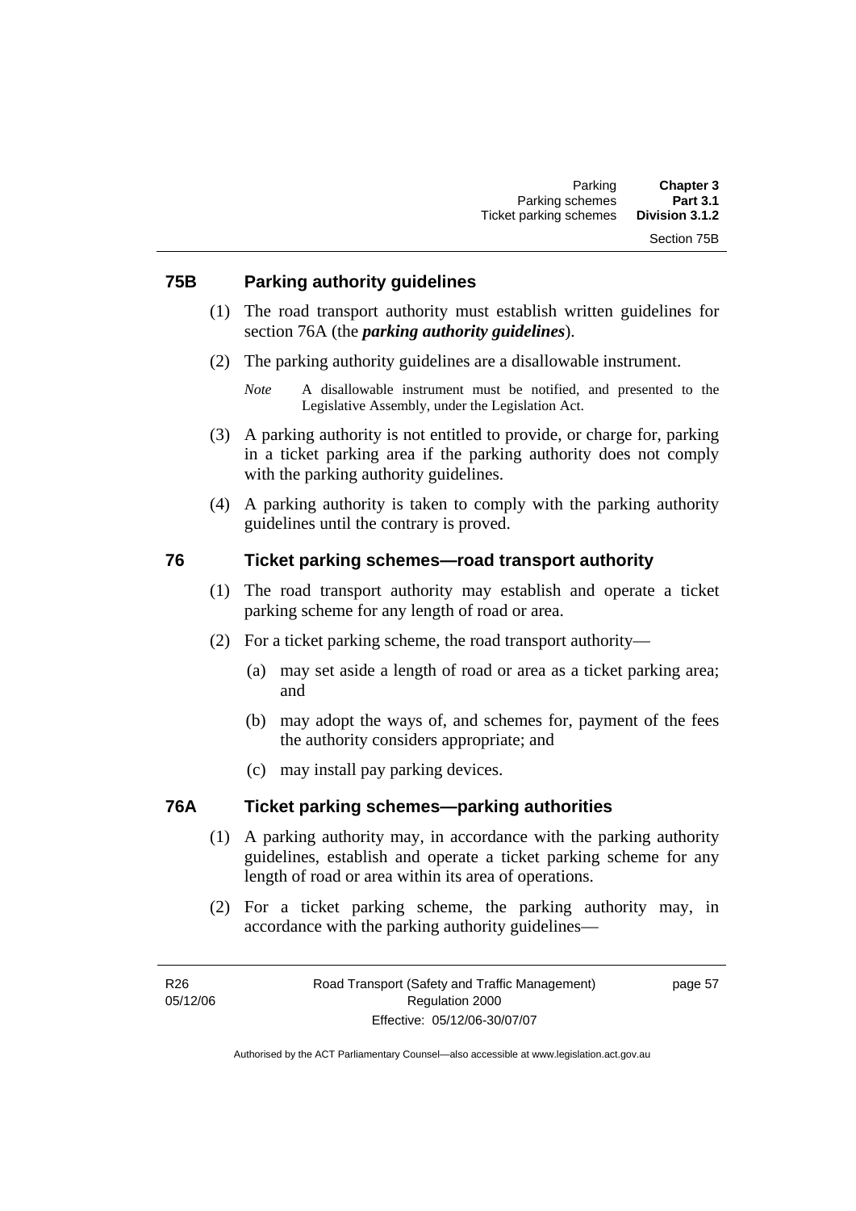### 75B Parking authority guidelines

(1) The road transport authority must establish written guidelines for section 76A (the ***parking authority guidelines***).

(2) The parking authority guidelines are a disallowable instrument.

*Note* A disallowable instrument must be notified, and presented to the Legislative Assembly, under the Legislation Act.

(3) A parking authority is not entitled to provide, or charge for, parking in a ticket parking area if the parking authority does not comply with the parking authority guidelines.

(4) A parking authority is taken to comply with the parking authority guidelines until the contrary is proved.

### 76 Ticket parking schemes—road transport authority

(1) The road transport authority may establish and operate a ticket parking scheme for any length of road or area.

(2) For a ticket parking scheme, the road transport authority—

(a) may set aside a length of road or area as a ticket parking area; and

(b) may adopt the ways of, and schemes for, payment of the fees the authority considers appropriate; and

(c) may install pay parking devices.

### 76A Ticket parking schemes—parking authorities

(1) A parking authority may, in accordance with the parking authority guidelines, establish and operate a ticket parking scheme for any length of road or area within its area of operations.

(2) For a ticket parking scheme, the parking authority may, in accordance with the parking authority guidelines—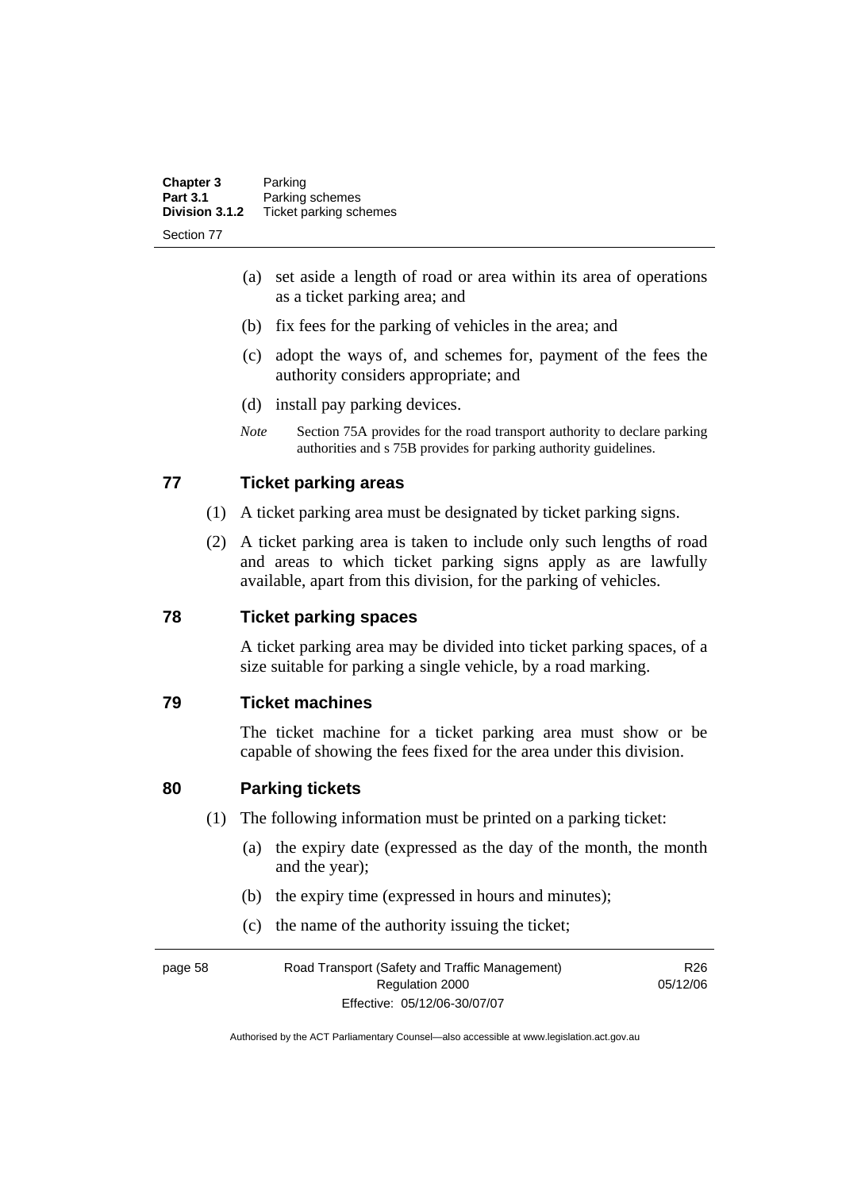(a) set aside a length of road or area within its area of operations as a ticket parking area; and

(b) fix fees for the parking of vehicles in the area; and

(c) adopt the ways of, and schemes for, payment of the fees the authority considers appropriate; and

(d) install pay parking devices.

*Note* Section 75A provides for the road transport authority to declare parking authorities and s 75B provides for parking authority guidelines.

## 77 Ticket parking areas

(1) A ticket parking area must be designated by ticket parking signs.

(2) A ticket parking area is taken to include only such lengths of road and areas to which ticket parking signs apply as are lawfully available, apart from this division, for the parking of vehicles.

## 78 Ticket parking spaces

A ticket parking area may be divided into ticket parking spaces, of a size suitable for parking a single vehicle, by a road marking.

## 79 Ticket machines

The ticket machine for a ticket parking area must show or be capable of showing the fees fixed for the area under this division.

## 80 Parking tickets

(1) The following information must be printed on a parking ticket:

(a) the expiry date (expressed as the day of the month, the month and the year);

(b) the expiry time (expressed in hours and minutes);

(c) the name of the authority issuing the ticket;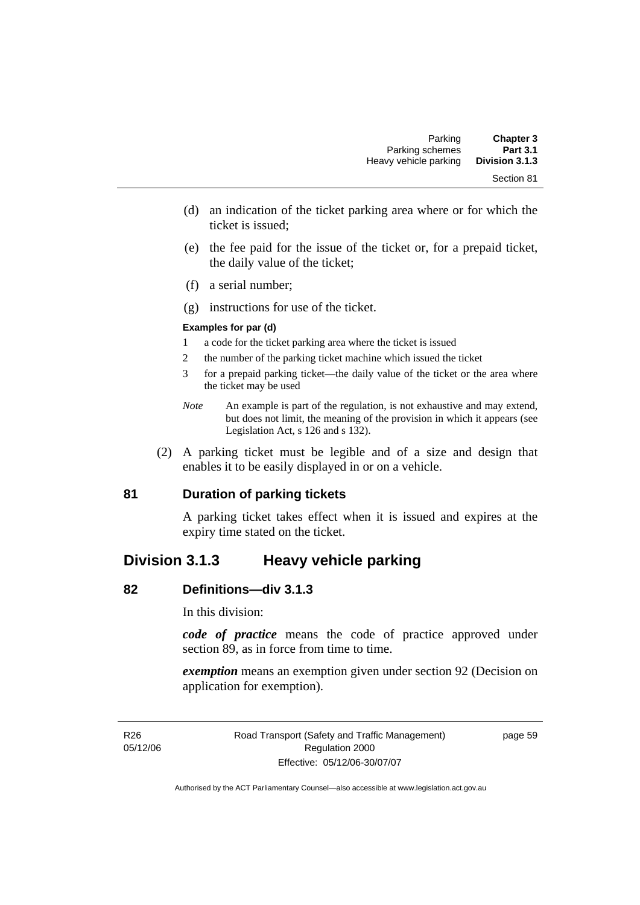(d) an indication of the ticket parking area where or for which the ticket is issued;

(e) the fee paid for the issue of the ticket or, for a prepaid ticket, the daily value of the ticket;

(f) a serial number;

(g) instructions for use of the ticket.

**Examples for par (d)**

1 a code for the ticket parking area where the ticket is issued

2 the number of the parking ticket machine which issued the ticket

3 for a prepaid parking ticket—the daily value of the ticket or the area where the ticket may be used

*Note* An example is part of the regulation, is not exhaustive and may extend, but does not limit, the meaning of the provision in which it appears (see Legislation Act, s 126 and s 132).

(2) A parking ticket must be legible and of a size and design that enables it to be easily displayed in or on a vehicle.

### 81 Duration of parking tickets

A parking ticket takes effect when it is issued and expires at the expiry time stated on the ticket.

## Division 3.1.3 Heavy vehicle parking

### 82 Definitions—div 3.1.3

In this division:

***code of practice*** means the code of practice approved under section 89, as in force from time to time.

***exemption*** means an exemption given under section 92 (Decision on application for exemption).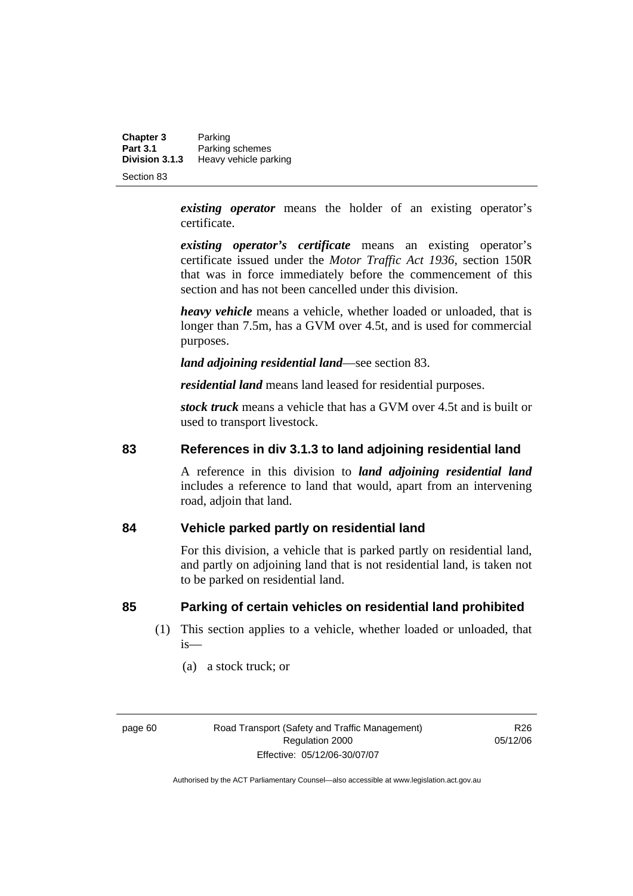***existing operator*** means the holder of an existing operator's certificate.

***existing operator's certificate*** means an existing operator's certificate issued under the *Motor Traffic Act 1936,* section 150R that was in force immediately before the commencement of this section and has not been cancelled under this division.

***heavy vehicle*** means a vehicle, whether loaded or unloaded, that is longer than 7.5m, has a GVM over 4.5t, and is used for commercial purposes.

***land adjoining residential land***—see section 83.

***residential land*** means land leased for residential purposes.

***stock truck*** means a vehicle that has a GVM over 4.5t and is built or used to transport livestock.

## 83 References in div 3.1.3 to land adjoining residential land

A reference in this division to ***land adjoining residential land*** includes a reference to land that would, apart from an intervening road, adjoin that land.

## 84 Vehicle parked partly on residential land

For this division, a vehicle that is parked partly on residential land, and partly on adjoining land that is not residential land, is taken not to be parked on residential land.

## 85 Parking of certain vehicles on residential land prohibited

(1) This section applies to a vehicle, whether loaded or unloaded, that is—

(a) a stock truck; or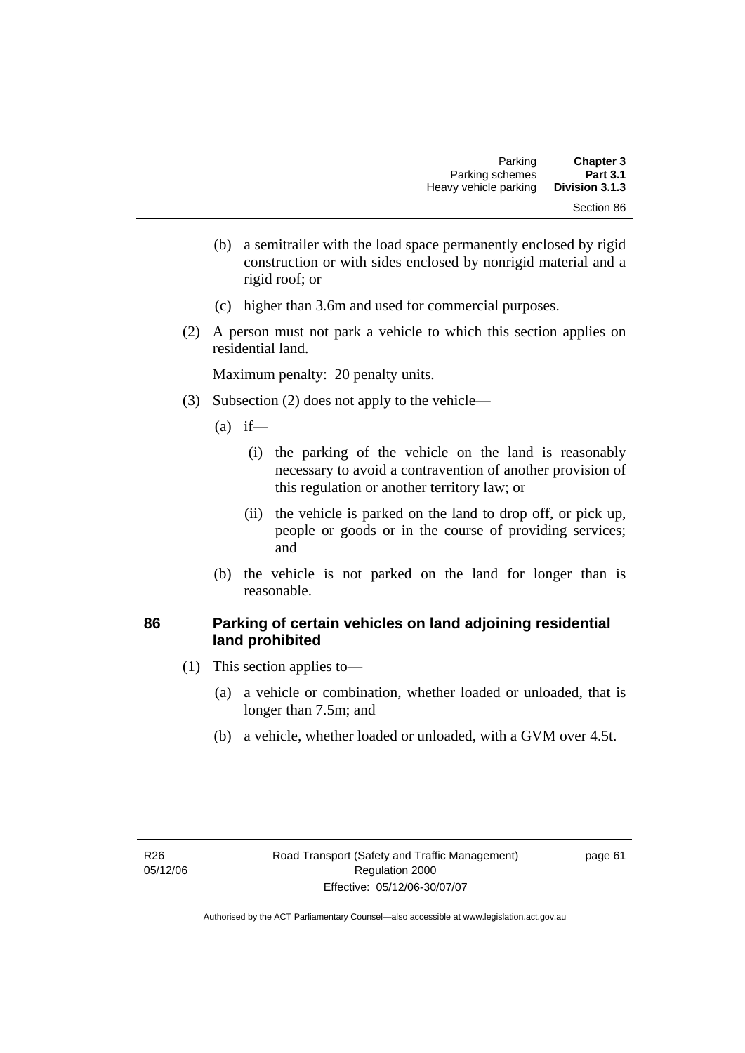(b) a semitrailer with the load space permanently enclosed by rigid construction or with sides enclosed by nonrigid material and a rigid roof; or

(c) higher than 3.6m and used for commercial purposes.

(2) A person must not park a vehicle to which this section applies on residential land.

Maximum penalty: 20 penalty units.

(3) Subsection (2) does not apply to the vehicle—

(a) if—

(i) the parking of the vehicle on the land is reasonably necessary to avoid a contravention of another provision of this regulation or another territory law; or

(ii) the vehicle is parked on the land to drop off, or pick up, people or goods or in the course of providing services; and

(b) the vehicle is not parked on the land for longer than is reasonable.

### 86 Parking of certain vehicles on land adjoining residential land prohibited

(1) This section applies to—

(a) a vehicle or combination, whether loaded or unloaded, that is longer than 7.5m; and

(b) a vehicle, whether loaded or unloaded, with a GVM over 4.5t.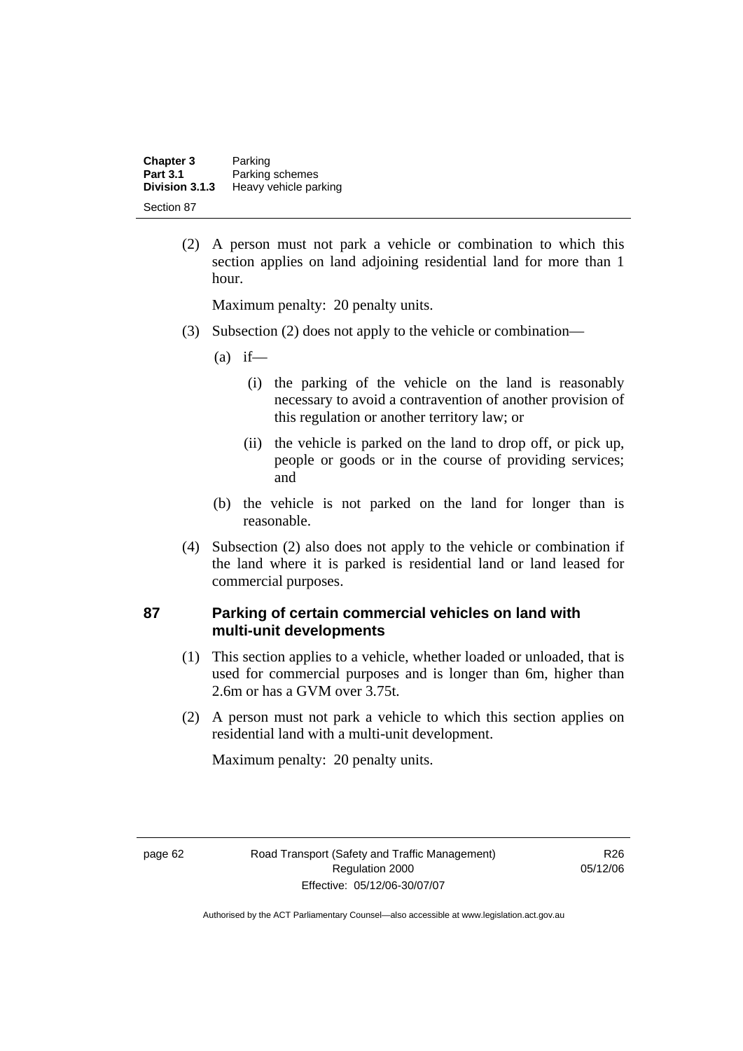(2) A person must not park a vehicle or combination to which this section applies on land adjoining residential land for more than 1 hour.

Maximum penalty: 20 penalty units.

(3) Subsection (2) does not apply to the vehicle or combination—

(a) if—

(i) the parking of the vehicle on the land is reasonably necessary to avoid a contravention of another provision of this regulation or another territory law; or

(ii) the vehicle is parked on the land to drop off, or pick up, people or goods or in the course of providing services; and

(b) the vehicle is not parked on the land for longer than is reasonable.

(4) Subsection (2) also does not apply to the vehicle or combination if the land where it is parked is residential land or land leased for commercial purposes.

## 87 Parking of certain commercial vehicles on land with multi-unit developments

(1) This section applies to a vehicle, whether loaded or unloaded, that is used for commercial purposes and is longer than 6m, higher than 2.6m or has a GVM over 3.75t.

(2) A person must not park a vehicle to which this section applies on residential land with a multi-unit development.

Maximum penalty: 20 penalty units.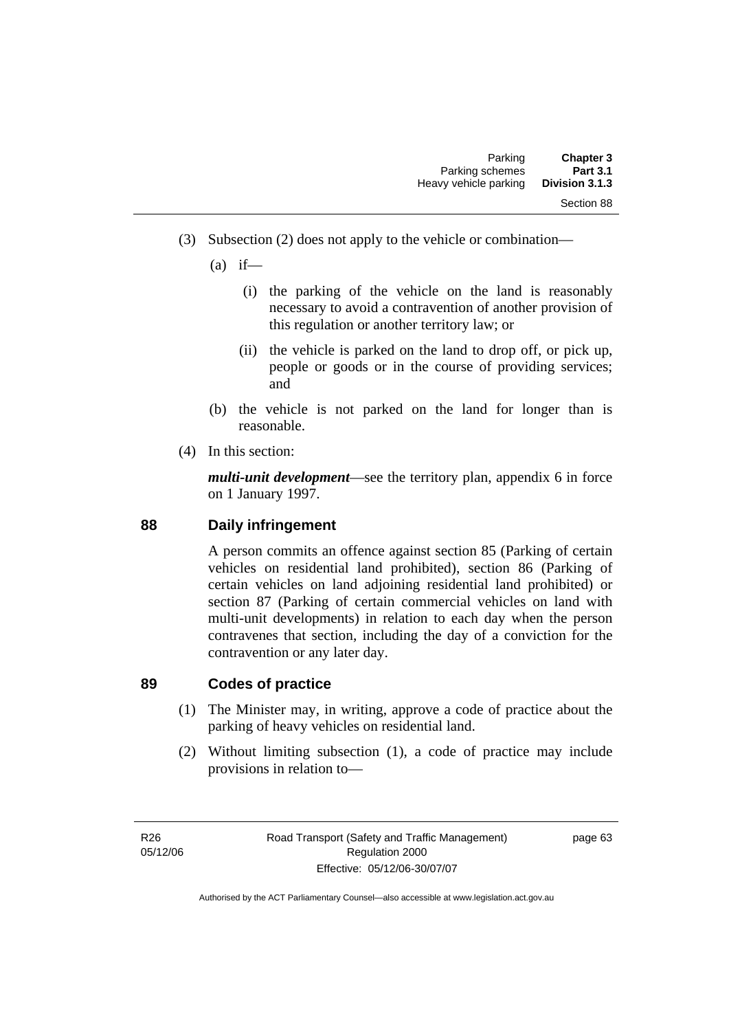(3) Subsection (2) does not apply to the vehicle or combination—

(a) if—

(i) the parking of the vehicle on the land is reasonably necessary to avoid a contravention of another provision of this regulation or another territory law; or

(ii) the vehicle is parked on the land to drop off, or pick up, people or goods or in the course of providing services; and

(b) the vehicle is not parked on the land for longer than is reasonable.

(4) In this section:

***multi-unit development***—see the territory plan, appendix 6 in force on 1 January 1997.

## 88 Daily infringement

A person commits an offence against section 85 (Parking of certain vehicles on residential land prohibited), section 86 (Parking of certain vehicles on land adjoining residential land prohibited) or section 87 (Parking of certain commercial vehicles on land with multi-unit developments) in relation to each day when the person contravenes that section, including the day of a conviction for the contravention or any later day.

## 89 Codes of practice

(1) The Minister may, in writing, approve a code of practice about the parking of heavy vehicles on residential land.

(2) Without limiting subsection (1), a code of practice may include provisions in relation to—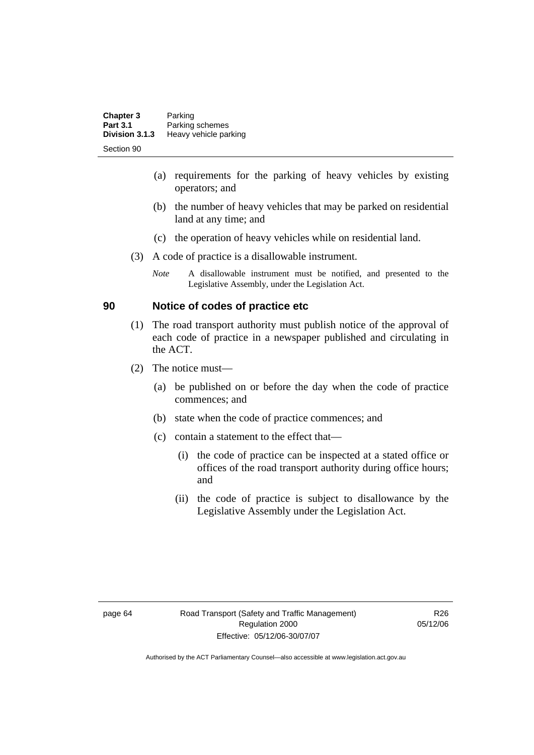(a) requirements for the parking of heavy vehicles by existing operators; and

(b) the number of heavy vehicles that may be parked on residential land at any time; and

(c) the operation of heavy vehicles while on residential land.

(3) A code of practice is a disallowable instrument.

*Note* A disallowable instrument must be notified, and presented to the Legislative Assembly, under the Legislation Act.

## 90 Notice of codes of practice etc

(1) The road transport authority must publish notice of the approval of each code of practice in a newspaper published and circulating in the ACT.

(2) The notice must—

(a) be published on or before the day when the code of practice commences; and

(b) state when the code of practice commences; and

(c) contain a statement to the effect that—

(i) the code of practice can be inspected at a stated office or offices of the road transport authority during office hours; and

(ii) the code of practice is subject to disallowance by the Legislative Assembly under the Legislation Act.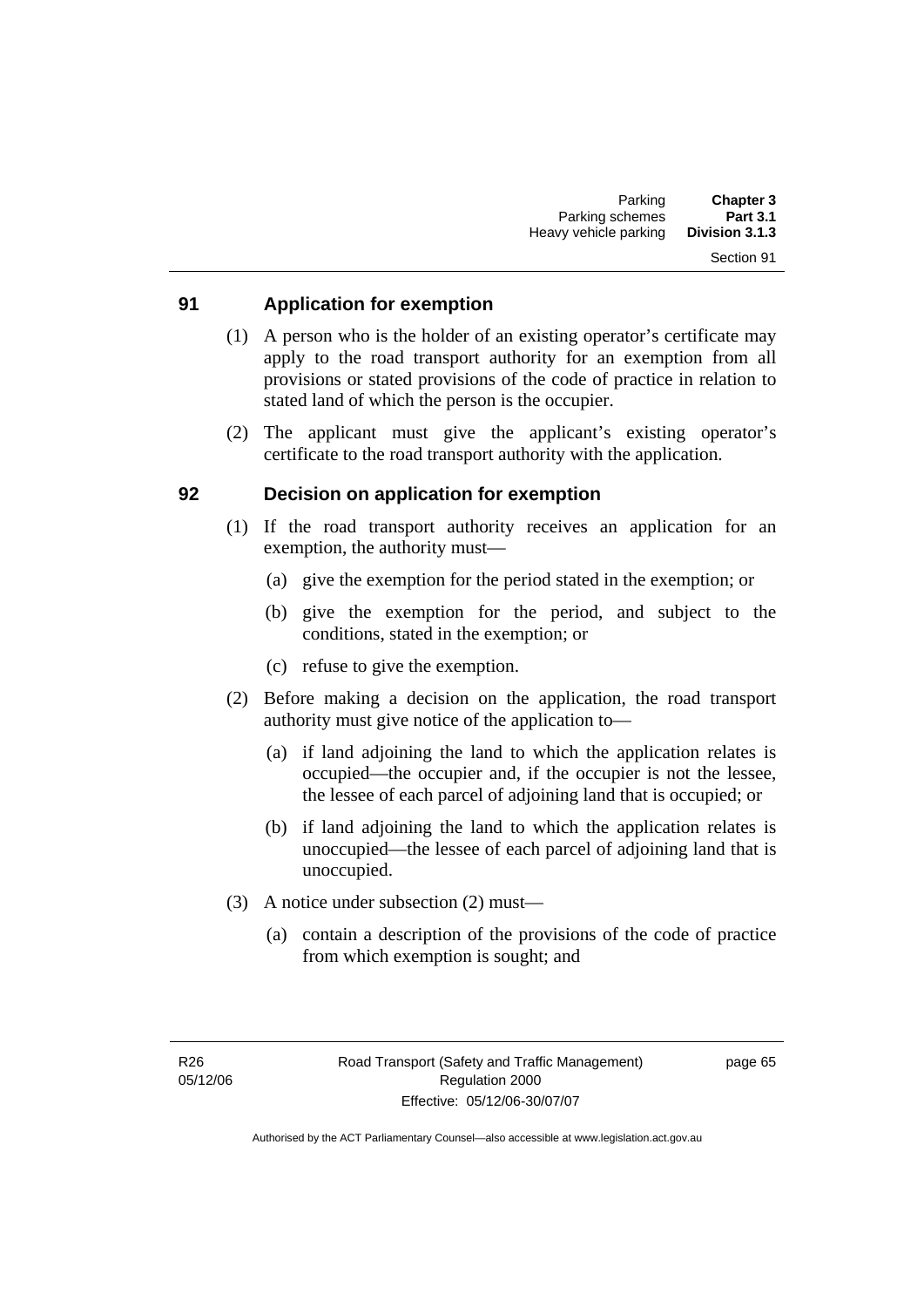## 91 Application for exemption

(1) A person who is the holder of an existing operator's certificate may apply to the road transport authority for an exemption from all provisions or stated provisions of the code of practice in relation to stated land of which the person is the occupier.

(2) The applicant must give the applicant's existing operator's certificate to the road transport authority with the application.

## 92 Decision on application for exemption

(1) If the road transport authority receives an application for an exemption, the authority must—

(a) give the exemption for the period stated in the exemption; or

(b) give the exemption for the period, and subject to the conditions, stated in the exemption; or

(c) refuse to give the exemption.

(2) Before making a decision on the application, the road transport authority must give notice of the application to—

(a) if land adjoining the land to which the application relates is occupied—the occupier and, if the occupier is not the lessee, the lessee of each parcel of adjoining land that is occupied; or

(b) if land adjoining the land to which the application relates is unoccupied—the lessee of each parcel of adjoining land that is unoccupied.

(3) A notice under subsection (2) must—

(a) contain a description of the provisions of the code of practice from which exemption is sought; and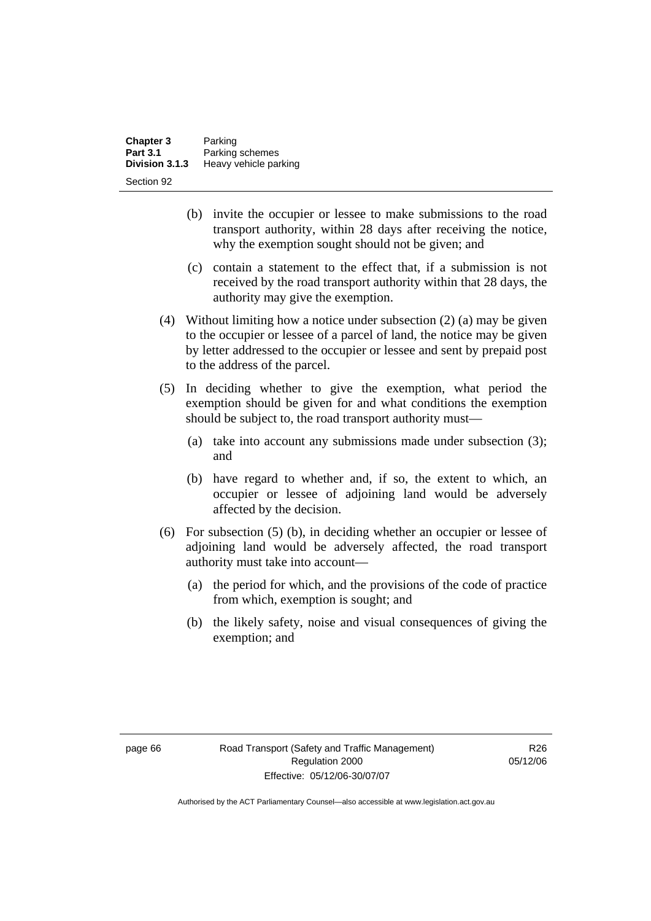(b) invite the occupier or lessee to make submissions to the road transport authority, within 28 days after receiving the notice, why the exemption sought should not be given; and

(c) contain a statement to the effect that, if a submission is not received by the road transport authority within that 28 days, the authority may give the exemption.

(4) Without limiting how a notice under subsection (2) (a) may be given to the occupier or lessee of a parcel of land, the notice may be given by letter addressed to the occupier or lessee and sent by prepaid post to the address of the parcel.

(5) In deciding whether to give the exemption, what period the exemption should be given for and what conditions the exemption should be subject to, the road transport authority must—

(a) take into account any submissions made under subsection (3); and

(b) have regard to whether and, if so, the extent to which, an occupier or lessee of adjoining land would be adversely affected by the decision.

(6) For subsection (5) (b), in deciding whether an occupier or lessee of adjoining land would be adversely affected, the road transport authority must take into account—

(a) the period for which, and the provisions of the code of practice from which, exemption is sought; and

(b) the likely safety, noise and visual consequences of giving the exemption; and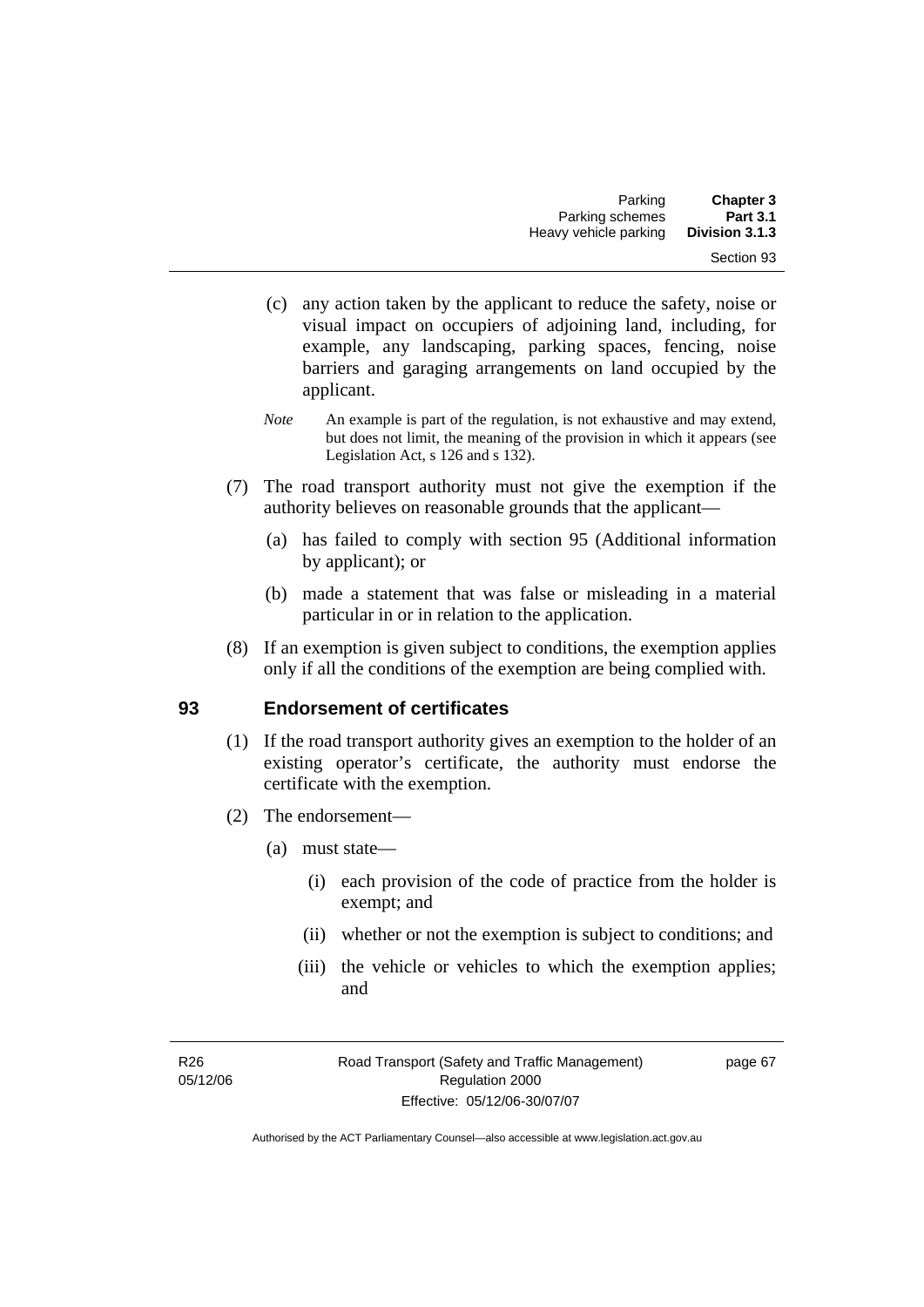(c) any action taken by the applicant to reduce the safety, noise or visual impact on occupiers of adjoining land, including, for example, any landscaping, parking spaces, fencing, noise barriers and garaging arrangements on land occupied by the applicant.

*Note* An example is part of the regulation, is not exhaustive and may extend, but does not limit, the meaning of the provision in which it appears (see Legislation Act, s 126 and s 132).

(7) The road transport authority must not give the exemption if the authority believes on reasonable grounds that the applicant—

(a) has failed to comply with section 95 (Additional information by applicant); or

(b) made a statement that was false or misleading in a material particular in or in relation to the application.

(8) If an exemption is given subject to conditions, the exemption applies only if all the conditions of the exemption are being complied with.

## 93 Endorsement of certificates

(1) If the road transport authority gives an exemption to the holder of an existing operator's certificate, the authority must endorse the certificate with the exemption.

(2) The endorsement—

(a) must state—

(i) each provision of the code of practice from the holder is exempt; and

(ii) whether or not the exemption is subject to conditions; and

(iii) the vehicle or vehicles to which the exemption applies; and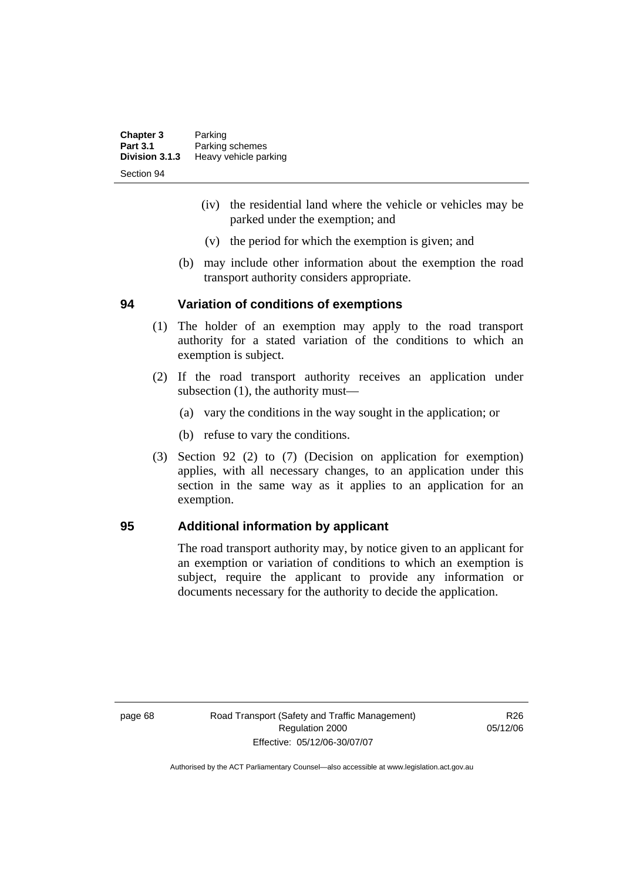(iv) the residential land where the vehicle or vehicles may be parked under the exemption; and

(v) the period for which the exemption is given; and

(b) may include other information about the exemption the road transport authority considers appropriate.

## 94 Variation of conditions of exemptions

(1) The holder of an exemption may apply to the road transport authority for a stated variation of the conditions to which an exemption is subject.

(2) If the road transport authority receives an application under subsection (1), the authority must—

(a) vary the conditions in the way sought in the application; or

(b) refuse to vary the conditions.

(3) Section 92 (2) to (7) (Decision on application for exemption) applies, with all necessary changes, to an application under this section in the same way as it applies to an application for an exemption.

## 95 Additional information by applicant

The road transport authority may, by notice given to an applicant for an exemption or variation of conditions to which an exemption is subject, require the applicant to provide any information or documents necessary for the authority to decide the application.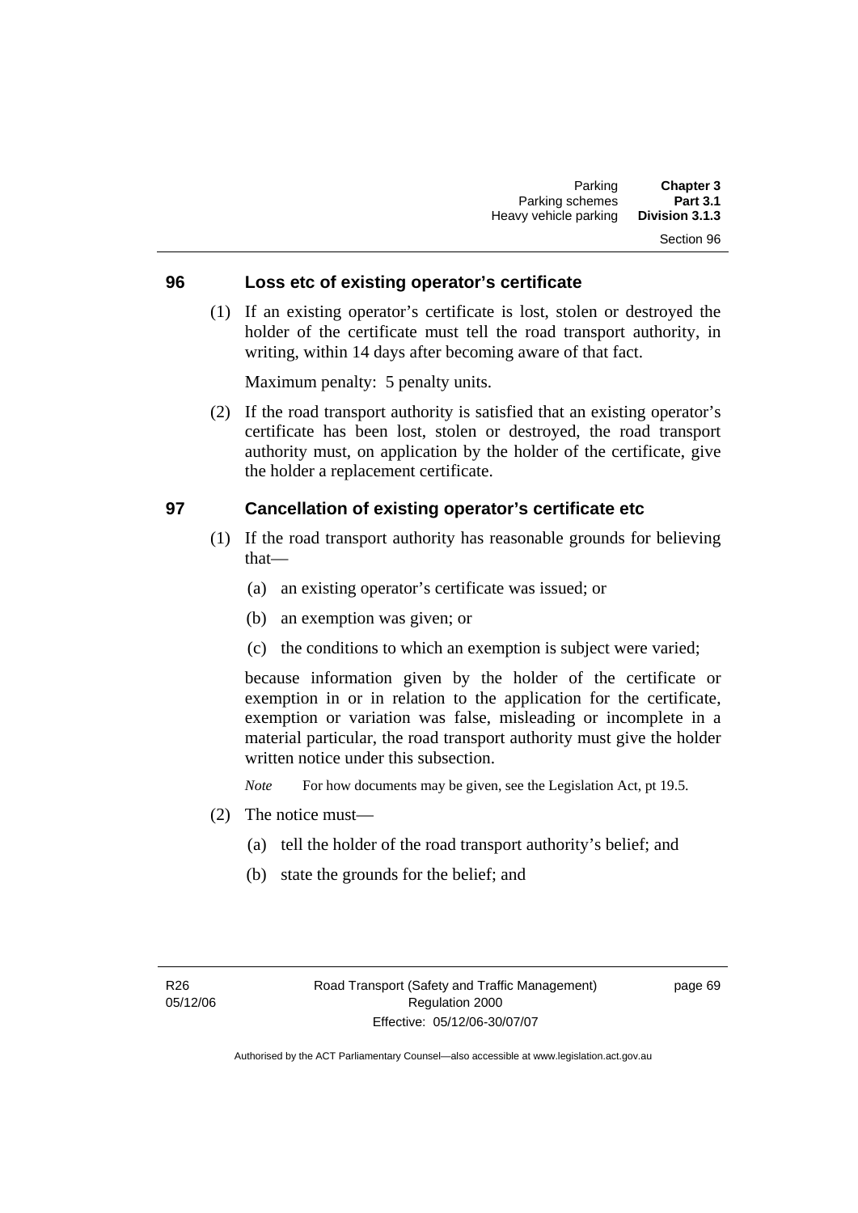## 96 Loss etc of existing operator's certificate

(1) If an existing operator's certificate is lost, stolen or destroyed the holder of the certificate must tell the road transport authority, in writing, within 14 days after becoming aware of that fact.

Maximum penalty: 5 penalty units.

(2) If the road transport authority is satisfied that an existing operator's certificate has been lost, stolen or destroyed, the road transport authority must, on application by the holder of the certificate, give the holder a replacement certificate.

## 97 Cancellation of existing operator's certificate etc

(1) If the road transport authority has reasonable grounds for believing that—

(a) an existing operator's certificate was issued; or

(b) an exemption was given; or

(c) the conditions to which an exemption is subject were varied;

because information given by the holder of the certificate or exemption in or in relation to the application for the certificate, exemption or variation was false, misleading or incomplete in a material particular, the road transport authority must give the holder written notice under this subsection.

*Note* For how documents may be given, see the Legislation Act, pt 19.5.

(2) The notice must—

(a) tell the holder of the road transport authority's belief; and

(b) state the grounds for the belief; and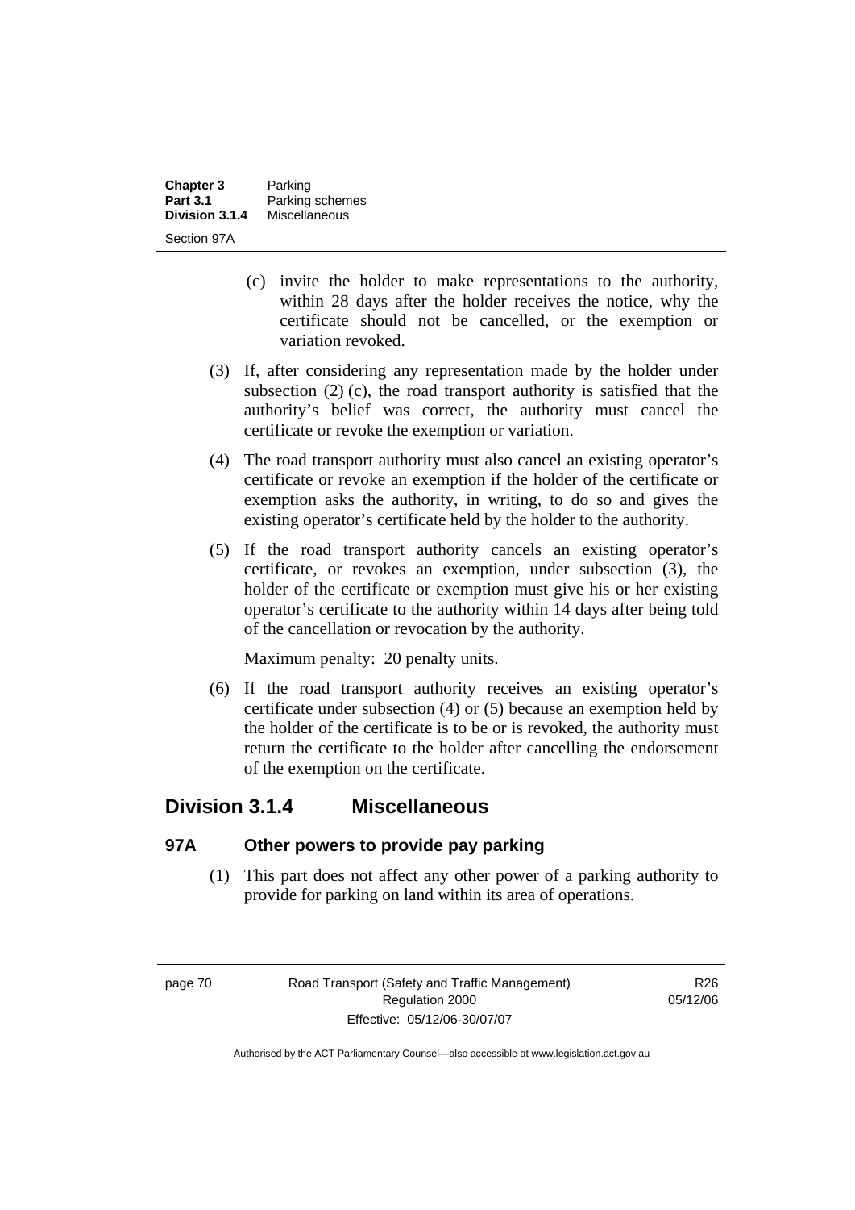(c) invite the holder to make representations to the authority, within 28 days after the holder receives the notice, why the certificate should not be cancelled, or the exemption or variation revoked.

(3) If, after considering any representation made by the holder under subsection (2) (c), the road transport authority is satisfied that the authority's belief was correct, the authority must cancel the certificate or revoke the exemption or variation.

(4) The road transport authority must also cancel an existing operator's certificate or revoke an exemption if the holder of the certificate or exemption asks the authority, in writing, to do so and gives the existing operator's certificate held by the holder to the authority.

(5) If the road transport authority cancels an existing operator's certificate, or revokes an exemption, under subsection (3), the holder of the certificate or exemption must give his or her existing operator's certificate to the authority within 14 days after being told of the cancellation or revocation by the authority.

Maximum penalty: 20 penalty units.

(6) If the road transport authority receives an existing operator's certificate under subsection (4) or (5) because an exemption held by the holder of the certificate is to be or is revoked, the authority must return the certificate to the holder after cancelling the endorsement of the exemption on the certificate.

## Division 3.1.4 Miscellaneous

### 97A Other powers to provide pay parking

(1) This part does not affect any other power of a parking authority to provide for parking on land within its area of operations.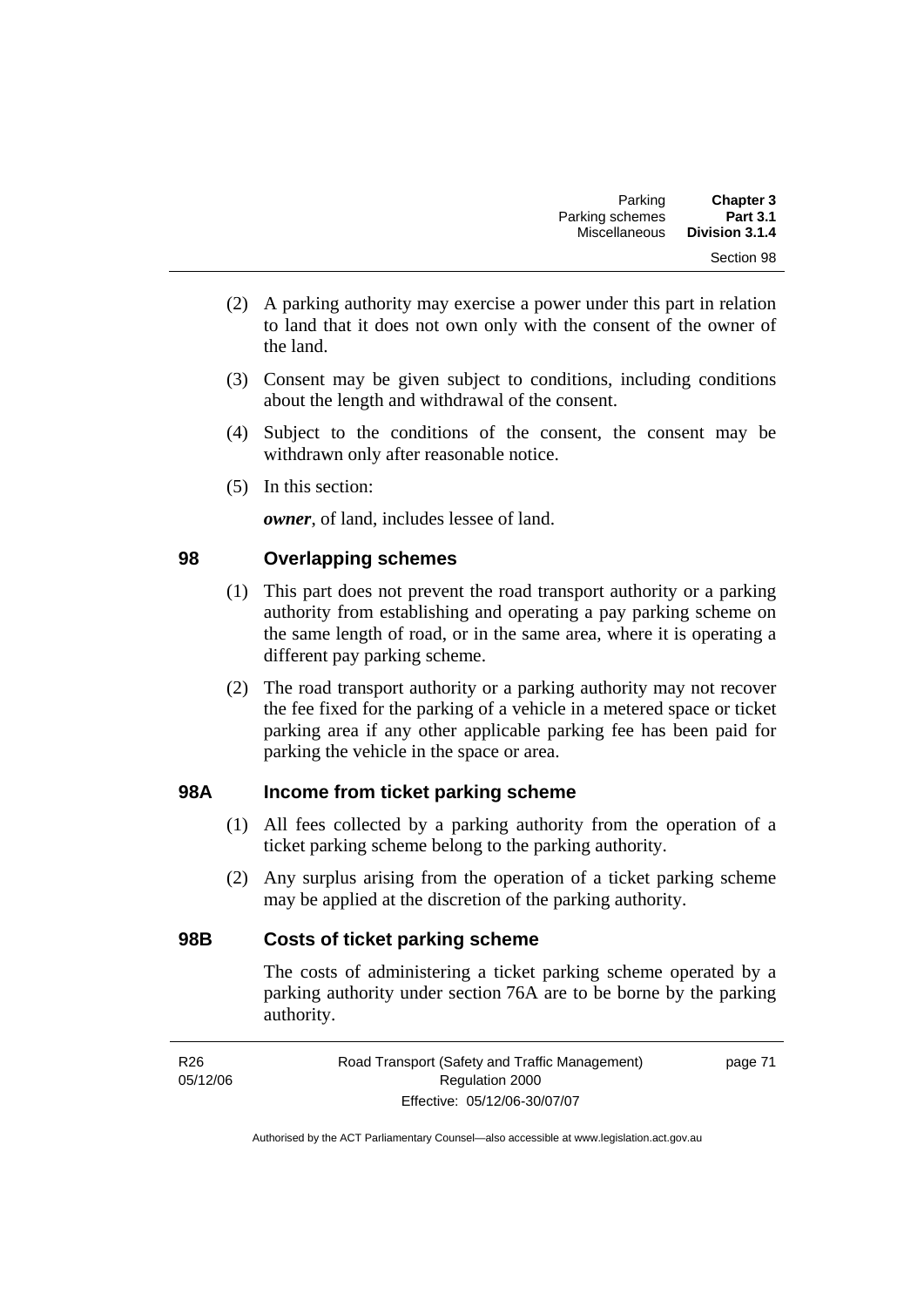(2) A parking authority may exercise a power under this part in relation to land that it does not own only with the consent of the owner of the land.

(3) Consent may be given subject to conditions, including conditions about the length and withdrawal of the consent.

(4) Subject to the conditions of the consent, the consent may be withdrawn only after reasonable notice.

(5) In this section:

***owner***, of land, includes lessee of land.

## 98 Overlapping schemes

(1) This part does not prevent the road transport authority or a parking authority from establishing and operating a pay parking scheme on the same length of road, or in the same area, where it is operating a different pay parking scheme.

(2) The road transport authority or a parking authority may not recover the fee fixed for the parking of a vehicle in a metered space or ticket parking area if any other applicable parking fee has been paid for parking the vehicle in the space or area.

## 98A Income from ticket parking scheme

(1) All fees collected by a parking authority from the operation of a ticket parking scheme belong to the parking authority.

(2) Any surplus arising from the operation of a ticket parking scheme may be applied at the discretion of the parking authority.

## 98B Costs of ticket parking scheme

The costs of administering a ticket parking scheme operated by a parking authority under section 76A are to be borne by the parking authority.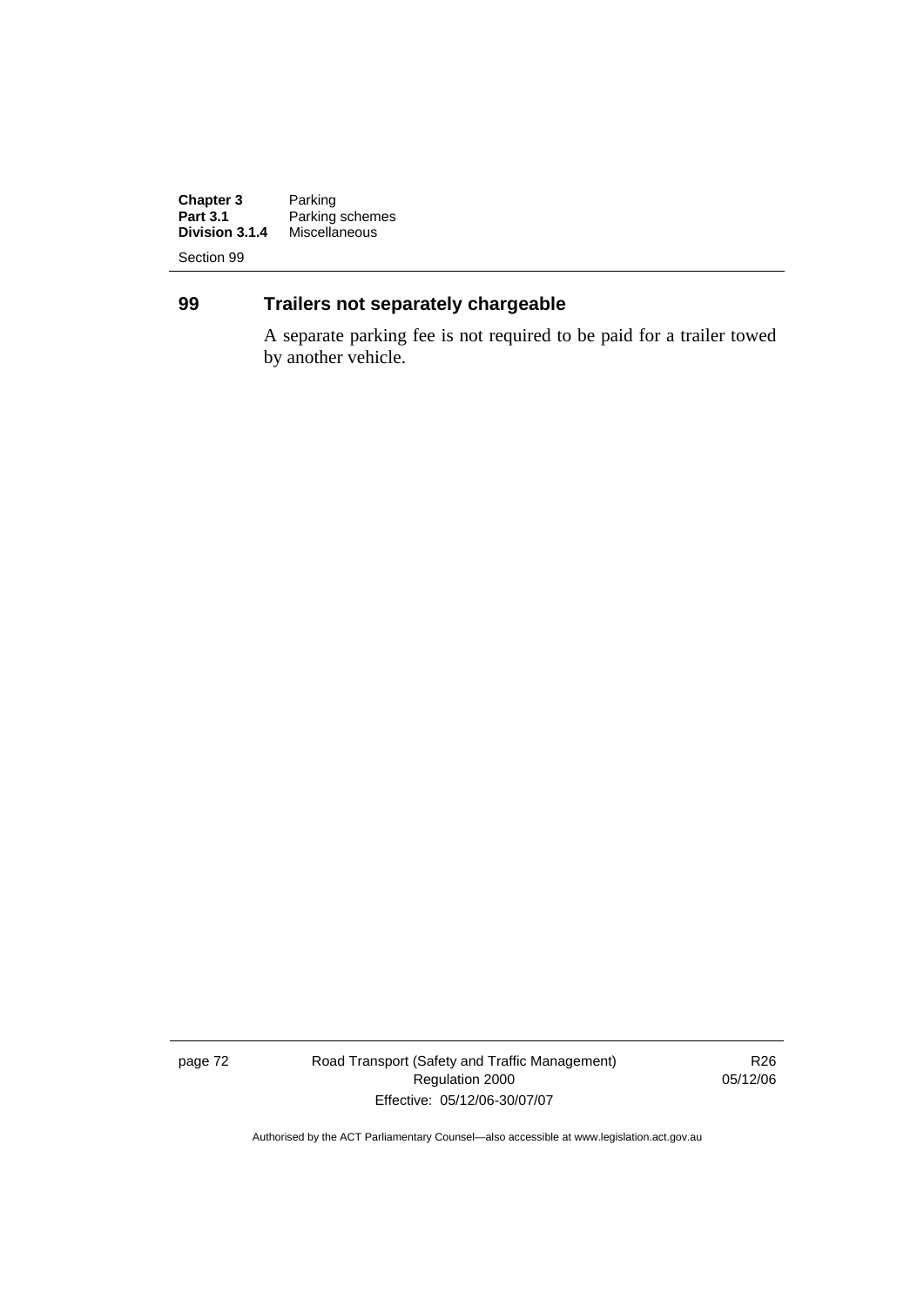## 99 Trailers not separately chargeable

A separate parking fee is not required to be paid for a trailer towed by another vehicle.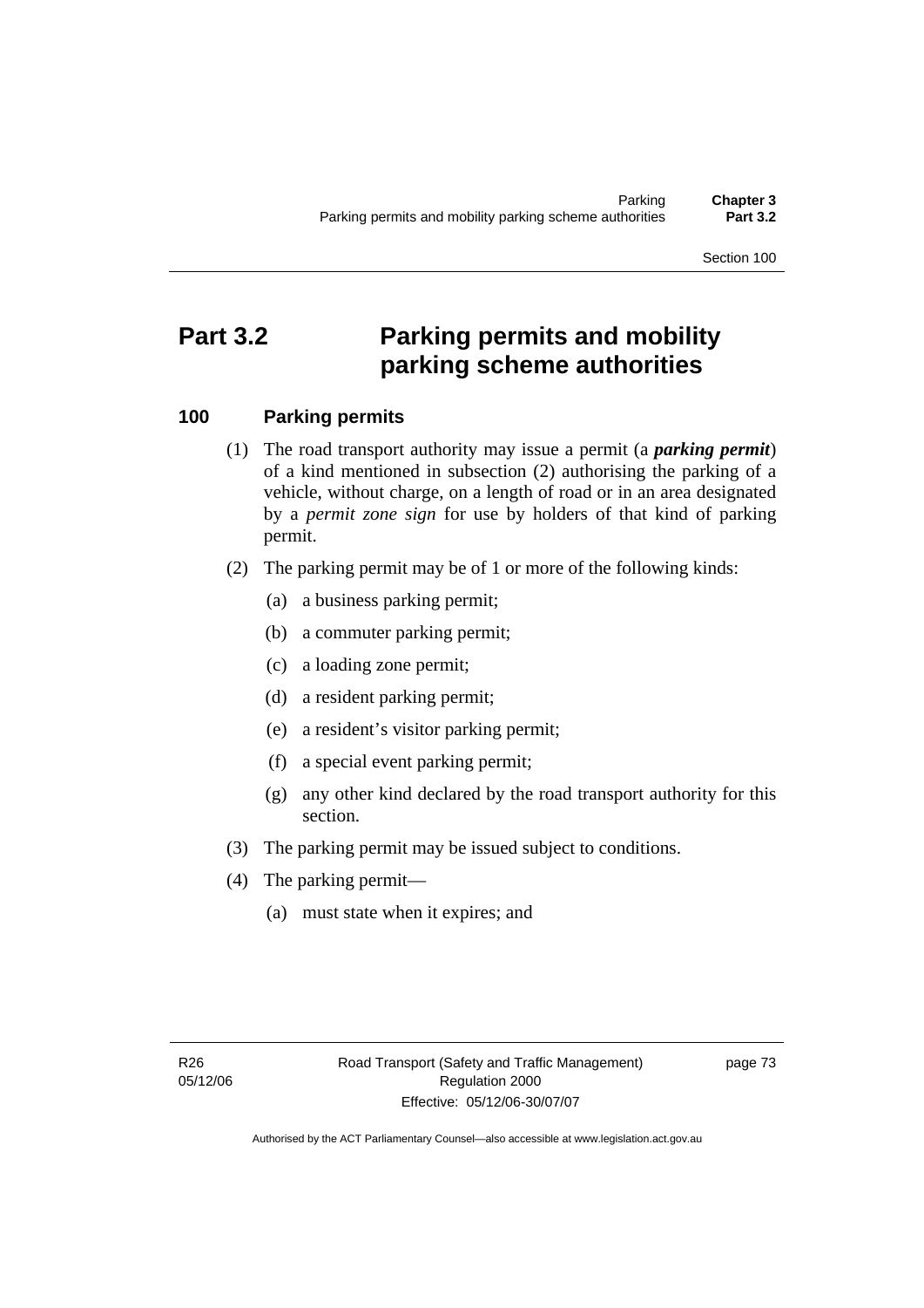# Part 3.2 Parking permits and mobility parking scheme authorities

## 100 Parking permits

(1) The road transport authority may issue a permit (a ***parking permit***) of a kind mentioned in subsection (2) authorising the parking of a vehicle, without charge, on a length of road or in an area designated by a *permit zone sign* for use by holders of that kind of parking permit.

(2) The parking permit may be of 1 or more of the following kinds:

(a) a business parking permit;

(b) a commuter parking permit;

(c) a loading zone permit;

(d) a resident parking permit;

(e) a resident's visitor parking permit;

(f) a special event parking permit;

(g) any other kind declared by the road transport authority for this section.

(3) The parking permit may be issued subject to conditions.

(4) The parking permit—

(a) must state when it expires; and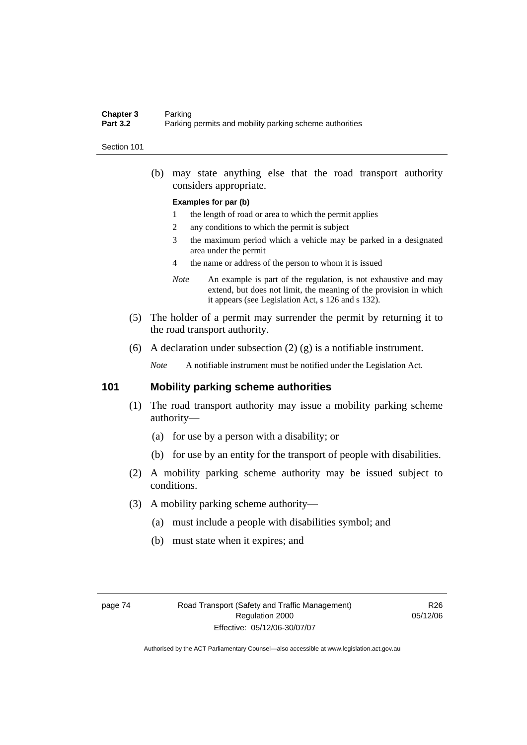(b) may state anything else that the road transport authority considers appropriate.

**Examples for par (b)**

1 the length of road or area to which the permit applies

2 any conditions to which the permit is subject

3 the maximum period which a vehicle may be parked in a designated area under the permit

4 the name or address of the person to whom it is issued

*Note* An example is part of the regulation, is not exhaustive and may extend, but does not limit, the meaning of the provision in which it appears (see Legislation Act, s 126 and s 132).

(5) The holder of a permit may surrender the permit by returning it to the road transport authority.

(6) A declaration under subsection (2) (g) is a notifiable instrument.

*Note* A notifiable instrument must be notified under the Legislation Act.

## 101 Mobility parking scheme authorities

(1) The road transport authority may issue a mobility parking scheme authority—

(a) for use by a person with a disability; or

(b) for use by an entity for the transport of people with disabilities.

(2) A mobility parking scheme authority may be issued subject to conditions.

(3) A mobility parking scheme authority—

(a) must include a people with disabilities symbol; and

(b) must state when it expires; and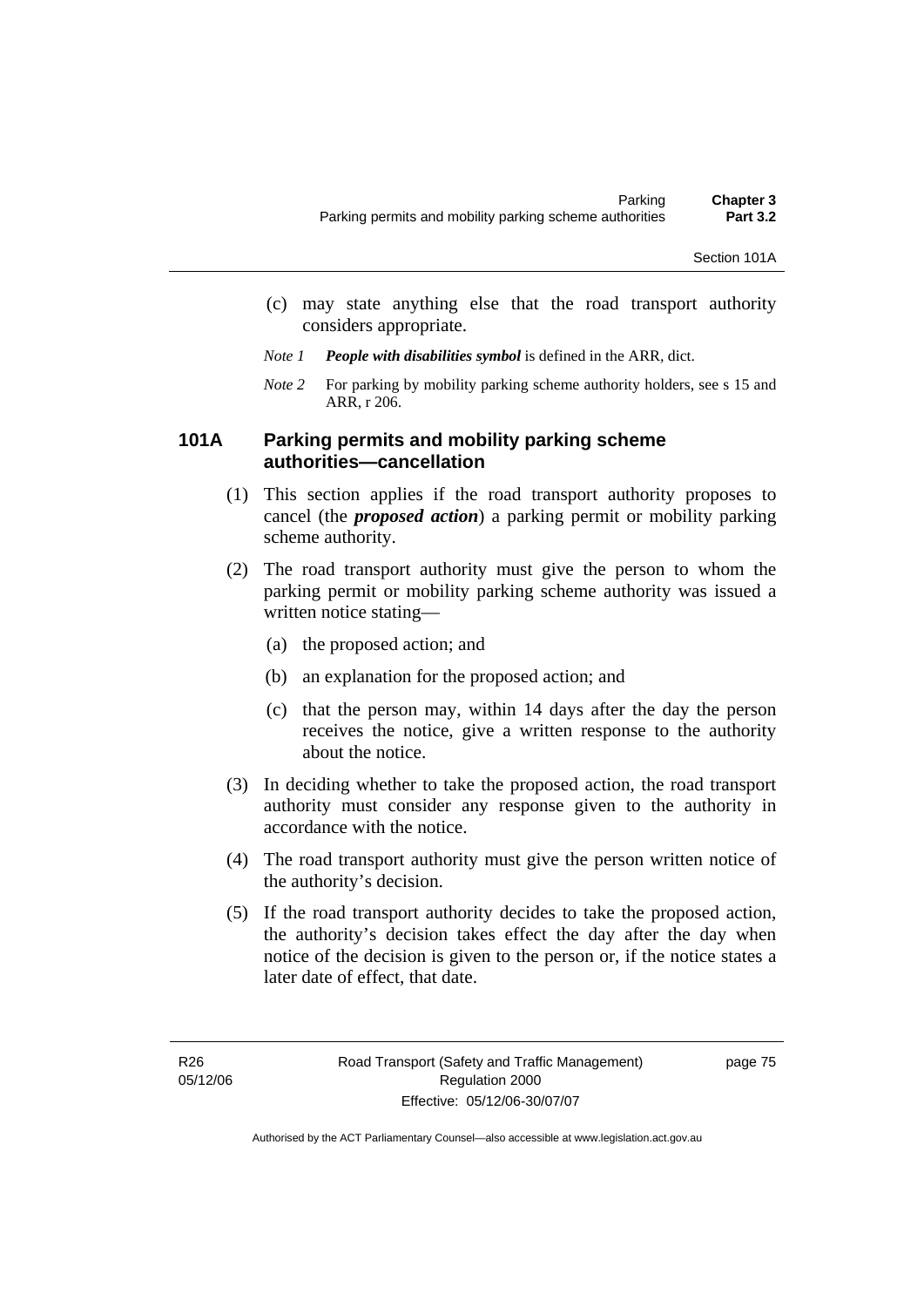(c) may state anything else that the road transport authority considers appropriate.

*Note 1* ***People with disabilities symbol*** is defined in the ARR, dict.

*Note 2* For parking by mobility parking scheme authority holders, see s 15 and ARR, r 206.

## 101A Parking permits and mobility parking scheme authorities—cancellation

(1) This section applies if the road transport authority proposes to cancel (the ***proposed action***) a parking permit or mobility parking scheme authority.

(2) The road transport authority must give the person to whom the parking permit or mobility parking scheme authority was issued a written notice stating—

(a) the proposed action; and

(b) an explanation for the proposed action; and

(c) that the person may, within 14 days after the day the person receives the notice, give a written response to the authority about the notice.

(3) In deciding whether to take the proposed action, the road transport authority must consider any response given to the authority in accordance with the notice.

(4) The road transport authority must give the person written notice of the authority's decision.

(5) If the road transport authority decides to take the proposed action, the authority's decision takes effect the day after the day when notice of the decision is given to the person or, if the notice states a later date of effect, that date.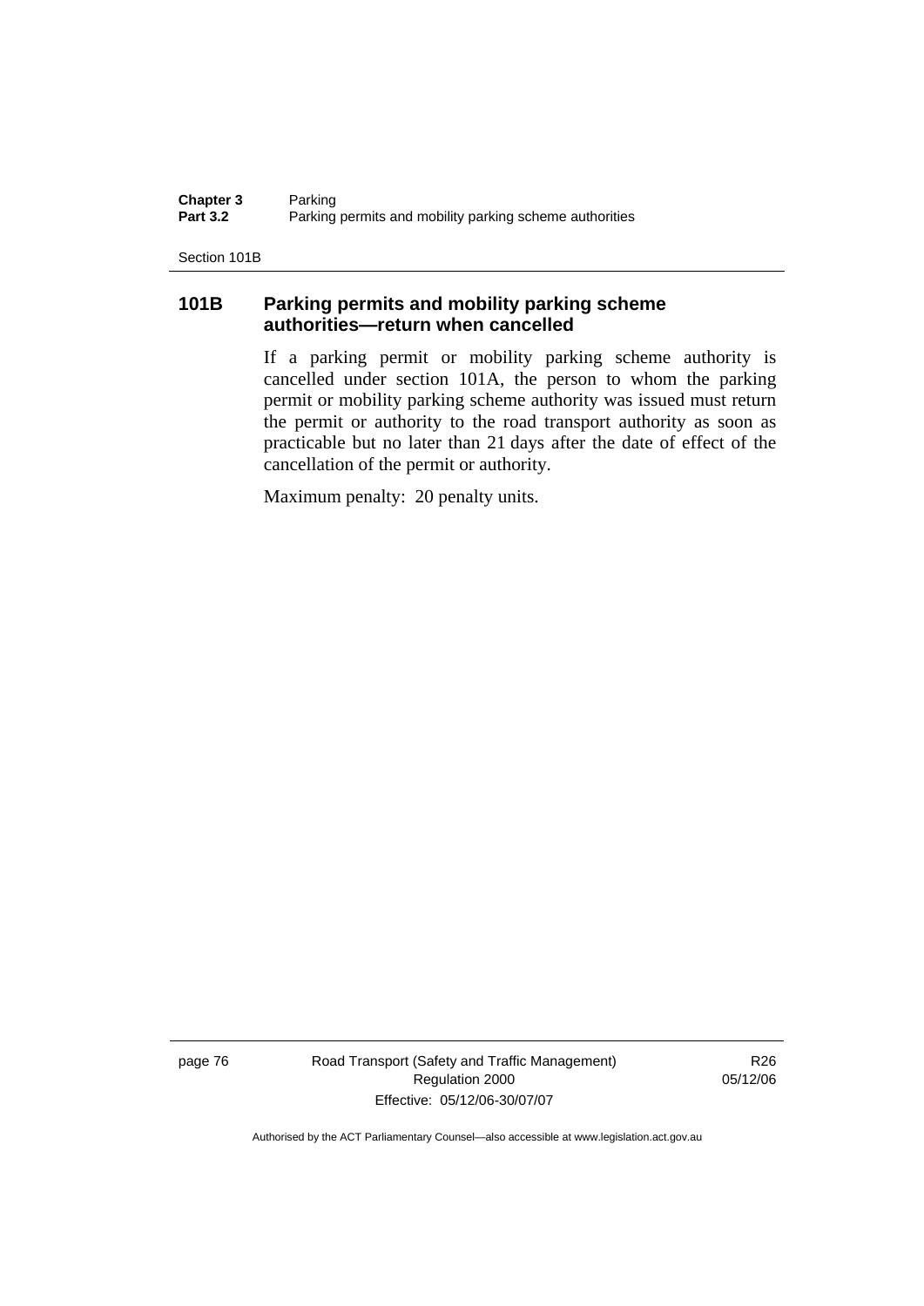## 101B Parking permits and mobility parking scheme authorities—return when cancelled

If a parking permit or mobility parking scheme authority is cancelled under section 101A, the person to whom the parking permit or mobility parking scheme authority was issued must return the permit or authority to the road transport authority as soon as practicable but no later than 21 days after the date of effect of the cancellation of the permit or authority.

Maximum penalty: 20 penalty units.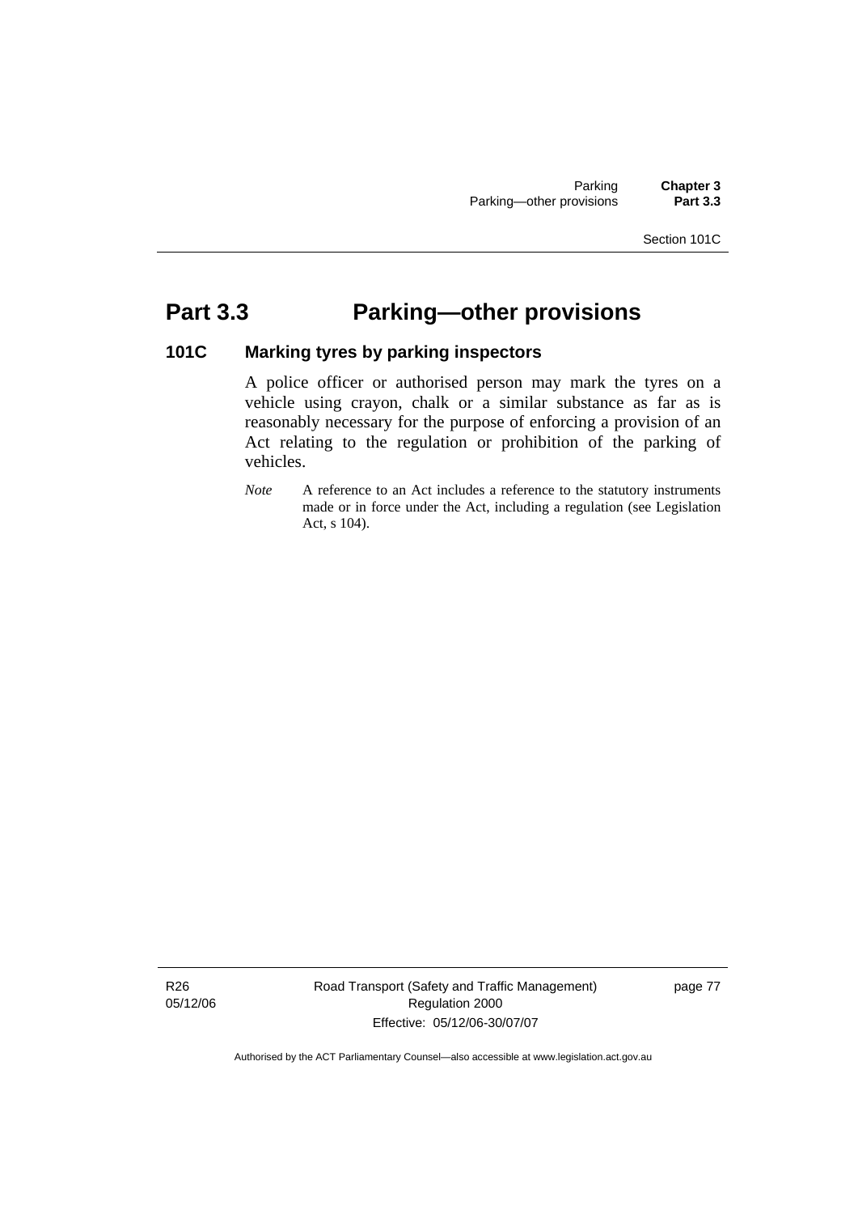# Part 3.3 Parking—other provisions

### 101C Marking tyres by parking inspectors

A police officer or authorised person may mark the tyres on a vehicle using crayon, chalk or a similar substance as far as is reasonably necessary for the purpose of enforcing a provision of an Act relating to the regulation or prohibition of the parking of vehicles.

*Note* A reference to an Act includes a reference to the statutory instruments made or in force under the Act, including a regulation (see Legislation Act, s 104).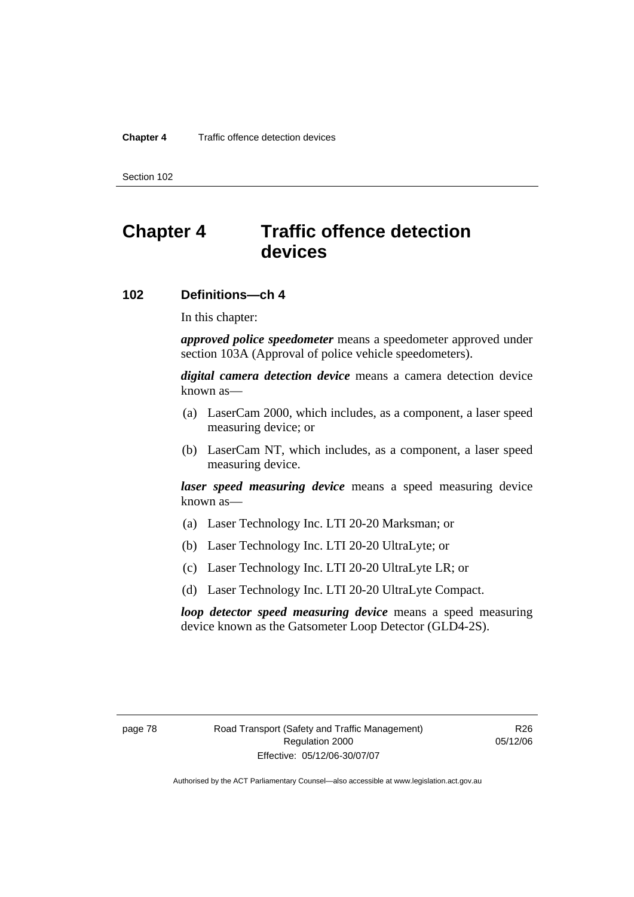# Chapter 4 Traffic offence detection devices

## 102 Definitions—ch 4

In this chapter:

***approved police speedometer*** means a speedometer approved under section 103A (Approval of police vehicle speedometers).

***digital camera detection device*** means a camera detection device known as—

(a) LaserCam 2000, which includes, as a component, a laser speed measuring device; or

(b) LaserCam NT, which includes, as a component, a laser speed measuring device.

***laser speed measuring device*** means a speed measuring device known as—

(a) Laser Technology Inc. LTI 20-20 Marksman; or

(b) Laser Technology Inc. LTI 20-20 UltraLyte; or

(c) Laser Technology Inc. LTI 20-20 UltraLyte LR; or

(d) Laser Technology Inc. LTI 20-20 UltraLyte Compact.

***loop detector speed measuring device*** means a speed measuring device known as the Gatsometer Loop Detector (GLD4-2S).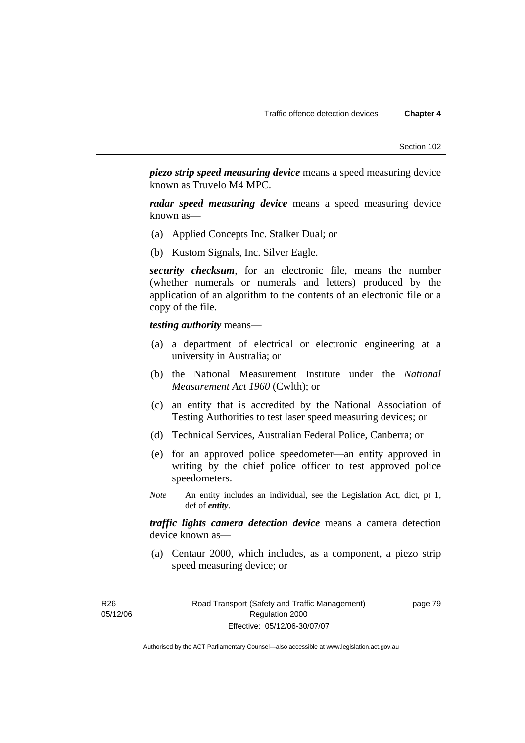***piezo strip speed measuring device*** means a speed measuring device known as Truvelo M4 MPC.

***radar speed measuring device*** means a speed measuring device known as—

(a) Applied Concepts Inc. Stalker Dual; or

(b) Kustom Signals, Inc. Silver Eagle.

***security checksum***, for an electronic file, means the number (whether numerals or numerals and letters) produced by the application of an algorithm to the contents of an electronic file or a copy of the file.

***testing authority*** means—

(a) a department of electrical or electronic engineering at a university in Australia; or

(b) the National Measurement Institute under the *National Measurement Act 1960* (Cwlth); or

(c) an entity that is accredited by the National Association of Testing Authorities to test laser speed measuring devices; or

(d) Technical Services, Australian Federal Police, Canberra; or

(e) for an approved police speedometer—an entity approved in writing by the chief police officer to test approved police speedometers.

*Note* An entity includes an individual, see the Legislation Act, dict, pt 1, def of ***entity***.

***traffic lights camera detection device*** means a camera detection device known as—

(a) Centaur 2000, which includes, as a component, a piezo strip speed measuring device; or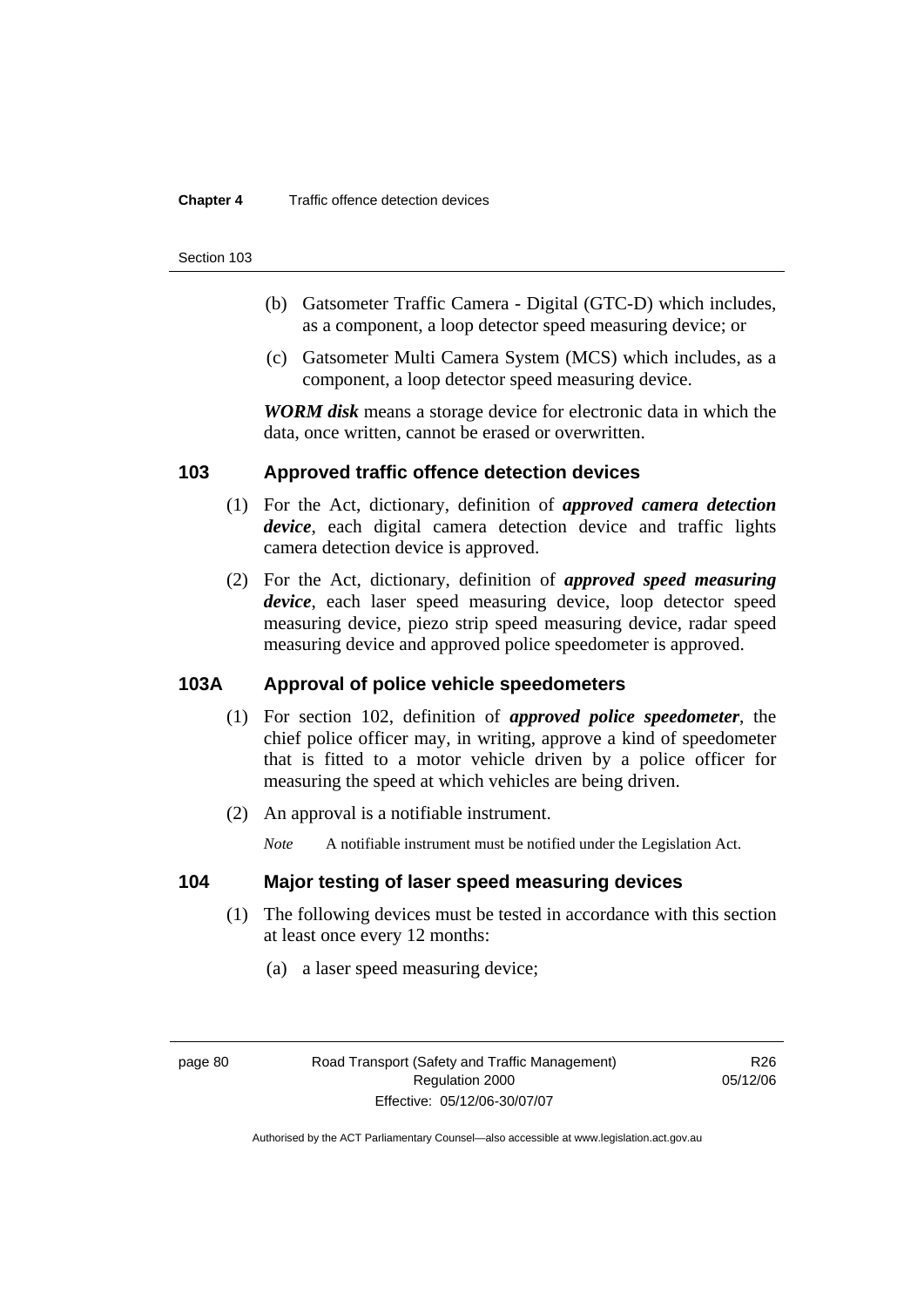(b) Gatsometer Traffic Camera - Digital (GTC-D) which includes, as a component, a loop detector speed measuring device; or

(c) Gatsometer Multi Camera System (MCS) which includes, as a component, a loop detector speed measuring device.

***WORM disk*** means a storage device for electronic data in which the data, once written, cannot be erased or overwritten.

## 103 Approved traffic offence detection devices

(1) For the Act, dictionary, definition of ***approved camera detection device***, each digital camera detection device and traffic lights camera detection device is approved.

(2) For the Act, dictionary, definition of ***approved speed measuring device***, each laser speed measuring device, loop detector speed measuring device, piezo strip speed measuring device, radar speed measuring device and approved police speedometer is approved.

## 103A Approval of police vehicle speedometers

(1) For section 102, definition of ***approved police speedometer***, the chief police officer may, in writing, approve a kind of speedometer that is fitted to a motor vehicle driven by a police officer for measuring the speed at which vehicles are being driven.

(2) An approval is a notifiable instrument.

*Note* A notifiable instrument must be notified under the Legislation Act.

## 104 Major testing of laser speed measuring devices

(1) The following devices must be tested in accordance with this section at least once every 12 months:

(a) a laser speed measuring device;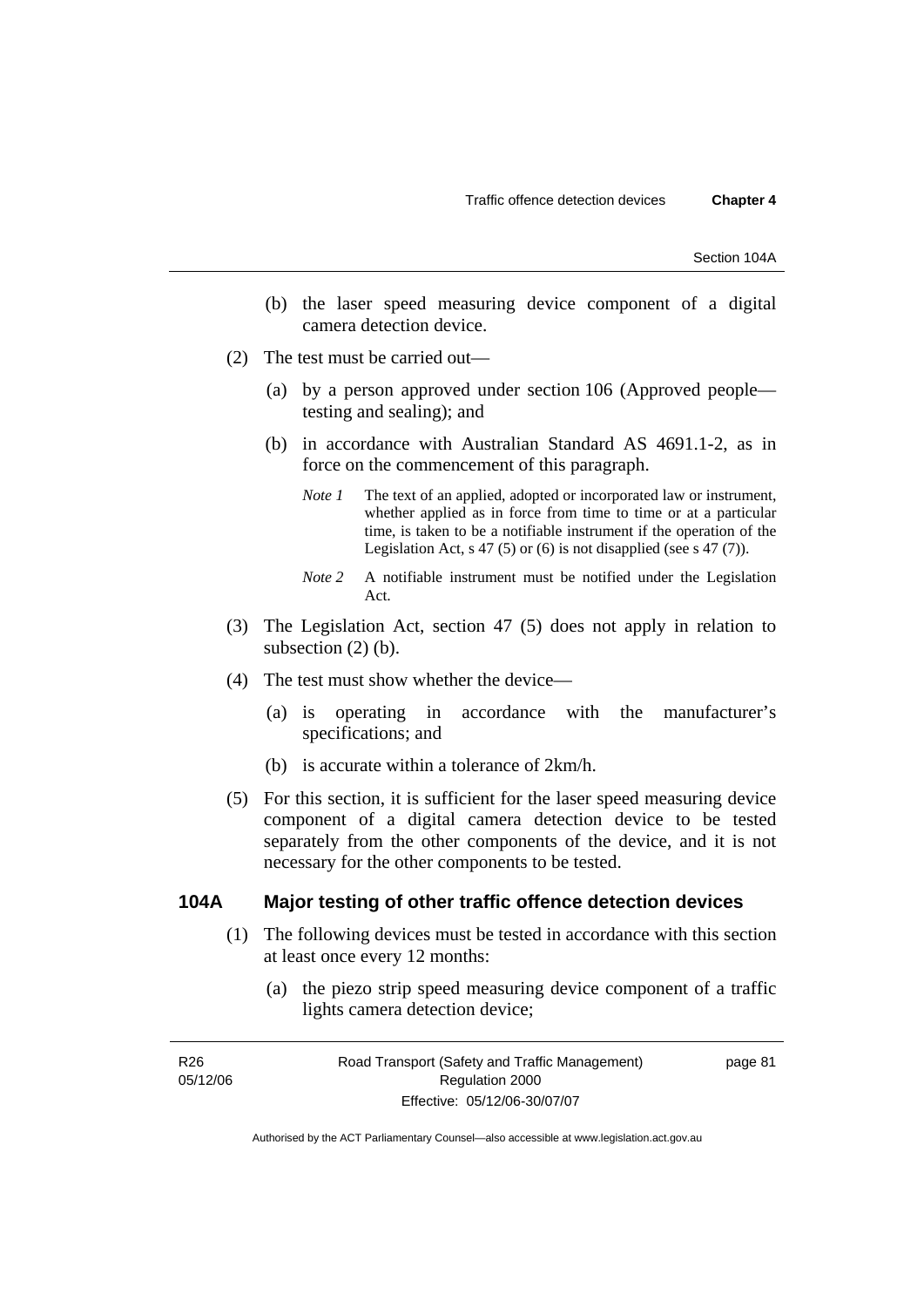(b) the laser speed measuring device component of a digital camera detection device.

(2) The test must be carried out—

(a) by a person approved under section 106 (Approved people—testing and sealing); and

(b) in accordance with Australian Standard AS 4691.1-2, as in force on the commencement of this paragraph.

*Note 1* The text of an applied, adopted or incorporated law or instrument, whether applied as in force from time to time or at a particular time, is taken to be a notifiable instrument if the operation of the Legislation Act, s 47 (5) or (6) is not disapplied (see s 47 (7)).

*Note 2* A notifiable instrument must be notified under the Legislation Act.

(3) The Legislation Act, section 47 (5) does not apply in relation to subsection (2) (b).

(4) The test must show whether the device—

(a) is operating in accordance with the manufacturer's specifications; and

(b) is accurate within a tolerance of 2km/h.

(5) For this section, it is sufficient for the laser speed measuring device component of a digital camera detection device to be tested separately from the other components of the device, and it is not necessary for the other components to be tested.

## 104A Major testing of other traffic offence detection devices

(1) The following devices must be tested in accordance with this section at least once every 12 months:

(a) the piezo strip speed measuring device component of a traffic lights camera detection device;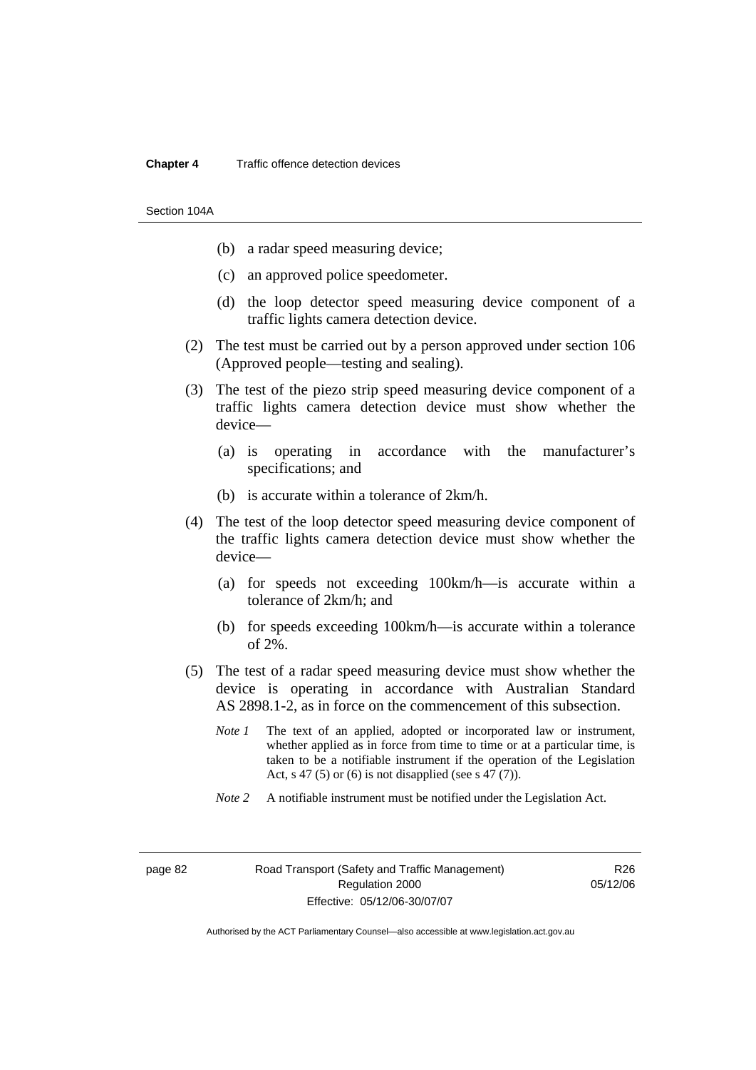(b) a radar speed measuring device;

(c) an approved police speedometer.

(d) the loop detector speed measuring device component of a traffic lights camera detection device.

(2) The test must be carried out by a person approved under section 106 (Approved people—testing and sealing).

(3) The test of the piezo strip speed measuring device component of a traffic lights camera detection device must show whether the device—

(a) is operating in accordance with the manufacturer's specifications; and

(b) is accurate within a tolerance of 2km/h.

(4) The test of the loop detector speed measuring device component of the traffic lights camera detection device must show whether the device—

(a) for speeds not exceeding 100km/h—is accurate within a tolerance of 2km/h; and

(b) for speeds exceeding 100km/h—is accurate within a tolerance of 2%.

(5) The test of a radar speed measuring device must show whether the device is operating in accordance with Australian Standard AS 2898.1-2, as in force on the commencement of this subsection.

*Note 1* The text of an applied, adopted or incorporated law or instrument, whether applied as in force from time to time or at a particular time, is taken to be a notifiable instrument if the operation of the Legislation Act, s 47 (5) or (6) is not disapplied (see s 47 (7)).

*Note 2* A notifiable instrument must be notified under the Legislation Act.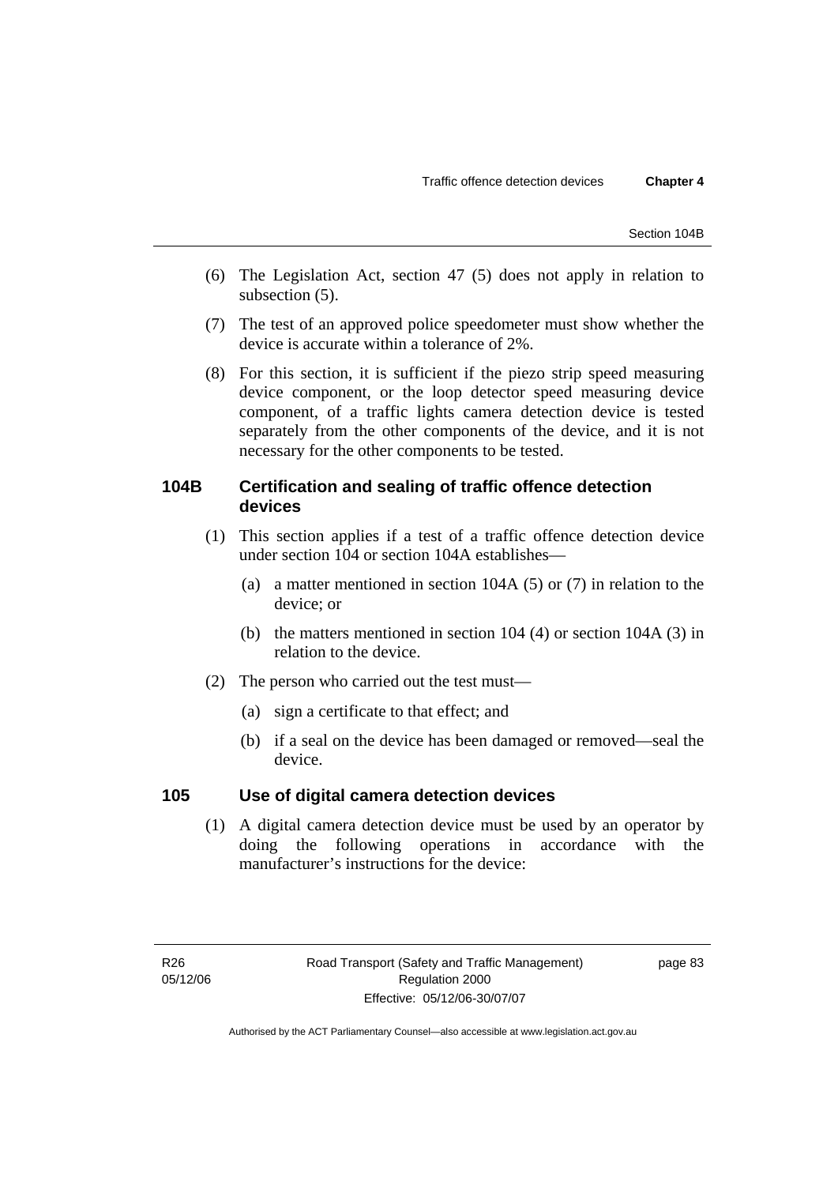(6) The Legislation Act, section 47 (5) does not apply in relation to subsection (5).

(7) The test of an approved police speedometer must show whether the device is accurate within a tolerance of 2%.

(8) For this section, it is sufficient if the piezo strip speed measuring device component, or the loop detector speed measuring device component, of a traffic lights camera detection device is tested separately from the other components of the device, and it is not necessary for the other components to be tested.

### 104B Certification and sealing of traffic offence detection devices

(1) This section applies if a test of a traffic offence detection device under section 104 or section 104A establishes—

(a) a matter mentioned in section 104A (5) or (7) in relation to the device; or

(b) the matters mentioned in section 104 (4) or section 104A (3) in relation to the device.

(2) The person who carried out the test must—

(a) sign a certificate to that effect; and

(b) if a seal on the device has been damaged or removed—seal the device.

### 105 Use of digital camera detection devices

(1) A digital camera detection device must be used by an operator by doing the following operations in accordance with the manufacturer's instructions for the device: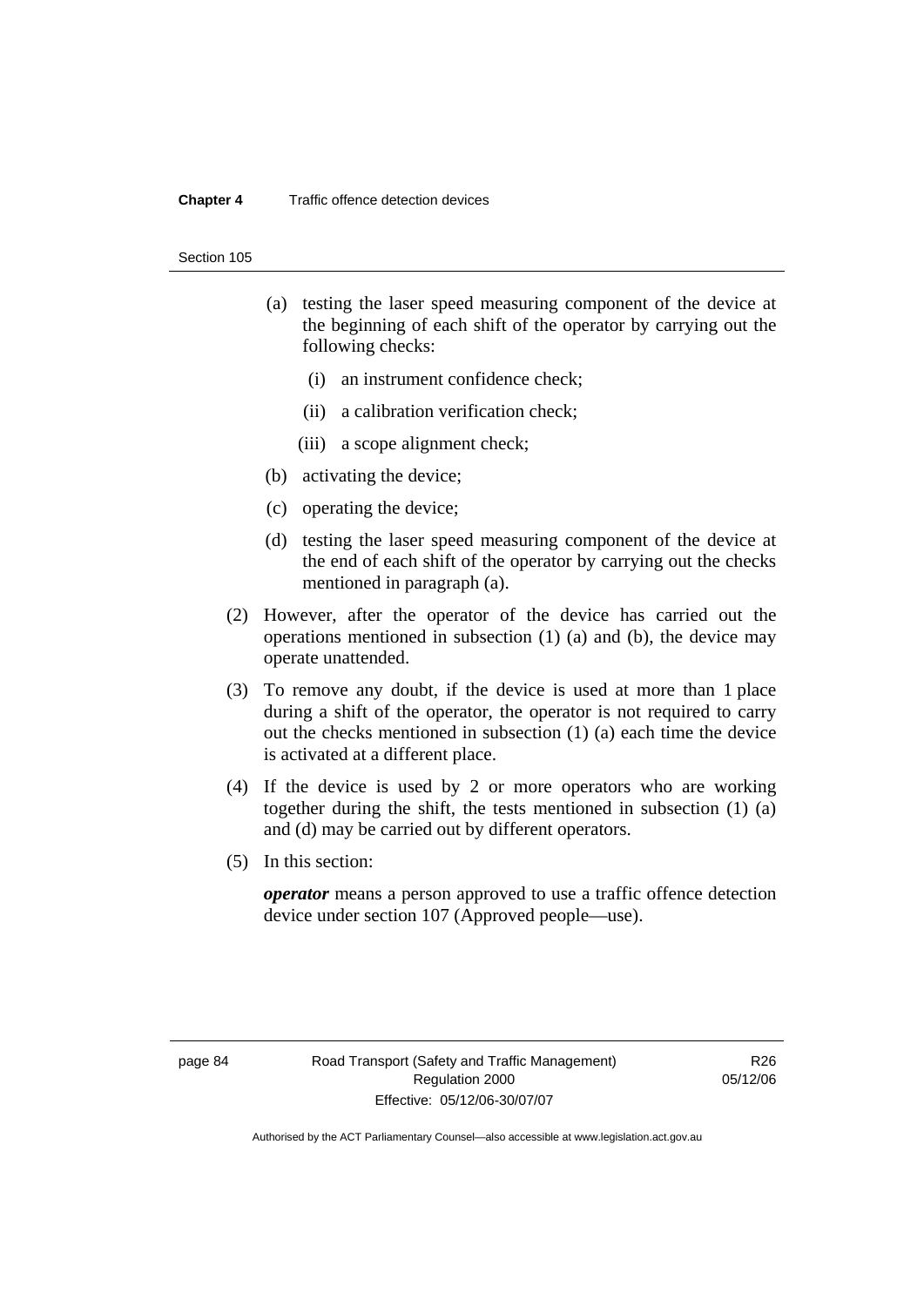(a) testing the laser speed measuring component of the device at the beginning of each shift of the operator by carrying out the following checks:

 (i) an instrument confidence check;

 (ii) a calibration verification check;

 (iii) a scope alignment check;

(b) activating the device;

(c) operating the device;

(d) testing the laser speed measuring component of the device at the end of each shift of the operator by carrying out the checks mentioned in paragraph (a).

(2) However, after the operator of the device has carried out the operations mentioned in subsection (1) (a) and (b), the device may operate unattended.

(3) To remove any doubt, if the device is used at more than 1 place during a shift of the operator, the operator is not required to carry out the checks mentioned in subsection (1) (a) each time the device is activated at a different place.

(4) If the device is used by 2 or more operators who are working together during the shift, the tests mentioned in subsection (1) (a) and (d) may be carried out by different operators.

(5) In this section:

***operator*** means a person approved to use a traffic offence detection device under section 107 (Approved people—use).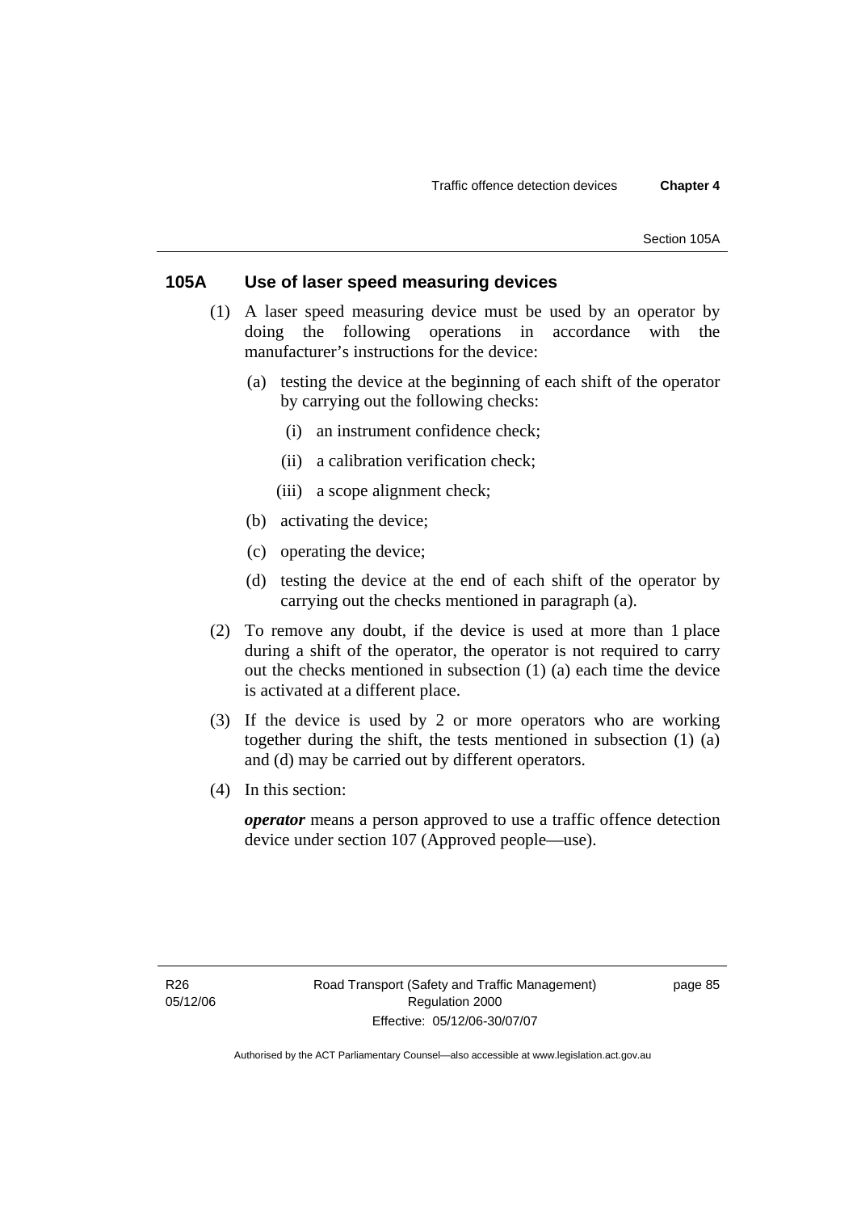## 105A Use of laser speed measuring devices

(1) A laser speed measuring device must be used by an operator by doing the following operations in accordance with the manufacturer's instructions for the device:

(a) testing the device at the beginning of each shift of the operator by carrying out the following checks:

(i) an instrument confidence check;

(ii) a calibration verification check;

(iii) a scope alignment check;

(b) activating the device;

(c) operating the device;

(d) testing the device at the end of each shift of the operator by carrying out the checks mentioned in paragraph (a).

(2) To remove any doubt, if the device is used at more than 1 place during a shift of the operator, the operator is not required to carry out the checks mentioned in subsection (1) (a) each time the device is activated at a different place.

(3) If the device is used by 2 or more operators who are working together during the shift, the tests mentioned in subsection (1) (a) and (d) may be carried out by different operators.

(4) In this section:

***operator*** means a person approved to use a traffic offence detection device under section 107 (Approved people—use).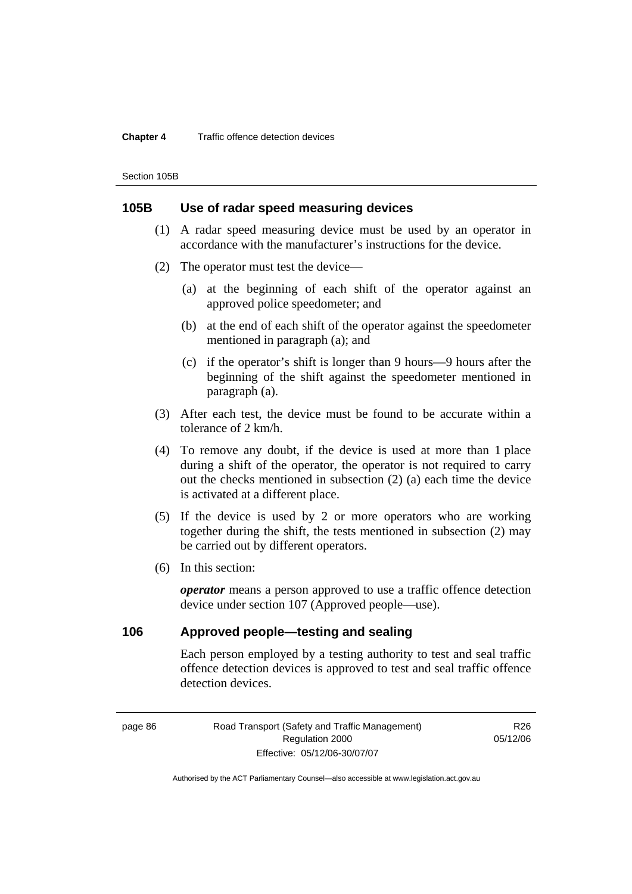## 105B Use of radar speed measuring devices

(1) A radar speed measuring device must be used by an operator in accordance with the manufacturer's instructions for the device.

(2) The operator must test the device—

  (a) at the beginning of each shift of the operator against an approved police speedometer; and

  (b) at the end of each shift of the operator against the speedometer mentioned in paragraph (a); and

  (c) if the operator's shift is longer than 9 hours—9 hours after the beginning of the shift against the speedometer mentioned in paragraph (a).

(3) After each test, the device must be found to be accurate within a tolerance of 2 km/h.

(4) To remove any doubt, if the device is used at more than 1 place during a shift of the operator, the operator is not required to carry out the checks mentioned in subsection (2) (a) each time the device is activated at a different place.

(5) If the device is used by 2 or more operators who are working together during the shift, the tests mentioned in subsection (2) may be carried out by different operators.

(6) In this section:

***operator*** means a person approved to use a traffic offence detection device under section 107 (Approved people—use).

## 106 Approved people—testing and sealing

Each person employed by a testing authority to test and seal traffic offence detection devices is approved to test and seal traffic offence detection devices.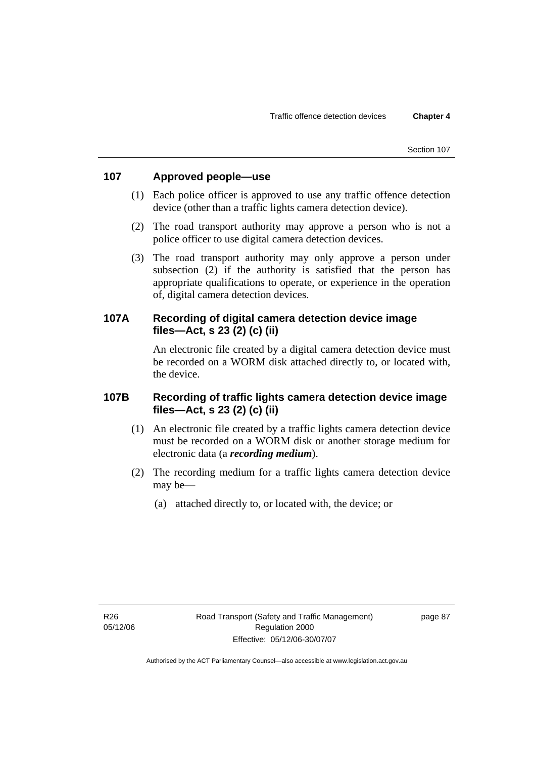## 107 Approved people—use

(1) Each police officer is approved to use any traffic offence detection device (other than a traffic lights camera detection device).

(2) The road transport authority may approve a person who is not a police officer to use digital camera detection devices.

(3) The road transport authority may only approve a person under subsection (2) if the authority is satisfied that the person has appropriate qualifications to operate, or experience in the operation of, digital camera detection devices.

## 107A Recording of digital camera detection device image files—Act, s 23 (2) (c) (ii)

An electronic file created by a digital camera detection device must be recorded on a WORM disk attached directly to, or located with, the device.

## 107B Recording of traffic lights camera detection device image files—Act, s 23 (2) (c) (ii)

(1) An electronic file created by a traffic lights camera detection device must be recorded on a WORM disk or another storage medium for electronic data (a ***recording medium***).

(2) The recording medium for a traffic lights camera detection device may be—

(a) attached directly to, or located with, the device; or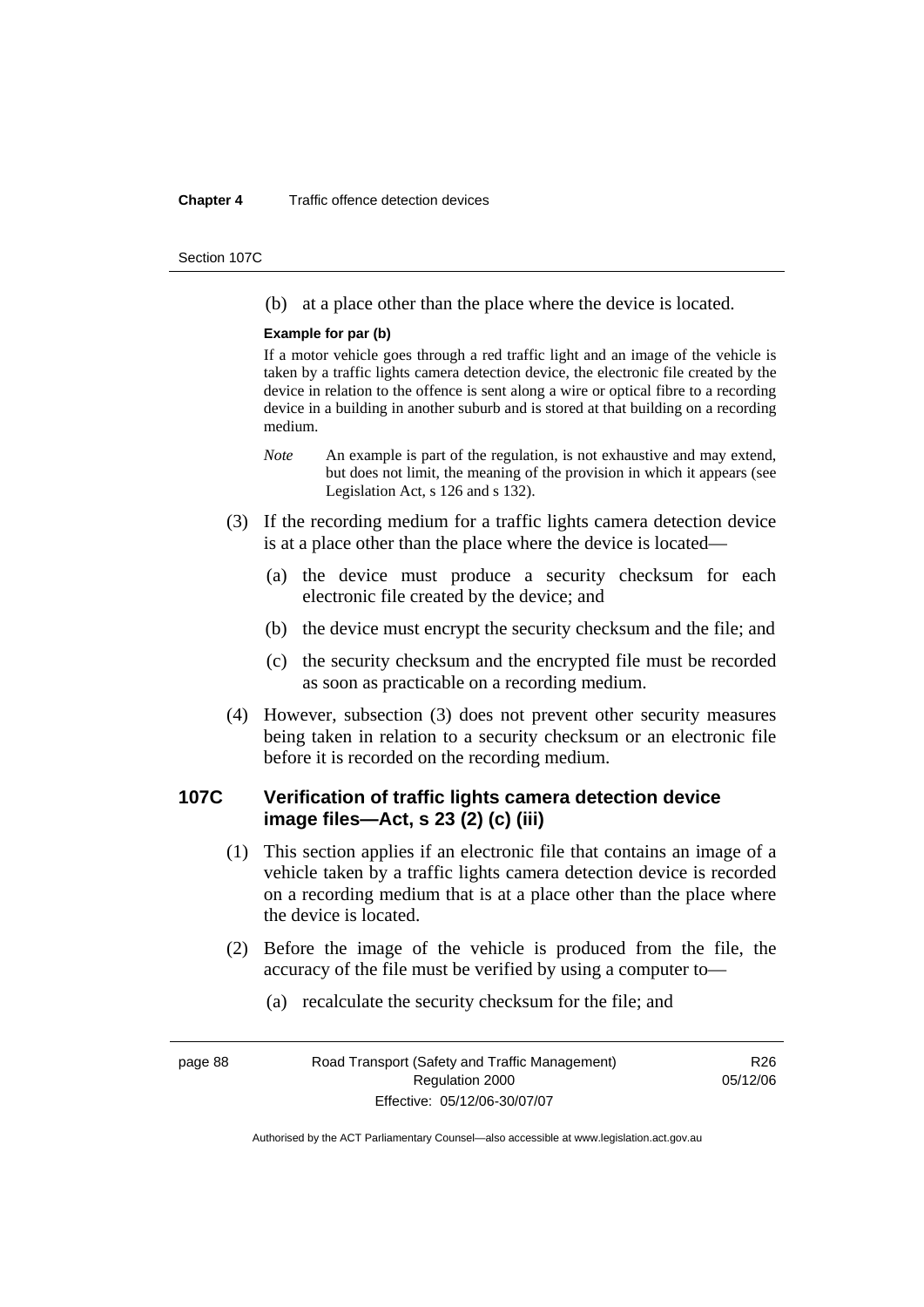(b) at a place other than the place where the device is located.

**Example for par (b)**

If a motor vehicle goes through a red traffic light and an image of the vehicle is taken by a traffic lights camera detection device, the electronic file created by the device in relation to the offence is sent along a wire or optical fibre to a recording device in a building in another suburb and is stored at that building on a recording medium.

*Note* An example is part of the regulation, is not exhaustive and may extend, but does not limit, the meaning of the provision in which it appears (see Legislation Act, s 126 and s 132).

(3) If the recording medium for a traffic lights camera detection device is at a place other than the place where the device is located—

(a) the device must produce a security checksum for each electronic file created by the device; and

(b) the device must encrypt the security checksum and the file; and

(c) the security checksum and the encrypted file must be recorded as soon as practicable on a recording medium.

(4) However, subsection (3) does not prevent other security measures being taken in relation to a security checksum or an electronic file before it is recorded on the recording medium.

## 107C Verification of traffic lights camera detection device image files—Act, s 23 (2) (c) (iii)

(1) This section applies if an electronic file that contains an image of a vehicle taken by a traffic lights camera detection device is recorded on a recording medium that is at a place other than the place where the device is located.

(2) Before the image of the vehicle is produced from the file, the accuracy of the file must be verified by using a computer to—

(a) recalculate the security checksum for the file; and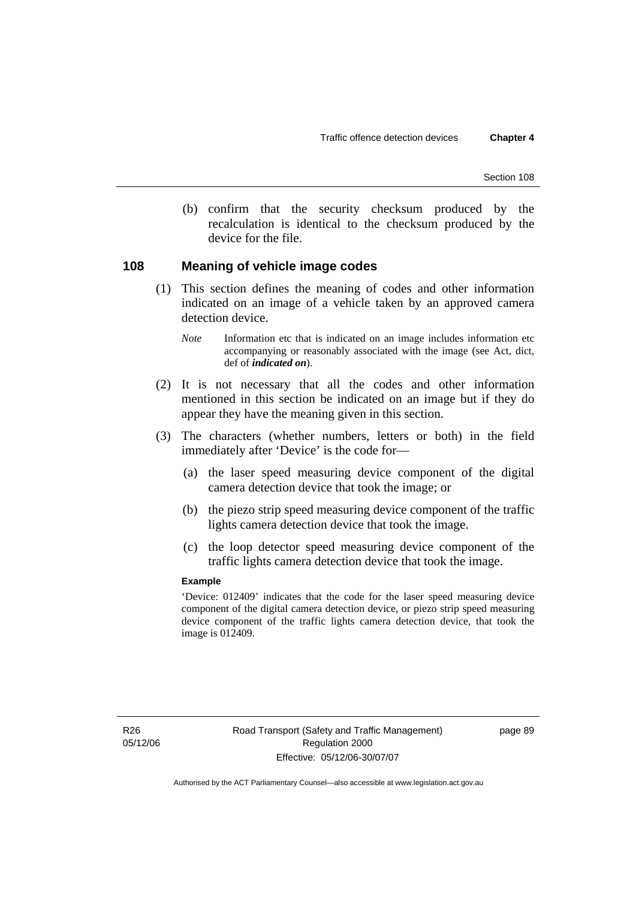(b) confirm that the security checksum produced by the recalculation is identical to the checksum produced by the device for the file.

## 108 Meaning of vehicle image codes

(1) This section defines the meaning of codes and other information indicated on an image of a vehicle taken by an approved camera detection device.

*Note* Information etc that is indicated on an image includes information etc accompanying or reasonably associated with the image (see Act, dict, def of ***indicated on***).

(2) It is not necessary that all the codes and other information mentioned in this section be indicated on an image but if they do appear they have the meaning given in this section.

(3) The characters (whether numbers, letters or both) in the field immediately after 'Device' is the code for—

(a) the laser speed measuring device component of the digital camera detection device that took the image; or

(b) the piezo strip speed measuring device component of the traffic lights camera detection device that took the image.

(c) the loop detector speed measuring device component of the traffic lights camera detection device that took the image.

**Example**

'Device: 012409' indicates that the code for the laser speed measuring device component of the digital camera detection device, or piezo strip speed measuring device component of the traffic lights camera detection device, that took the image is 012409.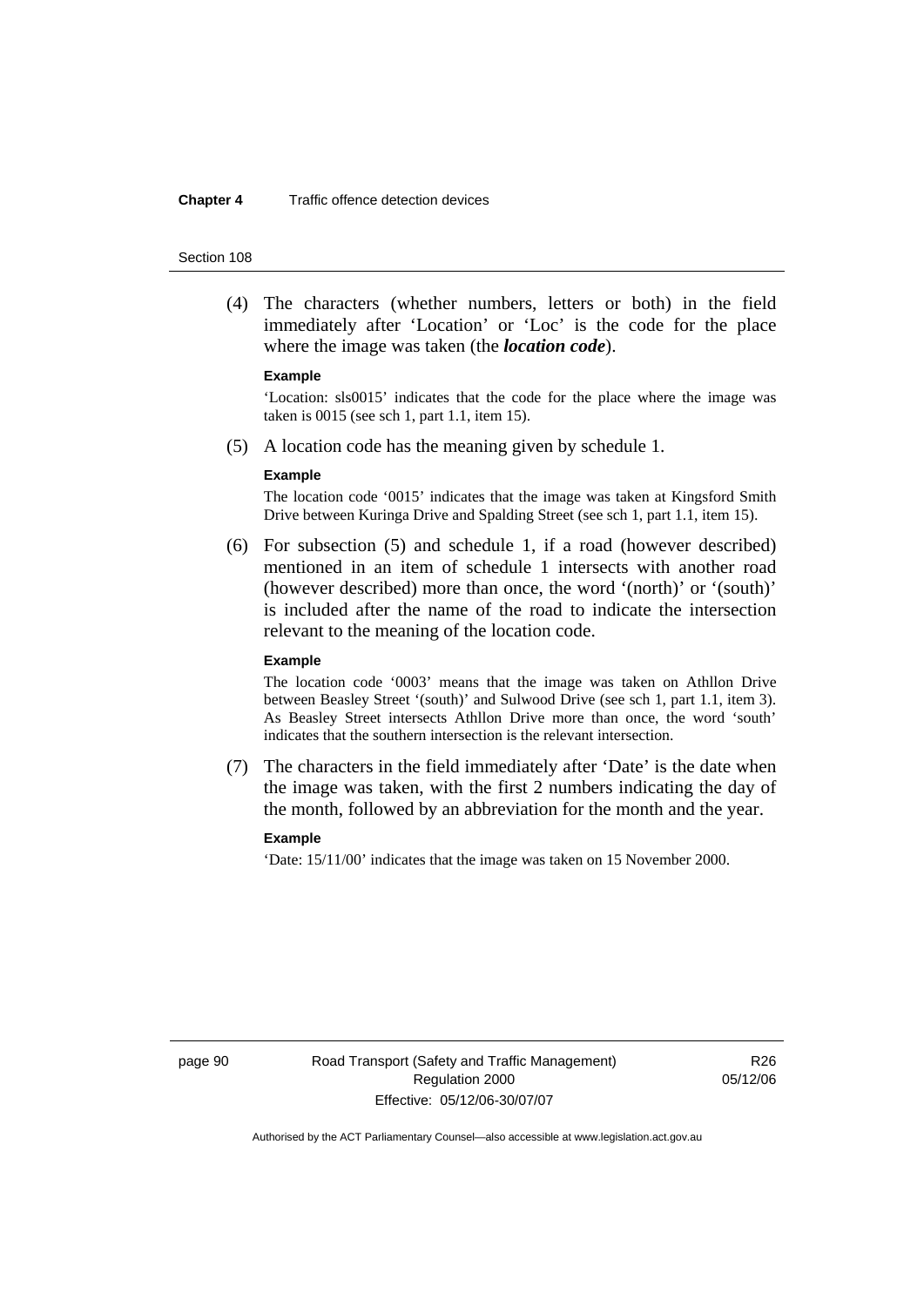(4) The characters (whether numbers, letters or both) in the field immediately after 'Location' or 'Loc' is the code for the place where the image was taken (the ***location code***).

**Example**

'Location: sls0015' indicates that the code for the place where the image was taken is 0015 (see sch 1, part 1.1, item 15).

(5) A location code has the meaning given by schedule 1.

**Example**

The location code '0015' indicates that the image was taken at Kingsford Smith Drive between Kuringa Drive and Spalding Street (see sch 1, part 1.1, item 15).

(6) For subsection (5) and schedule 1, if a road (however described) mentioned in an item of schedule 1 intersects with another road (however described) more than once, the word '(north)' or '(south)' is included after the name of the road to indicate the intersection relevant to the meaning of the location code.

**Example**

The location code '0003' means that the image was taken on Athllon Drive between Beasley Street '(south)' and Sulwood Drive (see sch 1, part 1.1, item 3). As Beasley Street intersects Athllon Drive more than once, the word 'south' indicates that the southern intersection is the relevant intersection.

(7) The characters in the field immediately after 'Date' is the date when the image was taken, with the first 2 numbers indicating the day of the month, followed by an abbreviation for the month and the year.

**Example**

'Date: 15/11/00' indicates that the image was taken on 15 November 2000.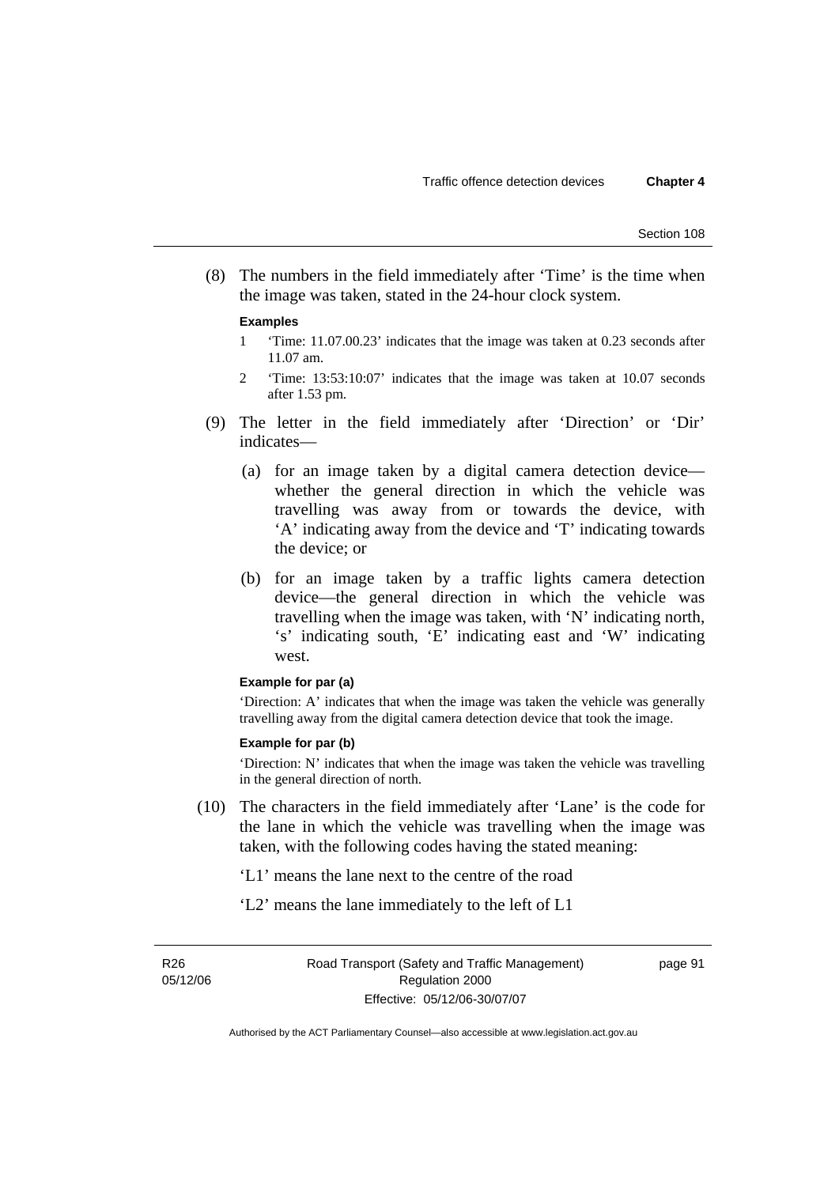(8) The numbers in the field immediately after 'Time' is the time when the image was taken, stated in the 24-hour clock system.

**Examples**

1 'Time: 11.07.00.23' indicates that the image was taken at 0.23 seconds after 11.07 am.

2 'Time: 13:53:10:07' indicates that the image was taken at 10.07 seconds after 1.53 pm.

(9) The letter in the field immediately after 'Direction' or 'Dir' indicates—

(a) for an image taken by a digital camera detection device—whether the general direction in which the vehicle was travelling was away from or towards the device, with 'A' indicating away from the device and 'T' indicating towards the device; or

(b) for an image taken by a traffic lights camera detection device—the general direction in which the vehicle was travelling when the image was taken, with 'N' indicating north, 's' indicating south, 'E' indicating east and 'W' indicating west.

**Example for par (a)**

'Direction: A' indicates that when the image was taken the vehicle was generally travelling away from the digital camera detection device that took the image.

**Example for par (b)**

'Direction: N' indicates that when the image was taken the vehicle was travelling in the general direction of north.

(10) The characters in the field immediately after 'Lane' is the code for the lane in which the vehicle was travelling when the image was taken, with the following codes having the stated meaning:

'L1' means the lane next to the centre of the road

'L2' means the lane immediately to the left of L1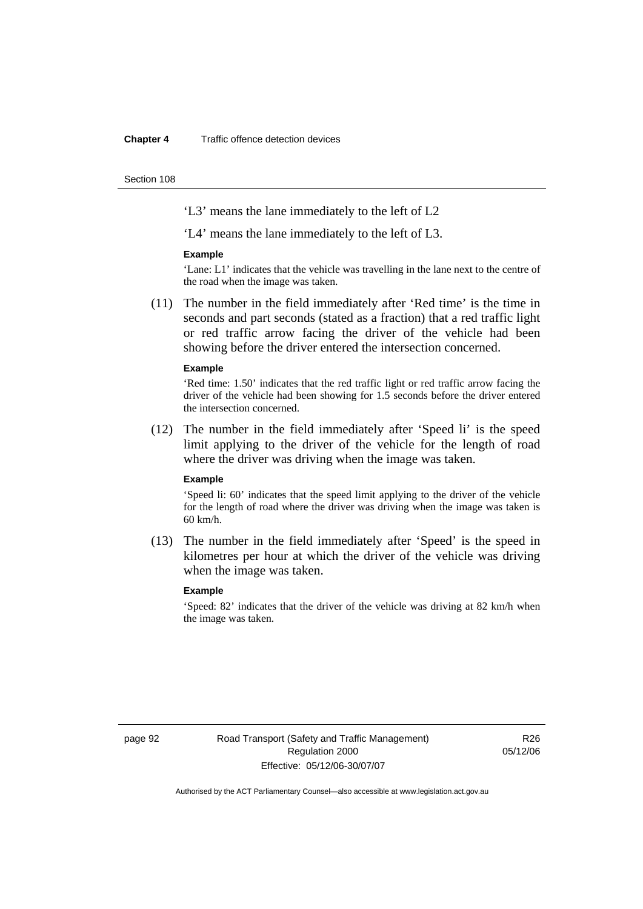'L3' means the lane immediately to the left of L2

'L4' means the lane immediately to the left of L3.

**Example**

'Lane: L1' indicates that the vehicle was travelling in the lane next to the centre of the road when the image was taken.

(11) The number in the field immediately after 'Red time' is the time in seconds and part seconds (stated as a fraction) that a red traffic light or red traffic arrow facing the driver of the vehicle had been showing before the driver entered the intersection concerned.

**Example**

'Red time: 1.50' indicates that the red traffic light or red traffic arrow facing the driver of the vehicle had been showing for 1.5 seconds before the driver entered the intersection concerned.

(12) The number in the field immediately after 'Speed li' is the speed limit applying to the driver of the vehicle for the length of road where the driver was driving when the image was taken.

**Example**

'Speed li: 60' indicates that the speed limit applying to the driver of the vehicle for the length of road where the driver was driving when the image was taken is 60 km/h.

(13) The number in the field immediately after 'Speed' is the speed in kilometres per hour at which the driver of the vehicle was driving when the image was taken.

**Example**

'Speed: 82' indicates that the driver of the vehicle was driving at 82 km/h when the image was taken.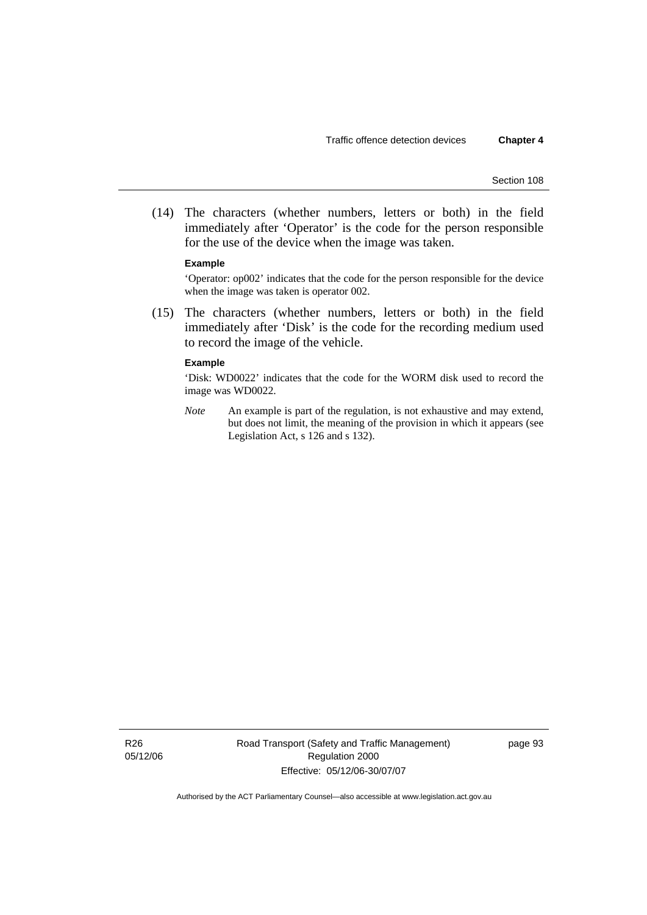(14) The characters (whether numbers, letters or both) in the field immediately after 'Operator' is the code for the person responsible for the use of the device when the image was taken.

**Example**

'Operator: op002' indicates that the code for the person responsible for the device when the image was taken is operator 002.

(15) The characters (whether numbers, letters or both) in the field immediately after 'Disk' is the code for the recording medium used to record the image of the vehicle.

**Example**

'Disk: WD0022' indicates that the code for the WORM disk used to record the image was WD0022.

*Note* An example is part of the regulation, is not exhaustive and may extend, but does not limit, the meaning of the provision in which it appears (see Legislation Act, s 126 and s 132).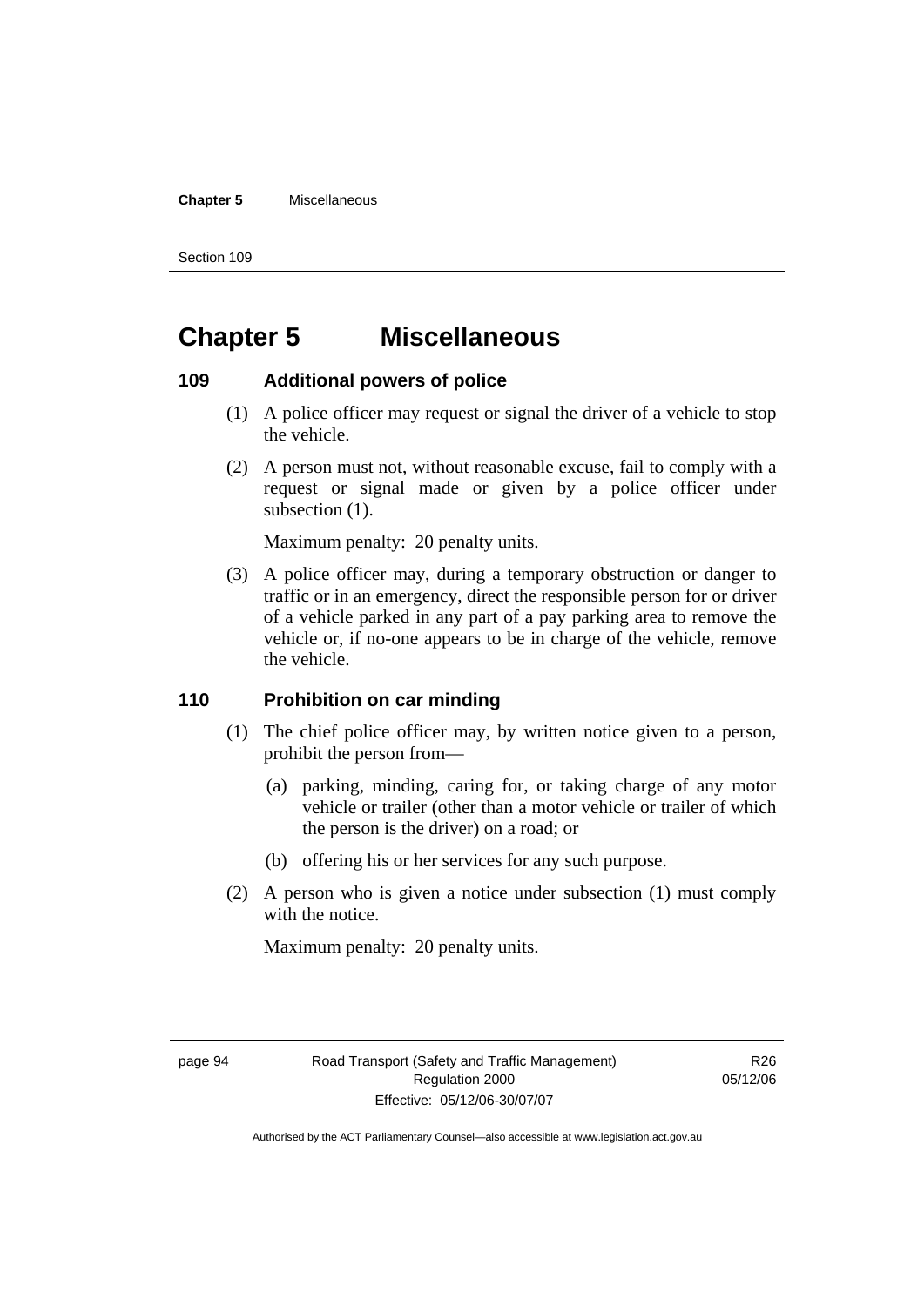# Chapter 5 Miscellaneous

### 109 Additional powers of police

(1) A police officer may request or signal the driver of a vehicle to stop the vehicle.

(2) A person must not, without reasonable excuse, fail to comply with a request or signal made or given by a police officer under subsection (1).

Maximum penalty: 20 penalty units.

(3) A police officer may, during a temporary obstruction or danger to traffic or in an emergency, direct the responsible person for or driver of a vehicle parked in any part of a pay parking area to remove the vehicle or, if no-one appears to be in charge of the vehicle, remove the vehicle.

### 110 Prohibition on car minding

(1) The chief police officer may, by written notice given to a person, prohibit the person from—

(a) parking, minding, caring for, or taking charge of any motor vehicle or trailer (other than a motor vehicle or trailer of which the person is the driver) on a road; or

(b) offering his or her services for any such purpose.

(2) A person who is given a notice under subsection (1) must comply with the notice.

Maximum penalty: 20 penalty units.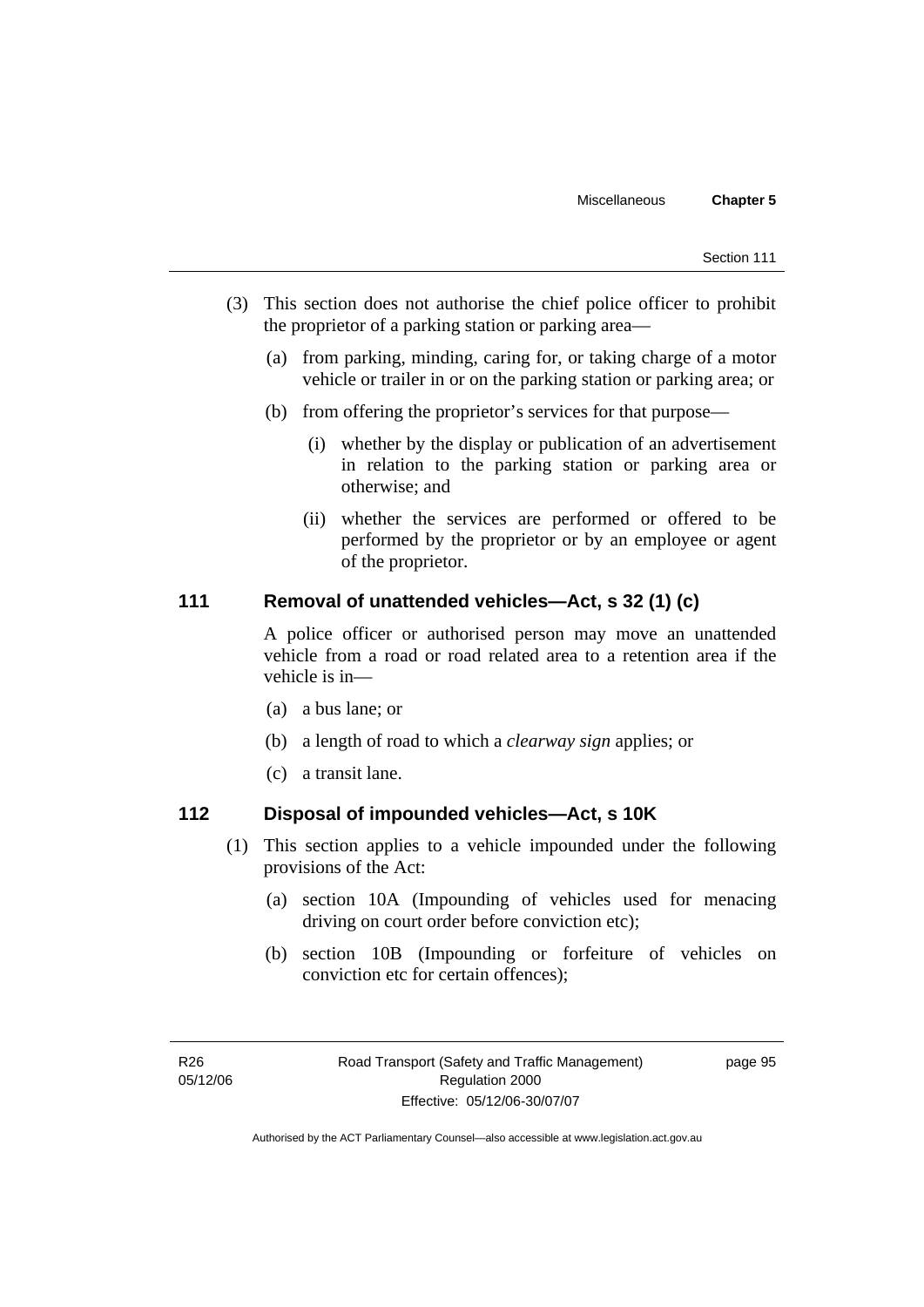(3) This section does not authorise the chief police officer to prohibit the proprietor of a parking station or parking area—

(a) from parking, minding, caring for, or taking charge of a motor vehicle or trailer in or on the parking station or parking area; or

(b) from offering the proprietor's services for that purpose—

(i) whether by the display or publication of an advertisement in relation to the parking station or parking area or otherwise; and

(ii) whether the services are performed or offered to be performed by the proprietor or by an employee or agent of the proprietor.

## 111 Removal of unattended vehicles—Act, s 32 (1) (c)

A police officer or authorised person may move an unattended vehicle from a road or road related area to a retention area if the vehicle is in—

(a) a bus lane; or

(b) a length of road to which a *clearway sign* applies; or

(c) a transit lane.

## 112 Disposal of impounded vehicles—Act, s 10K

(1) This section applies to a vehicle impounded under the following provisions of the Act:

(a) section 10A (Impounding of vehicles used for menacing driving on court order before conviction etc);

(b) section 10B (Impounding or forfeiture of vehicles on conviction etc for certain offences);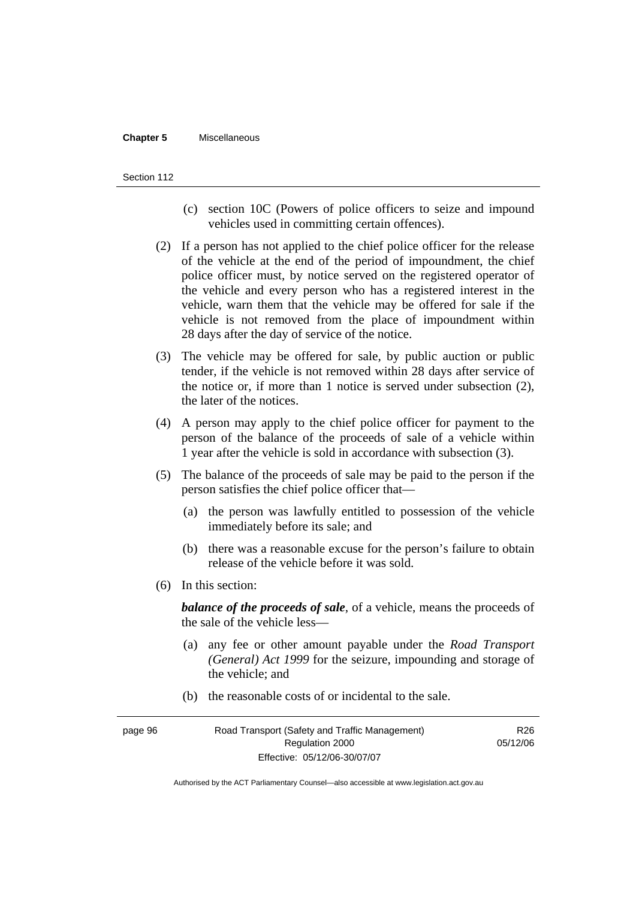(c) section 10C (Powers of police officers to seize and impound vehicles used in committing certain offences).

(2) If a person has not applied to the chief police officer for the release of the vehicle at the end of the period of impoundment, the chief police officer must, by notice served on the registered operator of the vehicle and every person who has a registered interest in the vehicle, warn them that the vehicle may be offered for sale if the vehicle is not removed from the place of impoundment within 28 days after the day of service of the notice.

(3) The vehicle may be offered for sale, by public auction or public tender, if the vehicle is not removed within 28 days after service of the notice or, if more than 1 notice is served under subsection (2), the later of the notices.

(4) A person may apply to the chief police officer for payment to the person of the balance of the proceeds of sale of a vehicle within 1 year after the vehicle is sold in accordance with subsection (3).

(5) The balance of the proceeds of sale may be paid to the person if the person satisfies the chief police officer that—

(a) the person was lawfully entitled to possession of the vehicle immediately before its sale; and

(b) there was a reasonable excuse for the person's failure to obtain release of the vehicle before it was sold.

(6) In this section:

***balance of the proceeds of sale***, of a vehicle, means the proceeds of the sale of the vehicle less—

(a) any fee or other amount payable under the *Road Transport (General) Act 1999* for the seizure, impounding and storage of the vehicle; and

(b) the reasonable costs of or incidental to the sale.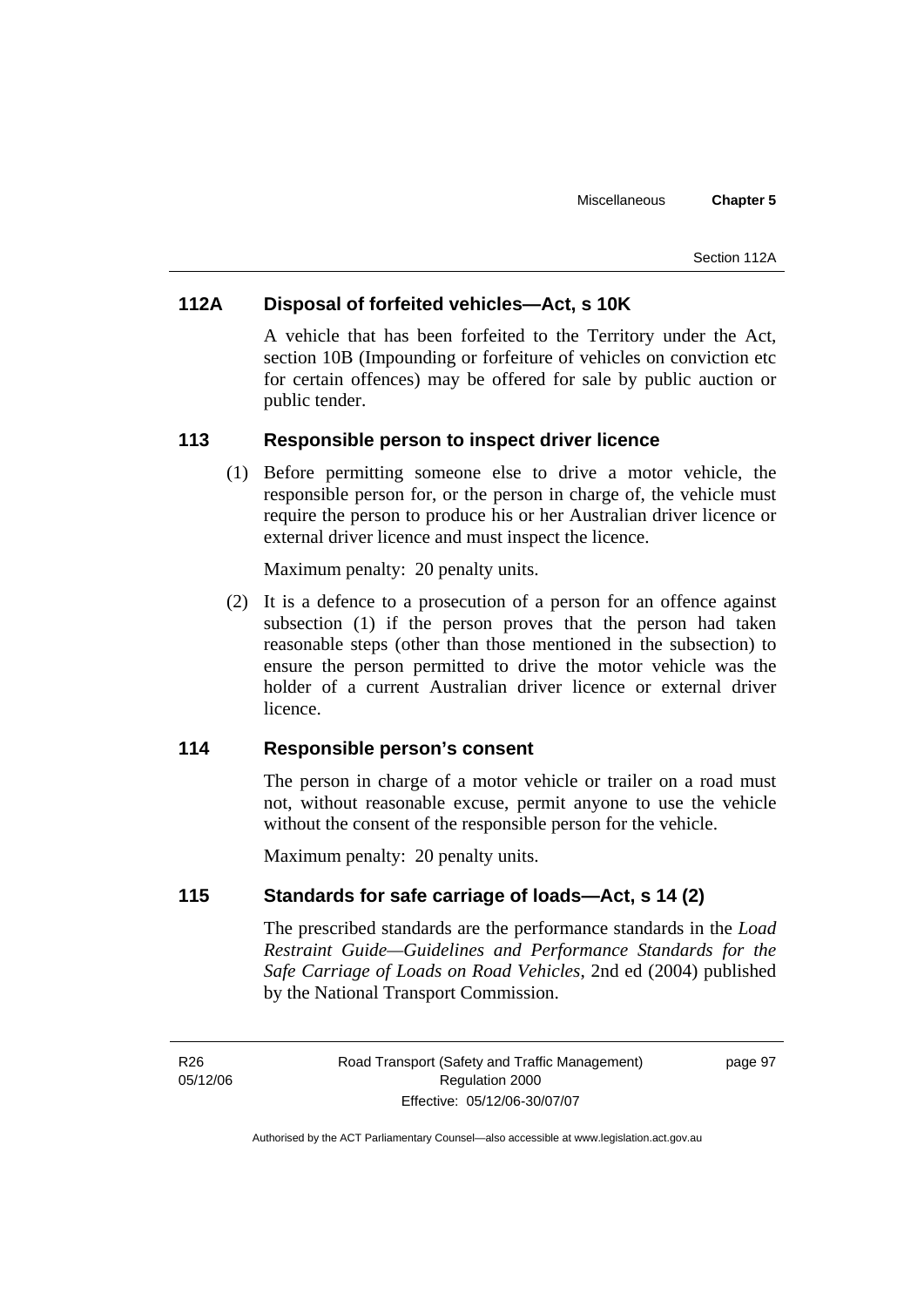### 112A Disposal of forfeited vehicles—Act, s 10K

A vehicle that has been forfeited to the Territory under the Act, section 10B (Impounding or forfeiture of vehicles on conviction etc for certain offences) may be offered for sale by public auction or public tender.

### 113 Responsible person to inspect driver licence

(1) Before permitting someone else to drive a motor vehicle, the responsible person for, or the person in charge of, the vehicle must require the person to produce his or her Australian driver licence or external driver licence and must inspect the licence.

Maximum penalty: 20 penalty units.

(2) It is a defence to a prosecution of a person for an offence against subsection (1) if the person proves that the person had taken reasonable steps (other than those mentioned in the subsection) to ensure the person permitted to drive the motor vehicle was the holder of a current Australian driver licence or external driver licence.

### 114 Responsible person's consent

The person in charge of a motor vehicle or trailer on a road must not, without reasonable excuse, permit anyone to use the vehicle without the consent of the responsible person for the vehicle.

Maximum penalty: 20 penalty units.

### 115 Standards for safe carriage of loads—Act, s 14 (2)

The prescribed standards are the performance standards in the *Load Restraint Guide—Guidelines and Performance Standards for the Safe Carriage of Loads on Road Vehicles*, 2nd ed (2004) published by the National Transport Commission.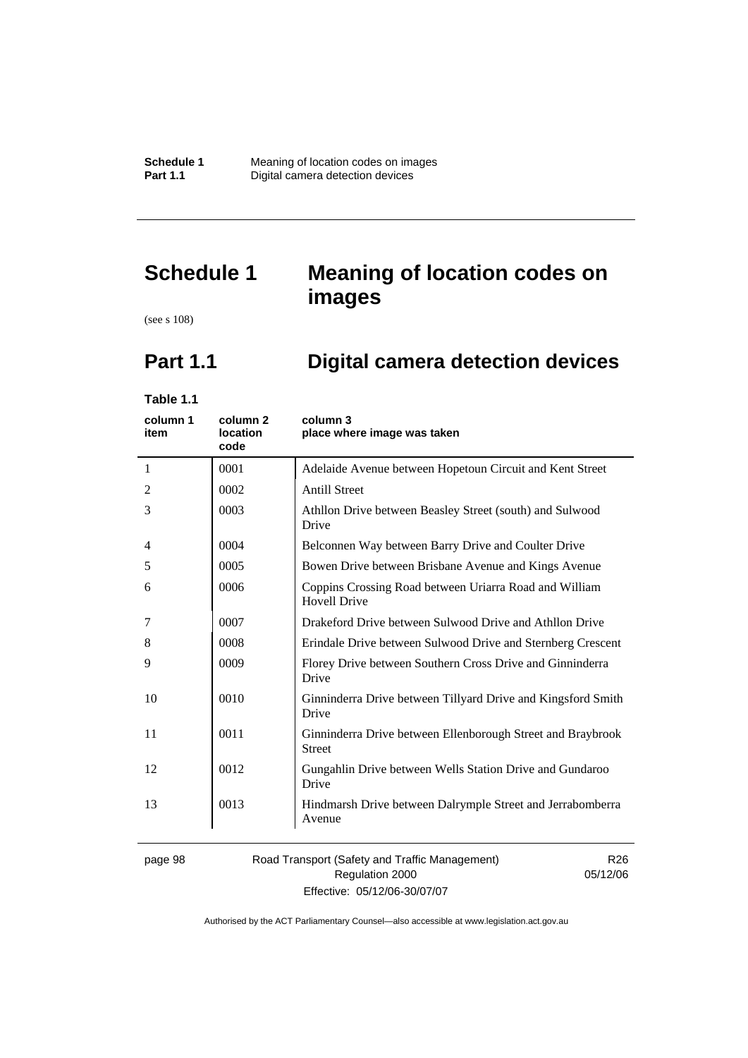# Schedule 1 Meaning of location codes on images

(see s 108)

## Part 1.1 Digital camera detection devices

**Table 1.1**

| column 1 item | column 2 location code | column 3 place where image was taken |
|---|---|---|
| 1 | 0001 | Adelaide Avenue between Hopetoun Circuit and Kent Street |
| 2 | 0002 | Antill Street |
| 3 | 0003 | Athllon Drive between Beasley Street (south) and Sulwood Drive |
| 4 | 0004 | Belconnen Way between Barry Drive and Coulter Drive |
| 5 | 0005 | Bowen Drive between Brisbane Avenue and Kings Avenue |
| 6 | 0006 | Coppins Crossing Road between Uriarra Road and William Hovell Drive |
| 7 | 0007 | Drakeford Drive between Sulwood Drive and Athllon Drive |
| 8 | 0008 | Erindale Drive between Sulwood Drive and Sternberg Crescent |
| 9 | 0009 | Florey Drive between Southern Cross Drive and Ginninderra Drive |
| 10 | 0010 | Ginninderra Drive between Tillyard Drive and Kingsford Smith Drive |
| 11 | 0011 | Ginninderra Drive between Ellenborough Street and Braybrook Street |
| 12 | 0012 | Gungahlin Drive between Wells Station Drive and Gundaroo Drive |
| 13 | 0013 | Hindmarsh Drive between Dalrymple Street and Jerrabomberra Avenue |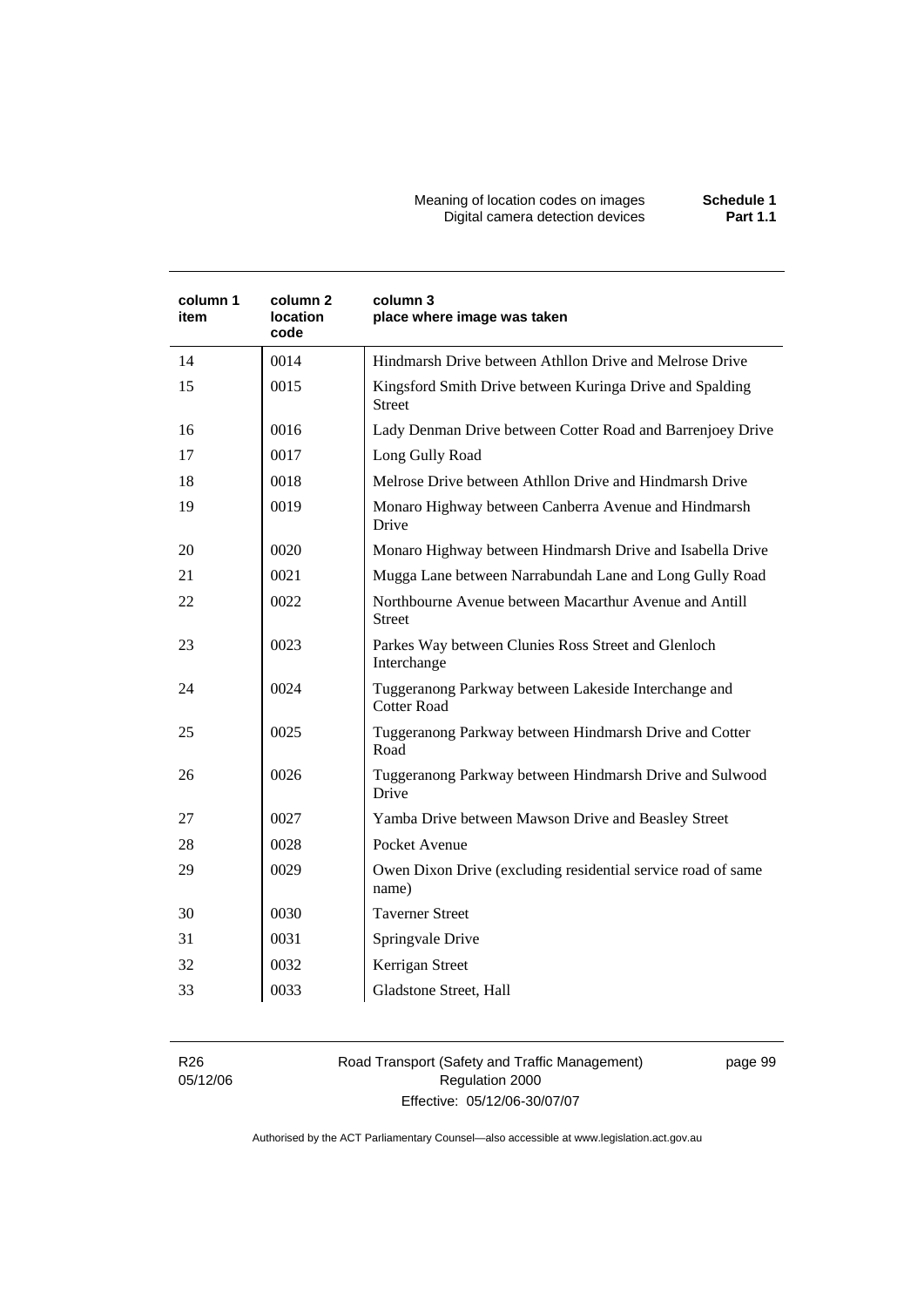| column 1 item | column 2 location code | column 3 place where image was taken |
|---|---|---|
| 14 | 0014 | Hindmarsh Drive between Athllon Drive and Melrose Drive |
| 15 | 0015 | Kingsford Smith Drive between Kuringa Drive and Spalding Street |
| 16 | 0016 | Lady Denman Drive between Cotter Road and Barrenjoey Drive |
| 17 | 0017 | Long Gully Road |
| 18 | 0018 | Melrose Drive between Athllon Drive and Hindmarsh Drive |
| 19 | 0019 | Monaro Highway between Canberra Avenue and Hindmarsh Drive |
| 20 | 0020 | Monaro Highway between Hindmarsh Drive and Isabella Drive |
| 21 | 0021 | Mugga Lane between Narrabundah Lane and Long Gully Road |
| 22 | 0022 | Northbourne Avenue between Macarthur Avenue and Antill Street |
| 23 | 0023 | Parkes Way between Clunies Ross Street and Glenloch Interchange |
| 24 | 0024 | Tuggeranong Parkway between Lakeside Interchange and Cotter Road |
| 25 | 0025 | Tuggeranong Parkway between Hindmarsh Drive and Cotter Road |
| 26 | 0026 | Tuggeranong Parkway between Hindmarsh Drive and Sulwood Drive |
| 27 | 0027 | Yamba Drive between Mawson Drive and Beasley Street |
| 28 | 0028 | Pocket Avenue |
| 29 | 0029 | Owen Dixon Drive (excluding residential service road of same name) |
| 30 | 0030 | Taverner Street |
| 31 | 0031 | Springvale Drive |
| 32 | 0032 | Kerrigan Street |
| 33 | 0033 | Gladstone Street, Hall |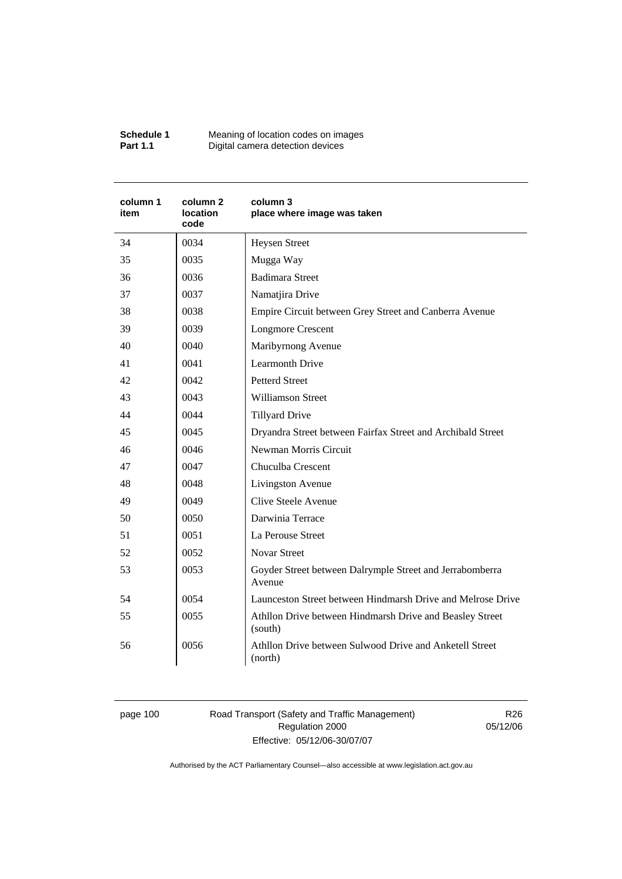| column 1 item | column 2 location code | column 3 place where image was taken |
| --- | --- | --- |
| 34 | 0034 | Heysen Street |
| 35 | 0035 | Mugga Way |
| 36 | 0036 | Badimara Street |
| 37 | 0037 | Namatjira Drive |
| 38 | 0038 | Empire Circuit between Grey Street and Canberra Avenue |
| 39 | 0039 | Longmore Crescent |
| 40 | 0040 | Maribyrnong Avenue |
| 41 | 0041 | Learmonth Drive |
| 42 | 0042 | Petterd Street |
| 43 | 0043 | Williamson Street |
| 44 | 0044 | Tillyard Drive |
| 45 | 0045 | Dryandra Street between Fairfax Street and Archibald Street |
| 46 | 0046 | Newman Morris Circuit |
| 47 | 0047 | Chuculba Crescent |
| 48 | 0048 | Livingston Avenue |
| 49 | 0049 | Clive Steele Avenue |
| 50 | 0050 | Darwinia Terrace |
| 51 | 0051 | La Perouse Street |
| 52 | 0052 | Novar Street |
| 53 | 0053 | Goyder Street between Dalrymple Street and Jerrabomberra Avenue |
| 54 | 0054 | Launceston Street between Hindmarsh Drive and Melrose Drive |
| 55 | 0055 | Athllon Drive between Hindmarsh Drive and Beasley Street (south) |
| 56 | 0056 | Athllon Drive between Sulwood Drive and Anketell Street (north) |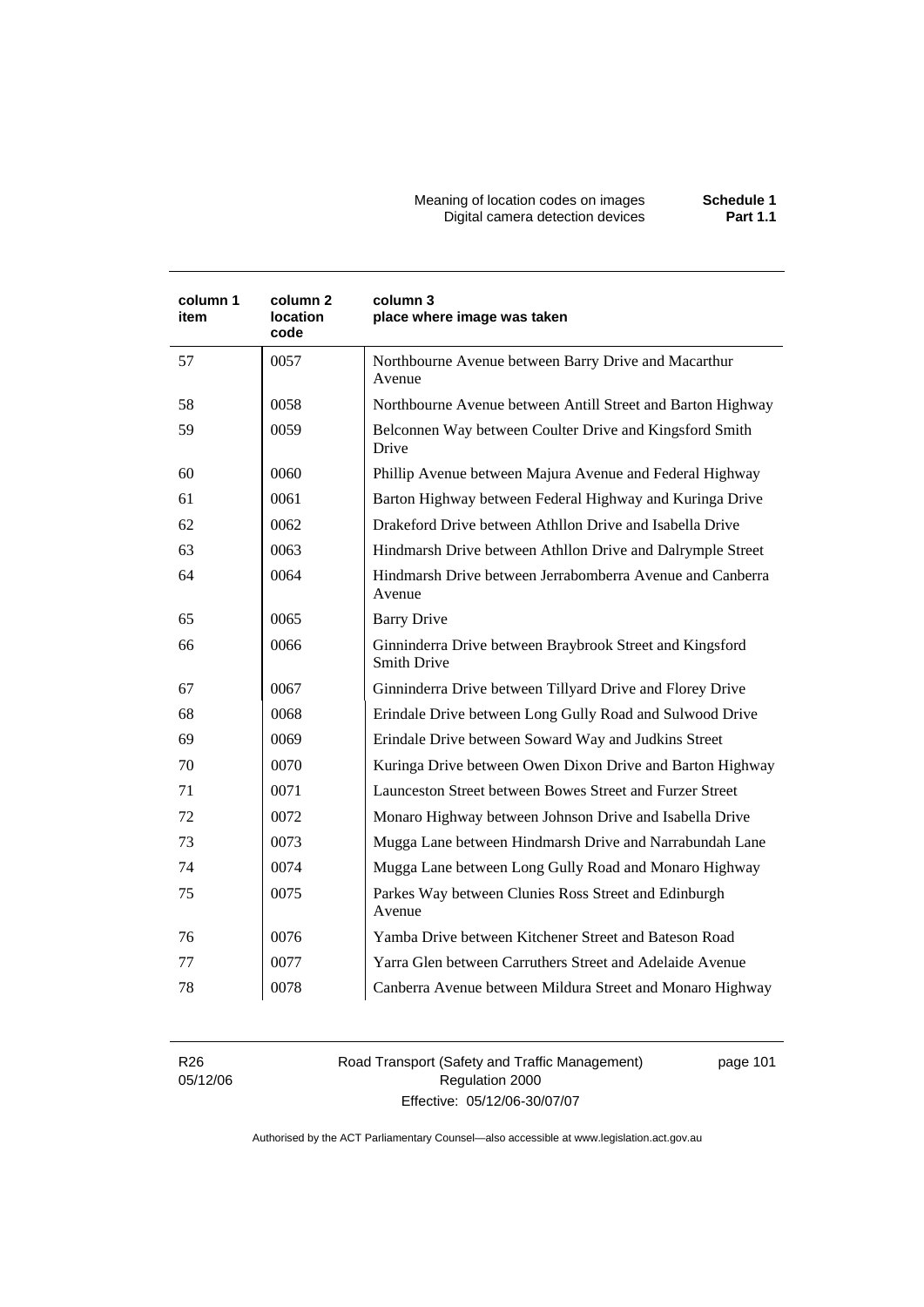| column 1 item | column 2 location code | column 3 place where image was taken |
|---|---|---|
| 57 | 0057 | Northbourne Avenue between Barry Drive and Macarthur Avenue |
| 58 | 0058 | Northbourne Avenue between Antill Street and Barton Highway |
| 59 | 0059 | Belconnen Way between Coulter Drive and Kingsford Smith Drive |
| 60 | 0060 | Phillip Avenue between Majura Avenue and Federal Highway |
| 61 | 0061 | Barton Highway between Federal Highway and Kuringa Drive |
| 62 | 0062 | Drakeford Drive between Athllon Drive and Isabella Drive |
| 63 | 0063 | Hindmarsh Drive between Athllon Drive and Dalrymple Street |
| 64 | 0064 | Hindmarsh Drive between Jerrabomberra Avenue and Canberra Avenue |
| 65 | 0065 | Barry Drive |
| 66 | 0066 | Ginninderra Drive between Braybrook Street and Kingsford Smith Drive |
| 67 | 0067 | Ginninderra Drive between Tillyard Drive and Florey Drive |
| 68 | 0068 | Erindale Drive between Long Gully Road and Sulwood Drive |
| 69 | 0069 | Erindale Drive between Soward Way and Judkins Street |
| 70 | 0070 | Kuringa Drive between Owen Dixon Drive and Barton Highway |
| 71 | 0071 | Launceston Street between Bowes Street and Furzer Street |
| 72 | 0072 | Monaro Highway between Johnson Drive and Isabella Drive |
| 73 | 0073 | Mugga Lane between Hindmarsh Drive and Narrabundah Lane |
| 74 | 0074 | Mugga Lane between Long Gully Road and Monaro Highway |
| 75 | 0075 | Parkes Way between Clunies Ross Street and Edinburgh Avenue |
| 76 | 0076 | Yamba Drive between Kitchener Street and Bateson Road |
| 77 | 0077 | Yarra Glen between Carruthers Street and Adelaide Avenue |
| 78 | 0078 | Canberra Avenue between Mildura Street and Monaro Highway |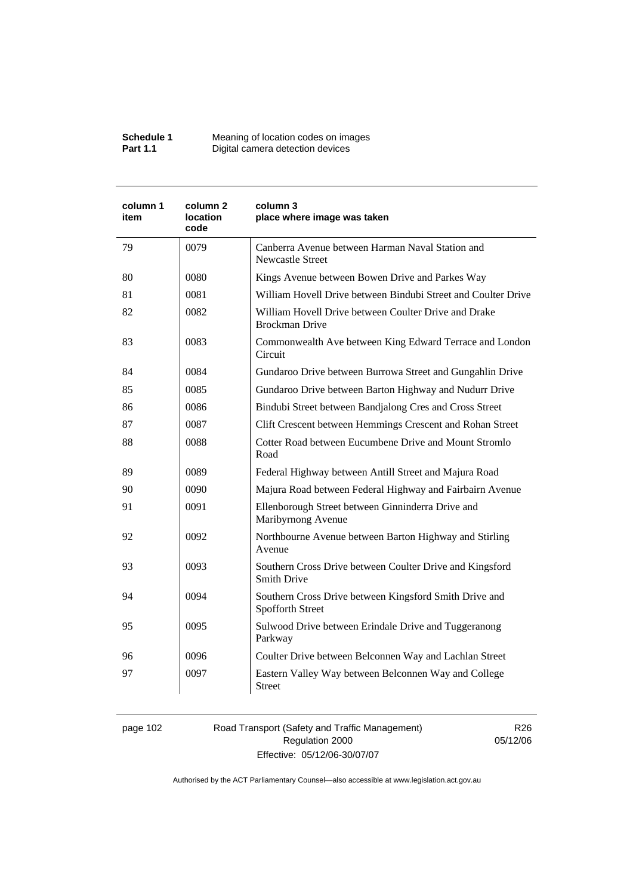| column 1 item | column 2 location code | column 3 place where image was taken |
|---|---|---|
| 79 | 0079 | Canberra Avenue between Harman Naval Station and Newcastle Street |
| 80 | 0080 | Kings Avenue between Bowen Drive and Parkes Way |
| 81 | 0081 | William Hovell Drive between Bindubi Street and Coulter Drive |
| 82 | 0082 | William Hovell Drive between Coulter Drive and Drake Brockman Drive |
| 83 | 0083 | Commonwealth Ave between King Edward Terrace and London Circuit |
| 84 | 0084 | Gundaroo Drive between Burrowa Street and Gungahlin Drive |
| 85 | 0085 | Gundaroo Drive between Barton Highway and Nudurr Drive |
| 86 | 0086 | Bindubi Street between Bandjalong Cres and Cross Street |
| 87 | 0087 | Clift Crescent between Hemmings Crescent and Rohan Street |
| 88 | 0088 | Cotter Road between Eucumbene Drive and Mount Stromlo Road |
| 89 | 0089 | Federal Highway between Antill Street and Majura Road |
| 90 | 0090 | Majura Road between Federal Highway and Fairbairn Avenue |
| 91 | 0091 | Ellenborough Street between Ginninderra Drive and Maribyrnong Avenue |
| 92 | 0092 | Northbourne Avenue between Barton Highway and Stirling Avenue |
| 93 | 0093 | Southern Cross Drive between Coulter Drive and Kingsford Smith Drive |
| 94 | 0094 | Southern Cross Drive between Kingsford Smith Drive and Spofforth Street |
| 95 | 0095 | Sulwood Drive between Erindale Drive and Tuggeranong Parkway |
| 96 | 0096 | Coulter Drive between Belconnen Way and Lachlan Street |
| 97 | 0097 | Eastern Valley Way between Belconnen Way and College Street |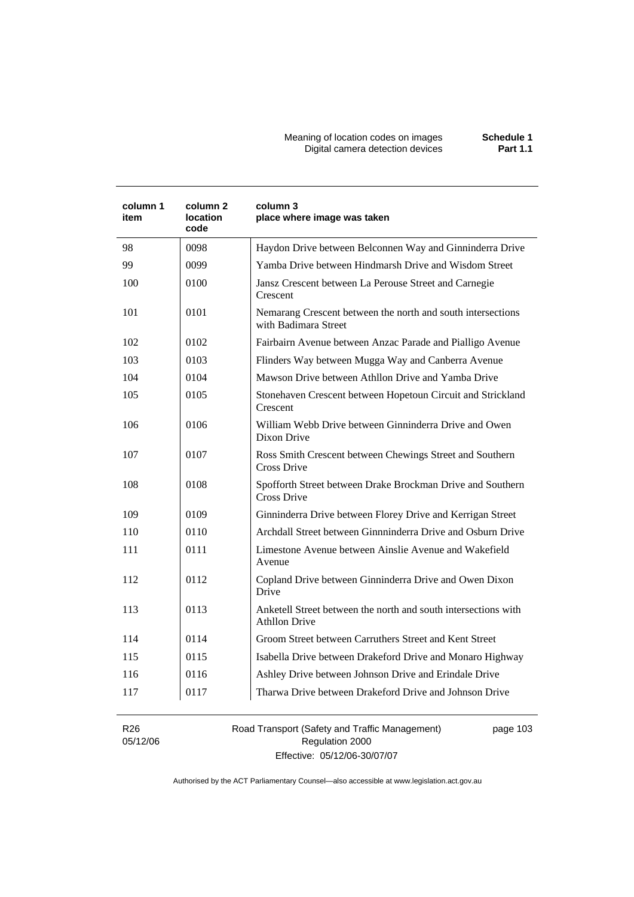| column 1 item | column 2 location code | column 3 place where image was taken |
|---|---|---|
| 98 | 0098 | Haydon Drive between Belconnen Way and Ginninderra Drive |
| 99 | 0099 | Yamba Drive between Hindmarsh Drive and Wisdom Street |
| 100 | 0100 | Jansz Crescent between La Perouse Street and Carnegie Crescent |
| 101 | 0101 | Nemarang Crescent between the north and south intersections with Badimara Street |
| 102 | 0102 | Fairbairn Avenue between Anzac Parade and Pialligo Avenue |
| 103 | 0103 | Flinders Way between Mugga Way and Canberra Avenue |
| 104 | 0104 | Mawson Drive between Athllon Drive and Yamba Drive |
| 105 | 0105 | Stonehaven Crescent between Hopetoun Circuit and Strickland Crescent |
| 106 | 0106 | William Webb Drive between Ginninderra Drive and Owen Dixon Drive |
| 107 | 0107 | Ross Smith Crescent between Chewings Street and Southern Cross Drive |
| 108 | 0108 | Spofforth Street between Drake Brockman Drive and Southern Cross Drive |
| 109 | 0109 | Ginninderra Drive between Florey Drive and Kerrigan Street |
| 110 | 0110 | Archdall Street between Ginnninderra Drive and Osburn Drive |
| 111 | 0111 | Limestone Avenue between Ainslie Avenue and Wakefield Avenue |
| 112 | 0112 | Copland Drive between Ginninderra Drive and Owen Dixon Drive |
| 113 | 0113 | Anketell Street between the north and south intersections with Athllon Drive |
| 114 | 0114 | Groom Street between Carruthers Street and Kent Street |
| 115 | 0115 | Isabella Drive between Drakeford Drive and Monaro Highway |
| 116 | 0116 | Ashley Drive between Johnson Drive and Erindale Drive |
| 117 | 0117 | Tharwa Drive between Drakeford Drive and Johnson Drive |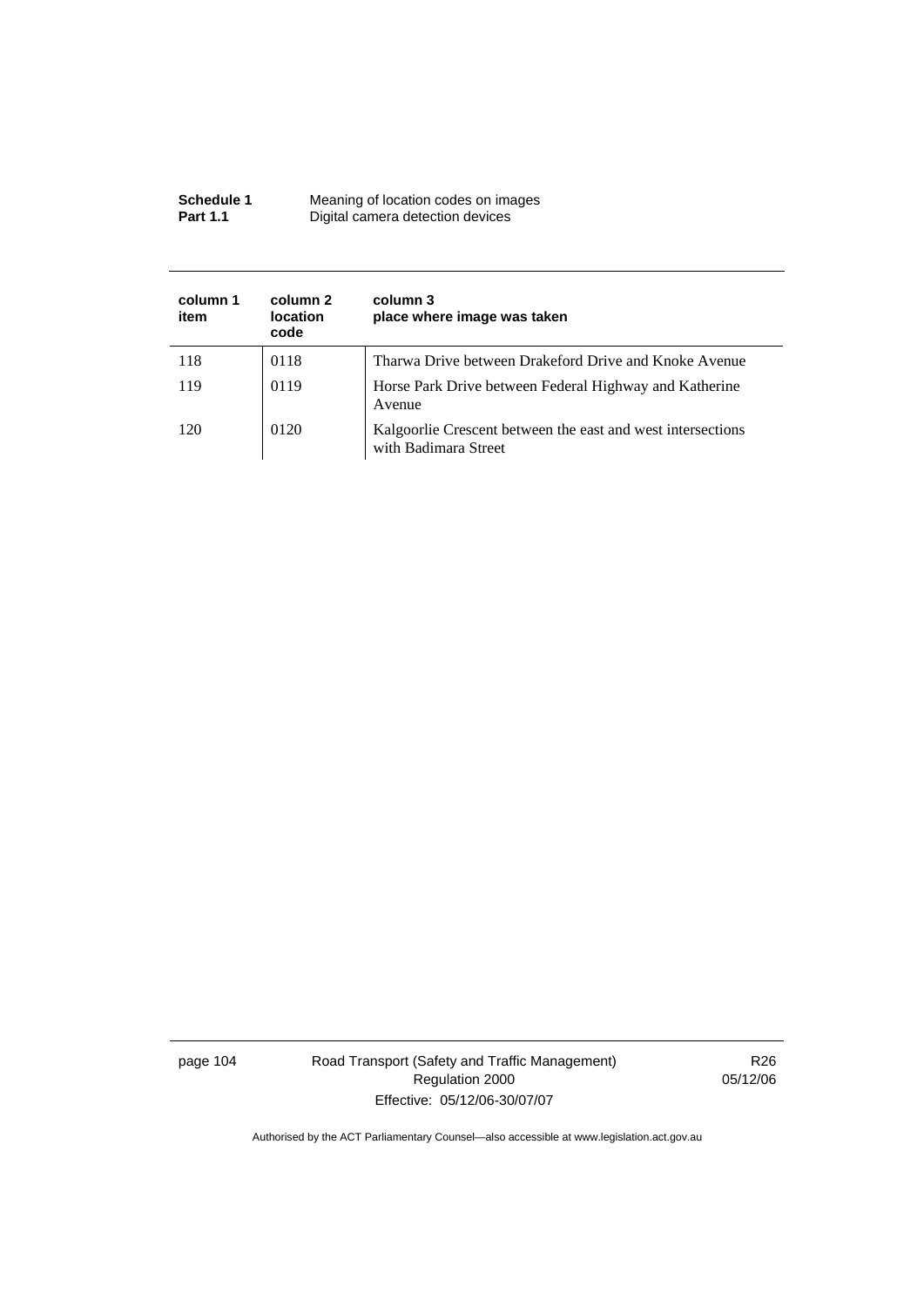| column 1 item | column 2 location code | column 3 place where image was taken |
|---|---|---|
| 118 | 0118 | Tharwa Drive between Drakeford Drive and Knoke Avenue |
| 119 | 0119 | Horse Park Drive between Federal Highway and Katherine Avenue |
| 120 | 0120 | Kalgoorlie Crescent between the east and west intersections with Badimara Street |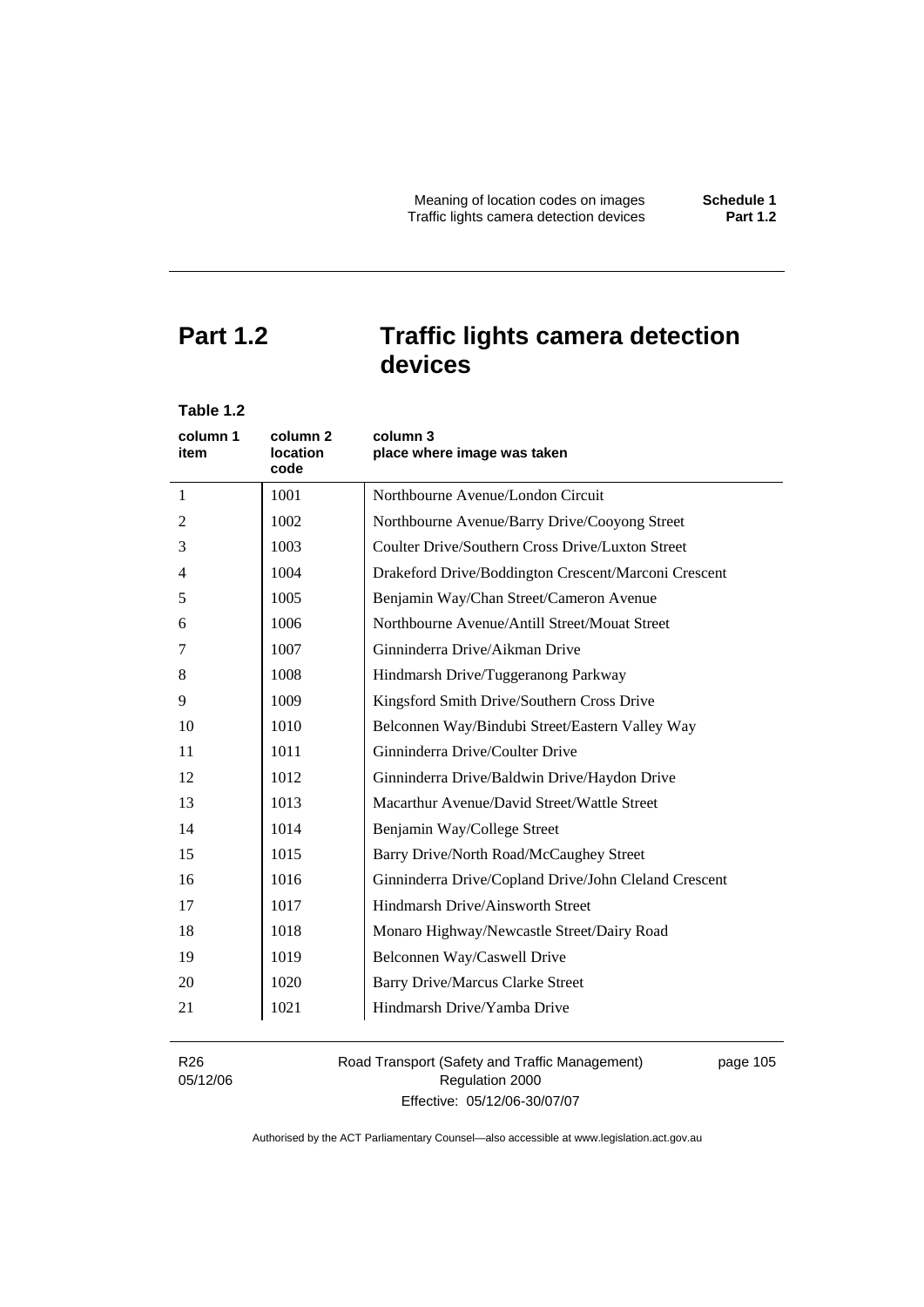# Part 1.2 Traffic lights camera detection devices

**Table 1.2**

| column 1 item | column 2 location code | column 3 place where image was taken |
|---|---|---|
| 1 | 1001 | Northbourne Avenue/London Circuit |
| 2 | 1002 | Northbourne Avenue/Barry Drive/Cooyong Street |
| 3 | 1003 | Coulter Drive/Southern Cross Drive/Luxton Street |
| 4 | 1004 | Drakeford Drive/Boddington Crescent/Marconi Crescent |
| 5 | 1005 | Benjamin Way/Chan Street/Cameron Avenue |
| 6 | 1006 | Northbourne Avenue/Antill Street/Mouat Street |
| 7 | 1007 | Ginninderra Drive/Aikman Drive |
| 8 | 1008 | Hindmarsh Drive/Tuggeranong Parkway |
| 9 | 1009 | Kingsford Smith Drive/Southern Cross Drive |
| 10 | 1010 | Belconnen Way/Bindubi Street/Eastern Valley Way |
| 11 | 1011 | Ginninderra Drive/Coulter Drive |
| 12 | 1012 | Ginninderra Drive/Baldwin Drive/Haydon Drive |
| 13 | 1013 | Macarthur Avenue/David Street/Wattle Street |
| 14 | 1014 | Benjamin Way/College Street |
| 15 | 1015 | Barry Drive/North Road/McCaughey Street |
| 16 | 1016 | Ginninderra Drive/Copland Drive/John Cleland Crescent |
| 17 | 1017 | Hindmarsh Drive/Ainsworth Street |
| 18 | 1018 | Monaro Highway/Newcastle Street/Dairy Road |
| 19 | 1019 | Belconnen Way/Caswell Drive |
| 20 | 1020 | Barry Drive/Marcus Clarke Street |
| 21 | 1021 | Hindmarsh Drive/Yamba Drive |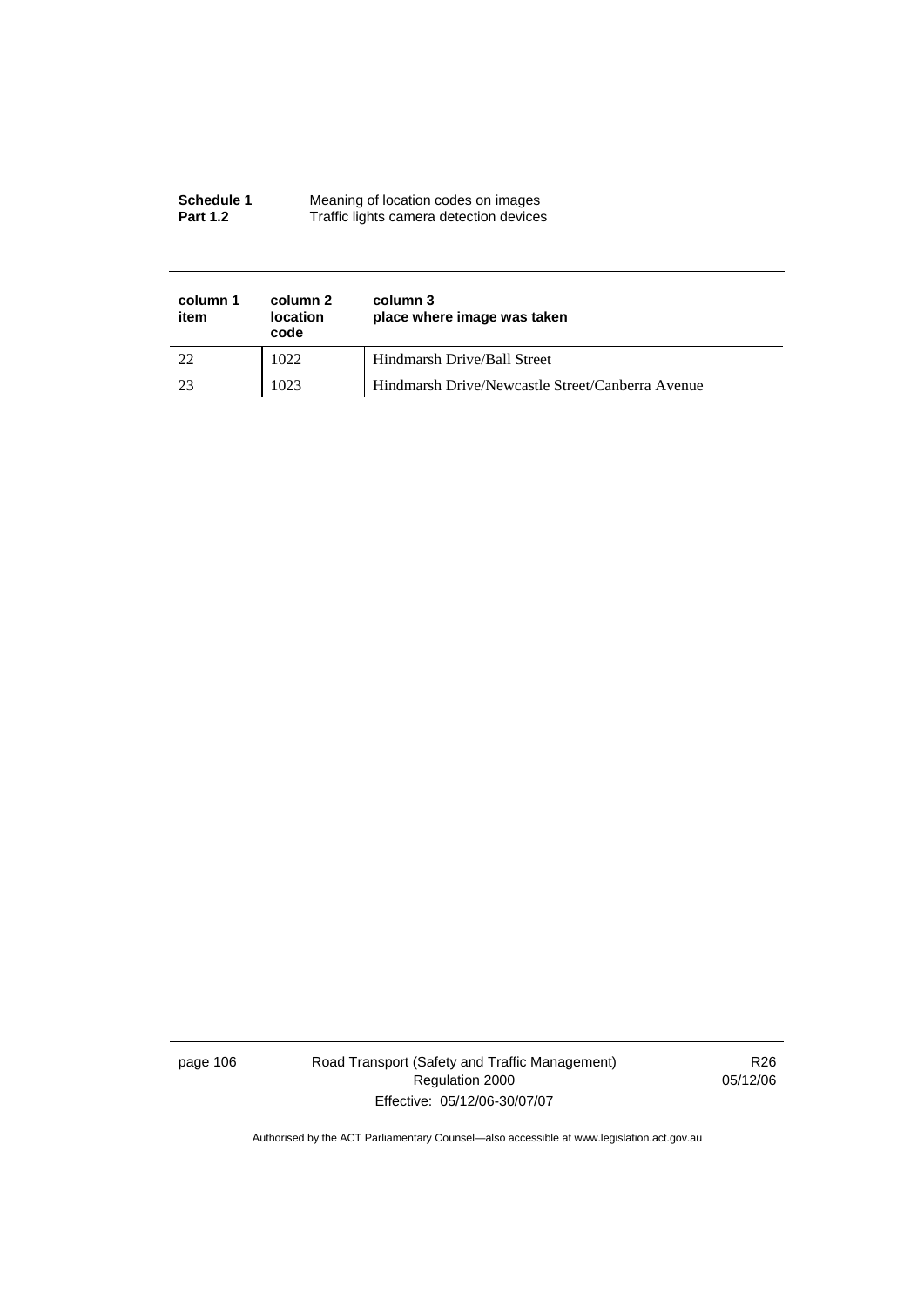| column 1 item | column 2 location code | column 3 place where image was taken |
|---|---|---|
| 22 | 1022 | Hindmarsh Drive/Ball Street |
| 23 | 1023 | Hindmarsh Drive/Newcastle Street/Canberra Avenue |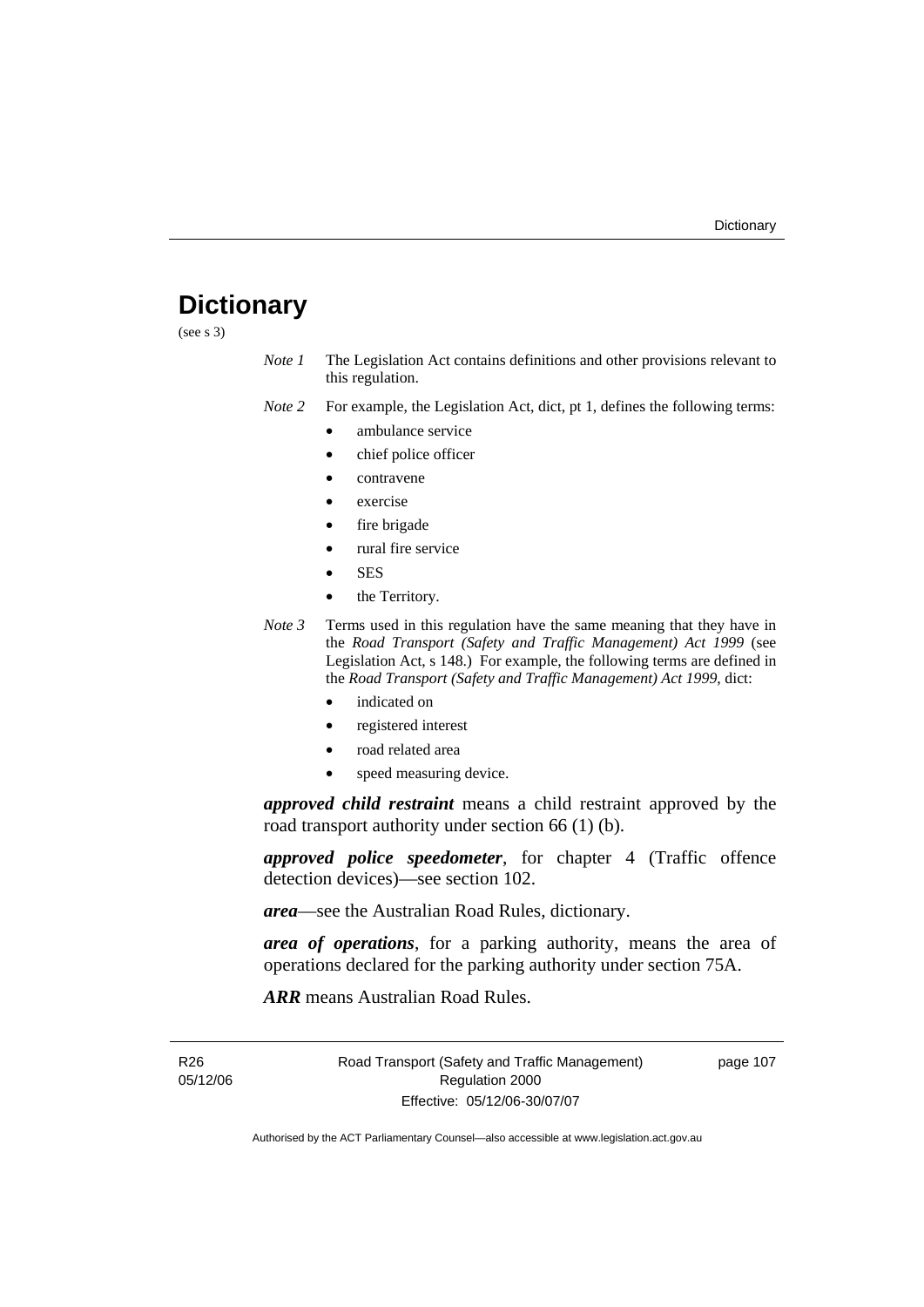# Dictionary

(see s 3)

*Note 1* The Legislation Act contains definitions and other provisions relevant to this regulation.

*Note 2* For example, the Legislation Act, dict, pt 1, defines the following terms:

- ambulance service
- chief police officer
- contravene
- exercise
- fire brigade
- rural fire service
- SES
- the Territory.

*Note 3* Terms used in this regulation have the same meaning that they have in the *Road Transport (Safety and Traffic Management) Act 1999* (see Legislation Act, s 148.) For example, the following terms are defined in the *Road Transport (Safety and Traffic Management) Act 1999*, dict:

- indicated on
- registered interest
- road related area
- speed measuring device.

***approved child restraint*** means a child restraint approved by the road transport authority under section 66 (1) (b).

***approved police speedometer***, for chapter 4 (Traffic offence detection devices)—see section 102.

***area***—see the Australian Road Rules, dictionary.

***area of operations***, for a parking authority, means the area of operations declared for the parking authority under section 75A.

***ARR*** means Australian Road Rules.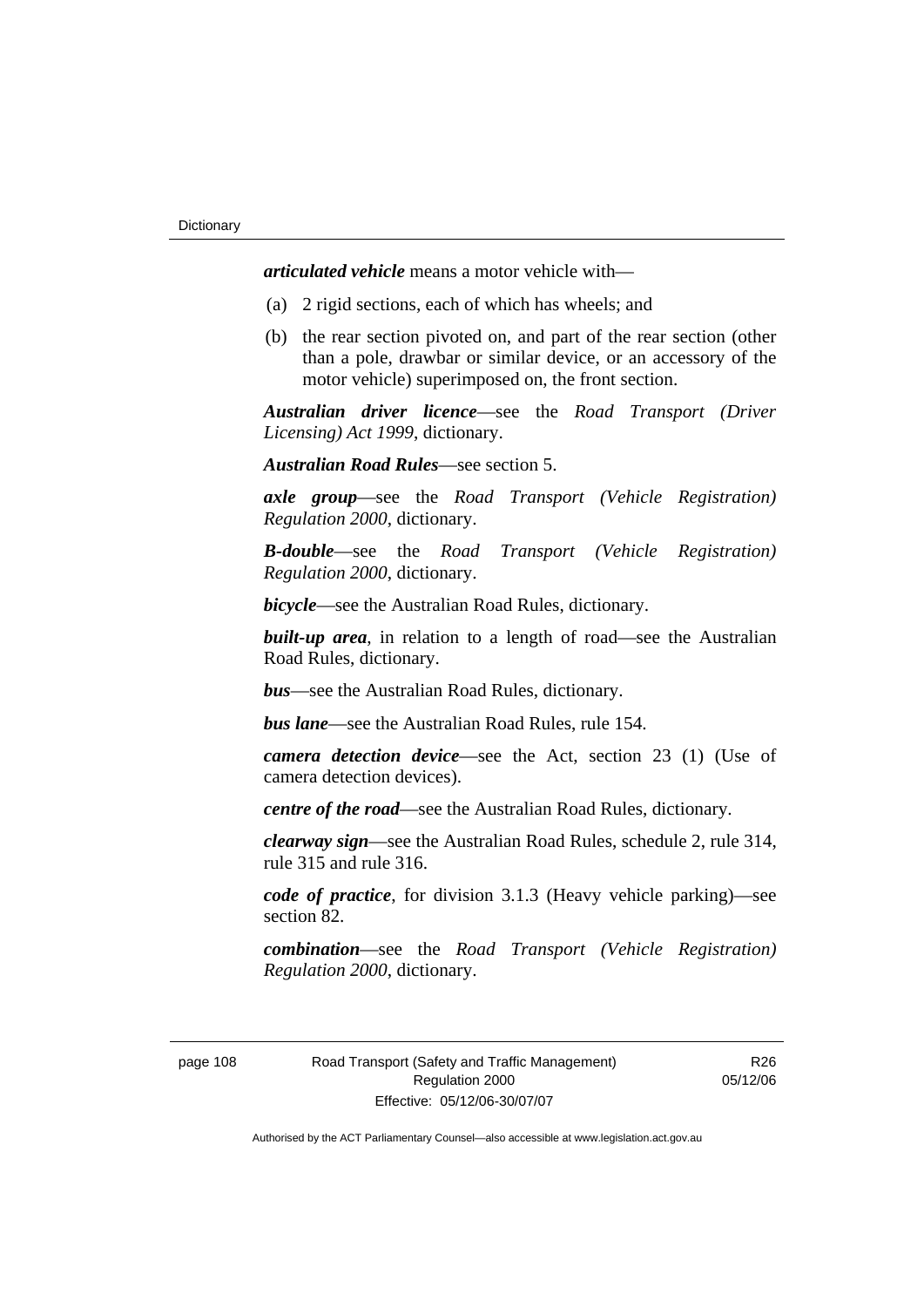***articulated vehicle*** means a motor vehicle with—

(a) 2 rigid sections, each of which has wheels; and

(b) the rear section pivoted on, and part of the rear section (other than a pole, drawbar or similar device, or an accessory of the motor vehicle) superimposed on, the front section.

***Australian driver licence***—see the *Road Transport (Driver Licensing) Act 1999*, dictionary.

***Australian Road Rules***—see section 5.

***axle group***—see the *Road Transport (Vehicle Registration) Regulation 2000*, dictionary.

***B-double***—see the *Road Transport (Vehicle Registration) Regulation 2000*, dictionary.

***bicycle***—see the Australian Road Rules, dictionary.

***built-up area***, in relation to a length of road—see the Australian Road Rules, dictionary.

***bus***—see the Australian Road Rules, dictionary.

***bus lane***—see the Australian Road Rules, rule 154.

***camera detection device***—see the Act, section 23 (1) (Use of camera detection devices).

***centre of the road***—see the Australian Road Rules, dictionary.

***clearway sign***—see the Australian Road Rules, schedule 2, rule 314, rule 315 and rule 316.

***code of practice***, for division 3.1.3 (Heavy vehicle parking)—see section 82.

***combination***—see the *Road Transport (Vehicle Registration) Regulation 2000*, dictionary.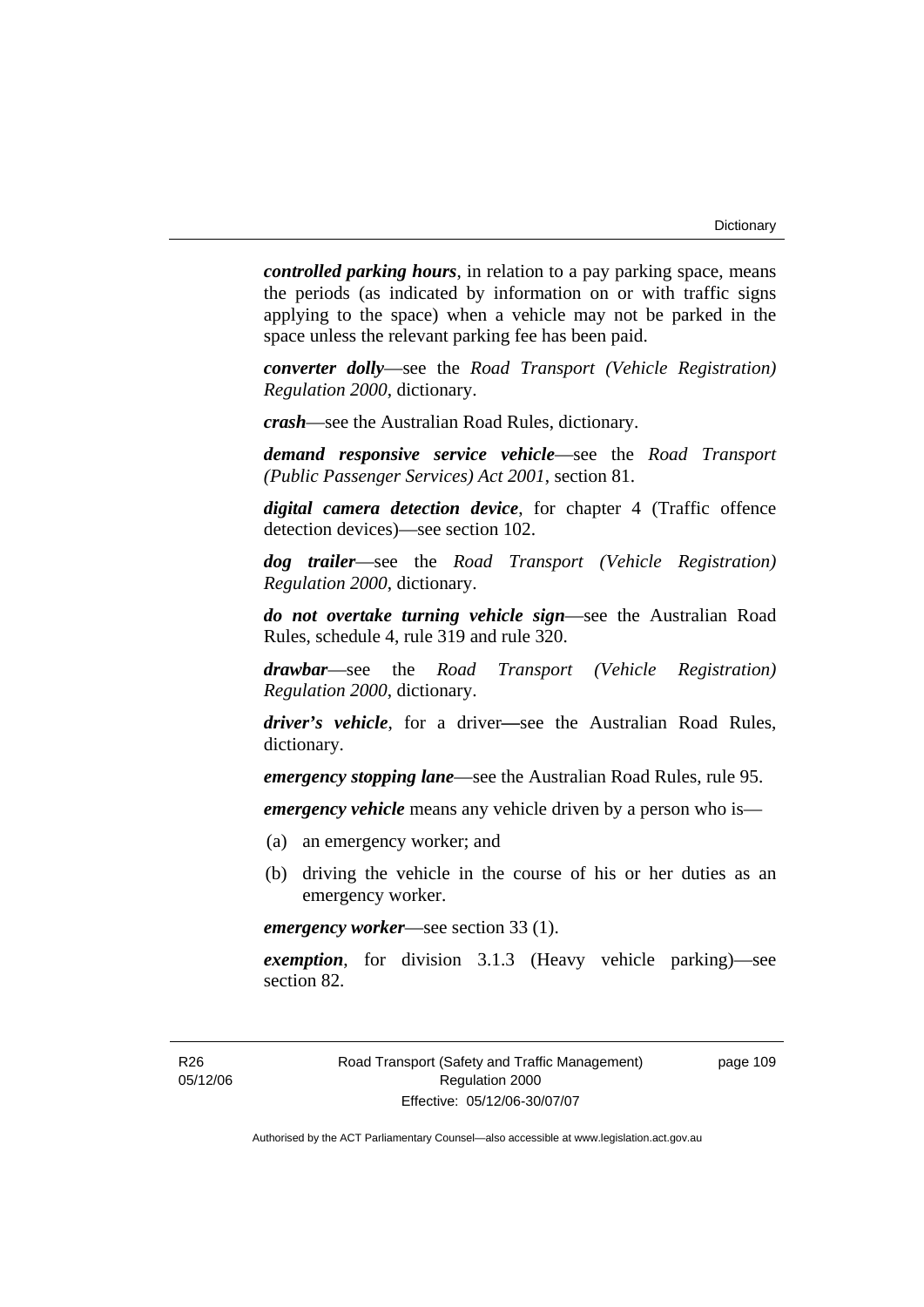***controlled parking hours***, in relation to a pay parking space, means the periods (as indicated by information on or with traffic signs applying to the space) when a vehicle may not be parked in the space unless the relevant parking fee has been paid.

***converter dolly***—see the *Road Transport (Vehicle Registration) Regulation 2000*, dictionary.

***crash***—see the Australian Road Rules, dictionary.

***demand responsive service vehicle***—see the *Road Transport (Public Passenger Services) Act 2001*, section 81.

***digital camera detection device***, for chapter 4 (Traffic offence detection devices)—see section 102.

***dog trailer***—see the *Road Transport (Vehicle Registration) Regulation 2000*, dictionary.

***do not overtake turning vehicle sign***—see the Australian Road Rules, schedule 4, rule 319 and rule 320.

***drawbar***—see the *Road Transport (Vehicle Registration) Regulation 2000*, dictionary.

***driver's vehicle***, for a driver—see the Australian Road Rules, dictionary.

***emergency stopping lane***—see the Australian Road Rules, rule 95.

***emergency vehicle*** means any vehicle driven by a person who is—

(a) an emergency worker; and

(b) driving the vehicle in the course of his or her duties as an emergency worker.

***emergency worker***—see section 33 (1).

***exemption***, for division 3.1.3 (Heavy vehicle parking)—see section 82.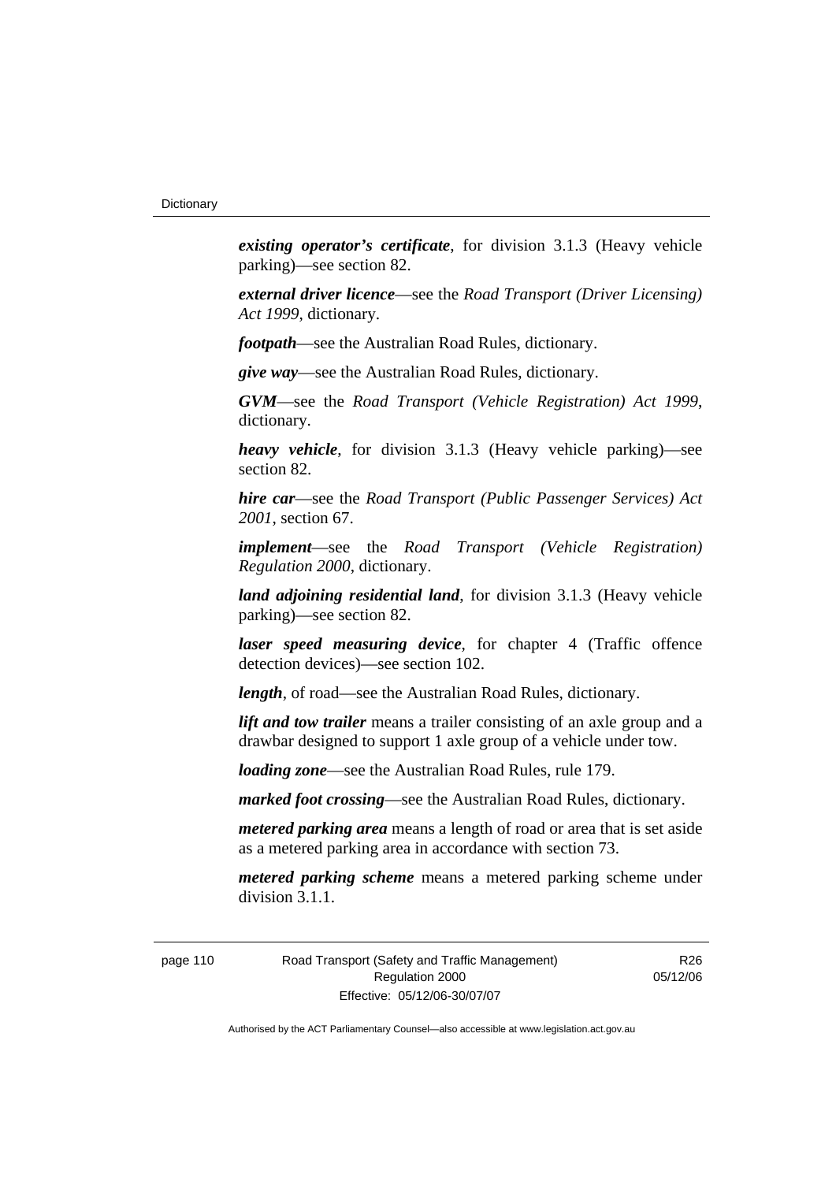***existing operator's certificate***, for division 3.1.3 (Heavy vehicle parking)—see section 82.

***external driver licence***—see the *Road Transport (Driver Licensing) Act 1999*, dictionary.

***footpath***—see the Australian Road Rules, dictionary.

***give way***—see the Australian Road Rules, dictionary.

***GVM***—see the *Road Transport (Vehicle Registration) Act 1999*, dictionary.

***heavy vehicle***, for division 3.1.3 (Heavy vehicle parking)—see section 82.

***hire car***—see the *Road Transport (Public Passenger Services) Act 2001*, section 67.

***implement***—see the *Road Transport (Vehicle Registration) Regulation 2000*, dictionary.

***land adjoining residential land***, for division 3.1.3 (Heavy vehicle parking)—see section 82.

***laser speed measuring device***, for chapter 4 (Traffic offence detection devices)—see section 102.

***length***, of road—see the Australian Road Rules, dictionary.

***lift and tow trailer*** means a trailer consisting of an axle group and a drawbar designed to support 1 axle group of a vehicle under tow.

***loading zone***—see the Australian Road Rules, rule 179.

***marked foot crossing***—see the Australian Road Rules, dictionary.

***metered parking area*** means a length of road or area that is set aside as a metered parking area in accordance with section 73.

***metered parking scheme*** means a metered parking scheme under division 3.1.1.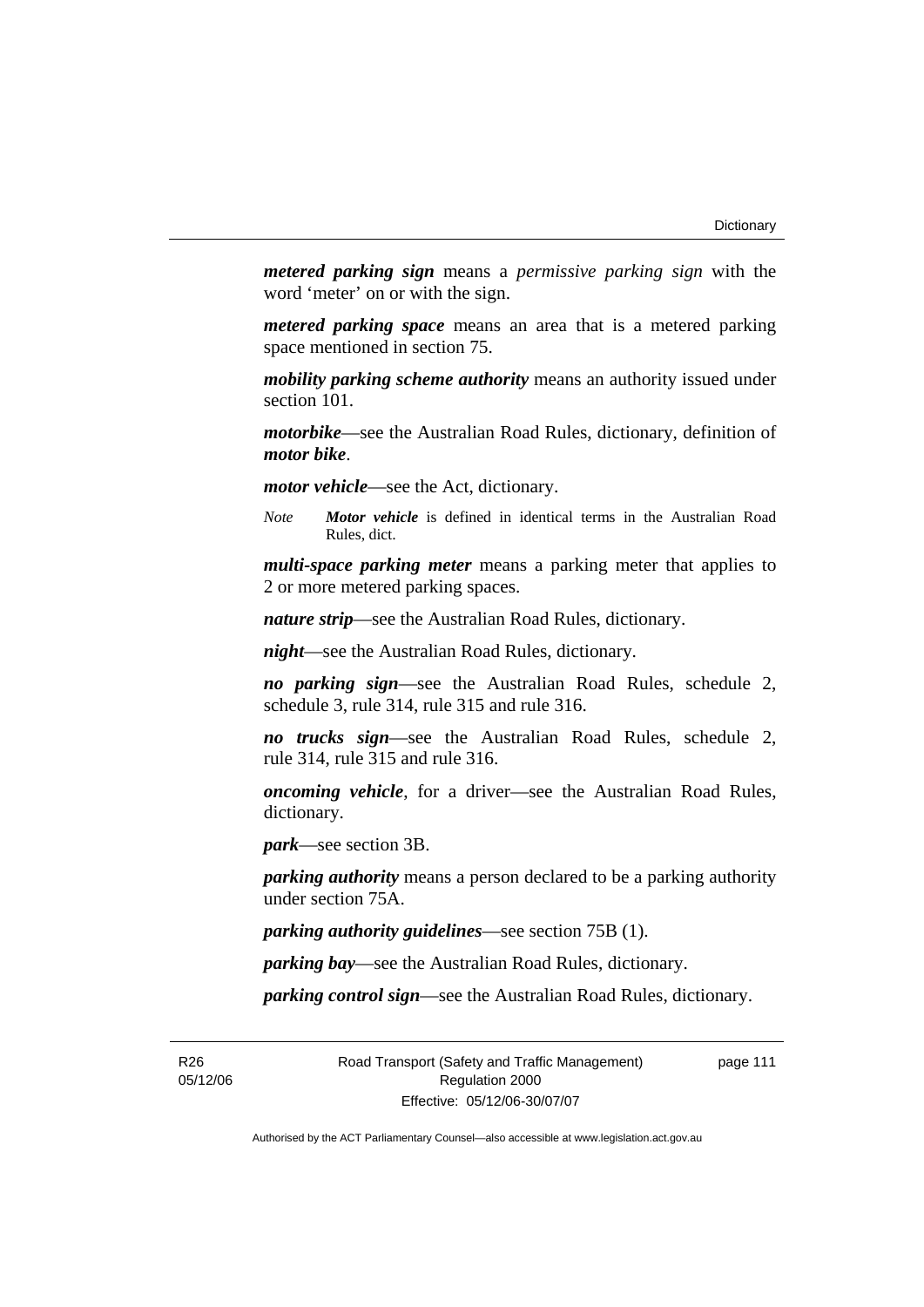***metered parking sign*** means a *permissive parking sign* with the word 'meter' on or with the sign.

***metered parking space*** means an area that is a metered parking space mentioned in section 75.

***mobility parking scheme authority*** means an authority issued under section 101.

***motorbike***—see the Australian Road Rules, dictionary, definition of ***motor bike***.

***motor vehicle***—see the Act, dictionary.

*Note* ***Motor vehicle*** is defined in identical terms in the Australian Road Rules, dict.

***multi-space parking meter*** means a parking meter that applies to 2 or more metered parking spaces.

***nature strip***—see the Australian Road Rules, dictionary.

***night***—see the Australian Road Rules, dictionary.

***no parking sign***—see the Australian Road Rules, schedule 2, schedule 3, rule 314, rule 315 and rule 316.

***no trucks sign***—see the Australian Road Rules, schedule 2, rule 314, rule 315 and rule 316.

***oncoming vehicle***, for a driver—see the Australian Road Rules, dictionary.

***park***—see section 3B.

***parking authority*** means a person declared to be a parking authority under section 75A.

***parking authority guidelines***—see section 75B (1).

***parking bay***—see the Australian Road Rules, dictionary.

***parking control sign***—see the Australian Road Rules, dictionary.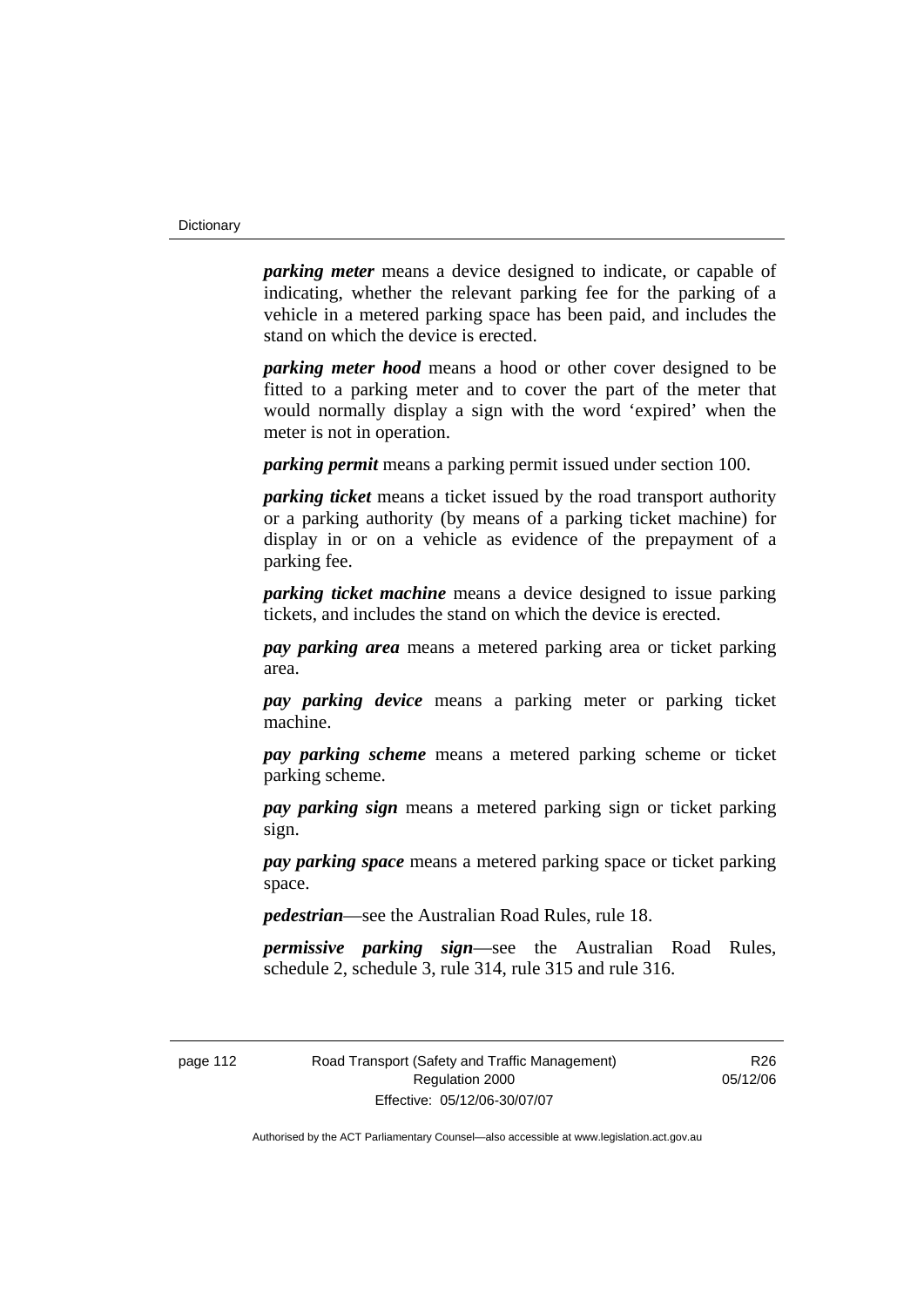***parking meter*** means a device designed to indicate, or capable of indicating, whether the relevant parking fee for the parking of a vehicle in a metered parking space has been paid, and includes the stand on which the device is erected.

***parking meter hood*** means a hood or other cover designed to be fitted to a parking meter and to cover the part of the meter that would normally display a sign with the word 'expired' when the meter is not in operation.

***parking permit*** means a parking permit issued under section 100.

***parking ticket*** means a ticket issued by the road transport authority or a parking authority (by means of a parking ticket machine) for display in or on a vehicle as evidence of the prepayment of a parking fee.

***parking ticket machine*** means a device designed to issue parking tickets, and includes the stand on which the device is erected.

***pay parking area*** means a metered parking area or ticket parking area.

***pay parking device*** means a parking meter or parking ticket machine.

***pay parking scheme*** means a metered parking scheme or ticket parking scheme.

***pay parking sign*** means a metered parking sign or ticket parking sign.

***pay parking space*** means a metered parking space or ticket parking space.

***pedestrian***—see the Australian Road Rules, rule 18.

***permissive parking sign***—see the Australian Road Rules, schedule 2, schedule 3, rule 314, rule 315 and rule 316.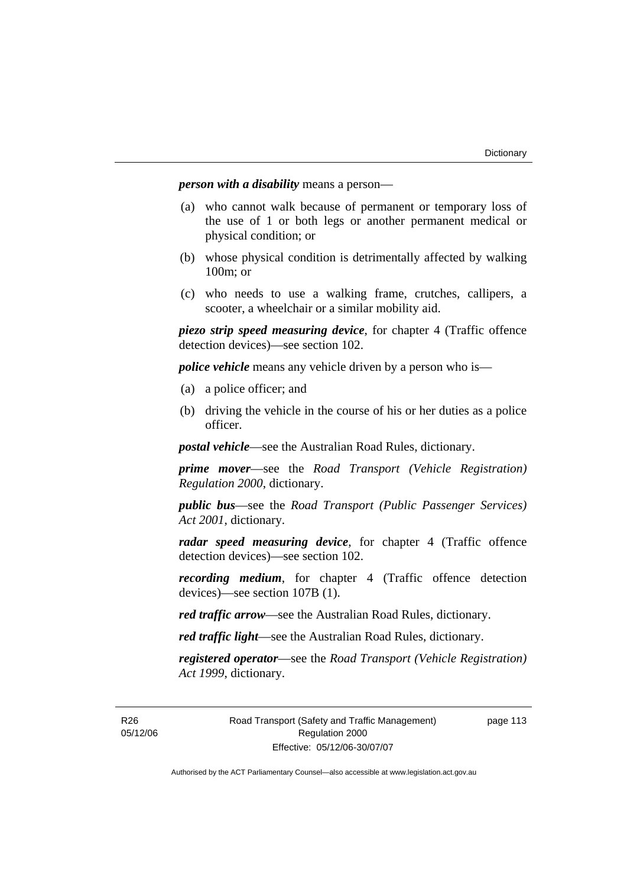***person with a disability*** means a person—

(a) who cannot walk because of permanent or temporary loss of the use of 1 or both legs or another permanent medical or physical condition; or

(b) whose physical condition is detrimentally affected by walking 100m; or

(c) who needs to use a walking frame, crutches, callipers, a scooter, a wheelchair or a similar mobility aid.

***piezo strip speed measuring device***, for chapter 4 (Traffic offence detection devices)—see section 102.

***police vehicle*** means any vehicle driven by a person who is—

(a) a police officer; and

(b) driving the vehicle in the course of his or her duties as a police officer.

***postal vehicle***—see the Australian Road Rules, dictionary.

***prime mover***—see the *Road Transport (Vehicle Registration) Regulation 2000*, dictionary.

***public bus***—see the *Road Transport (Public Passenger Services) Act 2001*, dictionary.

***radar speed measuring device***, for chapter 4 (Traffic offence detection devices)—see section 102.

***recording medium***, for chapter 4 (Traffic offence detection devices)—see section 107B (1).

***red traffic arrow***—see the Australian Road Rules, dictionary.

***red traffic light***—see the Australian Road Rules, dictionary.

***registered operator***—see the *Road Transport (Vehicle Registration) Act 1999*, dictionary.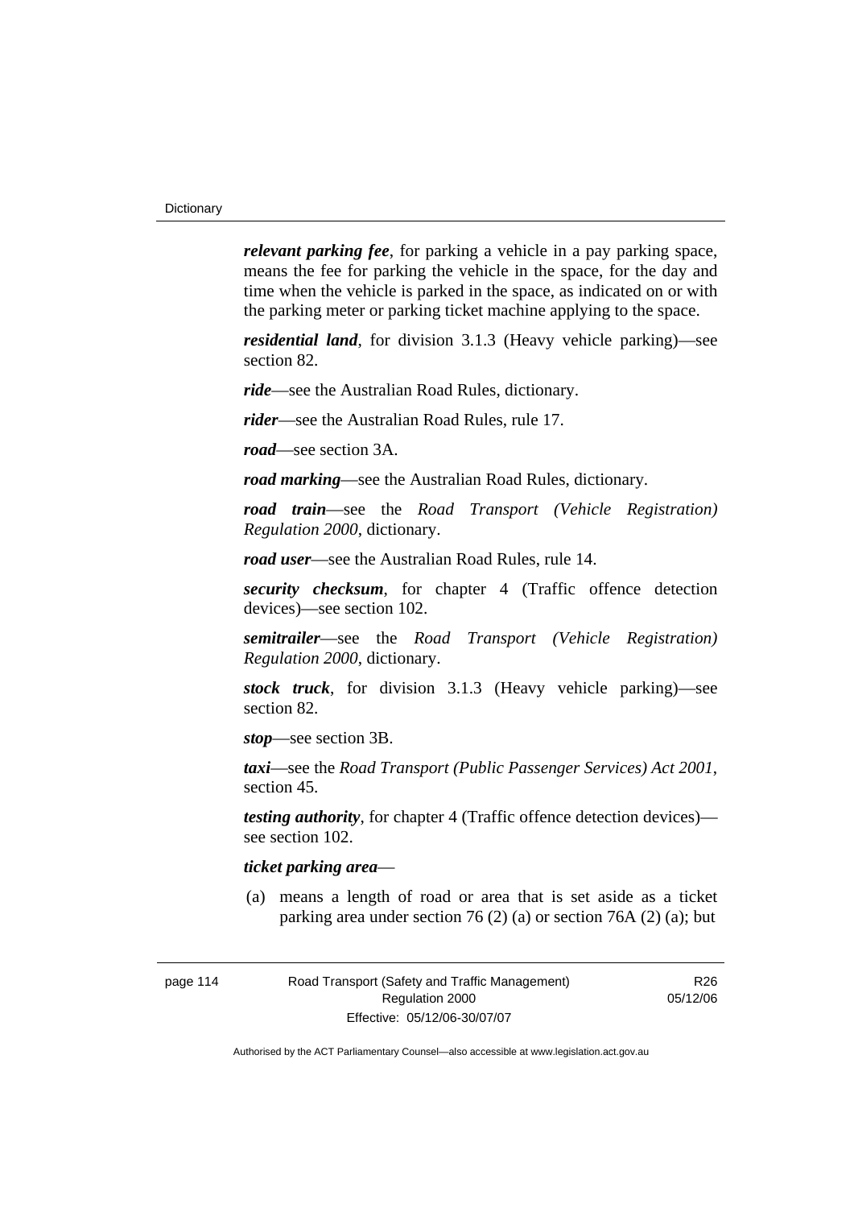***relevant parking fee***, for parking a vehicle in a pay parking space, means the fee for parking the vehicle in the space, for the day and time when the vehicle is parked in the space, as indicated on or with the parking meter or parking ticket machine applying to the space.

***residential land***, for division 3.1.3 (Heavy vehicle parking)—see section 82.

***ride***—see the Australian Road Rules, dictionary.

***rider***—see the Australian Road Rules, rule 17.

***road***—see section 3A.

***road marking***—see the Australian Road Rules, dictionary.

***road train***—see the *Road Transport (Vehicle Registration) Regulation 2000*, dictionary.

***road user***—see the Australian Road Rules, rule 14.

***security checksum***, for chapter 4 (Traffic offence detection devices)—see section 102.

***semitrailer***—see the *Road Transport (Vehicle Registration) Regulation 2000*, dictionary.

***stock truck***, for division 3.1.3 (Heavy vehicle parking)—see section 82.

***stop***—see section 3B.

***taxi***—see the *Road Transport (Public Passenger Services) Act 2001*, section 45.

***testing authority***, for chapter 4 (Traffic offence detection devices)—see section 102.

***ticket parking area***—

(a) means a length of road or area that is set aside as a ticket parking area under section 76 (2) (a) or section 76A (2) (a); but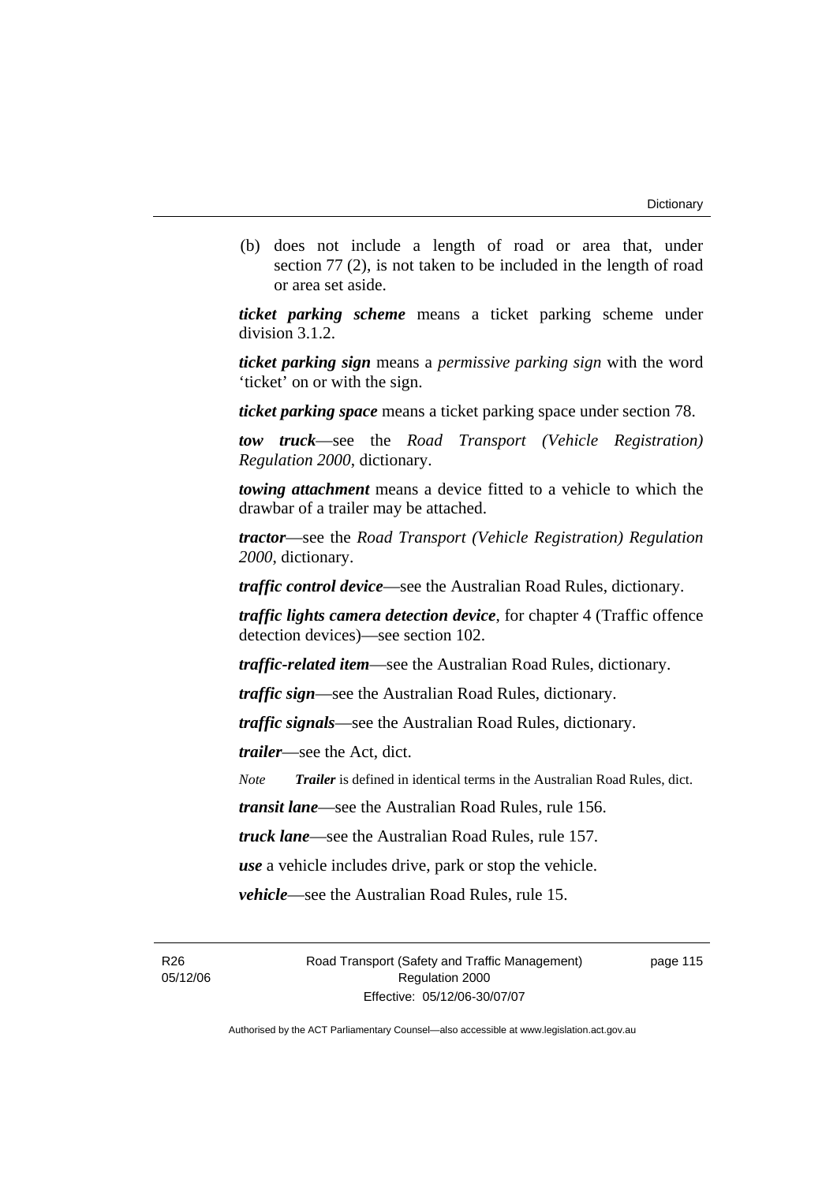(b) does not include a length of road or area that, under section 77 (2), is not taken to be included in the length of road or area set aside.

***ticket parking scheme*** means a ticket parking scheme under division 3.1.2.

***ticket parking sign*** means a *permissive parking sign* with the word 'ticket' on or with the sign.

***ticket parking space*** means a ticket parking space under section 78.

***tow truck***—see the *Road Transport (Vehicle Registration) Regulation 2000*, dictionary.

***towing attachment*** means a device fitted to a vehicle to which the drawbar of a trailer may be attached.

***tractor***—see the *Road Transport (Vehicle Registration) Regulation 2000*, dictionary.

***traffic control device***—see the Australian Road Rules, dictionary.

***traffic lights camera detection device***, for chapter 4 (Traffic offence detection devices)—see section 102.

***traffic-related item***—see the Australian Road Rules, dictionary.

***traffic sign***—see the Australian Road Rules, dictionary.

***traffic signals***—see the Australian Road Rules, dictionary.

***trailer***—see the Act, dict.

*Note* ***Trailer*** is defined in identical terms in the Australian Road Rules, dict.

***transit lane***—see the Australian Road Rules, rule 156.

***truck lane***—see the Australian Road Rules, rule 157.

***use*** a vehicle includes drive, park or stop the vehicle.

***vehicle***—see the Australian Road Rules, rule 15.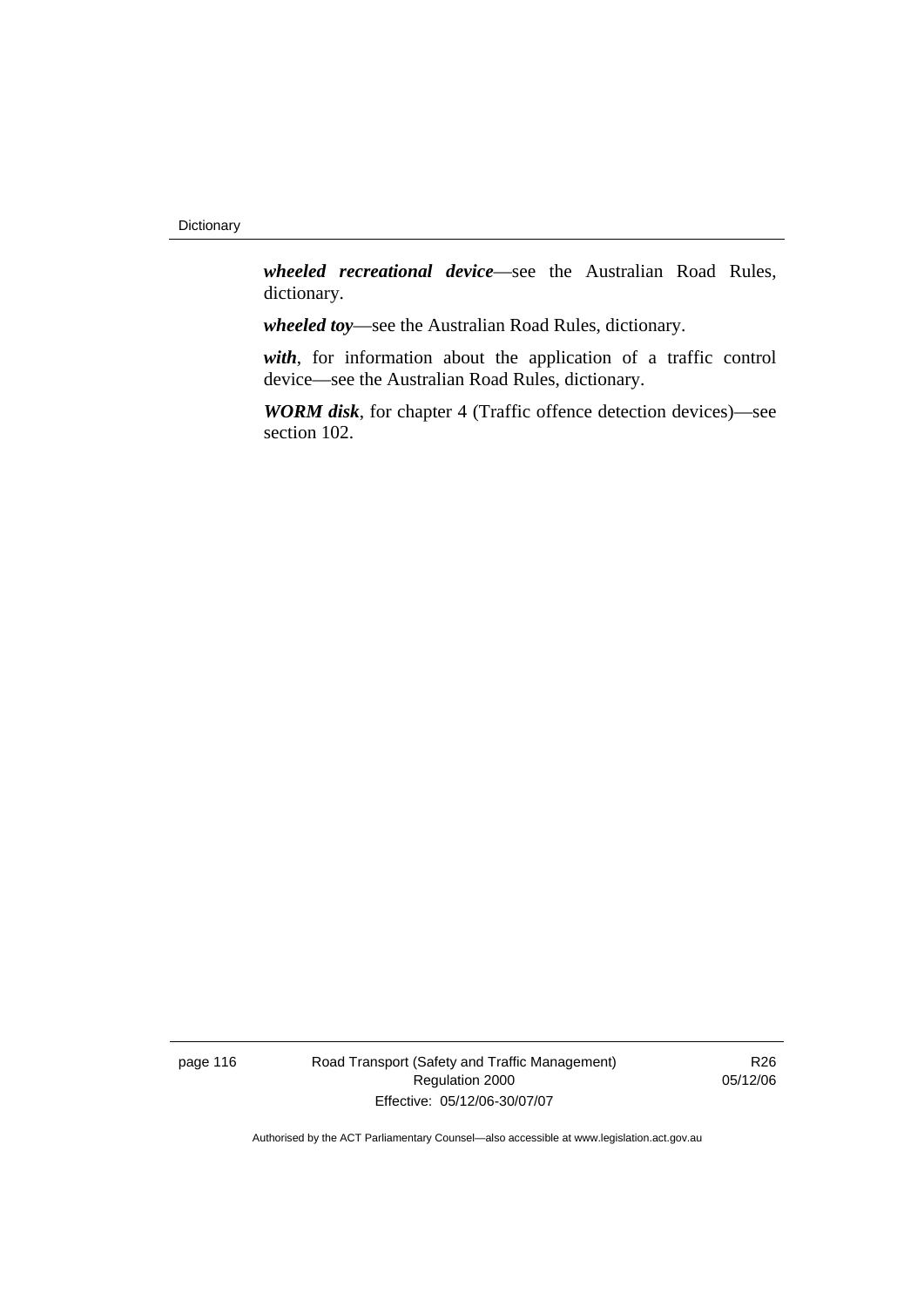***wheeled recreational device***—see the Australian Road Rules, dictionary.

***wheeled toy***—see the Australian Road Rules, dictionary.

***with***, for information about the application of a traffic control device—see the Australian Road Rules, dictionary.

***WORM disk***, for chapter 4 (Traffic offence detection devices)—see section 102.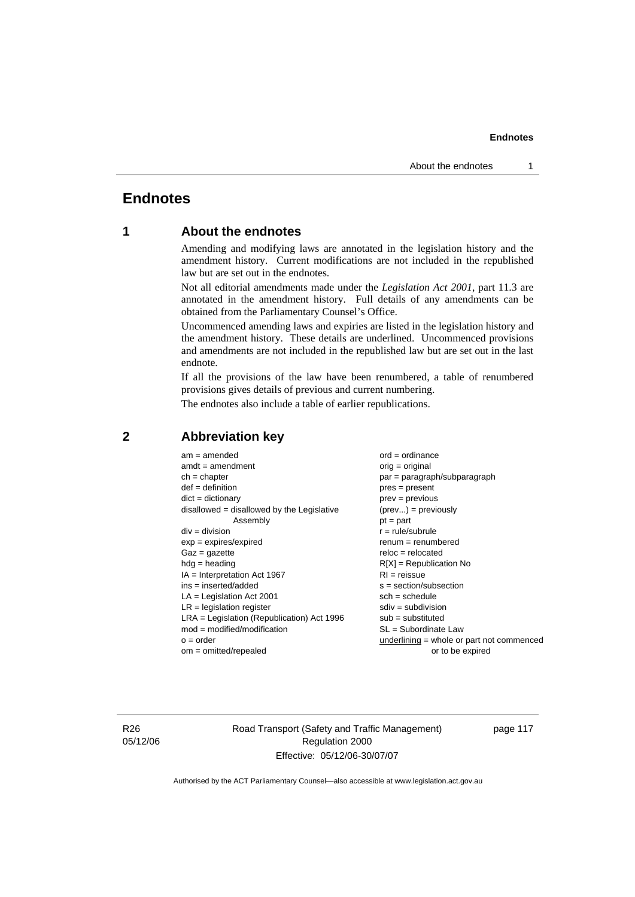# Endnotes

## 1 About the endnotes

Amending and modifying laws are annotated in the legislation history and the amendment history. Current modifications are not included in the republished law but are set out in the endnotes.

Not all editorial amendments made under the *Legislation Act 2001*, part 11.3 are annotated in the amendment history. Full details of any amendments can be obtained from the Parliamentary Counsel's Office.

Uncommenced amending laws and expiries are listed in the legislation history and the amendment history. These details are underlined. Uncommenced provisions and amendments are not included in the republished law but are set out in the last endnote.

If all the provisions of the law have been renumbered, a table of renumbered provisions gives details of previous and current numbering.

The endnotes also include a table of earlier republications.

## 2 Abbreviation key

am = amended
amdt = amendment
ch = chapter
def = definition
dict = dictionary
disallowed = disallowed by the Legislative Assembly
div = division
exp = expires/expired
Gaz = gazette
hdg = heading
IA = Interpretation Act 1967
ins = inserted/added
LA = Legislation Act 2001
LR = legislation register
LRA = Legislation (Republication) Act 1996
mod = modified/modification
o = order
om = omitted/repealed
ord = ordinance
orig = original
par = paragraph/subparagraph
pres = present
prev = previous
(prev...) = previously
pt = part
r = rule/subrule
renum = renumbered
reloc = relocated
R[X] = Republication No
RI = reissue
s = section/subsection
sch = schedule
sdiv = subdivision
sub = substituted
SL = Subordinate Law
underlining = whole or part not commenced or to be expired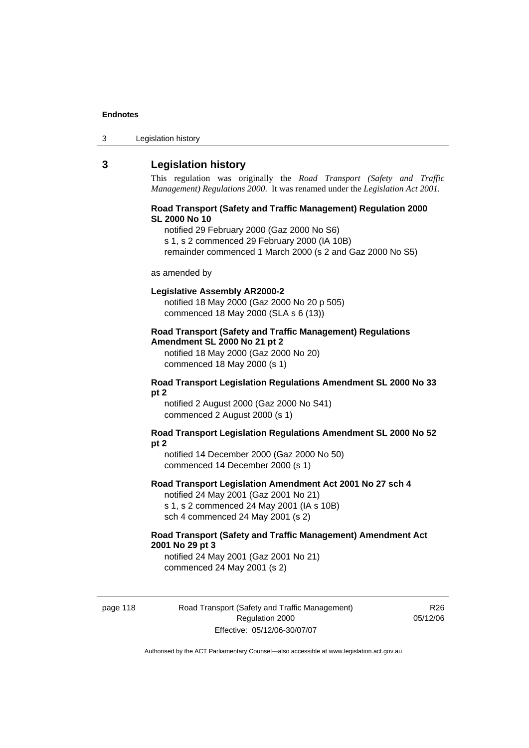## 3 Legislation history

This regulation was originally the *Road Transport (Safety and Traffic Management) Regulations 2000*. It was renamed under the *Legislation Act 2001*.

**Road Transport (Safety and Traffic Management) Regulation 2000 SL 2000 No 10**

notified 29 February 2000 (Gaz 2000 No S6)
s 1, s 2 commenced 29 February 2000 (IA 10B)
remainder commenced 1 March 2000 (s 2 and Gaz 2000 No S5)

as amended by

**Legislative Assembly AR2000-2**

notified 18 May 2000 (Gaz 2000 No 20 p 505)
commenced 18 May 2000 (SLA s 6 (13))

**Road Transport (Safety and Traffic Management) Regulations Amendment SL 2000 No 21 pt 2**

notified 18 May 2000 (Gaz 2000 No 20)
commenced 18 May 2000 (s 1)

**Road Transport Legislation Regulations Amendment SL 2000 No 33 pt 2**

notified 2 August 2000 (Gaz 2000 No S41)
commenced 2 August 2000 (s 1)

**Road Transport Legislation Regulations Amendment SL 2000 No 52 pt 2**

notified 14 December 2000 (Gaz 2000 No 50)
commenced 14 December 2000 (s 1)

**Road Transport Legislation Amendment Act 2001 No 27 sch 4**

notified 24 May 2001 (Gaz 2001 No 21)
s 1, s 2 commenced 24 May 2001 (IA s 10B)
sch 4 commenced 24 May 2001 (s 2)

**Road Transport (Safety and Traffic Management) Amendment Act 2001 No 29 pt 3**

notified 24 May 2001 (Gaz 2001 No 21)
commenced 24 May 2001 (s 2)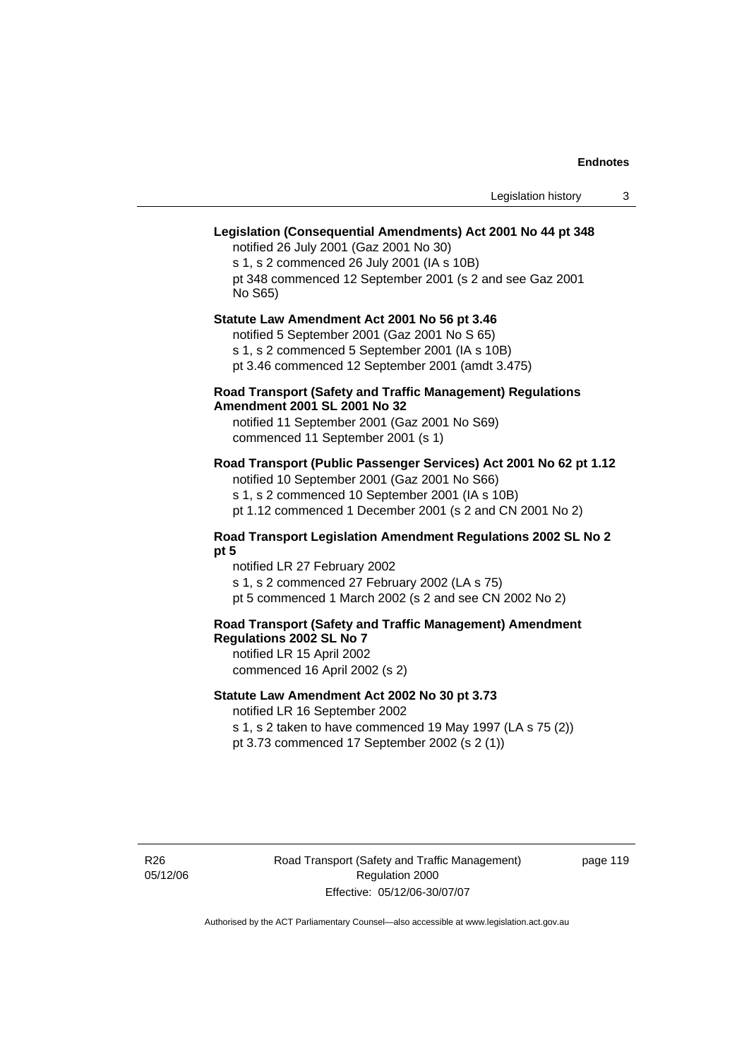**Legislation (Consequential Amendments) Act 2001 No 44 pt 348**

notified 26 July 2001 (Gaz 2001 No 30)
s 1, s 2 commenced 26 July 2001 (IA s 10B)
pt 348 commenced 12 September 2001 (s 2 and see Gaz 2001 No S65)

**Statute Law Amendment Act 2001 No 56 pt 3.46**

notified 5 September 2001 (Gaz 2001 No S 65)
s 1, s 2 commenced 5 September 2001 (IA s 10B)
pt 3.46 commenced 12 September 2001 (amdt 3.475)

**Road Transport (Safety and Traffic Management) Regulations Amendment 2001 SL 2001 No 32**

notified 11 September 2001 (Gaz 2001 No S69)
commenced 11 September 2001 (s 1)

**Road Transport (Public Passenger Services) Act 2001 No 62 pt 1.12**

notified 10 September 2001 (Gaz 2001 No S66)
s 1, s 2 commenced 10 September 2001 (IA s 10B)
pt 1.12 commenced 1 December 2001 (s 2 and CN 2001 No 2)

**Road Transport Legislation Amendment Regulations 2002 SL No 2 pt 5**

notified LR 27 February 2002
s 1, s 2 commenced 27 February 2002 (LA s 75)
pt 5 commenced 1 March 2002 (s 2 and see CN 2002 No 2)

**Road Transport (Safety and Traffic Management) Amendment Regulations 2002 SL No 7**

notified LR 15 April 2002
commenced 16 April 2002 (s 2)

**Statute Law Amendment Act 2002 No 30 pt 3.73**

notified LR 16 September 2002
s 1, s 2 taken to have commenced 19 May 1997 (LA s 75 (2))
pt 3.73 commenced 17 September 2002 (s 2 (1))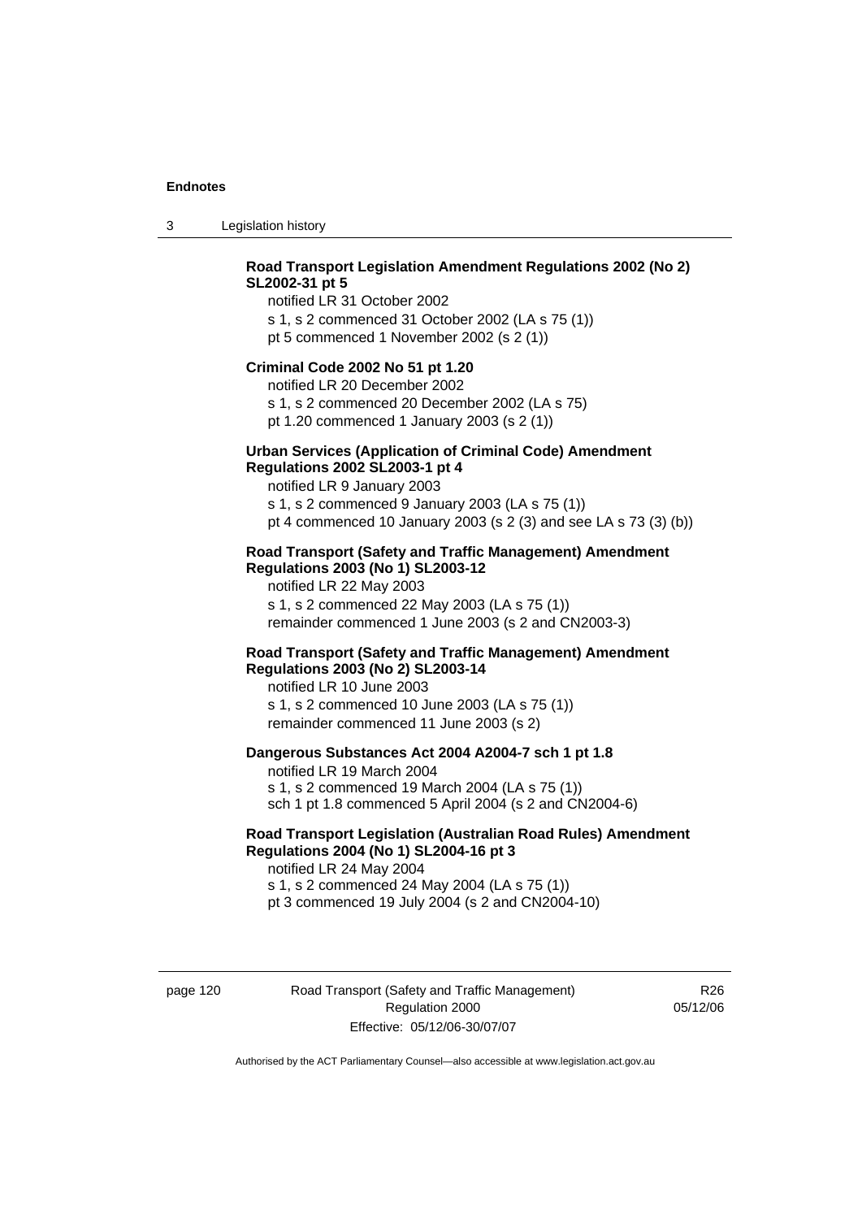**Road Transport Legislation Amendment Regulations 2002 (No 2) SL2002-31 pt 5**

notified LR 31 October 2002

s 1, s 2 commenced 31 October 2002 (LA s 75 (1))

pt 5 commenced 1 November 2002 (s 2 (1))

**Criminal Code 2002 No 51 pt 1.20**

notified LR 20 December 2002

s 1, s 2 commenced 20 December 2002 (LA s 75)

pt 1.20 commenced 1 January 2003 (s 2 (1))

**Urban Services (Application of Criminal Code) Amendment Regulations 2002 SL2003-1 pt 4**

notified LR 9 January 2003

s 1, s 2 commenced 9 January 2003 (LA s 75 (1))

pt 4 commenced 10 January 2003 (s 2 (3) and see LA s 73 (3) (b))

**Road Transport (Safety and Traffic Management) Amendment Regulations 2003 (No 1) SL2003-12**

notified LR 22 May 2003

s 1, s 2 commenced 22 May 2003 (LA s 75 (1))

remainder commenced 1 June 2003 (s 2 and CN2003-3)

**Road Transport (Safety and Traffic Management) Amendment Regulations 2003 (No 2) SL2003-14**

notified LR 10 June 2003

s 1, s 2 commenced 10 June 2003 (LA s 75 (1))

remainder commenced 11 June 2003 (s 2)

**Dangerous Substances Act 2004 A2004-7 sch 1 pt 1.8**

notified LR 19 March 2004

s 1, s 2 commenced 19 March 2004 (LA s 75 (1))

sch 1 pt 1.8 commenced 5 April 2004 (s 2 and CN2004-6)

**Road Transport Legislation (Australian Road Rules) Amendment Regulations 2004 (No 1) SL2004-16 pt 3**

notified LR 24 May 2004

s 1, s 2 commenced 24 May 2004 (LA s 75 (1))

pt 3 commenced 19 July 2004 (s 2 and CN2004-10)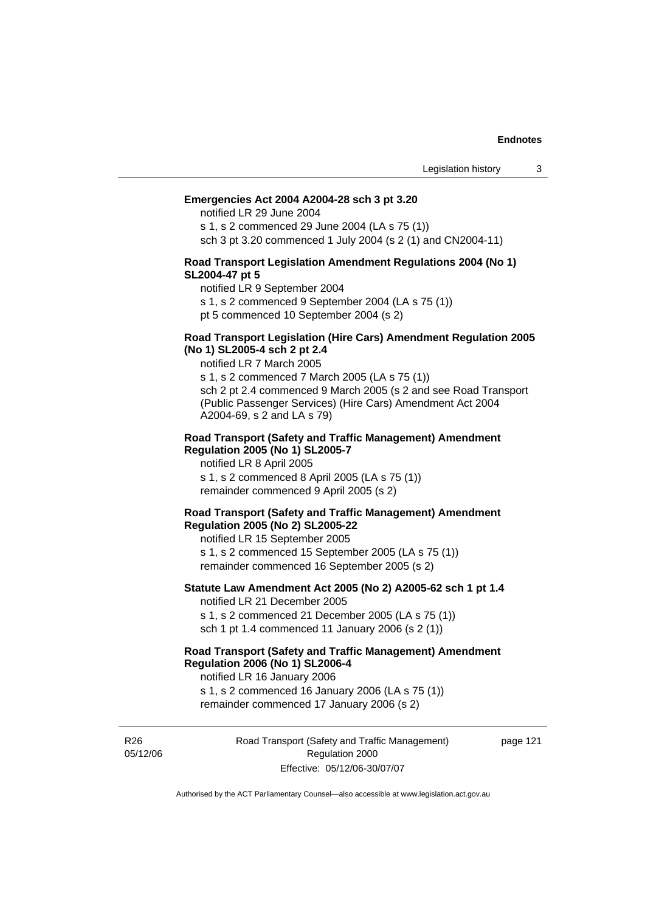**Emergencies Act 2004 A2004-28 sch 3 pt 3.20**

notified LR 29 June 2004

s 1, s 2 commenced 29 June 2004 (LA s 75 (1))

sch 3 pt 3.20 commenced 1 July 2004 (s 2 (1) and CN2004-11)

**Road Transport Legislation Amendment Regulations 2004 (No 1) SL2004-47 pt 5**

notified LR 9 September 2004

s 1, s 2 commenced 9 September 2004 (LA s 75 (1))

pt 5 commenced 10 September 2004 (s 2)

**Road Transport Legislation (Hire Cars) Amendment Regulation 2005 (No 1) SL2005-4 sch 2 pt 2.4**

notified LR 7 March 2005

s 1, s 2 commenced 7 March 2005 (LA s 75 (1))

sch 2 pt 2.4 commenced 9 March 2005 (s 2 and see Road Transport (Public Passenger Services) (Hire Cars) Amendment Act 2004 A2004-69, s 2 and LA s 79)

**Road Transport (Safety and Traffic Management) Amendment Regulation 2005 (No 1) SL2005-7**

notified LR 8 April 2005

s 1, s 2 commenced 8 April 2005 (LA s 75 (1))

remainder commenced 9 April 2005 (s 2)

**Road Transport (Safety and Traffic Management) Amendment Regulation 2005 (No 2) SL2005-22**

notified LR 15 September 2005

s 1, s 2 commenced 15 September 2005 (LA s 75 (1))

remainder commenced 16 September 2005 (s 2)

**Statute Law Amendment Act 2005 (No 2) A2005-62 sch 1 pt 1.4**

notified LR 21 December 2005

s 1, s 2 commenced 21 December 2005 (LA s 75 (1))

sch 1 pt 1.4 commenced 11 January 2006 (s 2 (1))

**Road Transport (Safety and Traffic Management) Amendment Regulation 2006 (No 1) SL2006-4**

notified LR 16 January 2006

s 1, s 2 commenced 16 January 2006 (LA s 75 (1))

remainder commenced 17 January 2006 (s 2)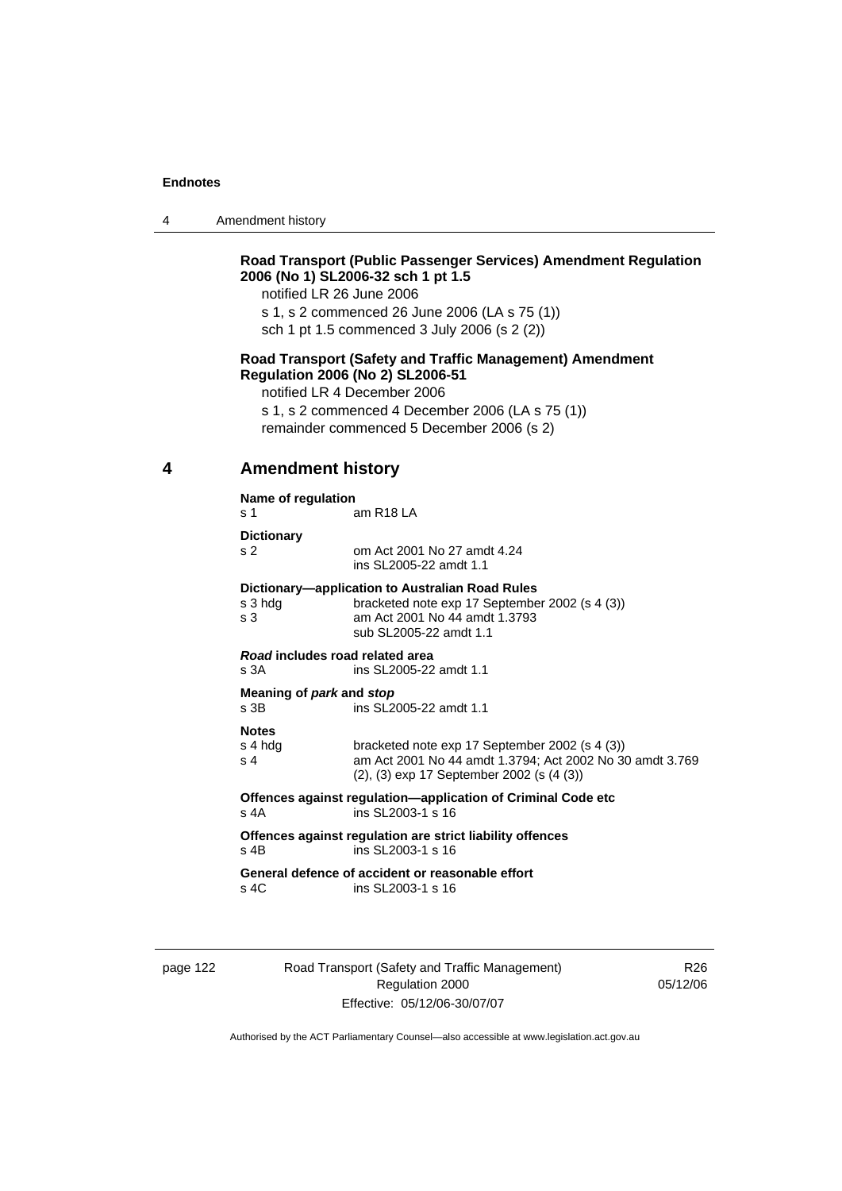**Road Transport (Public Passenger Services) Amendment Regulation 2006 (No 1) SL2006-32 sch 1 pt 1.5**

notified LR 26 June 2006

s 1, s 2 commenced 26 June 2006 (LA s 75 (1))

sch 1 pt 1.5 commenced 3 July 2006 (s 2 (2))

**Road Transport (Safety and Traffic Management) Amendment Regulation 2006 (No 2) SL2006-51**

notified LR 4 December 2006

s 1, s 2 commenced 4 December 2006 (LA s 75 (1))

remainder commenced 5 December 2006 (s 2)

## 4 Amendment history

**Name of regulation**

| | |
|---|---|
| s 1 | am R18 LA |

**Dictionary**

| | |
|---|---|
| s 2 | om Act 2001 No 27 amdt 4.24<br>ins SL2005-22 amdt 1.1 |

**Dictionary—application to Australian Road Rules**

| | |
|---|---|
| s 3 hdg | bracketed note exp 17 September 2002 (s 4 (3)) |
| s 3 | am Act 2001 No 44 amdt 1.3793<br>sub SL2005-22 amdt 1.1 |

***Road* includes road related area**

| | |
|---|---|
| s 3A | ins SL2005-22 amdt 1.1 |

**Meaning of *park* and *stop***

| | |
|---|---|
| s 3B | ins SL2005-22 amdt 1.1 |

**Notes**

| | |
|---|---|
| s 4 hdg | bracketed note exp 17 September 2002 (s 4 (3)) |
| s 4 | am Act 2001 No 44 amdt 1.3794; Act 2002 No 30 amdt 3.769<br>(2), (3) exp 17 September 2002 (s (4 (3)) |

**Offences against regulation—application of Criminal Code etc**

| | |
|---|---|
| s 4A | ins SL2003-1 s 16 |

**Offences against regulation are strict liability offences**

| | |
|---|---|
| s 4B | ins SL2003-1 s 16 |

**General defence of accident or reasonable effort**

| | |
|---|---|
| s 4C | ins SL2003-1 s 16 |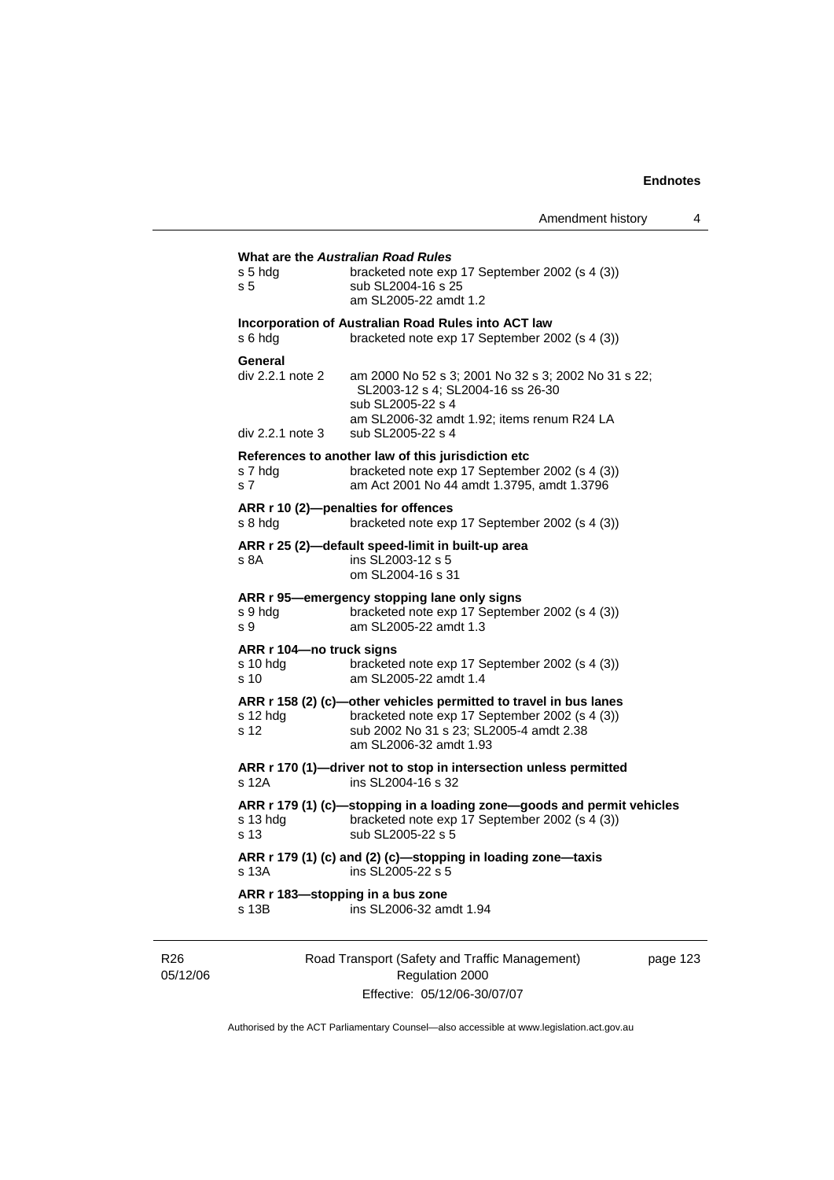**What are the *Australian Road Rules***

s 5 hdg — bracketed note exp 17 September 2002 (s 4 (3))
s 5 — sub SL2004-16 s 25
am SL2005-22 amdt 1.2

**Incorporation of Australian Road Rules into ACT law**

s 6 hdg — bracketed note exp 17 September 2002 (s 4 (3))

**General**

div 2.2.1 note 2 — am 2000 No 52 s 3; 2001 No 32 s 3; 2002 No 31 s 22; SL2003-12 s 4; SL2004-16 ss 26-30
sub SL2005-22 s 4
am SL2006-32 amdt 1.92; items renum R24 LA
div 2.2.1 note 3 — sub SL2005-22 s 4

**References to another law of this jurisdiction etc**

s 7 hdg — bracketed note exp 17 September 2002 (s 4 (3))
s 7 — am Act 2001 No 44 amdt 1.3795, amdt 1.3796

**ARR r 10 (2)—penalties for offences**

s 8 hdg — bracketed note exp 17 September 2002 (s 4 (3))

**ARR r 25 (2)—default speed-limit in built-up area**

s 8A — ins SL2003-12 s 5
om SL2004-16 s 31

**ARR r 95—emergency stopping lane only signs**

s 9 hdg — bracketed note exp 17 September 2002 (s 4 (3))
s 9 — am SL2005-22 amdt 1.3

**ARR r 104—no truck signs**

s 10 hdg — bracketed note exp 17 September 2002 (s 4 (3))
s 10 — am SL2005-22 amdt 1.4

**ARR r 158 (2) (c)—other vehicles permitted to travel in bus lanes**

s 12 hdg — bracketed note exp 17 September 2002 (s 4 (3))
s 12 — sub 2002 No 31 s 23; SL2005-4 amdt 2.38
am SL2006-32 amdt 1.93

**ARR r 170 (1)—driver not to stop in intersection unless permitted**

s 12A — ins SL2004-16 s 32

**ARR r 179 (1) (c)—stopping in a loading zone—goods and permit vehicles**

s 13 hdg — bracketed note exp 17 September 2002 (s 4 (3))
s 13 — sub SL2005-22 s 5

**ARR r 179 (1) (c) and (2) (c)—stopping in loading zone—taxis**

s 13A — ins SL2005-22 s 5

**ARR r 183—stopping in a bus zone**

s 13B — ins SL2006-32 amdt 1.94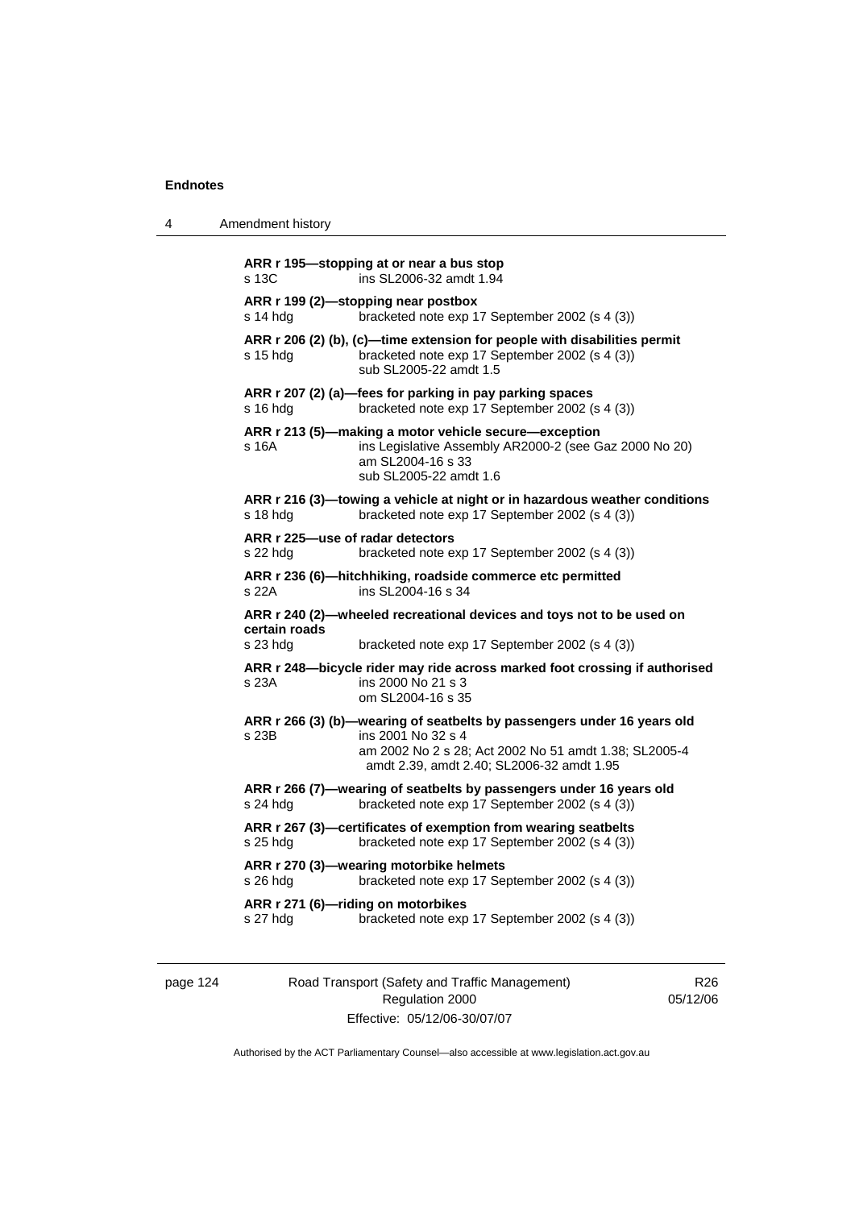**ARR r 195—stopping at or near a bus stop**
s 13C ins SL2006-32 amdt 1.94

**ARR r 199 (2)—stopping near postbox**
s 14 hdg bracketed note exp 17 September 2002 (s 4 (3))

**ARR r 206 (2) (b), (c)—time extension for people with disabilities permit**
s 15 hdg bracketed note exp 17 September 2002 (s 4 (3))
sub SL2005-22 amdt 1.5

**ARR r 207 (2) (a)—fees for parking in pay parking spaces**
s 16 hdg bracketed note exp 17 September 2002 (s 4 (3))

**ARR r 213 (5)—making a motor vehicle secure—exception**
s 16A ins Legislative Assembly AR2000-2 (see Gaz 2000 No 20)
am SL2004-16 s 33
sub SL2005-22 amdt 1.6

**ARR r 216 (3)—towing a vehicle at night or in hazardous weather conditions**
s 18 hdg bracketed note exp 17 September 2002 (s 4 (3))

**ARR r 225—use of radar detectors**
s 22 hdg bracketed note exp 17 September 2002 (s 4 (3))

**ARR r 236 (6)—hitchhiking, roadside commerce etc permitted**
s 22A ins SL2004-16 s 34

**ARR r 240 (2)—wheeled recreational devices and toys not to be used on certain roads**
s 23 hdg bracketed note exp 17 September 2002 (s 4 (3))

**ARR r 248—bicycle rider may ride across marked foot crossing if authorised**
s 23A ins 2000 No 21 s 3
om SL2004-16 s 35

**ARR r 266 (3) (b)—wearing of seatbelts by passengers under 16 years old**
s 23B ins 2001 No 32 s 4
am 2002 No 2 s 28; Act 2002 No 51 amdt 1.38; SL2005-4 amdt 2.39, amdt 2.40; SL2006-32 amdt 1.95

**ARR r 266 (7)—wearing of seatbelts by passengers under 16 years old**
s 24 hdg bracketed note exp 17 September 2002 (s 4 (3))

**ARR r 267 (3)—certificates of exemption from wearing seatbelts**
s 25 hdg bracketed note exp 17 September 2002 (s 4 (3))

**ARR r 270 (3)—wearing motorbike helmets**
s 26 hdg bracketed note exp 17 September 2002 (s 4 (3))

**ARR r 271 (6)—riding on motorbikes**
s 27 hdg bracketed note exp 17 September 2002 (s 4 (3))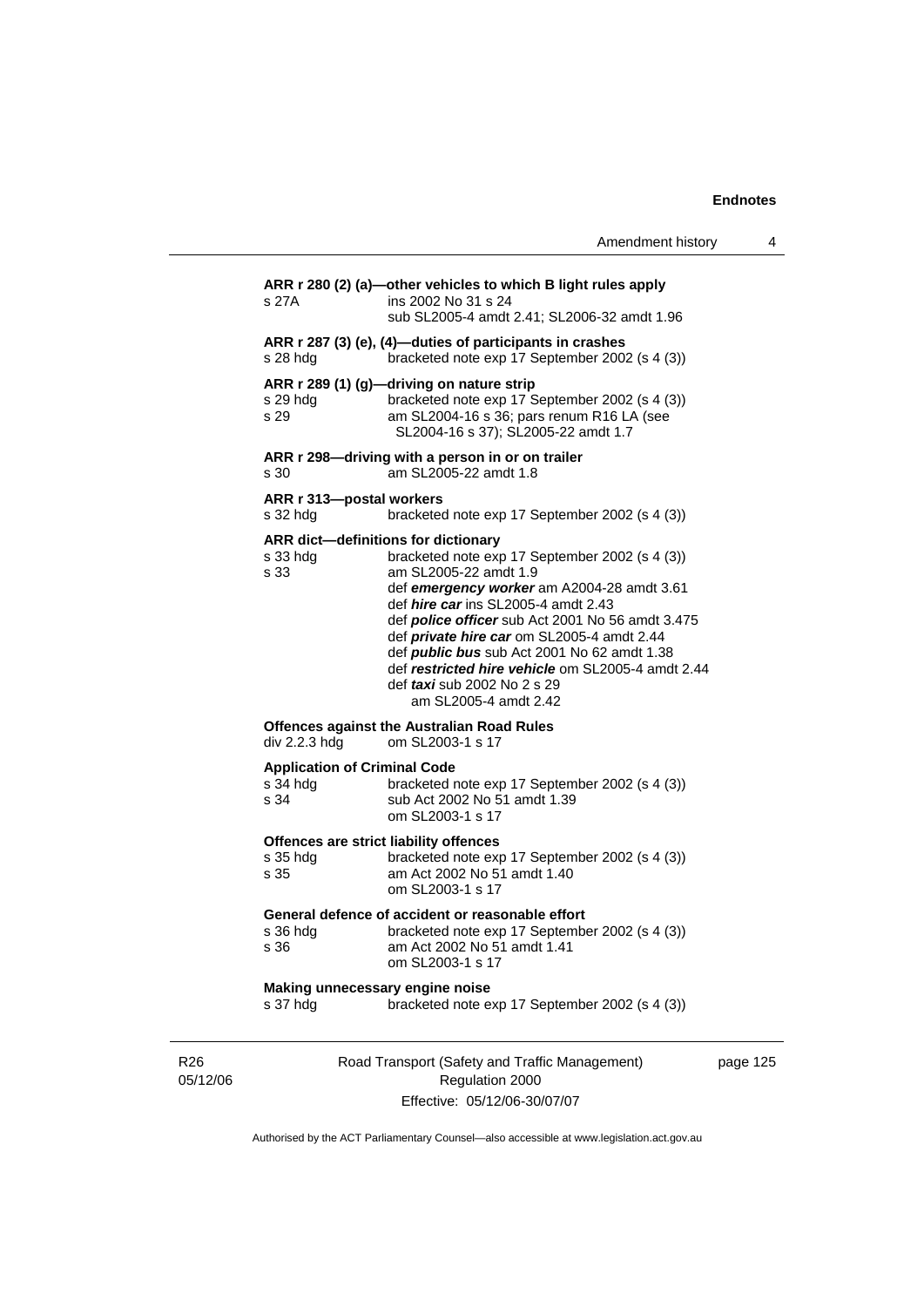**ARR r 280 (2) (a)—other vehicles to which B light rules apply**

s 27A ins 2002 No 31 s 24
sub SL2005-4 amdt 2.41; SL2006-32 amdt 1.96

**ARR r 287 (3) (e), (4)—duties of participants in crashes**

s 28 hdg bracketed note exp 17 September 2002 (s 4 (3))

**ARR r 289 (1) (g)—driving on nature strip**

s 29 hdg bracketed note exp 17 September 2002 (s 4 (3))
s 29 am SL2004-16 s 36; pars renum R16 LA (see SL2004-16 s 37); SL2005-22 amdt 1.7

**ARR r 298—driving with a person in or on trailer**

s 30 am SL2005-22 amdt 1.8

**ARR r 313—postal workers**

s 32 hdg bracketed note exp 17 September 2002 (s 4 (3))

**ARR dict—definitions for dictionary**

s 33 hdg bracketed note exp 17 September 2002 (s 4 (3))
s 33 am SL2005-22 amdt 1.9
def ***emergency worker*** am A2004-28 amdt 3.61
def ***hire car*** ins SL2005-4 amdt 2.43
def ***police officer*** sub Act 2001 No 56 amdt 3.475
def ***private hire car*** om SL2005-4 amdt 2.44
def ***public bus*** sub Act 2001 No 62 amdt 1.38
def ***restricted hire vehicle*** om SL2005-4 amdt 2.44
def ***taxi*** sub 2002 No 2 s 29
am SL2005-4 amdt 2.42

**Offences against the Australian Road Rules**

div 2.2.3 hdg om SL2003-1 s 17

**Application of Criminal Code**

s 34 hdg bracketed note exp 17 September 2002 (s 4 (3))
s 34 sub Act 2002 No 51 amdt 1.39
om SL2003-1 s 17

**Offences are strict liability offences**

s 35 hdg bracketed note exp 17 September 2002 (s 4 (3))
s 35 am Act 2002 No 51 amdt 1.40
om SL2003-1 s 17

**General defence of accident or reasonable effort**

s 36 hdg bracketed note exp 17 September 2002 (s 4 (3))
s 36 am Act 2002 No 51 amdt 1.41
om SL2003-1 s 17

**Making unnecessary engine noise**

s 37 hdg bracketed note exp 17 September 2002 (s 4 (3))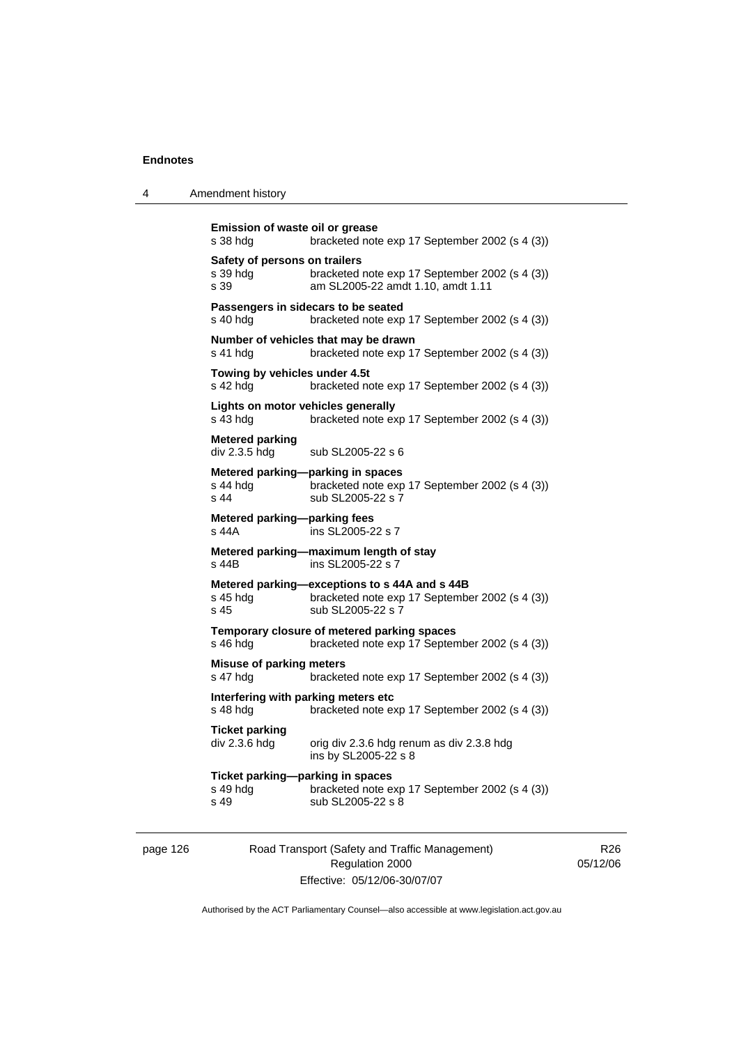**Emission of waste oil or grease**
s 38 hdg bracketed note exp 17 September 2002 (s 4 (3))

**Safety of persons on trailers**
s 39 hdg bracketed note exp 17 September 2002 (s 4 (3))
s 39 am SL2005-22 amdt 1.10, amdt 1.11

**Passengers in sidecars to be seated**
s 40 hdg bracketed note exp 17 September 2002 (s 4 (3))

**Number of vehicles that may be drawn**
s 41 hdg bracketed note exp 17 September 2002 (s 4 (3))

**Towing by vehicles under 4.5t**
s 42 hdg bracketed note exp 17 September 2002 (s 4 (3))

**Lights on motor vehicles generally**
s 43 hdg bracketed note exp 17 September 2002 (s 4 (3))

**Metered parking**
div 2.3.5 hdg sub SL2005-22 s 6

**Metered parking—parking in spaces**
s 44 hdg bracketed note exp 17 September 2002 (s 4 (3))
s 44 sub SL2005-22 s 7

**Metered parking—parking fees**
s 44A ins SL2005-22 s 7

**Metered parking—maximum length of stay**
s 44B ins SL2005-22 s 7

**Metered parking—exceptions to s 44A and s 44B**
s 45 hdg bracketed note exp 17 September 2002 (s 4 (3))
s 45 sub SL2005-22 s 7

**Temporary closure of metered parking spaces**
s 46 hdg bracketed note exp 17 September 2002 (s 4 (3))

**Misuse of parking meters**
s 47 hdg bracketed note exp 17 September 2002 (s 4 (3))

**Interfering with parking meters etc**
s 48 hdg bracketed note exp 17 September 2002 (s 4 (3))

**Ticket parking**
div 2.3.6 hdg orig div 2.3.6 hdg renum as div 2.3.8 hdg
ins by SL2005-22 s 8

**Ticket parking—parking in spaces**
s 49 hdg bracketed note exp 17 September 2002 (s 4 (3))
s 49 sub SL2005-22 s 8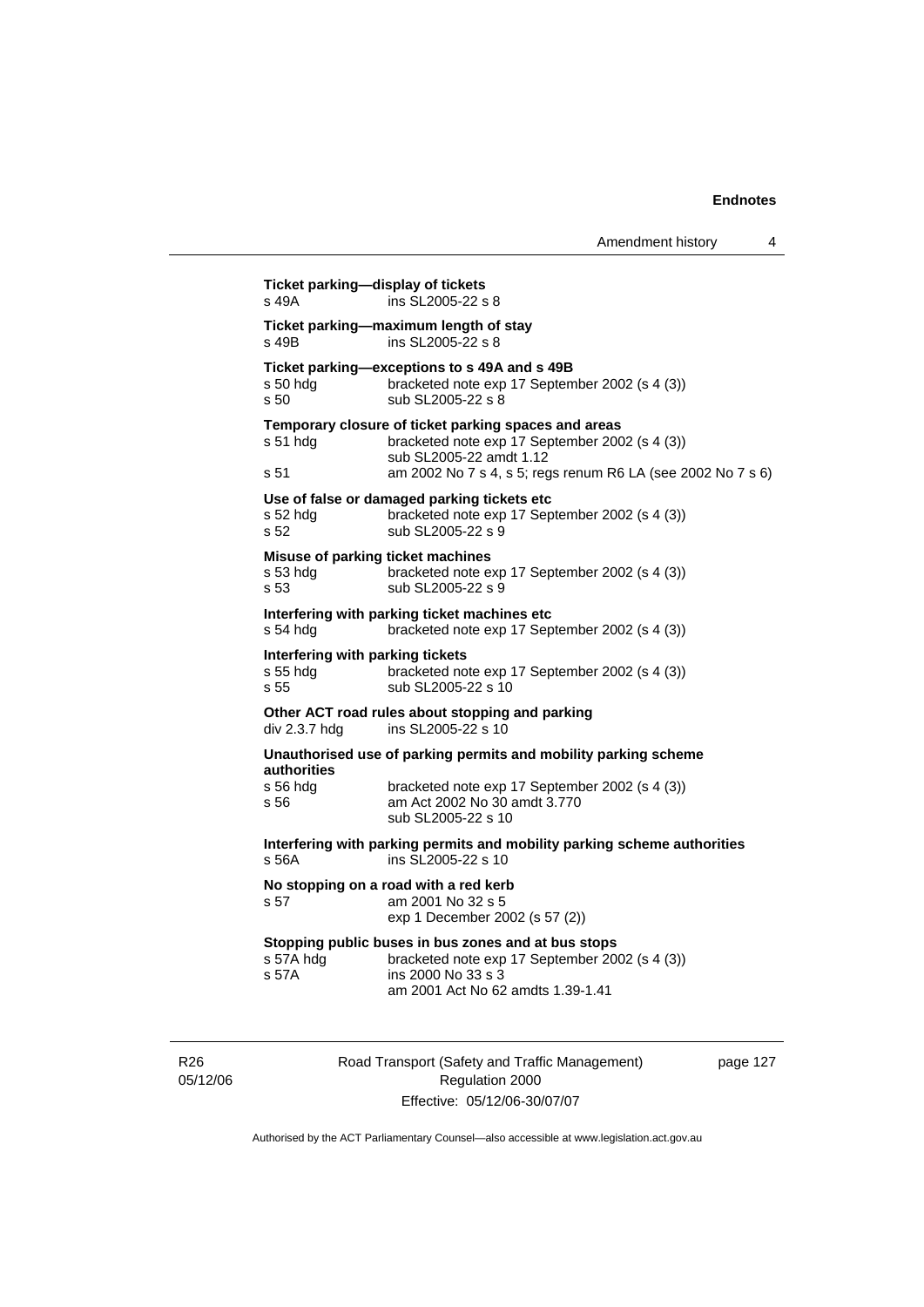**Ticket parking—display of tickets**

s 49A ins SL2005-22 s 8

**Ticket parking—maximum length of stay**

s 49B ins SL2005-22 s 8

**Ticket parking—exceptions to s 49A and s 49B**

s 50 hdg bracketed note exp 17 September 2002 (s 4 (3))
s 50 sub SL2005-22 s 8

**Temporary closure of ticket parking spaces and areas**

s 51 hdg bracketed note exp 17 September 2002 (s 4 (3))
sub SL2005-22 amdt 1.12
s 51 am 2002 No 7 s 4, s 5; regs renum R6 LA (see 2002 No 7 s 6)

**Use of false or damaged parking tickets etc**

s 52 hdg bracketed note exp 17 September 2002 (s 4 (3))
s 52 sub SL2005-22 s 9

**Misuse of parking ticket machines**

s 53 hdg bracketed note exp 17 September 2002 (s 4 (3))
s 53 sub SL2005-22 s 9

**Interfering with parking ticket machines etc**

s 54 hdg bracketed note exp 17 September 2002 (s 4 (3))

**Interfering with parking tickets**

s 55 hdg bracketed note exp 17 September 2002 (s 4 (3))
s 55 sub SL2005-22 s 10

**Other ACT road rules about stopping and parking**

div 2.3.7 hdg ins SL2005-22 s 10

**Unauthorised use of parking permits and mobility parking scheme authorities**

s 56 hdg bracketed note exp 17 September 2002 (s 4 (3))
s 56 am Act 2002 No 30 amdt 3.770
sub SL2005-22 s 10

**Interfering with parking permits and mobility parking scheme authorities**

s 56A ins SL2005-22 s 10

**No stopping on a road with a red kerb**

s 57 am 2001 No 32 s 5
exp 1 December 2002 (s 57 (2))

**Stopping public buses in bus zones and at bus stops**

s 57A hdg bracketed note exp 17 September 2002 (s 4 (3))
s 57A ins 2000 No 33 s 3
am 2001 Act No 62 amdts 1.39-1.41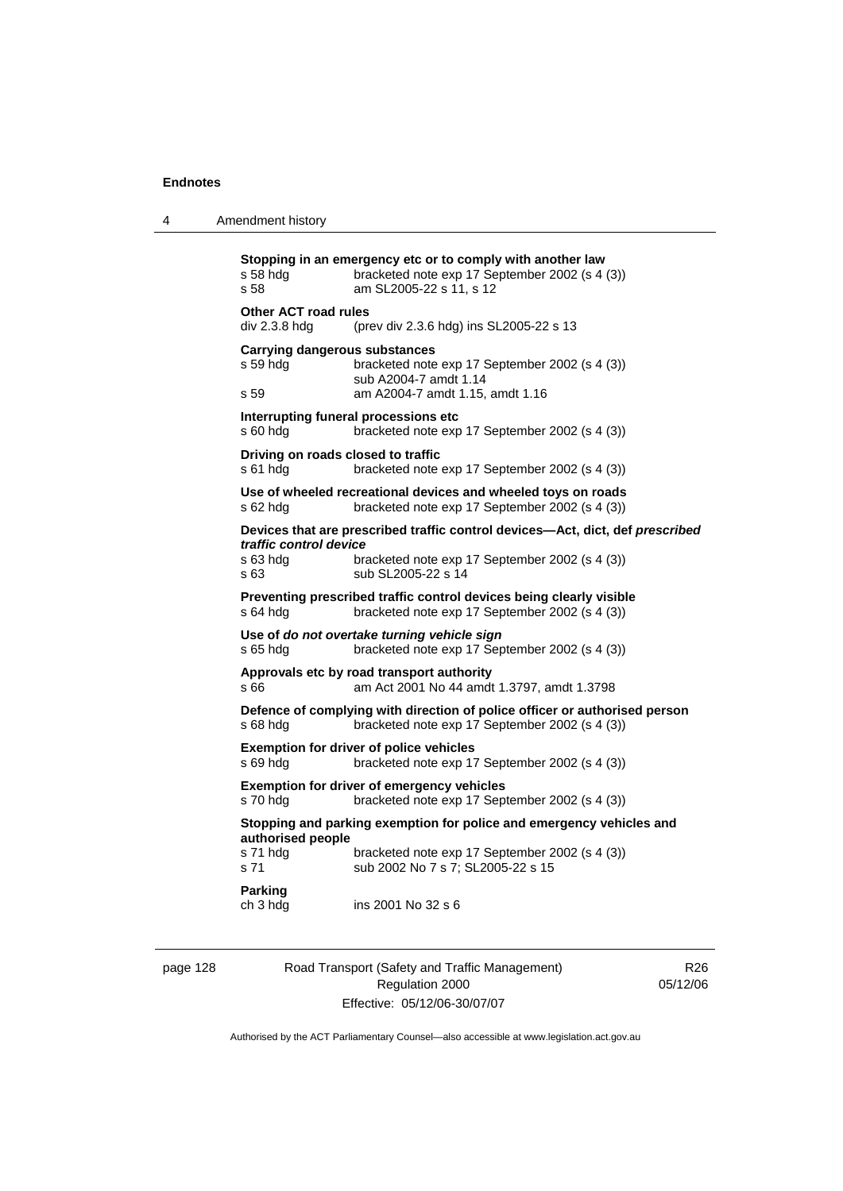**Stopping in an emergency etc or to comply with another law**

s 58 hdg bracketed note exp 17 September 2002 (s 4 (3))
s 58 am SL2005-22 s 11, s 12

**Other ACT road rules**

div 2.3.8 hdg (prev div 2.3.6 hdg) ins SL2005-22 s 13

**Carrying dangerous substances**

s 59 hdg bracketed note exp 17 September 2002 (s 4 (3))
sub A2004-7 amdt 1.14
s 59 am A2004-7 amdt 1.15, amdt 1.16

**Interrupting funeral processions etc**

s 60 hdg bracketed note exp 17 September 2002 (s 4 (3))

**Driving on roads closed to traffic**

s 61 hdg bracketed note exp 17 September 2002 (s 4 (3))

**Use of wheeled recreational devices and wheeled toys on roads**

s 62 hdg bracketed note exp 17 September 2002 (s 4 (3))

**Devices that are prescribed traffic control devices—Act, dict, def *prescribed traffic control device***

s 63 hdg bracketed note exp 17 September 2002 (s 4 (3))
s 63 sub SL2005-22 s 14

**Preventing prescribed traffic control devices being clearly visible**

s 64 hdg bracketed note exp 17 September 2002 (s 4 (3))

**Use of *do not overtake turning vehicle sign***

s 65 hdg bracketed note exp 17 September 2002 (s 4 (3))

**Approvals etc by road transport authority**

s 66 am Act 2001 No 44 amdt 1.3797, amdt 1.3798

**Defence of complying with direction of police officer or authorised person**

s 68 hdg bracketed note exp 17 September 2002 (s 4 (3))

**Exemption for driver of police vehicles**

s 69 hdg bracketed note exp 17 September 2002 (s 4 (3))

**Exemption for driver of emergency vehicles**

s 70 hdg bracketed note exp 17 September 2002 (s 4 (3))

**Stopping and parking exemption for police and emergency vehicles and authorised people**

s 71 hdg bracketed note exp 17 September 2002 (s 4 (3))
s 71 sub 2002 No 7 s 7; SL2005-22 s 15

**Parking**

ch 3 hdg ins 2001 No 32 s 6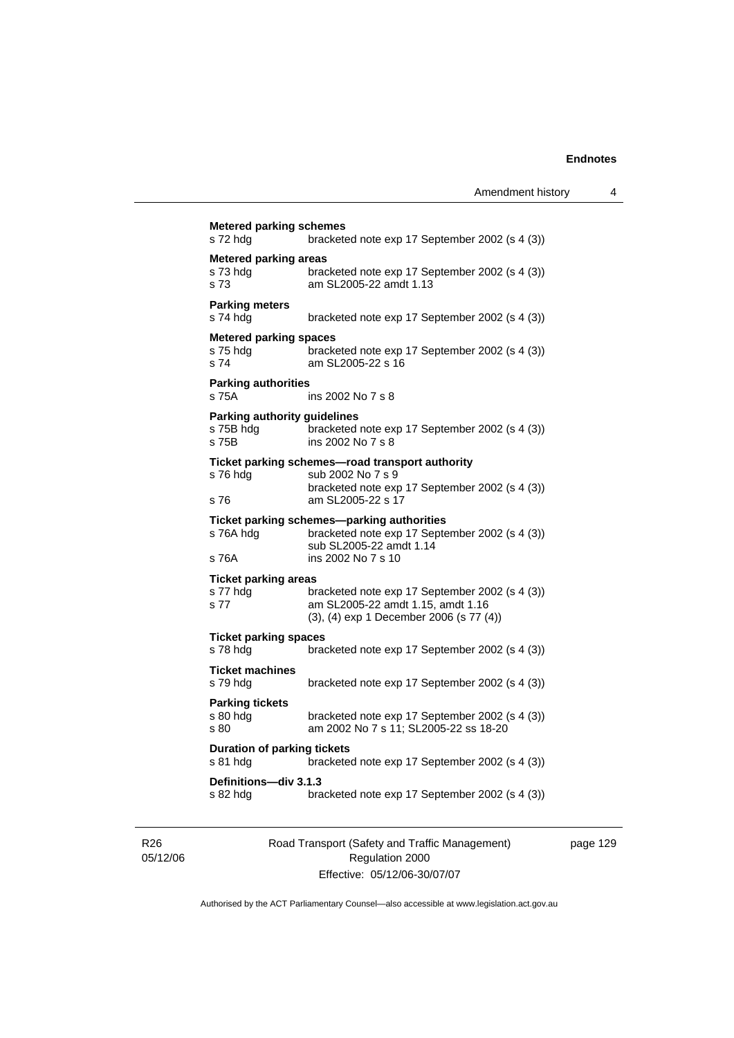**Metered parking schemes**
s 72 hdg bracketed note exp 17 September 2002 (s 4 (3))

**Metered parking areas**
s 73 hdg bracketed note exp 17 September 2002 (s 4 (3))
s 73 am SL2005-22 amdt 1.13

**Parking meters**
s 74 hdg bracketed note exp 17 September 2002 (s 4 (3))

**Metered parking spaces**
s 75 hdg bracketed note exp 17 September 2002 (s 4 (3))
s 74 am SL2005-22 s 16

**Parking authorities**
s 75A ins 2002 No 7 s 8

**Parking authority guidelines**
s 75B hdg bracketed note exp 17 September 2002 (s 4 (3))
s 75B ins 2002 No 7 s 8

**Ticket parking schemes—road transport authority**
s 76 hdg sub 2002 No 7 s 9
bracketed note exp 17 September 2002 (s 4 (3))
s 76 am SL2005-22 s 17

**Ticket parking schemes—parking authorities**
s 76A hdg bracketed note exp 17 September 2002 (s 4 (3))
sub SL2005-22 amdt 1.14
s 76A ins 2002 No 7 s 10

**Ticket parking areas**
s 77 hdg bracketed note exp 17 September 2002 (s 4 (3))
s 77 am SL2005-22 amdt 1.15, amdt 1.16
(3), (4) exp 1 December 2006 (s 77 (4))

**Ticket parking spaces**
s 78 hdg bracketed note exp 17 September 2002 (s 4 (3))

**Ticket machines**
s 79 hdg bracketed note exp 17 September 2002 (s 4 (3))

**Parking tickets**
s 80 hdg bracketed note exp 17 September 2002 (s 4 (3))
s 80 am 2002 No 7 s 11; SL2005-22 ss 18-20

**Duration of parking tickets**
s 81 hdg bracketed note exp 17 September 2002 (s 4 (3))

**Definitions—div 3.1.3**
s 82 hdg bracketed note exp 17 September 2002 (s 4 (3))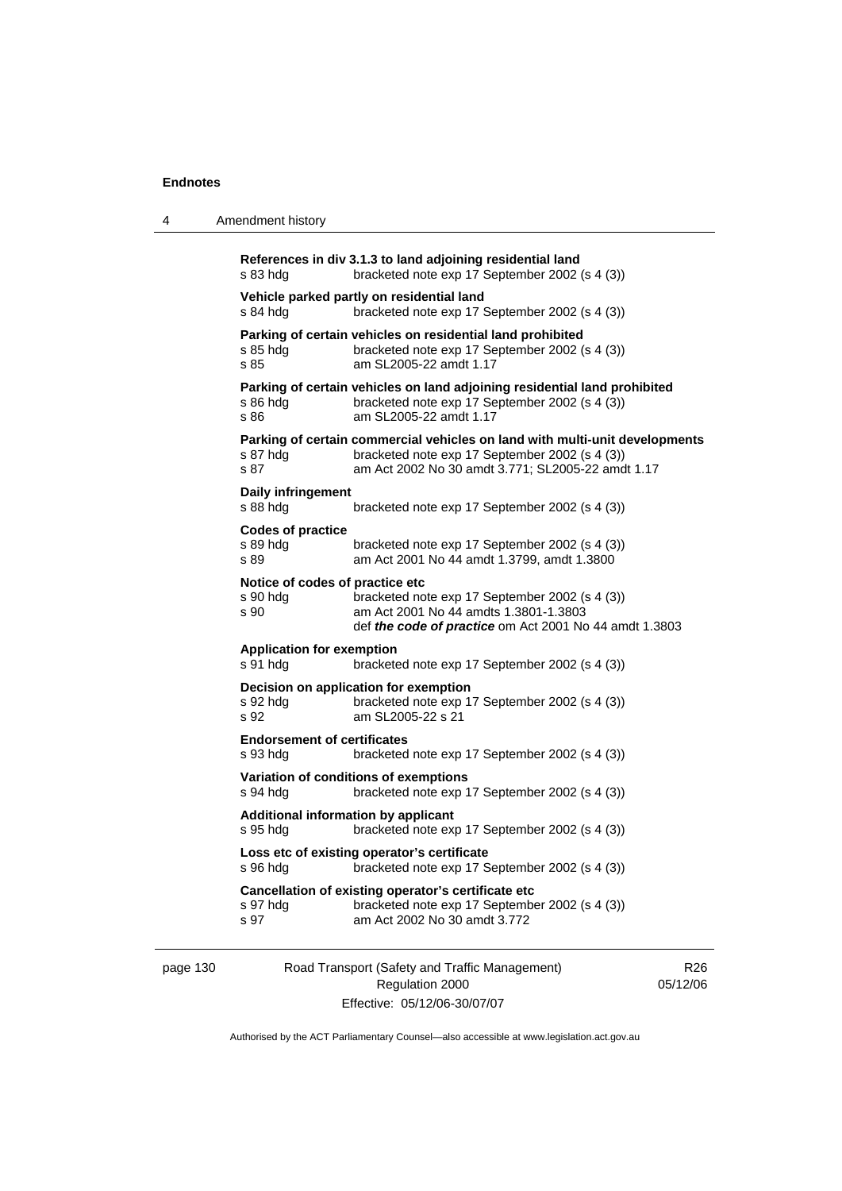**References in div 3.1.3 to land adjoining residential land**
s 83 hdg bracketed note exp 17 September 2002 (s 4 (3))

**Vehicle parked partly on residential land**
s 84 hdg bracketed note exp 17 September 2002 (s 4 (3))

**Parking of certain vehicles on residential land prohibited**
s 85 hdg bracketed note exp 17 September 2002 (s 4 (3))
s 85 am SL2005-22 amdt 1.17

**Parking of certain vehicles on land adjoining residential land prohibited**
s 86 hdg bracketed note exp 17 September 2002 (s 4 (3))
s 86 am SL2005-22 amdt 1.17

**Parking of certain commercial vehicles on land with multi-unit developments**
s 87 hdg bracketed note exp 17 September 2002 (s 4 (3))
s 87 am Act 2002 No 30 amdt 3.771; SL2005-22 amdt 1.17

**Daily infringement**
s 88 hdg bracketed note exp 17 September 2002 (s 4 (3))

**Codes of practice**
s 89 hdg bracketed note exp 17 September 2002 (s 4 (3))
s 89 am Act 2001 No 44 amdt 1.3799, amdt 1.3800

**Notice of codes of practice etc**
s 90 hdg bracketed note exp 17 September 2002 (s 4 (3))
s 90 am Act 2001 No 44 amdts 1.3801-1.3803
def ***the code of practice*** om Act 2001 No 44 amdt 1.3803

**Application for exemption**
s 91 hdg bracketed note exp 17 September 2002 (s 4 (3))

**Decision on application for exemption**
s 92 hdg bracketed note exp 17 September 2002 (s 4 (3))
s 92 am SL2005-22 s 21

**Endorsement of certificates**
s 93 hdg bracketed note exp 17 September 2002 (s 4 (3))

**Variation of conditions of exemptions**
s 94 hdg bracketed note exp 17 September 2002 (s 4 (3))

**Additional information by applicant**
s 95 hdg bracketed note exp 17 September 2002 (s 4 (3))

**Loss etc of existing operator's certificate**
s 96 hdg bracketed note exp 17 September 2002 (s 4 (3))

**Cancellation of existing operator's certificate etc**
s 97 hdg bracketed note exp 17 September 2002 (s 4 (3))
s 97 am Act 2002 No 30 amdt 3.772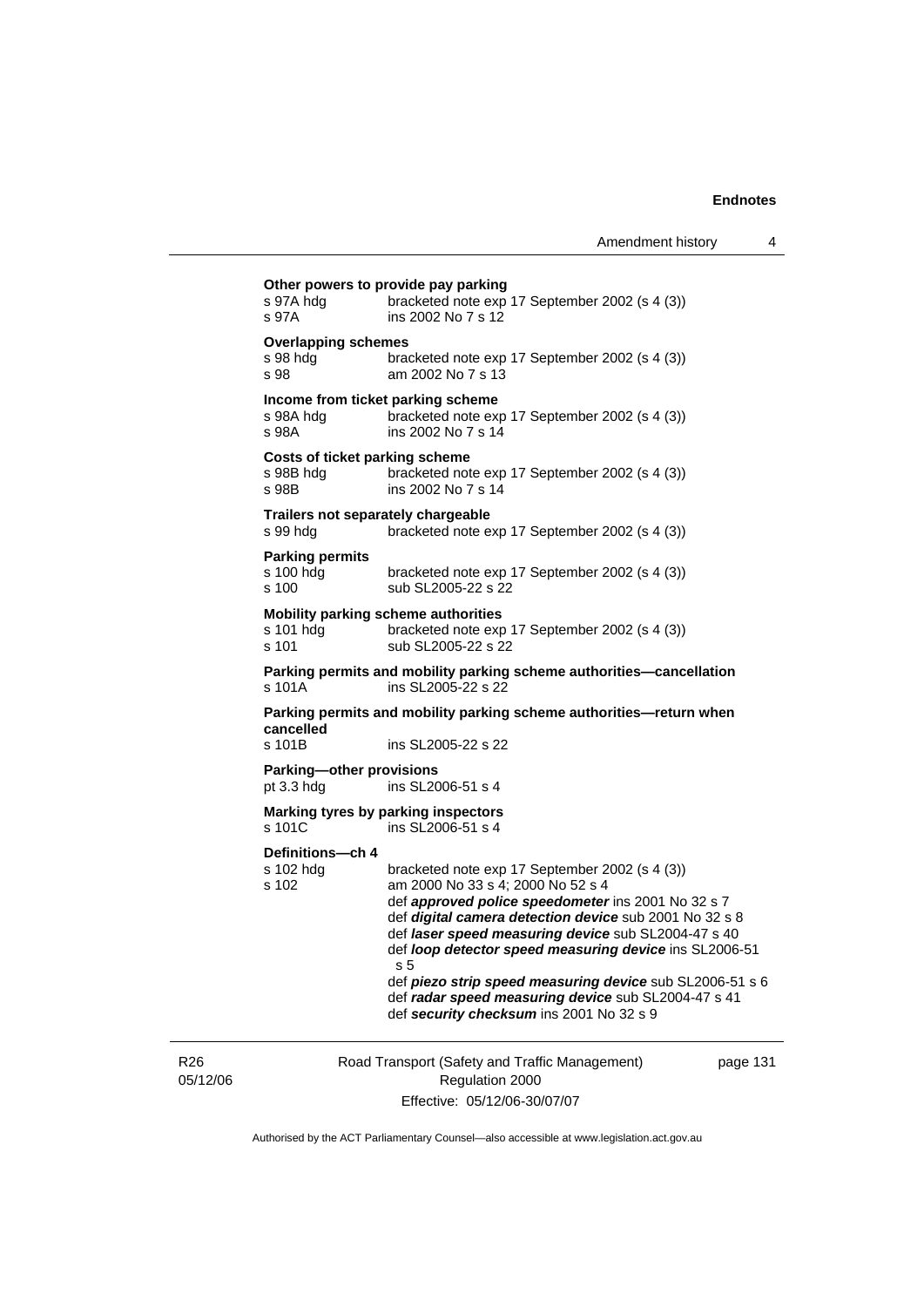**Other powers to provide pay parking**

s 97A hdg bracketed note exp 17 September 2002 (s 4 (3))
s 97A ins 2002 No 7 s 12

**Overlapping schemes**

s 98 hdg bracketed note exp 17 September 2002 (s 4 (3))
s 98 am 2002 No 7 s 13

**Income from ticket parking scheme**

s 98A hdg bracketed note exp 17 September 2002 (s 4 (3))
s 98A ins 2002 No 7 s 14

**Costs of ticket parking scheme**

s 98B hdg bracketed note exp 17 September 2002 (s 4 (3))
s 98B ins 2002 No 7 s 14

**Trailers not separately chargeable**

s 99 hdg bracketed note exp 17 September 2002 (s 4 (3))

**Parking permits**

s 100 hdg bracketed note exp 17 September 2002 (s 4 (3))
s 100 sub SL2005-22 s 22

**Mobility parking scheme authorities**

s 101 hdg bracketed note exp 17 September 2002 (s 4 (3))
s 101 sub SL2005-22 s 22

**Parking permits and mobility parking scheme authorities—cancellation**

s 101A ins SL2005-22 s 22

**Parking permits and mobility parking scheme authorities—return when cancelled**

s 101B ins SL2005-22 s 22

**Parking—other provisions**

pt 3.3 hdg ins SL2006-51 s 4

**Marking tyres by parking inspectors**

s 101C ins SL2006-51 s 4

**Definitions—ch 4**

s 102 hdg bracketed note exp 17 September 2002 (s 4 (3))
s 102 am 2000 No 33 s 4; 2000 No 52 s 4
def ***approved police speedometer*** ins 2001 No 32 s 7
def ***digital camera detection device*** sub 2001 No 32 s 8
def ***laser speed measuring device*** sub SL2004-47 s 40
def ***loop detector speed measuring device*** ins SL2006-51 s 5
def ***piezo strip speed measuring device*** sub SL2006-51 s 6
def ***radar speed measuring device*** sub SL2004-47 s 41
def ***security checksum*** ins 2001 No 32 s 9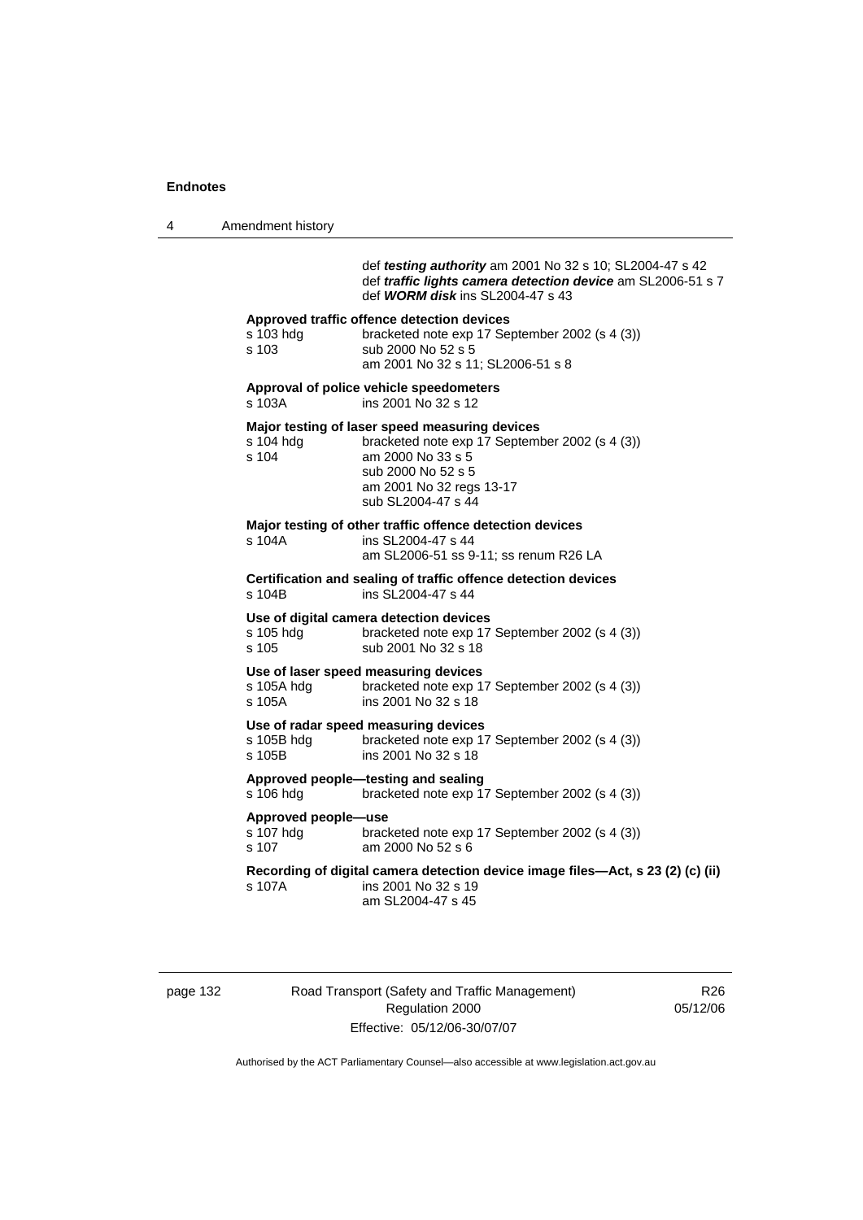def ***testing authority*** am 2001 No 32 s 10; SL2004-47 s 42
def ***traffic lights camera detection device*** am SL2006-51 s 7
def ***WORM disk*** ins SL2004-47 s 43

**Approved traffic offence detection devices**
s 103 hdg bracketed note exp 17 September 2002 (s 4 (3))
s 103 sub 2000 No 52 s 5
am 2001 No 32 s 11; SL2006-51 s 8

**Approval of police vehicle speedometers**
s 103A ins 2001 No 32 s 12

**Major testing of laser speed measuring devices**
s 104 hdg bracketed note exp 17 September 2002 (s 4 (3))
s 104 am 2000 No 33 s 5
sub 2000 No 52 s 5
am 2001 No 32 regs 13-17
sub SL2004-47 s 44

**Major testing of other traffic offence detection devices**
s 104A ins SL2004-47 s 44
am SL2006-51 ss 9-11; ss renum R26 LA

**Certification and sealing of traffic offence detection devices**
s 104B ins SL2004-47 s 44

**Use of digital camera detection devices**
s 105 hdg bracketed note exp 17 September 2002 (s 4 (3))
s 105 sub 2001 No 32 s 18

**Use of laser speed measuring devices**
s 105A hdg bracketed note exp 17 September 2002 (s 4 (3))
s 105A ins 2001 No 32 s 18

**Use of radar speed measuring devices**
s 105B hdg bracketed note exp 17 September 2002 (s 4 (3))
s 105B ins 2001 No 32 s 18

**Approved people—testing and sealing**
s 106 hdg bracketed note exp 17 September 2002 (s 4 (3))

**Approved people—use**
s 107 hdg bracketed note exp 17 September 2002 (s 4 (3))
s 107 am 2000 No 52 s 6

**Recording of digital camera detection device image files—Act, s 23 (2) (c) (ii)**
s 107A ins 2001 No 32 s 19
am SL2004-47 s 45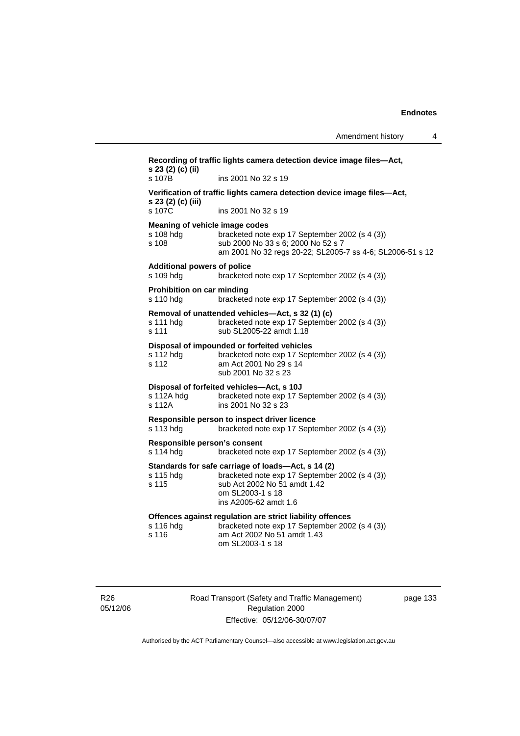**Recording of traffic lights camera detection device image files—Act, s 23 (2) (c) (ii)**

s 107B ins 2001 No 32 s 19

**Verification of traffic lights camera detection device image files—Act, s 23 (2) (c) (iii)**

s 107C ins 2001 No 32 s 19

**Meaning of vehicle image codes**

s 108 hdg bracketed note exp 17 September 2002 (s 4 (3))
s 108 sub 2000 No 33 s 6; 2000 No 52 s 7
am 2001 No 32 regs 20-22; SL2005-7 ss 4-6; SL2006-51 s 12

**Additional powers of police**

s 109 hdg bracketed note exp 17 September 2002 (s 4 (3))

**Prohibition on car minding**

s 110 hdg bracketed note exp 17 September 2002 (s 4 (3))

**Removal of unattended vehicles—Act, s 32 (1) (c)**

s 111 hdg bracketed note exp 17 September 2002 (s 4 (3))
s 111 sub SL2005-22 amdt 1.18

**Disposal of impounded or forfeited vehicles**

s 112 hdg bracketed note exp 17 September 2002 (s 4 (3))
s 112 am Act 2001 No 29 s 14
sub 2001 No 32 s 23

**Disposal of forfeited vehicles—Act, s 10J**

s 112A hdg bracketed note exp 17 September 2002 (s 4 (3))
s 112A ins 2001 No 32 s 23

**Responsible person to inspect driver licence**

s 113 hdg bracketed note exp 17 September 2002 (s 4 (3))

**Responsible person's consent**

s 114 hdg bracketed note exp 17 September 2002 (s 4 (3))

**Standards for safe carriage of loads—Act, s 14 (2)**

s 115 hdg bracketed note exp 17 September 2002 (s 4 (3))
s 115 sub Act 2002 No 51 amdt 1.42
om SL2003-1 s 18
ins A2005-62 amdt 1.6

**Offences against regulation are strict liability offences**

s 116 hdg bracketed note exp 17 September 2002 (s 4 (3))
s 116 am Act 2002 No 51 amdt 1.43
om SL2003-1 s 18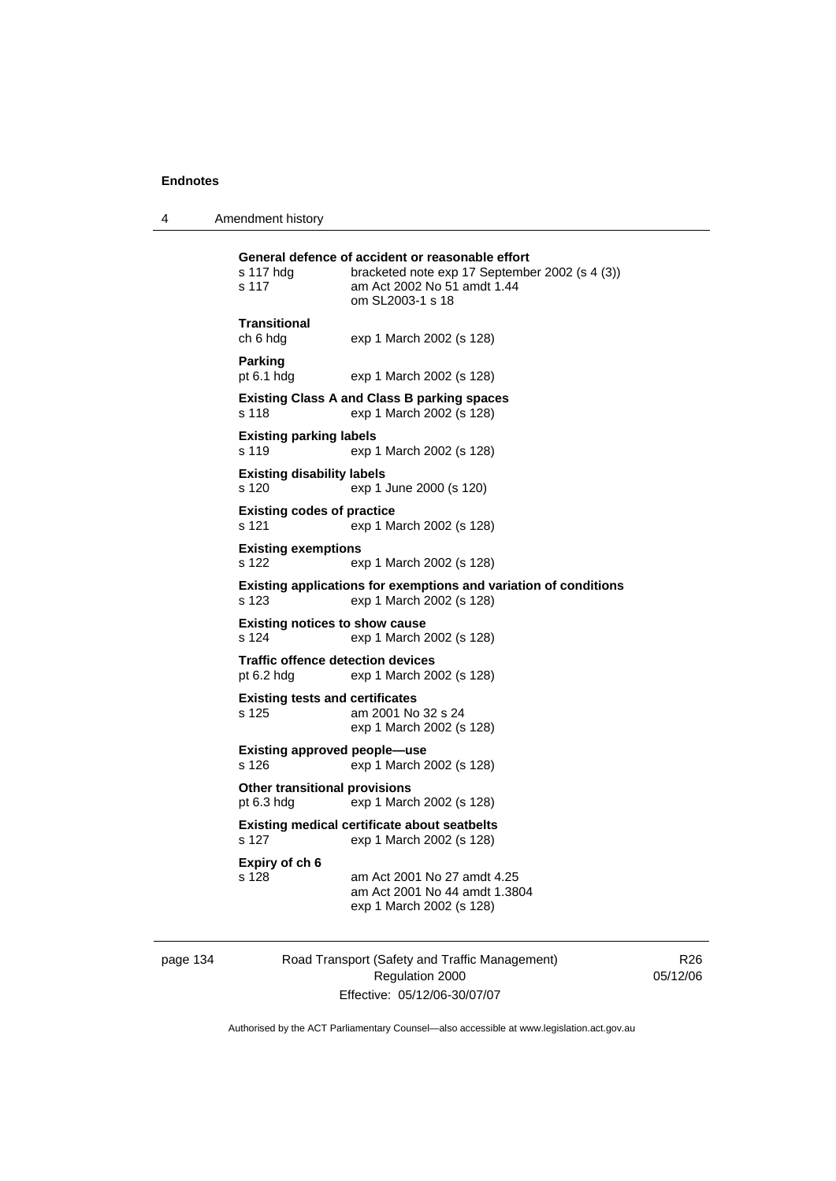**General defence of accident or reasonable effort**

s 117 hdg bracketed note exp 17 September 2002 (s 4 (3))
s 117 am Act 2002 No 51 amdt 1.44
om SL2003-1 s 18

**Transitional**

ch 6 hdg exp 1 March 2002 (s 128)

**Parking**

pt 6.1 hdg exp 1 March 2002 (s 128)

**Existing Class A and Class B parking spaces**

s 118 exp 1 March 2002 (s 128)

**Existing parking labels**

s 119 exp 1 March 2002 (s 128)

**Existing disability labels**

s 120 exp 1 June 2000 (s 120)

**Existing codes of practice**

s 121 exp 1 March 2002 (s 128)

**Existing exemptions**

s 122 exp 1 March 2002 (s 128)

**Existing applications for exemptions and variation of conditions**

s 123 exp 1 March 2002 (s 128)

**Existing notices to show cause**

s 124 exp 1 March 2002 (s 128)

**Traffic offence detection devices**

pt 6.2 hdg exp 1 March 2002 (s 128)

**Existing tests and certificates**

s 125 am 2001 No 32 s 24
exp 1 March 2002 (s 128)

**Existing approved people—use**

s 126 exp 1 March 2002 (s 128)

**Other transitional provisions**

pt 6.3 hdg exp 1 March 2002 (s 128)

**Existing medical certificate about seatbelts**

s 127 exp 1 March 2002 (s 128)

**Expiry of ch 6**

s 128 am Act 2001 No 27 amdt 4.25
am Act 2001 No 44 amdt 1.3804
exp 1 March 2002 (s 128)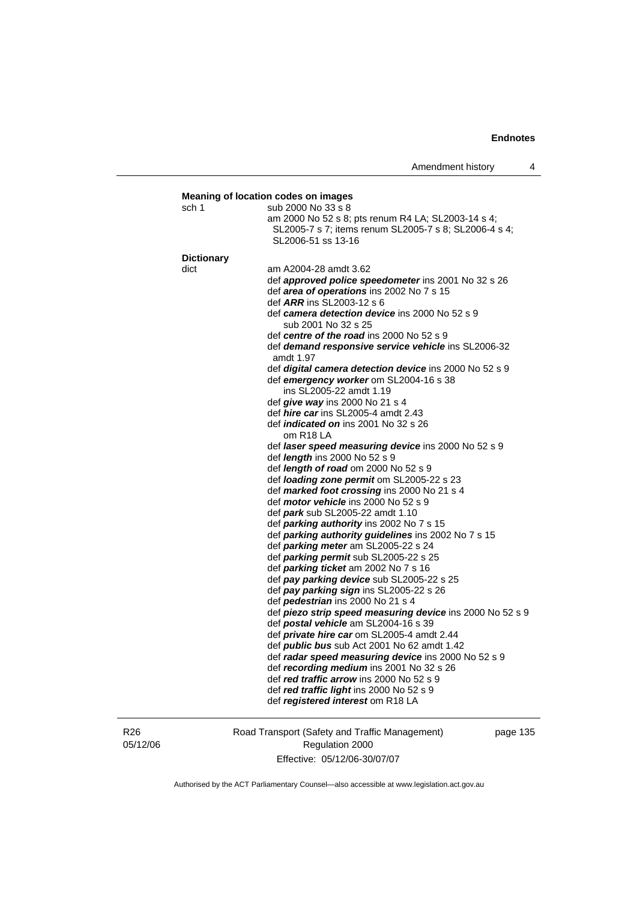**Meaning of location codes on images**

sch 1 — sub 2000 No 33 s 8
am 2000 No 52 s 8; pts renum R4 LA; SL2003-14 s 4; SL2005-7 s 7; items renum SL2005-7 s 8; SL2006-4 s 4; SL2006-51 ss 13-16

**Dictionary**

dict — am A2004-28 amdt 3.62

def ***approved police speedometer*** ins 2001 No 32 s 26
def ***area of operations*** ins 2002 No 7 s 15
def ***ARR*** ins SL2003-12 s 6
def ***camera detection device*** ins 2000 No 52 s 9
 sub 2001 No 32 s 25
def ***centre of the road*** ins 2000 No 52 s 9
def ***demand responsive service vehicle*** ins SL2006-32 amdt 1.97
def ***digital camera detection device*** ins 2000 No 52 s 9
def ***emergency worker*** om SL2004-16 s 38
 ins SL2005-22 amdt 1.19
def ***give way*** ins 2000 No 21 s 4
def ***hire car*** ins SL2005-4 amdt 2.43
def ***indicated on*** ins 2001 No 32 s 26
 om R18 LA
def ***laser speed measuring device*** ins 2000 No 52 s 9
def ***length*** ins 2000 No 52 s 9
def ***length of road*** om 2000 No 52 s 9
def ***loading zone permit*** om SL2005-22 s 23
def ***marked foot crossing*** ins 2000 No 21 s 4
def ***motor vehicle*** ins 2000 No 52 s 9
def ***park*** sub SL2005-22 amdt 1.10
def ***parking authority*** ins 2002 No 7 s 15
def ***parking authority guidelines*** ins 2002 No 7 s 15
def ***parking meter*** am SL2005-22 s 24
def ***parking permit*** sub SL2005-22 s 25
def ***parking ticket*** am 2002 No 7 s 16
def ***pay parking device*** sub SL2005-22 s 25
def ***pay parking sign*** ins SL2005-22 s 26
def ***pedestrian*** ins 2000 No 21 s 4
def ***piezo strip speed measuring device*** ins 2000 No 52 s 9
def ***postal vehicle*** am SL2004-16 s 39
def ***private hire car*** om SL2005-4 amdt 2.44
def ***public bus*** sub Act 2001 No 62 amdt 1.42
def ***radar speed measuring device*** ins 2000 No 52 s 9
def ***recording medium*** ins 2001 No 32 s 26
def ***red traffic arrow*** ins 2000 No 52 s 9
def ***red traffic light*** ins 2000 No 52 s 9
def ***registered interest*** om R18 LA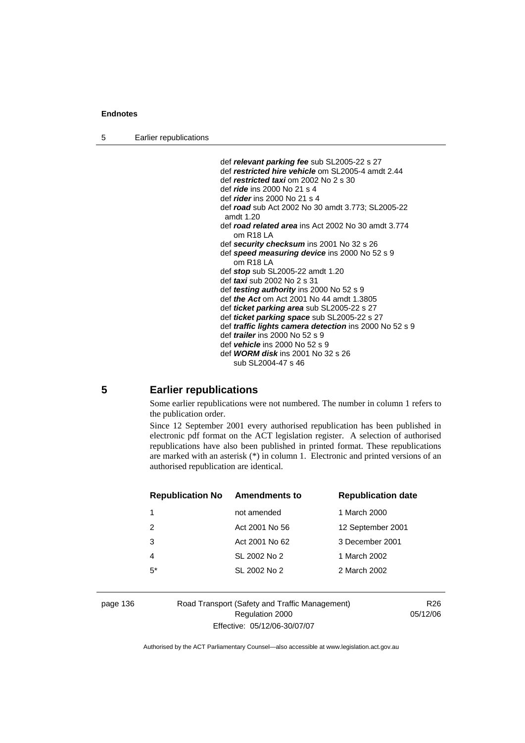def ***relevant parking fee*** sub SL2005-22 s 27
def ***restricted hire vehicle*** om SL2005-4 amdt 2.44
def ***restricted taxi*** om 2002 No 2 s 30
def ***ride*** ins 2000 No 21 s 4
def ***rider*** ins 2000 No 21 s 4
def ***road*** sub Act 2002 No 30 amdt 3.773; SL2005-22 amdt 1.20
def ***road related area*** ins Act 2002 No 30 amdt 3.774
om R18 LA
def ***security checksum*** ins 2001 No 32 s 26
def ***speed measuring device*** ins 2000 No 52 s 9
om R18 LA
def ***stop*** sub SL2005-22 amdt 1.20
def ***taxi*** sub 2002 No 2 s 31
def ***testing authority*** ins 2000 No 52 s 9
def ***the Act*** om Act 2001 No 44 amdt 1.3805
def ***ticket parking area*** sub SL2005-22 s 27
def ***ticket parking space*** sub SL2005-22 s 27
def ***traffic lights camera detection*** ins 2000 No 52 s 9
def ***trailer*** ins 2000 No 52 s 9
def ***vehicle*** ins 2000 No 52 s 9
def ***WORM disk*** ins 2001 No 32 s 26
sub SL2004-47 s 46

## 5 Earlier republications

Some earlier republications were not numbered. The number in column 1 refers to the publication order.

Since 12 September 2001 every authorised republication has been published in electronic pdf format on the ACT legislation register. A selection of authorised republications have also been published in printed format. These republications are marked with an asterisk (*) in column 1. Electronic and printed versions of an authorised republication are identical.

| Republication No | Amendments to | Republication date |
|---|---|---|
| 1 | not amended | 1 March 2000 |
| 2 | Act 2001 No 56 | 12 September 2001 |
| 3 | Act 2001 No 62 | 3 December 2001 |
| 4 | SL 2002 No 2 | 1 March 2002 |
| 5* | SL 2002 No 2 | 2 March 2002 |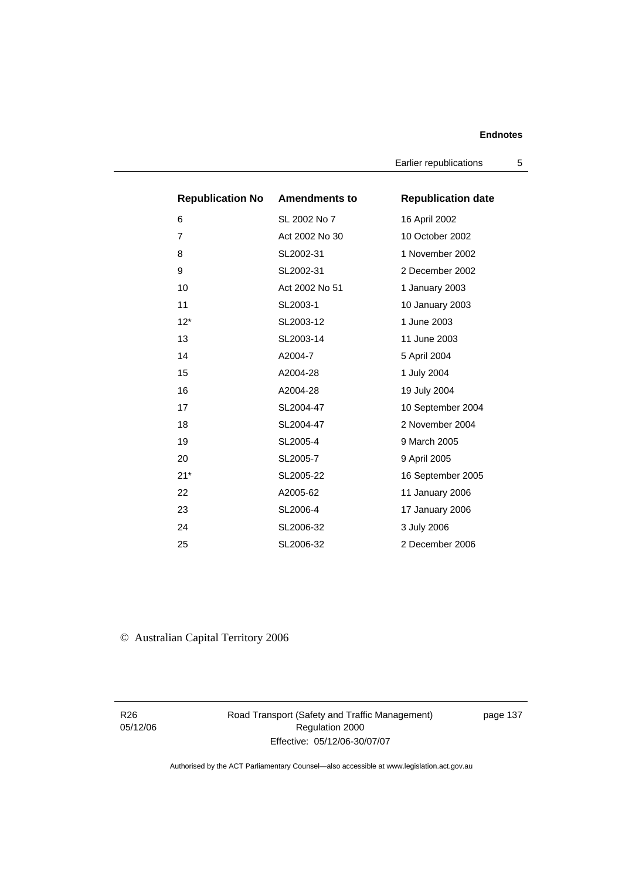| Republication No | Amendments to | Republication date |
|---|---|---|
| 6 | SL 2002 No 7 | 16 April 2002 |
| 7 | Act 2002 No 30 | 10 October 2002 |
| 8 | SL2002-31 | 1 November 2002 |
| 9 | SL2002-31 | 2 December 2002 |
| 10 | Act 2002 No 51 | 1 January 2003 |
| 11 | SL2003-1 | 10 January 2003 |
| 12* | SL2003-12 | 1 June 2003 |
| 13 | SL2003-14 | 11 June 2003 |
| 14 | A2004-7 | 5 April 2004 |
| 15 | A2004-28 | 1 July 2004 |
| 16 | A2004-28 | 19 July 2004 |
| 17 | SL2004-47 | 10 September 2004 |
| 18 | SL2004-47 | 2 November 2004 |
| 19 | SL2005-4 | 9 March 2005 |
| 20 | SL2005-7 | 9 April 2005 |
| 21* | SL2005-22 | 16 September 2005 |
| 22 | A2005-62 | 11 January 2006 |
| 23 | SL2006-4 | 17 January 2006 |
| 24 | SL2006-32 | 3 July 2006 |
| 25 | SL2006-32 | 2 December 2006 |

© Australian Capital Territory 2006